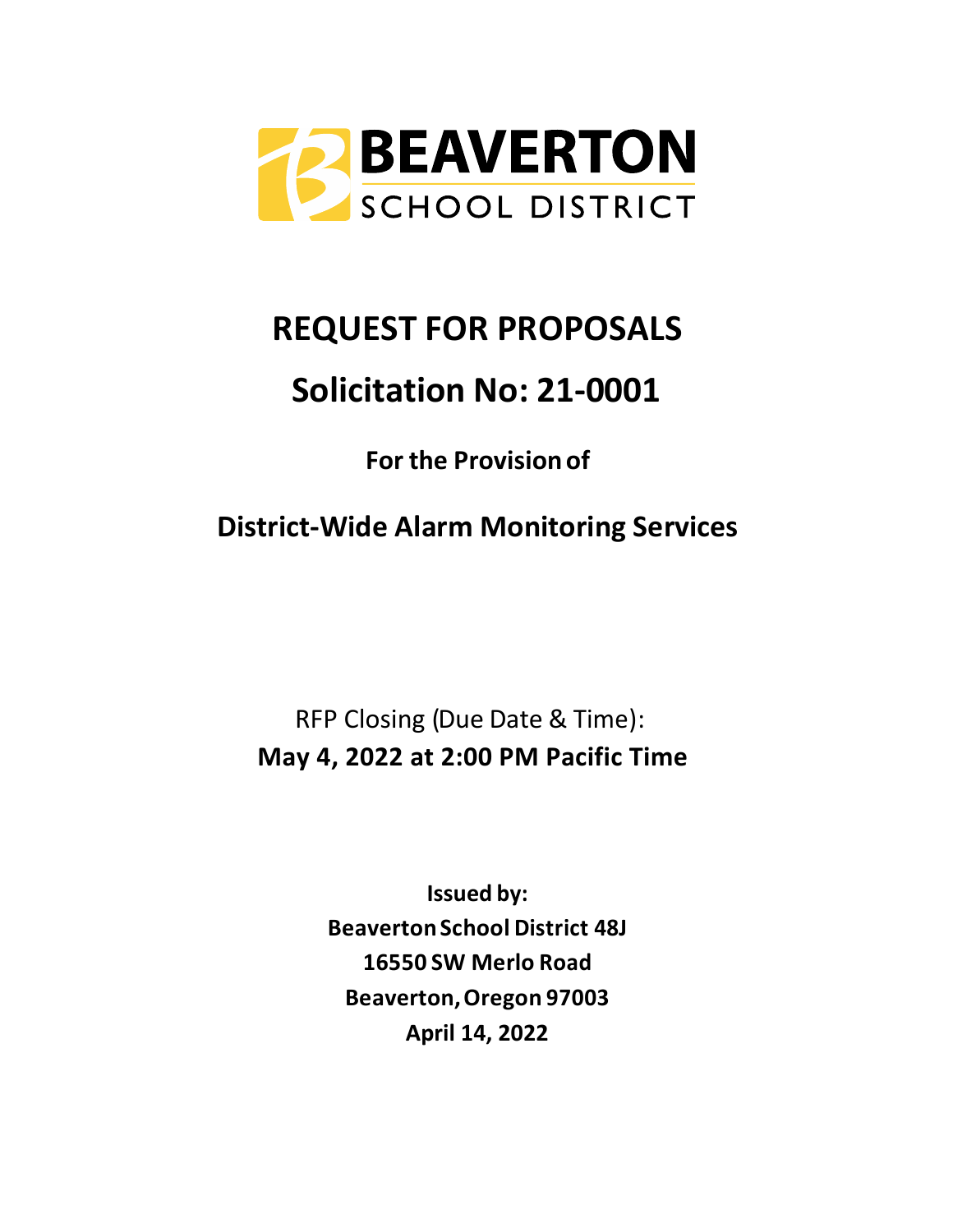BEAVERTON
SCHOOL DISTRICT

# REQUEST FOR PROPOSALS

# Solicitation No: 21-0001

**For the Provision of**

## District-Wide Alarm Monitoring Services

RFP Closing (Due Date & Time):
**May 4, 2022 at 2:00 PM Pacific Time**

**Issued by:**
**Beaverton School District 48J**
**16550 SW Merlo Road**
**Beaverton, Oregon 97003**
**April 14, 2022**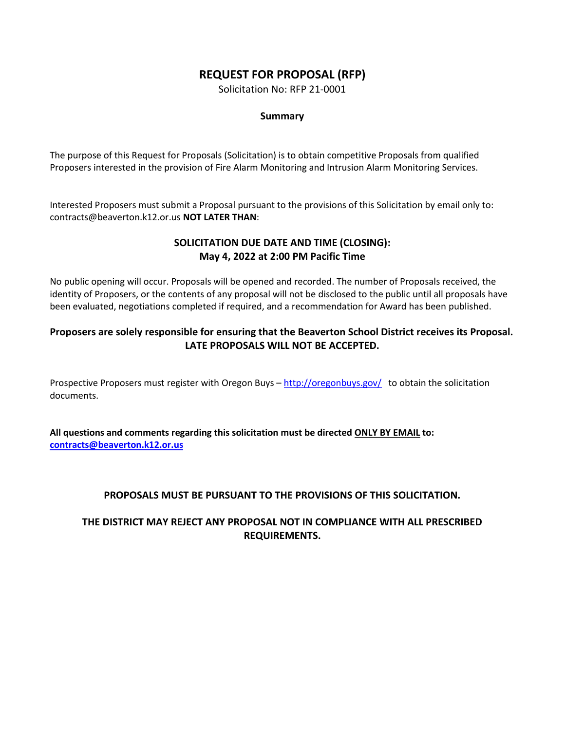# REQUEST FOR PROPOSAL (RFP)

Solicitation No: RFP 21-0001

**Summary**

The purpose of this Request for Proposals (Solicitation) is to obtain competitive Proposals from qualified Proposers interested in the provision of Fire Alarm Monitoring and Intrusion Alarm Monitoring Services.

Interested Proposers must submit a Proposal pursuant to the provisions of this Solicitation by email only to: contracts@beaverton.k12.or.us **NOT LATER THAN**:

**SOLICITATION DUE DATE AND TIME (CLOSING):**
**May 4, 2022 at 2:00 PM Pacific Time**

No public opening will occur. Proposals will be opened and recorded. The number of Proposals received, the identity of Proposers, or the contents of any proposal will not be disclosed to the public until all proposals have been evaluated, negotiations completed if required, and a recommendation for Award has been published.

**Proposers are solely responsible for ensuring that the Beaverton School District receives its Proposal. LATE PROPOSALS WILL NOT BE ACCEPTED.**

Prospective Proposers must register with Oregon Buys – [http://oregonbuys.gov/](http://oregonbuys.gov/) to obtain the solicitation documents.

**All questions and comments regarding this solicitation must be directed ONLY BY EMAIL to: [contracts@beaverton.k12.or.us](mailto:contracts@beaverton.k12.or.us)**

**PROPOSALS MUST BE PURSUANT TO THE PROVISIONS OF THIS SOLICITATION.**

**THE DISTRICT MAY REJECT ANY PROPOSAL NOT IN COMPLIANCE WITH ALL PRESCRIBED REQUIREMENTS.**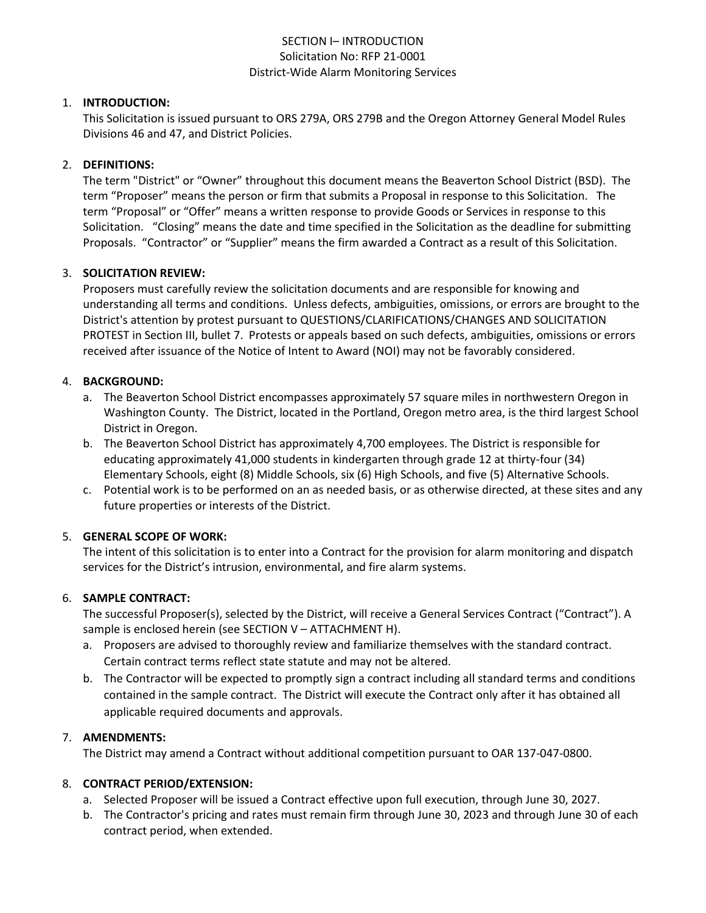# SECTION I– INTRODUCTION
Solicitation No: RFP 21-0001
District-Wide Alarm Monitoring Services

1. **INTRODUCTION:**
   This Solicitation is issued pursuant to ORS 279A, ORS 279B and the Oregon Attorney General Model Rules Divisions 46 and 47, and District Policies.

2. **DEFINITIONS:**
   The term "District" or "Owner" throughout this document means the Beaverton School District (BSD). The term "Proposer" means the person or firm that submits a Proposal in response to this Solicitation. The term "Proposal" or "Offer" means a written response to provide Goods or Services in response to this Solicitation. "Closing" means the date and time specified in the Solicitation as the deadline for submitting Proposals. "Contractor" or "Supplier" means the firm awarded a Contract as a result of this Solicitation.

3. **SOLICITATION REVIEW:**
   Proposers must carefully review the solicitation documents and are responsible for knowing and understanding all terms and conditions. Unless defects, ambiguities, omissions, or errors are brought to the District's attention by protest pursuant to QUESTIONS/CLARIFICATIONS/CHANGES AND SOLICITATION PROTEST in Section III, bullet 7. Protests or appeals based on such defects, ambiguities, omissions or errors received after issuance of the Notice of Intent to Award (NOI) may not be favorably considered.

4. **BACKGROUND:**
   a. The Beaverton School District encompasses approximately 57 square miles in northwestern Oregon in Washington County. The District, located in the Portland, Oregon metro area, is the third largest School District in Oregon.
   b. The Beaverton School District has approximately 4,700 employees. The District is responsible for educating approximately 41,000 students in kindergarten through grade 12 at thirty-four (34) Elementary Schools, eight (8) Middle Schools, six (6) High Schools, and five (5) Alternative Schools.
   c. Potential work is to be performed on an as needed basis, or as otherwise directed, at these sites and any future properties or interests of the District.

5. **GENERAL SCOPE OF WORK:**
   The intent of this solicitation is to enter into a Contract for the provision for alarm monitoring and dispatch services for the District's intrusion, environmental, and fire alarm systems.

6. **SAMPLE CONTRACT:**
   The successful Proposer(s), selected by the District, will receive a General Services Contract ("Contract"). A sample is enclosed herein (see SECTION V – ATTACHMENT H).
   a. Proposers are advised to thoroughly review and familiarize themselves with the standard contract. Certain contract terms reflect state statute and may not be altered.
   b. The Contractor will be expected to promptly sign a contract including all standard terms and conditions contained in the sample contract. The District will execute the Contract only after it has obtained all applicable required documents and approvals.

7. **AMENDMENTS:**
   The District may amend a Contract without additional competition pursuant to OAR 137-047-0800.

8. **CONTRACT PERIOD/EXTENSION:**
   a. Selected Proposer will be issued a Contract effective upon full execution, through June 30, 2027.
   b. The Contractor's pricing and rates must remain firm through June 30, 2023 and through June 30 of each contract period, when extended.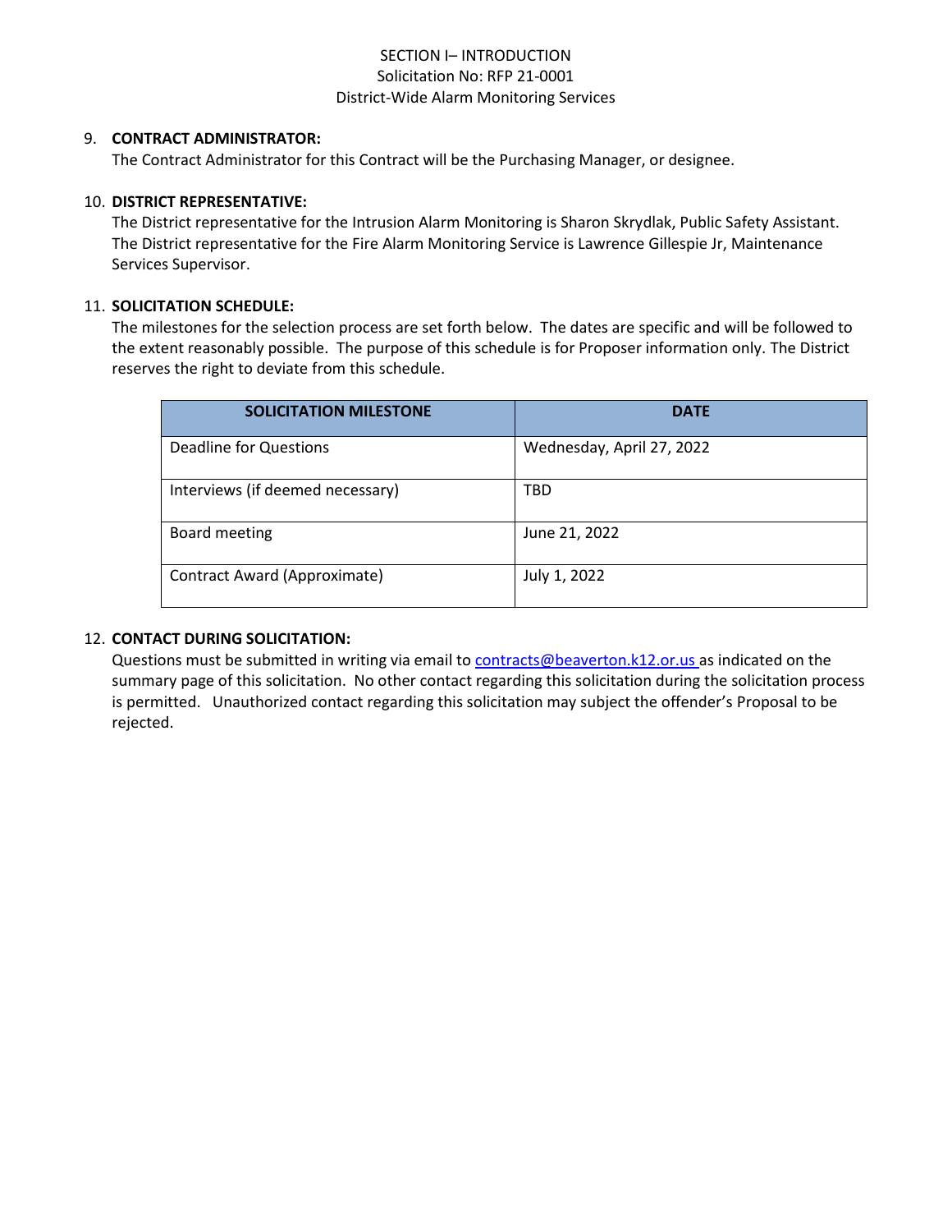SECTION I– INTRODUCTION
Solicitation No: RFP 21-0001
District-Wide Alarm Monitoring Services

9. **CONTRACT ADMINISTRATOR:**
   The Contract Administrator for this Contract will be the Purchasing Manager, or designee.

10. **DISTRICT REPRESENTATIVE:**
    The District representative for the Intrusion Alarm Monitoring is Sharon Skrydlak, Public Safety Assistant. The District representative for the Fire Alarm Monitoring Service is Lawrence Gillespie Jr, Maintenance Services Supervisor.

11. **SOLICITATION SCHEDULE:**
    The milestones for the selection process are set forth below. The dates are specific and will be followed to the extent reasonably possible. The purpose of this schedule is for Proposer information only. The District reserves the right to deviate from this schedule.

| SOLICITATION MILESTONE | DATE |
|---|---|
| Deadline for Questions | Wednesday, April 27, 2022 |
| Interviews (if deemed necessary) | TBD |
| Board meeting | June 21, 2022 |
| Contract Award (Approximate) | July 1, 2022 |

12. **CONTACT DURING SOLICITATION:**
    Questions must be submitted in writing via email to contracts@beaverton.k12.or.us as indicated on the summary page of this solicitation. No other contact regarding this solicitation during the solicitation process is permitted. Unauthorized contact regarding this solicitation may subject the offender's Proposal to be rejected.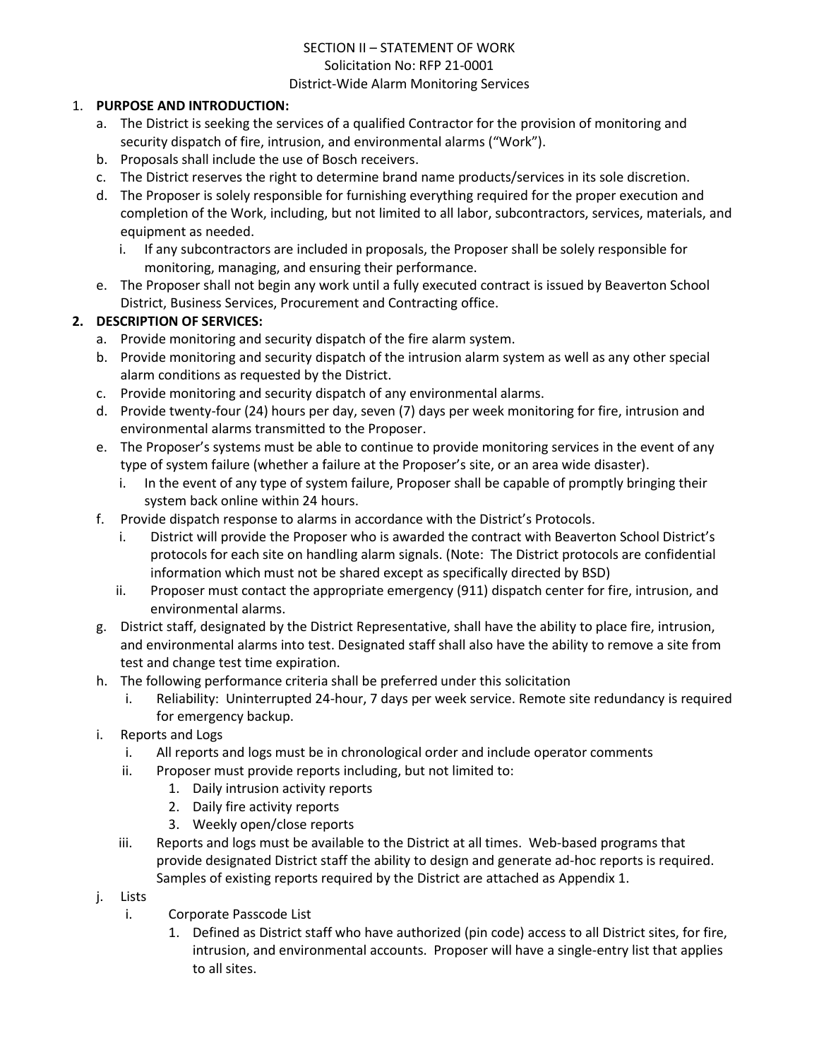SECTION II – STATEMENT OF WORK

Solicitation No: RFP 21-0001

District-Wide Alarm Monitoring Services

1. **PURPOSE AND INTRODUCTION:**
   a. The District is seeking the services of a qualified Contractor for the provision of monitoring and security dispatch of fire, intrusion, and environmental alarms ("Work").
   b. Proposals shall include the use of Bosch receivers.
   c. The District reserves the right to determine brand name products/services in its sole discretion.
   d. The Proposer is solely responsible for furnishing everything required for the proper execution and completion of the Work, including, but not limited to all labor, subcontractors, services, materials, and equipment as needed.
      i. If any subcontractors are included in proposals, the Proposer shall be solely responsible for monitoring, managing, and ensuring their performance.
   e. The Proposer shall not begin any work until a fully executed contract is issued by Beaverton School District, Business Services, Procurement and Contracting office.

2. **DESCRIPTION OF SERVICES:**
   a. Provide monitoring and security dispatch of the fire alarm system.
   b. Provide monitoring and security dispatch of the intrusion alarm system as well as any other special alarm conditions as requested by the District.
   c. Provide monitoring and security dispatch of any environmental alarms.
   d. Provide twenty-four (24) hours per day, seven (7) days per week monitoring for fire, intrusion and environmental alarms transmitted to the Proposer.
   e. The Proposer's systems must be able to continue to provide monitoring services in the event of any type of system failure (whether a failure at the Proposer's site, or an area wide disaster).
      i. In the event of any type of system failure, Proposer shall be capable of promptly bringing their system back online within 24 hours.
   f. Provide dispatch response to alarms in accordance with the District's Protocols.
      i. District will provide the Proposer who is awarded the contract with Beaverton School District's protocols for each site on handling alarm signals. (Note: The District protocols are confidential information which must not be shared except as specifically directed by BSD)
      ii. Proposer must contact the appropriate emergency (911) dispatch center for fire, intrusion, and environmental alarms.
   g. District staff, designated by the District Representative, shall have the ability to place fire, intrusion, and environmental alarms into test. Designated staff shall also have the ability to remove a site from test and change test time expiration.
   h. The following performance criteria shall be preferred under this solicitation
      i. Reliability: Uninterrupted 24-hour, 7 days per week service. Remote site redundancy is required for emergency backup.
   i. Reports and Logs
      i. All reports and logs must be in chronological order and include operator comments
      ii. Proposer must provide reports including, but not limited to:
         1. Daily intrusion activity reports
         2. Daily fire activity reports
         3. Weekly open/close reports
      iii. Reports and logs must be available to the District at all times. Web-based programs that provide designated District staff the ability to design and generate ad-hoc reports is required. Samples of existing reports required by the District are attached as Appendix 1.
   j. Lists
      i. Corporate Passcode List
         1. Defined as District staff who have authorized (pin code) access to all District sites, for fire, intrusion, and environmental accounts. Proposer will have a single-entry list that applies to all sites.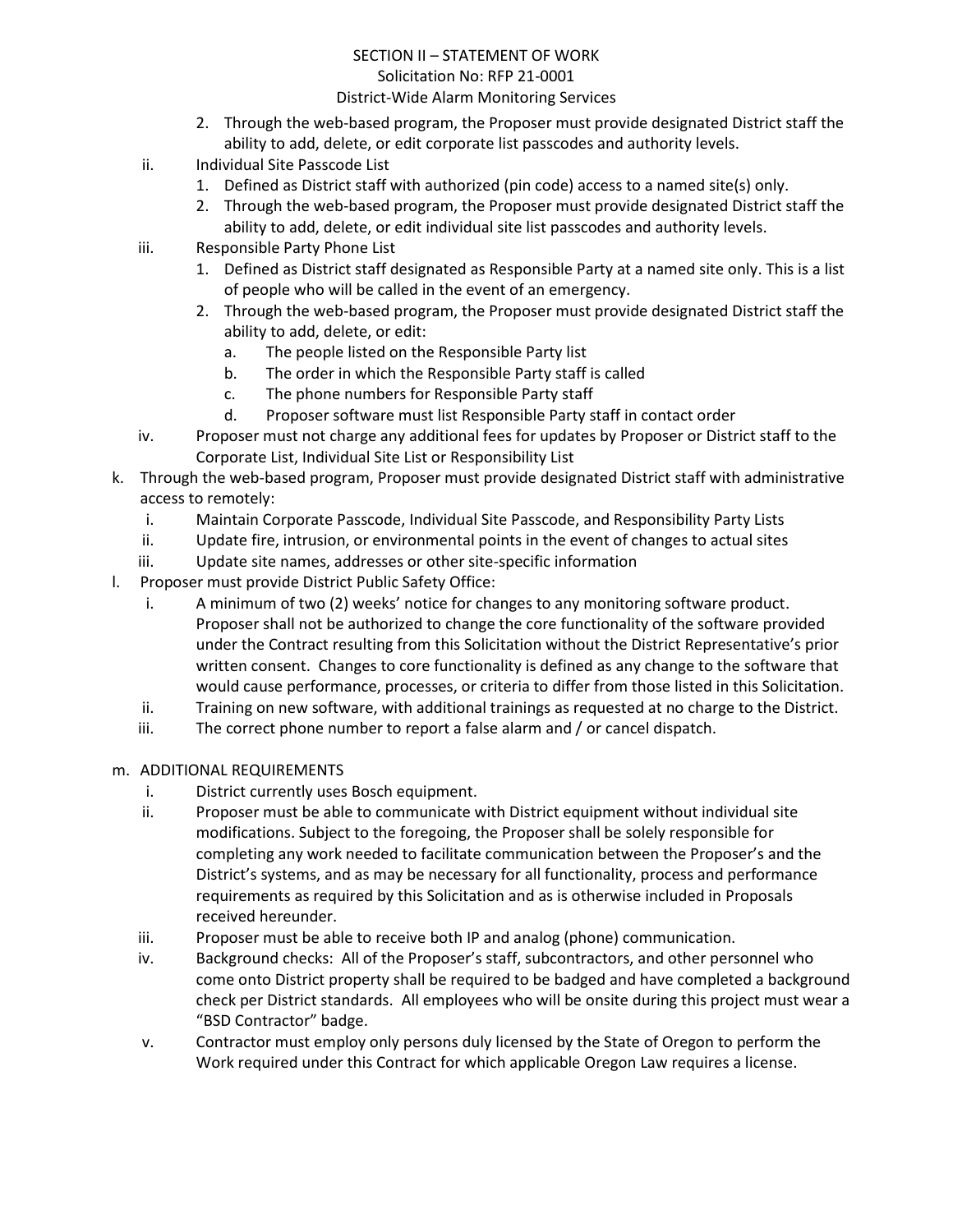2. Through the web-based program, the Proposer must provide designated District staff the ability to add, delete, or edit corporate list passcodes and authority levels.

ii. Individual Site Passcode List

1. Defined as District staff with authorized (pin code) access to a named site(s) only.
2. Through the web-based program, the Proposer must provide designated District staff the ability to add, delete, or edit individual site list passcodes and authority levels.

iii. Responsible Party Phone List

1. Defined as District staff designated as Responsible Party at a named site only. This is a list of people who will be called in the event of an emergency.
2. Through the web-based program, the Proposer must provide designated District staff the ability to add, delete, or edit:
   a. The people listed on the Responsible Party list
   b. The order in which the Responsible Party staff is called
   c. The phone numbers for Responsible Party staff
   d. Proposer software must list Responsible Party staff in contact order

iv. Proposer must not charge any additional fees for updates by Proposer or District staff to the Corporate List, Individual Site List or Responsibility List

k. Through the web-based program, Proposer must provide designated District staff with administrative access to remotely:

i. Maintain Corporate Passcode, Individual Site Passcode, and Responsibility Party Lists
ii. Update fire, intrusion, or environmental points in the event of changes to actual sites
iii. Update site names, addresses or other site-specific information

l. Proposer must provide District Public Safety Office:

i. A minimum of two (2) weeks' notice for changes to any monitoring software product. Proposer shall not be authorized to change the core functionality of the software provided under the Contract resulting from this Solicitation without the District Representative's prior written consent. Changes to core functionality is defined as any change to the software that would cause performance, processes, or criteria to differ from those listed in this Solicitation.
ii. Training on new software, with additional trainings as requested at no charge to the District.
iii. The correct phone number to report a false alarm and / or cancel dispatch.

m. ADDITIONAL REQUIREMENTS

i. District currently uses Bosch equipment.
ii. Proposer must be able to communicate with District equipment without individual site modifications. Subject to the foregoing, the Proposer shall be solely responsible for completing any work needed to facilitate communication between the Proposer's and the District's systems, and as may be necessary for all functionality, process and performance requirements as required by this Solicitation and as is otherwise included in Proposals received hereunder.
iii. Proposer must be able to receive both IP and analog (phone) communication.
iv. Background checks: All of the Proposer's staff, subcontractors, and other personnel who come onto District property shall be required to be badged and have completed a background check per District standards. All employees who will be onsite during this project must wear a "BSD Contractor" badge.
v. Contractor must employ only persons duly licensed by the State of Oregon to perform the Work required under this Contract for which applicable Oregon Law requires a license.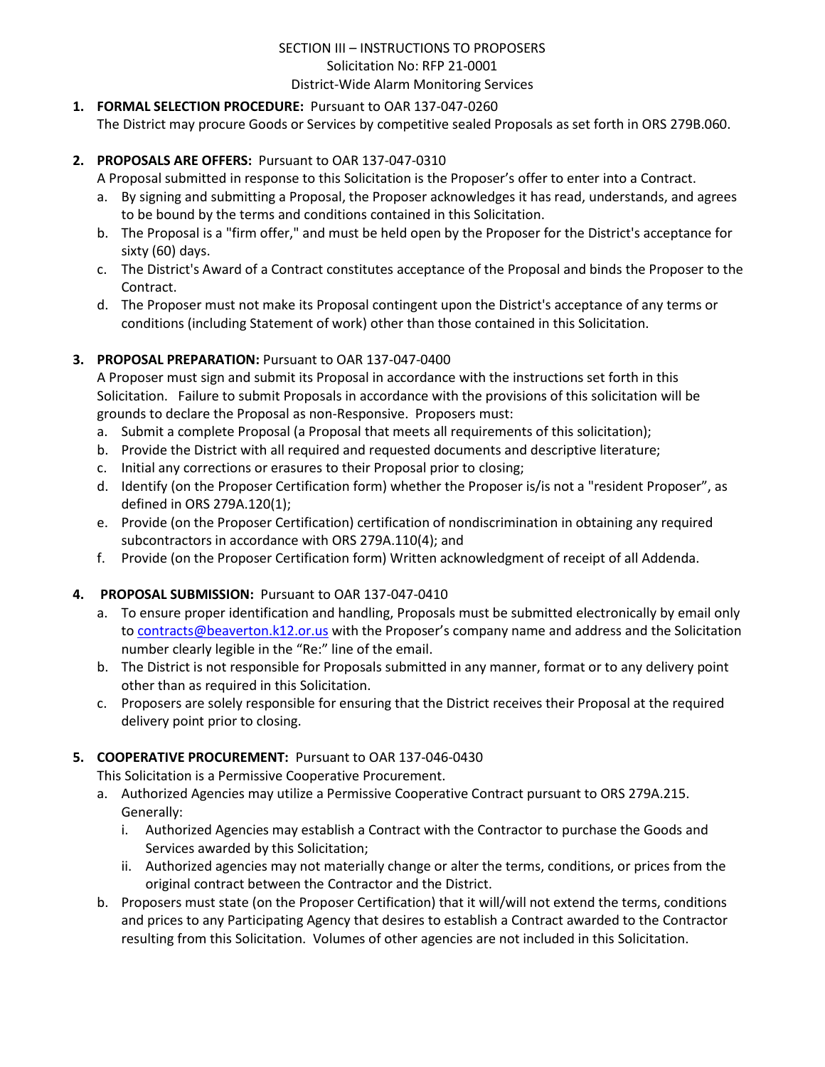SECTION III – INSTRUCTIONS TO PROPOSERS
Solicitation No: RFP 21-0001
District-Wide Alarm Monitoring Services

1. **FORMAL SELECTION PROCEDURE:** Pursuant to OAR 137-047-0260
   The District may procure Goods or Services by competitive sealed Proposals as set forth in ORS 279B.060.

2. **PROPOSALS ARE OFFERS:** Pursuant to OAR 137-047-0310
   A Proposal submitted in response to this Solicitation is the Proposer's offer to enter into a Contract.
   a. By signing and submitting a Proposal, the Proposer acknowledges it has read, understands, and agrees to be bound by the terms and conditions contained in this Solicitation.
   b. The Proposal is a "firm offer," and must be held open by the Proposer for the District's acceptance for sixty (60) days.
   c. The District's Award of a Contract constitutes acceptance of the Proposal and binds the Proposer to the Contract.
   d. The Proposer must not make its Proposal contingent upon the District's acceptance of any terms or conditions (including Statement of work) other than those contained in this Solicitation.

3. **PROPOSAL PREPARATION:** Pursuant to OAR 137-047-0400
   A Proposer must sign and submit its Proposal in accordance with the instructions set forth in this Solicitation. Failure to submit Proposals in accordance with the provisions of this solicitation will be grounds to declare the Proposal as non-Responsive. Proposers must:
   a. Submit a complete Proposal (a Proposal that meets all requirements of this solicitation);
   b. Provide the District with all required and requested documents and descriptive literature;
   c. Initial any corrections or erasures to their Proposal prior to closing;
   d. Identify (on the Proposer Certification form) whether the Proposer is/is not a "resident Proposer", as defined in ORS 279A.120(1);
   e. Provide (on the Proposer Certification) certification of nondiscrimination in obtaining any required subcontractors in accordance with ORS 279A.110(4); and
   f. Provide (on the Proposer Certification form) Written acknowledgment of receipt of all Addenda.

4. **PROPOSAL SUBMISSION:** Pursuant to OAR 137-047-0410
   a. To ensure proper identification and handling, Proposals must be submitted electronically by email only to contracts@beaverton.k12.or.us with the Proposer's company name and address and the Solicitation number clearly legible in the "Re:" line of the email.
   b. The District is not responsible for Proposals submitted in any manner, format or to any delivery point other than as required in this Solicitation.
   c. Proposers are solely responsible for ensuring that the District receives their Proposal at the required delivery point prior to closing.

5. **COOPERATIVE PROCUREMENT:** Pursuant to OAR 137-046-0430
   This Solicitation is a Permissive Cooperative Procurement.
   a. Authorized Agencies may utilize a Permissive Cooperative Contract pursuant to ORS 279A.215. Generally:
      i. Authorized Agencies may establish a Contract with the Contractor to purchase the Goods and Services awarded by this Solicitation;
      ii. Authorized agencies may not materially change or alter the terms, conditions, or prices from the original contract between the Contractor and the District.
   b. Proposers must state (on the Proposer Certification) that it will/will not extend the terms, conditions and prices to any Participating Agency that desires to establish a Contract awarded to the Contractor resulting from this Solicitation. Volumes of other agencies are not included in this Solicitation.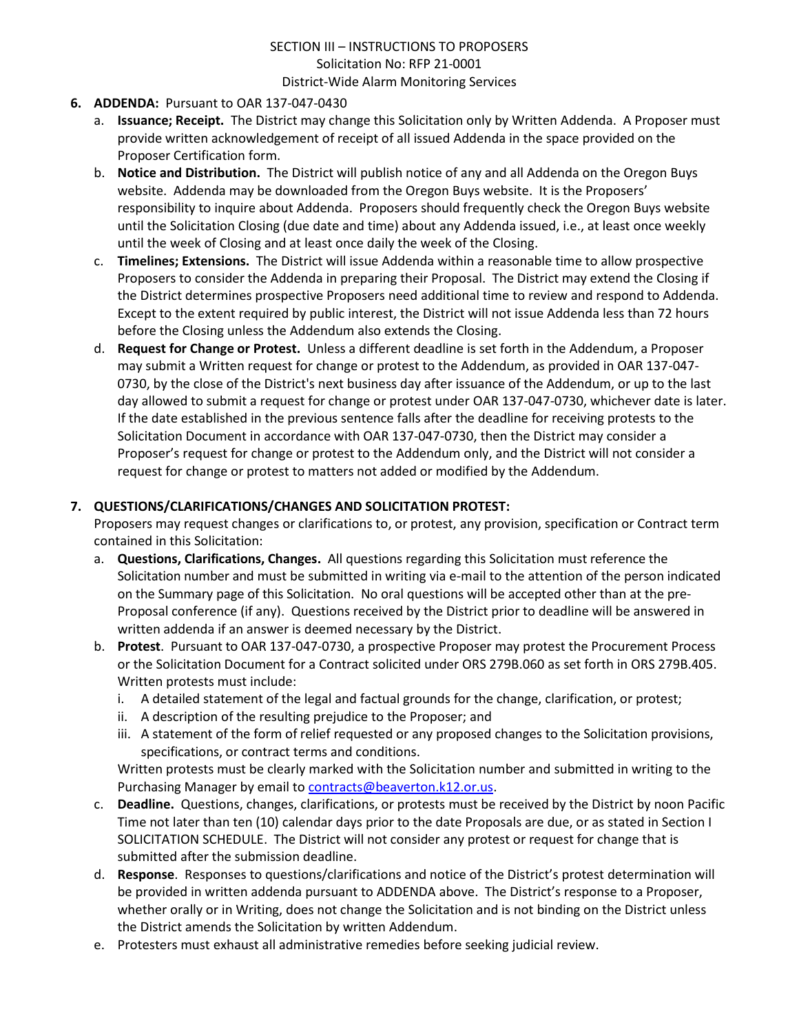**6. ADDENDA:** Pursuant to OAR 137-047-0430

a. **Issuance; Receipt.** The District may change this Solicitation only by Written Addenda. A Proposer must provide written acknowledgement of receipt of all issued Addenda in the space provided on the Proposer Certification form.

b. **Notice and Distribution.** The District will publish notice of any and all Addenda on the Oregon Buys website. Addenda may be downloaded from the Oregon Buys website. It is the Proposers' responsibility to inquire about Addenda. Proposers should frequently check the Oregon Buys website until the Solicitation Closing (due date and time) about any Addenda issued, i.e., at least once weekly until the week of Closing and at least once daily the week of the Closing.

c. **Timelines; Extensions.** The District will issue Addenda within a reasonable time to allow prospective Proposers to consider the Addenda in preparing their Proposal. The District may extend the Closing if the District determines prospective Proposers need additional time to review and respond to Addenda. Except to the extent required by public interest, the District will not issue Addenda less than 72 hours before the Closing unless the Addendum also extends the Closing.

d. **Request for Change or Protest.** Unless a different deadline is set forth in the Addendum, a Proposer may submit a Written request for change or protest to the Addendum, as provided in OAR 137-047-0730, by the close of the District's next business day after issuance of the Addendum, or up to the last day allowed to submit a request for change or protest under OAR 137-047-0730, whichever date is later. If the date established in the previous sentence falls after the deadline for receiving protests to the Solicitation Document in accordance with OAR 137-047-0730, then the District may consider a Proposer's request for change or protest to the Addendum only, and the District will not consider a request for change or protest to matters not added or modified by the Addendum.

**7. QUESTIONS/CLARIFICATIONS/CHANGES AND SOLICITATION PROTEST:**

Proposers may request changes or clarifications to, or protest, any provision, specification or Contract term contained in this Solicitation:

a. **Questions, Clarifications, Changes.** All questions regarding this Solicitation must reference the Solicitation number and must be submitted in writing via e-mail to the attention of the person indicated on the Summary page of this Solicitation. No oral questions will be accepted other than at the pre-Proposal conference (if any). Questions received by the District prior to deadline will be answered in written addenda if an answer is deemed necessary by the District.

b. **Protest**. Pursuant to OAR 137-047-0730, a prospective Proposer may protest the Procurement Process or the Solicitation Document for a Contract solicited under ORS 279B.060 as set forth in ORS 279B.405. Written protests must include:

   i. A detailed statement of the legal and factual grounds for the change, clarification, or protest;

   ii. A description of the resulting prejudice to the Proposer; and

   iii. A statement of the form of relief requested or any proposed changes to the Solicitation provisions, specifications, or contract terms and conditions.

   Written protests must be clearly marked with the Solicitation number and submitted in writing to the Purchasing Manager by email to [contracts@beaverton.k12.or.us](mailto:contracts@beaverton.k12.or.us).

c. **Deadline.** Questions, changes, clarifications, or protests must be received by the District by noon Pacific Time not later than ten (10) calendar days prior to the date Proposals are due, or as stated in Section I SOLICITATION SCHEDULE. The District will not consider any protest or request for change that is submitted after the submission deadline.

d. **Response**. Responses to questions/clarifications and notice of the District's protest determination will be provided in written addenda pursuant to ADDENDA above. The District's response to a Proposer, whether orally or in Writing, does not change the Solicitation and is not binding on the District unless the District amends the Solicitation by written Addendum.

e. Protesters must exhaust all administrative remedies before seeking judicial review.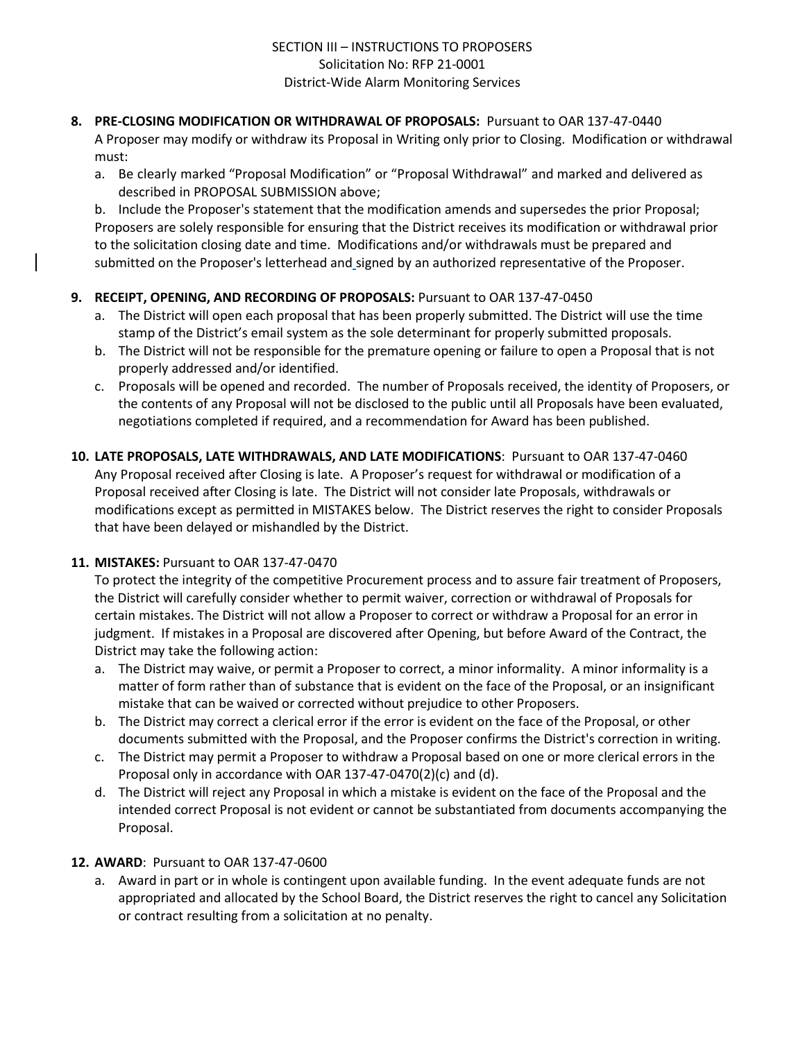SECTION III – INSTRUCTIONS TO PROPOSERS
Solicitation No: RFP 21-0001
District-Wide Alarm Monitoring Services

8. **PRE-CLOSING MODIFICATION OR WITHDRAWAL OF PROPOSALS:** Pursuant to OAR 137-47-0440
   A Proposer may modify or withdraw its Proposal in Writing only prior to Closing. Modification or withdrawal must:
   a. Be clearly marked "Proposal Modification" or "Proposal Withdrawal" and marked and delivered as described in PROPOSAL SUBMISSION above;
   b. Include the Proposer's statement that the modification amends and supersedes the prior Proposal;
   Proposers are solely responsible for ensuring that the District receives its modification or withdrawal prior to the solicitation closing date and time. Modifications and/or withdrawals must be prepared and submitted on the Proposer's letterhead and signed by an authorized representative of the Proposer.

9. **RECEIPT, OPENING, AND RECORDING OF PROPOSALS:** Pursuant to OAR 137-47-0450
   a. The District will open each proposal that has been properly submitted. The District will use the time stamp of the District's email system as the sole determinant for properly submitted proposals.
   b. The District will not be responsible for the premature opening or failure to open a Proposal that is not properly addressed and/or identified.
   c. Proposals will be opened and recorded. The number of Proposals received, the identity of Proposers, or the contents of any Proposal will not be disclosed to the public until all Proposals have been evaluated, negotiations completed if required, and a recommendation for Award has been published.

10. **LATE PROPOSALS, LATE WITHDRAWALS, AND LATE MODIFICATIONS**: Pursuant to OAR 137-47-0460
    Any Proposal received after Closing is late. A Proposer's request for withdrawal or modification of a Proposal received after Closing is late. The District will not consider late Proposals, withdrawals or modifications except as permitted in MISTAKES below. The District reserves the right to consider Proposals that have been delayed or mishandled by the District.

11. **MISTAKES:** Pursuant to OAR 137-47-0470
    To protect the integrity of the competitive Procurement process and to assure fair treatment of Proposers, the District will carefully consider whether to permit waiver, correction or withdrawal of Proposals for certain mistakes. The District will not allow a Proposer to correct or withdraw a Proposal for an error in judgment. If mistakes in a Proposal are discovered after Opening, but before Award of the Contract, the District may take the following action:
    a. The District may waive, or permit a Proposer to correct, a minor informality. A minor informality is a matter of form rather than of substance that is evident on the face of the Proposal, or an insignificant mistake that can be waived or corrected without prejudice to other Proposers.
    b. The District may correct a clerical error if the error is evident on the face of the Proposal, or other documents submitted with the Proposal, and the Proposer confirms the District's correction in writing.
    c. The District may permit a Proposer to withdraw a Proposal based on one or more clerical errors in the Proposal only in accordance with OAR 137-47-0470(2)(c) and (d).
    d. The District will reject any Proposal in which a mistake is evident on the face of the Proposal and the intended correct Proposal is not evident or cannot be substantiated from documents accompanying the Proposal.

12. **AWARD**: Pursuant to OAR 137-47-0600
    a. Award in part or in whole is contingent upon available funding. In the event adequate funds are not appropriated and allocated by the School Board, the District reserves the right to cancel any Solicitation or contract resulting from a solicitation at no penalty.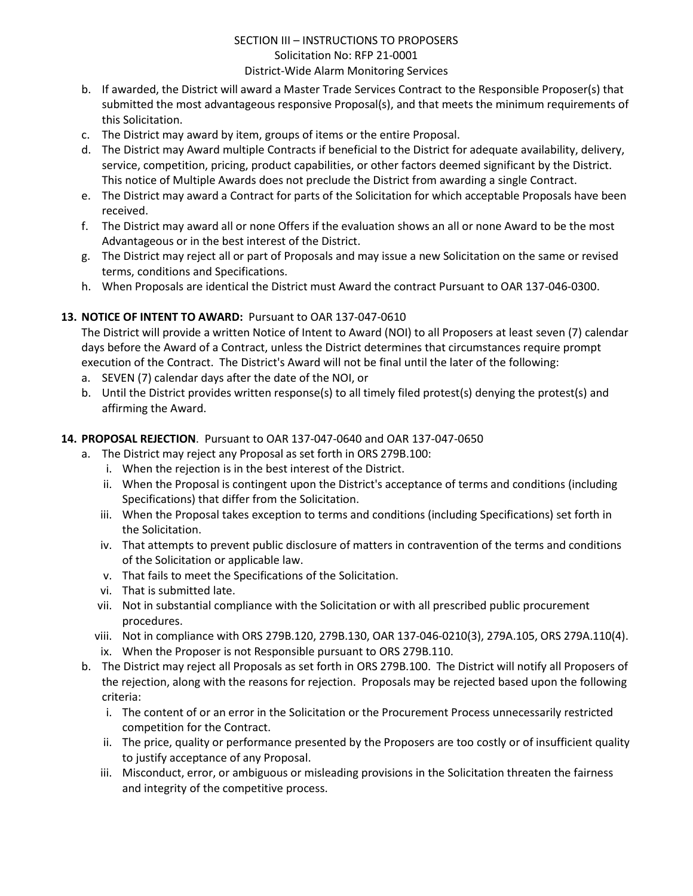b. If awarded, the District will award a Master Trade Services Contract to the Responsible Proposer(s) that submitted the most advantageous responsive Proposal(s), and that meets the minimum requirements of this Solicitation.
c. The District may award by item, groups of items or the entire Proposal.
d. The District may Award multiple Contracts if beneficial to the District for adequate availability, delivery, service, competition, pricing, product capabilities, or other factors deemed significant by the District. This notice of Multiple Awards does not preclude the District from awarding a single Contract.
e. The District may award a Contract for parts of the Solicitation for which acceptable Proposals have been received.
f. The District may award all or none Offers if the evaluation shows an all or none Award to be the most Advantageous or in the best interest of the District.
g. The District may reject all or part of Proposals and may issue a new Solicitation on the same or revised terms, conditions and Specifications.
h. When Proposals are identical the District must Award the contract Pursuant to OAR 137-046-0300.

**13. NOTICE OF INTENT TO AWARD:** Pursuant to OAR 137-047-0610

The District will provide a written Notice of Intent to Award (NOI) to all Proposers at least seven (7) calendar days before the Award of a Contract, unless the District determines that circumstances require prompt execution of the Contract. The District's Award will not be final until the later of the following:

a. SEVEN (7) calendar days after the date of the NOI, or
b. Until the District provides written response(s) to all timely filed protest(s) denying the protest(s) and affirming the Award.

**14. PROPOSAL REJECTION**. Pursuant to OAR 137-047-0640 and OAR 137-047-0650

a. The District may reject any Proposal as set forth in ORS 279B.100:
   i. When the rejection is in the best interest of the District.
   ii. When the Proposal is contingent upon the District's acceptance of terms and conditions (including Specifications) that differ from the Solicitation.
   iii. When the Proposal takes exception to terms and conditions (including Specifications) set forth in the Solicitation.
   iv. That attempts to prevent public disclosure of matters in contravention of the terms and conditions of the Solicitation or applicable law.
   v. That fails to meet the Specifications of the Solicitation.
   vi. That is submitted late.
   vii. Not in substantial compliance with the Solicitation or with all prescribed public procurement procedures.
   viii. Not in compliance with ORS 279B.120, 279B.130, OAR 137-046-0210(3), 279A.105, ORS 279A.110(4).
   ix. When the Proposer is not Responsible pursuant to ORS 279B.110.
b. The District may reject all Proposals as set forth in ORS 279B.100. The District will notify all Proposers of the rejection, along with the reasons for rejection. Proposals may be rejected based upon the following criteria:
   i. The content of or an error in the Solicitation or the Procurement Process unnecessarily restricted competition for the Contract.
   ii. The price, quality or performance presented by the Proposers are too costly or of insufficient quality to justify acceptance of any Proposal.
   iii. Misconduct, error, or ambiguous or misleading provisions in the Solicitation threaten the fairness and integrity of the competitive process.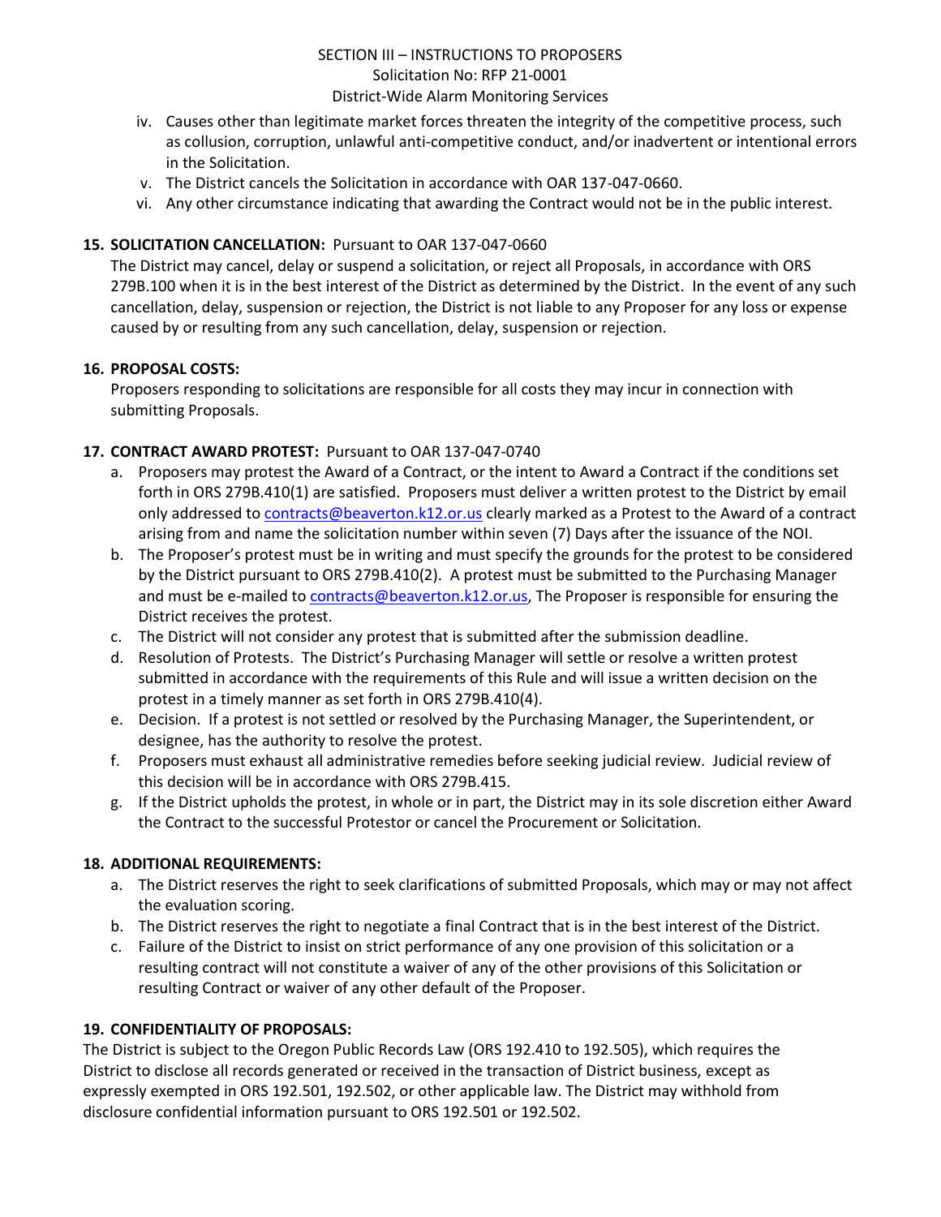iv. Causes other than legitimate market forces threaten the integrity of the competitive process, such as collusion, corruption, unlawful anti-competitive conduct, and/or inadvertent or intentional errors in the Solicitation.
v. The District cancels the Solicitation in accordance with OAR 137-047-0660.
vi. Any other circumstance indicating that awarding the Contract would not be in the public interest.

**15. SOLICITATION CANCELLATION:** Pursuant to OAR 137-047-0660

The District may cancel, delay or suspend a solicitation, or reject all Proposals, in accordance with ORS 279B.100 when it is in the best interest of the District as determined by the District. In the event of any such cancellation, delay, suspension or rejection, the District is not liable to any Proposer for any loss or expense caused by or resulting from any such cancellation, delay, suspension or rejection.

**16. PROPOSAL COSTS:**

Proposers responding to solicitations are responsible for all costs they may incur in connection with submitting Proposals.

**17. CONTRACT AWARD PROTEST:** Pursuant to OAR 137-047-0740

a. Proposers may protest the Award of a Contract, or the intent to Award a Contract if the conditions set forth in ORS 279B.410(1) are satisfied. Proposers must deliver a written protest to the District by email only addressed to contracts@beaverton.k12.or.us clearly marked as a Protest to the Award of a contract arising from and name the solicitation number within seven (7) Days after the issuance of the NOI.
b. The Proposer's protest must be in writing and must specify the grounds for the protest to be considered by the District pursuant to ORS 279B.410(2). A protest must be submitted to the Purchasing Manager and must be e-mailed to contracts@beaverton.k12.or.us, The Proposer is responsible for ensuring the District receives the protest.
c. The District will not consider any protest that is submitted after the submission deadline.
d. Resolution of Protests. The District's Purchasing Manager will settle or resolve a written protest submitted in accordance with the requirements of this Rule and will issue a written decision on the protest in a timely manner as set forth in ORS 279B.410(4).
e. Decision. If a protest is not settled or resolved by the Purchasing Manager, the Superintendent, or designee, has the authority to resolve the protest.
f. Proposers must exhaust all administrative remedies before seeking judicial review. Judicial review of this decision will be in accordance with ORS 279B.415.
g. If the District upholds the protest, in whole or in part, the District may in its sole discretion either Award the Contract to the successful Protestor or cancel the Procurement or Solicitation.

**18. ADDITIONAL REQUIREMENTS:**

a. The District reserves the right to seek clarifications of submitted Proposals, which may or may not affect the evaluation scoring.
b. The District reserves the right to negotiate a final Contract that is in the best interest of the District.
c. Failure of the District to insist on strict performance of any one provision of this solicitation or a resulting contract will not constitute a waiver of any of the other provisions of this Solicitation or resulting Contract or waiver of any other default of the Proposer.

**19. CONFIDENTIALITY OF PROPOSALS:**

The District is subject to the Oregon Public Records Law (ORS 192.410 to 192.505), which requires the District to disclose all records generated or received in the transaction of District business, except as expressly exempted in ORS 192.501, 192.502, or other applicable law. The District may withhold from disclosure confidential information pursuant to ORS 192.501 or 192.502.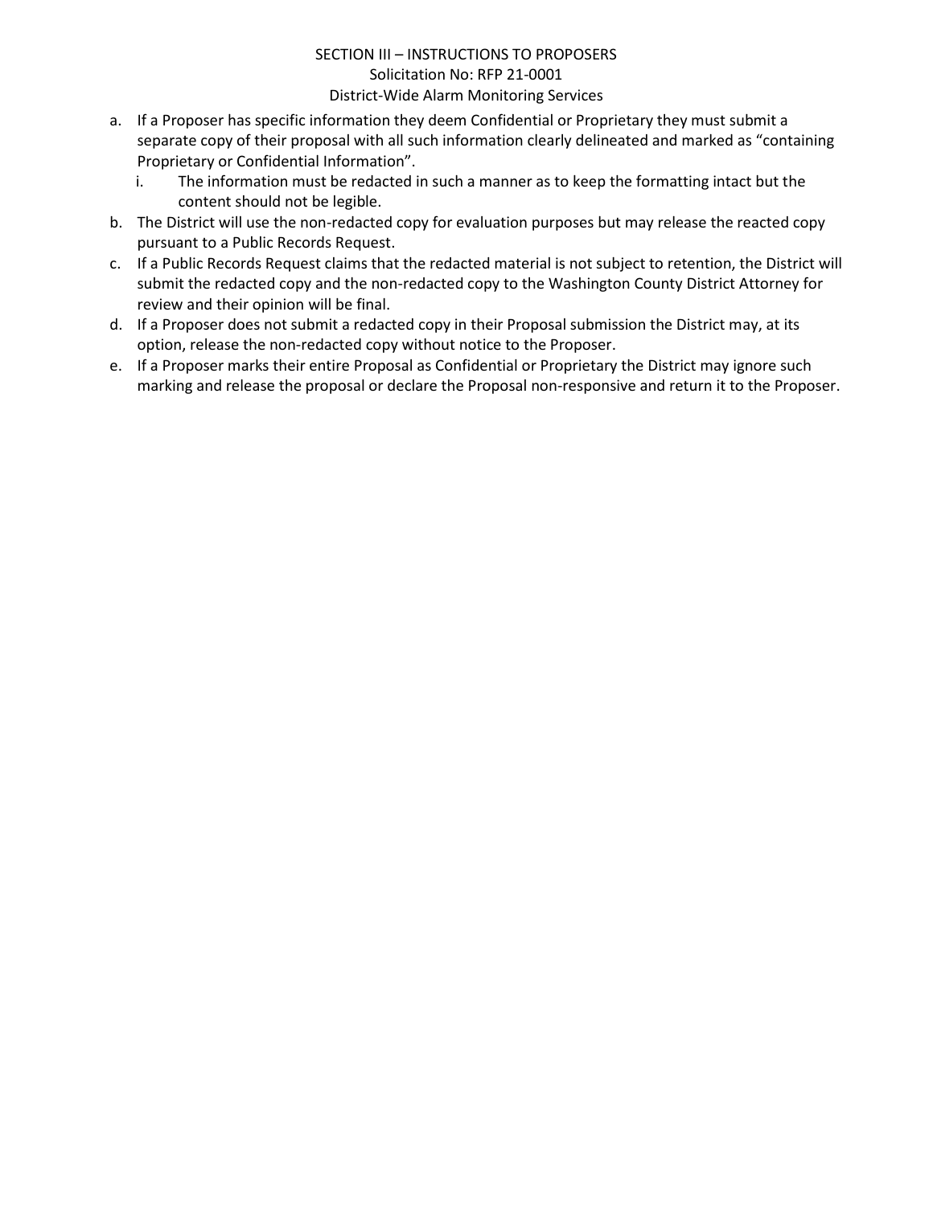a. If a Proposer has specific information they deem Confidential or Proprietary they must submit a separate copy of their proposal with all such information clearly delineated and marked as "containing Proprietary or Confidential Information".
   i. The information must be redacted in such a manner as to keep the formatting intact but the content should not be legible.
b. The District will use the non-redacted copy for evaluation purposes but may release the reacted copy pursuant to a Public Records Request.
c. If a Public Records Request claims that the redacted material is not subject to retention, the District will submit the redacted copy and the non-redacted copy to the Washington County District Attorney for review and their opinion will be final.
d. If a Proposer does not submit a redacted copy in their Proposal submission the District may, at its option, release the non-redacted copy without notice to the Proposer.
e. If a Proposer marks their entire Proposal as Confidential or Proprietary the District may ignore such marking and release the proposal or declare the Proposal non-responsive and return it to the Proposer.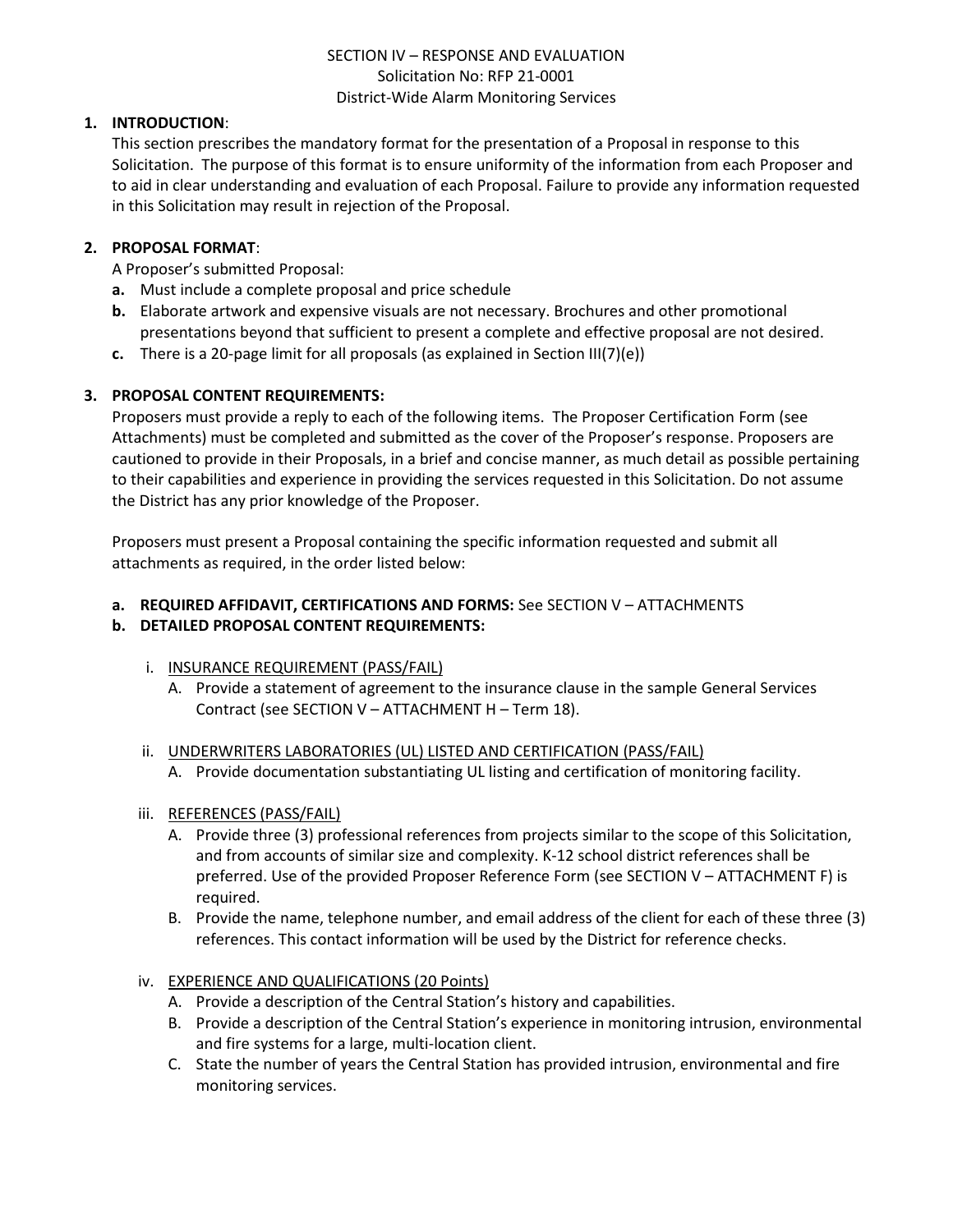SECTION IV – RESPONSE AND EVALUATION
Solicitation No: RFP 21-0001
District-Wide Alarm Monitoring Services

**1. INTRODUCTION**:

This section prescribes the mandatory format for the presentation of a Proposal in response to this Solicitation. The purpose of this format is to ensure uniformity of the information from each Proposer and to aid in clear understanding and evaluation of each Proposal. Failure to provide any information requested in this Solicitation may result in rejection of the Proposal.

**2. PROPOSAL FORMAT**:

A Proposer's submitted Proposal:

- **a.** Must include a complete proposal and price schedule
- **b.** Elaborate artwork and expensive visuals are not necessary. Brochures and other promotional presentations beyond that sufficient to present a complete and effective proposal are not desired.
- **c.** There is a 20-page limit for all proposals (as explained in Section III(7)(e))

**3. PROPOSAL CONTENT REQUIREMENTS:**

Proposers must provide a reply to each of the following items. The Proposer Certification Form (see Attachments) must be completed and submitted as the cover of the Proposer's response. Proposers are cautioned to provide in their Proposals, in a brief and concise manner, as much detail as possible pertaining to their capabilities and experience in providing the services requested in this Solicitation. Do not assume the District has any prior knowledge of the Proposer.

Proposers must present a Proposal containing the specific information requested and submit all attachments as required, in the order listed below:

**a. REQUIRED AFFIDAVIT, CERTIFICATIONS AND FORMS:** See SECTION V – ATTACHMENTS

**b. DETAILED PROPOSAL CONTENT REQUIREMENTS:**

i. <u>INSURANCE REQUIREMENT (PASS/FAIL)</u>

A. Provide a statement of agreement to the insurance clause in the sample General Services Contract (see SECTION V – ATTACHMENT H – Term 18).

ii. <u>UNDERWRITERS LABORATORIES (UL) LISTED AND CERTIFICATION (PASS/FAIL)</u>

A. Provide documentation substantiating UL listing and certification of monitoring facility.

iii. <u>REFERENCES (PASS/FAIL)</u>

A. Provide three (3) professional references from projects similar to the scope of this Solicitation, and from accounts of similar size and complexity. K-12 school district references shall be preferred. Use of the provided Proposer Reference Form (see SECTION V – ATTACHMENT F) is required.

B. Provide the name, telephone number, and email address of the client for each of these three (3) references. This contact information will be used by the District for reference checks.

iv. <u>EXPERIENCE AND QUALIFICATIONS (20 Points)</u>

A. Provide a description of the Central Station's history and capabilities.

B. Provide a description of the Central Station's experience in monitoring intrusion, environmental and fire systems for a large, multi-location client.

C. State the number of years the Central Station has provided intrusion, environmental and fire monitoring services.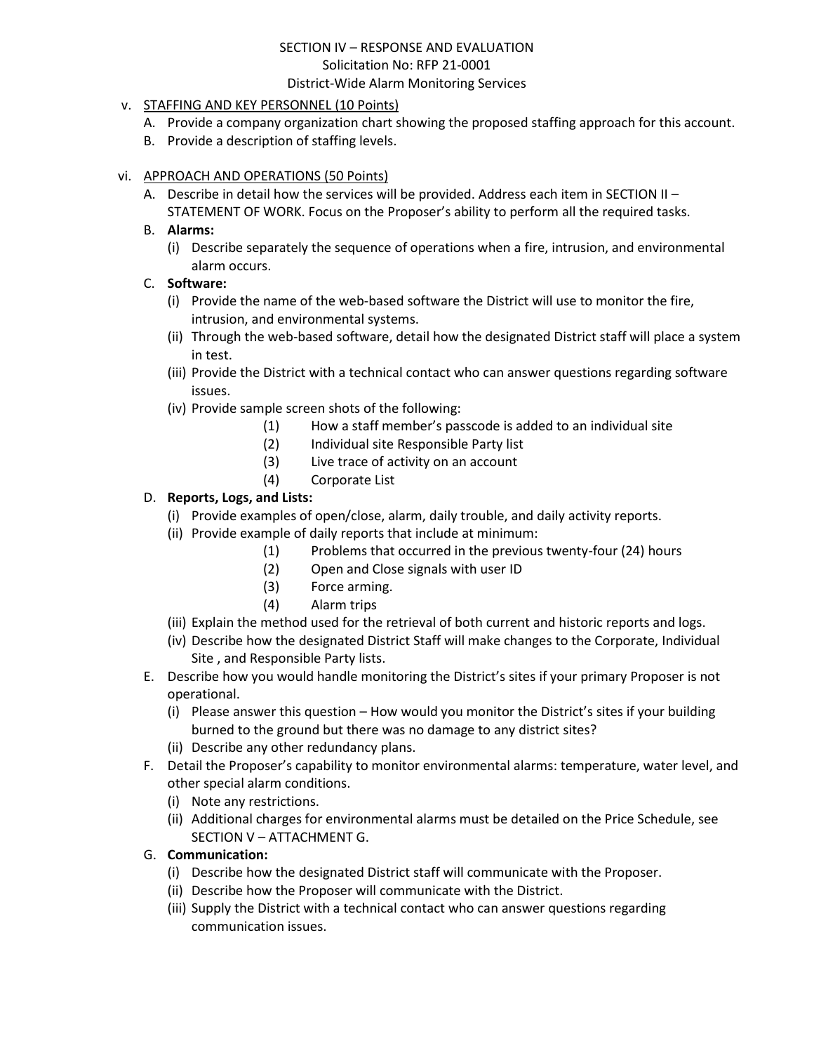SECTION IV – RESPONSE AND EVALUATION

Solicitation No: RFP 21-0001

District-Wide Alarm Monitoring Services

v. STAFFING AND KEY PERSONNEL (10 Points)

  A. Provide a company organization chart showing the proposed staffing approach for this account.
  B. Provide a description of staffing levels.

vi. APPROACH AND OPERATIONS (50 Points)

  A. Describe in detail how the services will be provided. Address each item in SECTION II – STATEMENT OF WORK. Focus on the Proposer's ability to perform all the required tasks.
  B. **Alarms:**
     (i) Describe separately the sequence of operations when a fire, intrusion, and environmental alarm occurs.
  C. **Software:**
     (i) Provide the name of the web-based software the District will use to monitor the fire, intrusion, and environmental systems.
     (ii) Through the web-based software, detail how the designated District staff will place a system in test.
     (iii) Provide the District with a technical contact who can answer questions regarding software issues.
     (iv) Provide sample screen shots of the following:
        (1) How a staff member's passcode is added to an individual site
        (2) Individual site Responsible Party list
        (3) Live trace of activity on an account
        (4) Corporate List
  D. **Reports, Logs, and Lists:**
     (i) Provide examples of open/close, alarm, daily trouble, and daily activity reports.
     (ii) Provide example of daily reports that include at minimum:
        (1) Problems that occurred in the previous twenty-four (24) hours
        (2) Open and Close signals with user ID
        (3) Force arming.
        (4) Alarm trips
     (iii) Explain the method used for the retrieval of both current and historic reports and logs.
     (iv) Describe how the designated District Staff will make changes to the Corporate, Individual Site , and Responsible Party lists.
  E. Describe how you would handle monitoring the District's sites if your primary Proposer is not operational.
     (i) Please answer this question – How would you monitor the District's sites if your building burned to the ground but there was no damage to any district sites?
     (ii) Describe any other redundancy plans.
  F. Detail the Proposer's capability to monitor environmental alarms: temperature, water level, and other special alarm conditions.
     (i) Note any restrictions.
     (ii) Additional charges for environmental alarms must be detailed on the Price Schedule, see SECTION V – ATTACHMENT G.
  G. **Communication:**
     (i) Describe how the designated District staff will communicate with the Proposer.
     (ii) Describe how the Proposer will communicate with the District.
     (iii) Supply the District with a technical contact who can answer questions regarding communication issues.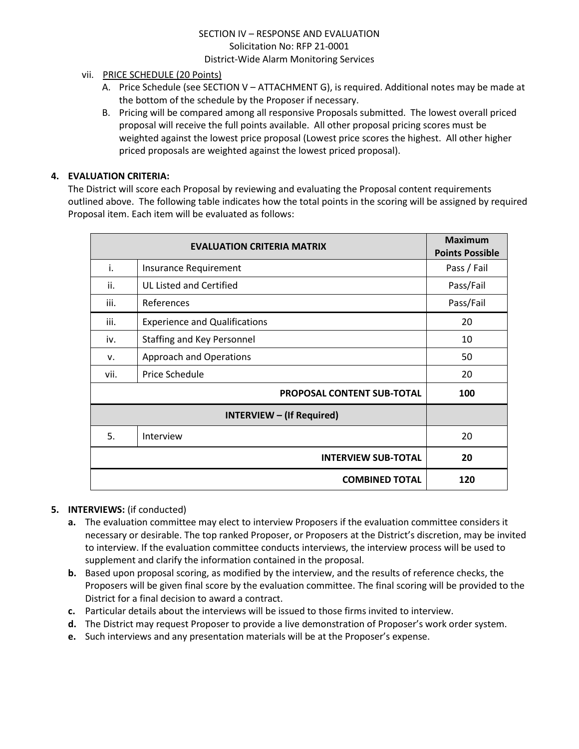SECTION IV – RESPONSE AND EVALUATION
Solicitation No: RFP 21-0001
District-Wide Alarm Monitoring Services

vii. PRICE SCHEDULE (20 Points)

A. Price Schedule (see SECTION V – ATTACHMENT G), is required. Additional notes may be made at the bottom of the schedule by the Proposer if necessary.

B. Pricing will be compared among all responsive Proposals submitted. The lowest overall priced proposal will receive the full points available. All other proposal pricing scores must be weighted against the lowest price proposal (Lowest price scores the highest. All other higher priced proposals are weighted against the lowest priced proposal).

**4. EVALUATION CRITERIA:**

The District will score each Proposal by reviewing and evaluating the Proposal content requirements outlined above. The following table indicates how the total points in the scoring will be assigned by required Proposal item. Each item will be evaluated as follows:

| EVALUATION CRITERIA MATRIX | | Maximum Points Possible |
|---|---|---|
| i. | Insurance Requirement | Pass / Fail |
| ii. | UL Listed and Certified | Pass/Fail |
| iii. | References | Pass/Fail |
| iii. | Experience and Qualifications | 20 |
| iv. | Staffing and Key Personnel | 10 |
| v. | Approach and Operations | 50 |
| vii. | Price Schedule | 20 |
| | **PROPOSAL CONTENT SUB-TOTAL** | **100** |
| | **INTERVIEW – (If Required)** | |
| 5. | Interview | 20 |
| | **INTERVIEW SUB-TOTAL** | **20** |
| | **COMBINED TOTAL** | **120** |

**5. INTERVIEWS:** (if conducted)

**a.** The evaluation committee may elect to interview Proposers if the evaluation committee considers it necessary or desirable. The top ranked Proposer, or Proposers at the District's discretion, may be invited to interview. If the evaluation committee conducts interviews, the interview process will be used to supplement and clarify the information contained in the proposal.

**b.** Based upon proposal scoring, as modified by the interview, and the results of reference checks, the Proposers will be given final score by the evaluation committee. The final scoring will be provided to the District for a final decision to award a contract.

**c.** Particular details about the interviews will be issued to those firms invited to interview.

**d.** The District may request Proposer to provide a live demonstration of Proposer's work order system.

**e.** Such interviews and any presentation materials will be at the Proposer's expense.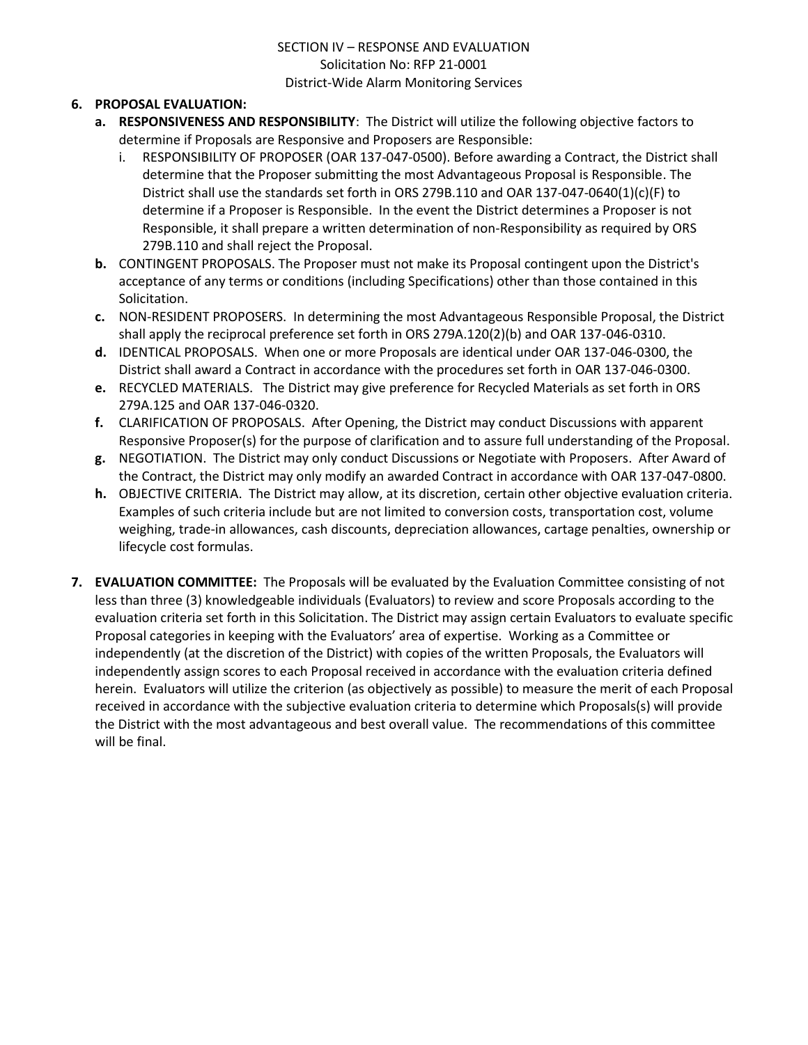SECTION IV – RESPONSE AND EVALUATION
Solicitation No: RFP 21-0001
District-Wide Alarm Monitoring Services

6. **PROPOSAL EVALUATION:**
   a. **RESPONSIVENESS AND RESPONSIBILITY**: The District will utilize the following objective factors to determine if Proposals are Responsive and Proposers are Responsible:
      i. RESPONSIBILITY OF PROPOSER (OAR 137-047-0500). Before awarding a Contract, the District shall determine that the Proposer submitting the most Advantageous Proposal is Responsible. The District shall use the standards set forth in ORS 279B.110 and OAR 137-047-0640(1)(c)(F) to determine if a Proposer is Responsible. In the event the District determines a Proposer is not Responsible, it shall prepare a written determination of non-Responsibility as required by ORS 279B.110 and shall reject the Proposal.
   **b.** CONTINGENT PROPOSALS. The Proposer must not make its Proposal contingent upon the District's acceptance of any terms or conditions (including Specifications) other than those contained in this Solicitation.
   **c.** NON-RESIDENT PROPOSERS. In determining the most Advantageous Responsible Proposal, the District shall apply the reciprocal preference set forth in ORS 279A.120(2)(b) and OAR 137-046-0310.
   **d.** IDENTICAL PROPOSALS. When one or more Proposals are identical under OAR 137-046-0300, the District shall award a Contract in accordance with the procedures set forth in OAR 137-046-0300.
   **e.** RECYCLED MATERIALS. The District may give preference for Recycled Materials as set forth in ORS 279A.125 and OAR 137-046-0320.
   **f.** CLARIFICATION OF PROPOSALS. After Opening, the District may conduct Discussions with apparent Responsive Proposer(s) for the purpose of clarification and to assure full understanding of the Proposal.
   **g.** NEGOTIATION. The District may only conduct Discussions or Negotiate with Proposers. After Award of the Contract, the District may only modify an awarded Contract in accordance with OAR 137-047-0800.
   **h.** OBJECTIVE CRITERIA. The District may allow, at its discretion, certain other objective evaluation criteria. Examples of such criteria include but are not limited to conversion costs, transportation cost, volume weighing, trade-in allowances, cash discounts, depreciation allowances, cartage penalties, ownership or lifecycle cost formulas.

7. **EVALUATION COMMITTEE:** The Proposals will be evaluated by the Evaluation Committee consisting of not less than three (3) knowledgeable individuals (Evaluators) to review and score Proposals according to the evaluation criteria set forth in this Solicitation. The District may assign certain Evaluators to evaluate specific Proposal categories in keeping with the Evaluators' area of expertise. Working as a Committee or independently (at the discretion of the District) with copies of the written Proposals, the Evaluators will independently assign scores to each Proposal received in accordance with the evaluation criteria defined herein. Evaluators will utilize the criterion (as objectively as possible) to measure the merit of each Proposal received in accordance with the subjective evaluation criteria to determine which Proposals(s) will provide the District with the most advantageous and best overall value. The recommendations of this committee will be final.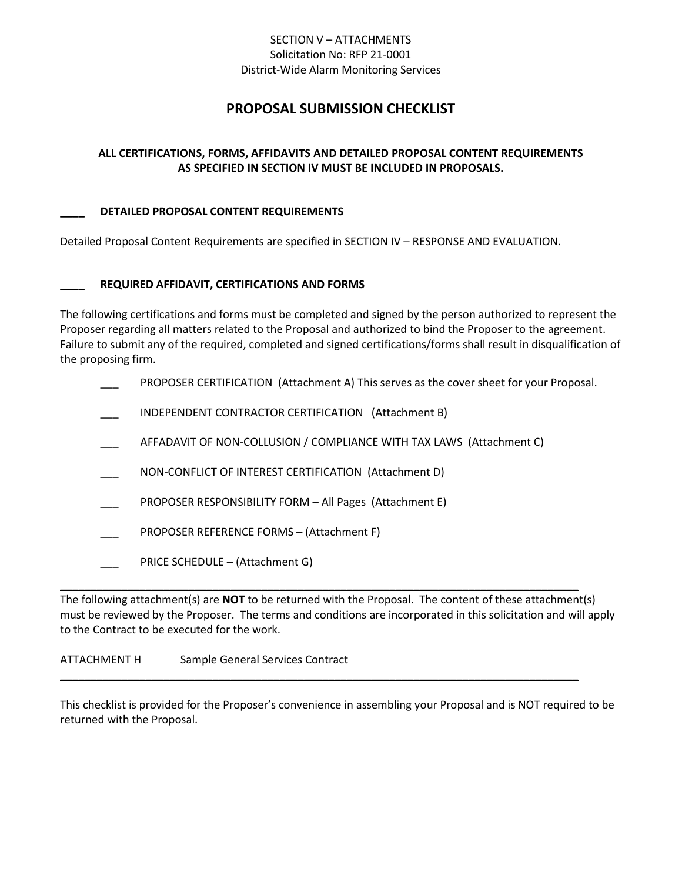SECTION V – ATTACHMENTS
Solicitation No: RFP 21-0001
District-Wide Alarm Monitoring Services

# PROPOSAL SUBMISSION CHECKLIST

**ALL CERTIFICATIONS, FORMS, AFFIDAVITS AND DETAILED PROPOSAL CONTENT REQUIREMENTS AS SPECIFIED IN SECTION IV MUST BE INCLUDED IN PROPOSALS.**

**____ DETAILED PROPOSAL CONTENT REQUIREMENTS**

Detailed Proposal Content Requirements are specified in SECTION IV – RESPONSE AND EVALUATION.

**____ REQUIRED AFFIDAVIT, CERTIFICATIONS AND FORMS**

The following certifications and forms must be completed and signed by the person authorized to represent the Proposer regarding all matters related to the Proposal and authorized to bind the Proposer to the agreement. Failure to submit any of the required, completed and signed certifications/forms shall result in disqualification of the proposing firm.

- ___ PROPOSER CERTIFICATION (Attachment A) This serves as the cover sheet for your Proposal.
- ___ INDEPENDENT CONTRACTOR CERTIFICATION (Attachment B)
- ___ AFFADAVIT OF NON-COLLUSION / COMPLIANCE WITH TAX LAWS (Attachment C)
- ___ NON-CONFLICT OF INTEREST CERTIFICATION (Attachment D)
- ___ PROPOSER RESPONSIBILITY FORM – All Pages (Attachment E)
- ___ PROPOSER REFERENCE FORMS – (Attachment F)
- ___ PRICE SCHEDULE – (Attachment G)

---

The following attachment(s) are **NOT** to be returned with the Proposal. The content of these attachment(s) must be reviewed by the Proposer. The terms and conditions are incorporated in this solicitation and will apply to the Contract to be executed for the work.

ATTACHMENT H Sample General Services Contract

---

This checklist is provided for the Proposer's convenience in assembling your Proposal and is NOT required to be returned with the Proposal.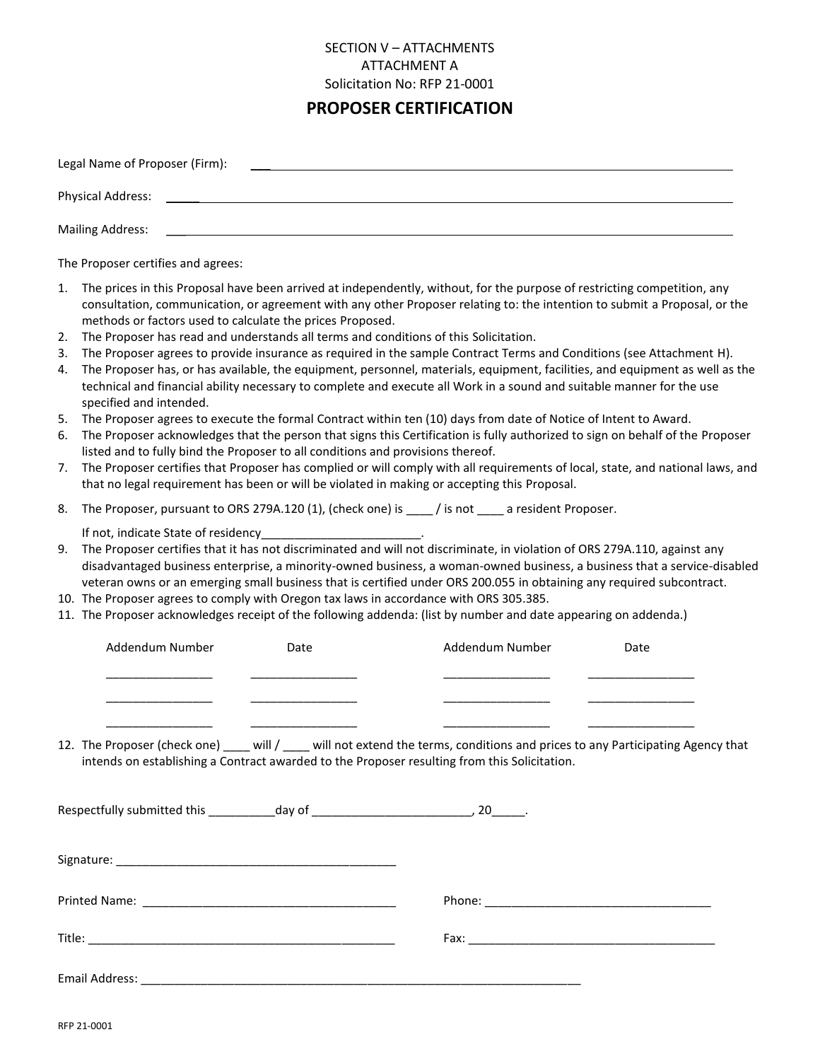SECTION V – ATTACHMENTS
ATTACHMENT A
Solicitation No: RFP 21-0001

# PROPOSER CERTIFICATION

Legal Name of Proposer (Firm): ___________________________________________

Physical Address: ___________________________________________

Mailing Address: ___________________________________________

The Proposer certifies and agrees:

1. The prices in this Proposal have been arrived at independently, without, for the purpose of restricting competition, any consultation, communication, or agreement with any other Proposer relating to: the intention to submit a Proposal, or the methods or factors used to calculate the prices Proposed.
2. The Proposer has read and understands all terms and conditions of this Solicitation.
3. The Proposer agrees to provide insurance as required in the sample Contract Terms and Conditions (see Attachment H).
4. The Proposer has, or has available, the equipment, personnel, materials, equipment, facilities, and equipment as well as the technical and financial ability necessary to complete and execute all Work in a sound and suitable manner for the use specified and intended.
5. The Proposer agrees to execute the formal Contract within ten (10) days from date of Notice of Intent to Award.
6. The Proposer acknowledges that the person that signs this Certification is fully authorized to sign on behalf of the Proposer listed and to fully bind the Proposer to all conditions and provisions thereof.
7. The Proposer certifies that Proposer has complied or will comply with all requirements of local, state, and national laws, and that no legal requirement has been or will be violated in making or accepting this Proposal.
8. The Proposer, pursuant to ORS 279A.120 (1), (check one) is ____ / is not ____ a resident Proposer.

   If not, indicate State of residency________________________.
9. The Proposer certifies that it has not discriminated and will not discriminate, in violation of ORS 279A.110, against any disadvantaged business enterprise, a minority-owned business, a woman-owned business, a business that a service-disabled veteran owns or an emerging small business that is certified under ORS 200.055 in obtaining any required subcontract.
10. The Proposer agrees to comply with Oregon tax laws in accordance with ORS 305.385.
11. The Proposer acknowledges receipt of the following addenda: (list by number and date appearing on addenda.)

| Addendum Number | Date | Addendum Number | Date |
|---|---|---|---|
| ________________ | ________________ | ________________ | ________________ |
| ________________ | ________________ | ________________ | ________________ |
| ________________ | ________________ | ________________ | ________________ |

12. The Proposer (check one) ____ will / ____ will not extend the terms, conditions and prices to any Participating Agency that intends on establishing a Contract awarded to the Proposer resulting from this Solicitation.

Respectfully submitted this __________day of ________________________, 20_____.

Signature: ___________________________________________

Printed Name: ________________________________________ Phone: ___________________________________

Title: _______________________________________________ Fax: ______________________________________

Email Address: ______________________________________________________________________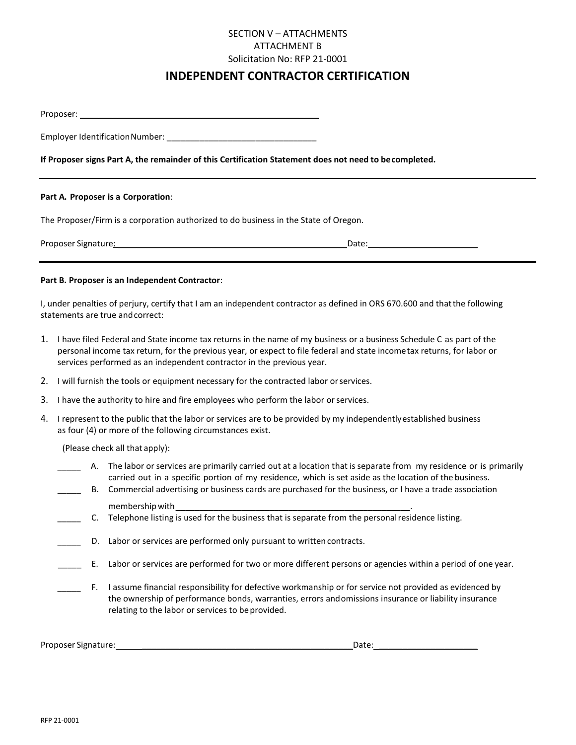SECTION V – ATTACHMENTS
ATTACHMENT B
Solicitation No: RFP 21-0001

# INDEPENDENT CONTRACTOR CERTIFICATION

Proposer: ____________________________________________________

Employer Identification Number: _________________________________

**If Proposer signs Part A, the remainder of this Certification Statement does not need to be completed.**

---

**Part A. Proposer is a Corporation**:

The Proposer/Firm is a corporation authorized to do business in the State of Oregon.

Proposer Signature: ____________________________________________________ Date: ______________________

---

**Part B. Proposer is an Independent Contractor**:

I, under penalties of perjury, certify that I am an independent contractor as defined in ORS 670.600 and that the following statements are true and correct:

1. I have filed Federal and State income tax returns in the name of my business or a business Schedule C as part of the personal income tax return, for the previous year, or expect to file federal and state income tax returns, for labor or services performed as an independent contractor in the previous year.
2. I will furnish the tools or equipment necessary for the contracted labor or services.
3. I have the authority to hire and fire employees who perform the labor or services.
4. I represent to the public that the labor or services are to be provided by my independently established business as four (4) or more of the following circumstances exist.

   (Please check all that apply):

   _____ A. The labor or services are primarily carried out at a location that is separate from my residence or is primarily carried out in a specific portion of my residence, which is set aside as the location of the business.

   _____ B. Commercial advertising or business cards are purchased for the business, or I have a trade association membership with ____________________________________________________.

   _____ C. Telephone listing is used for the business that is separate from the personal residence listing.

   _____ D. Labor or services are performed only pursuant to written contracts.

   _____ E. Labor or services are performed for two or more different persons or agencies within a period of one year.

   _____ F. I assume financial responsibility for defective workmanship or for service not provided as evidenced by the ownership of performance bonds, warranties, errors and omissions insurance or liability insurance relating to the labor or services to be provided.

Proposer Signature: ____________________________________________________ Date: ______________________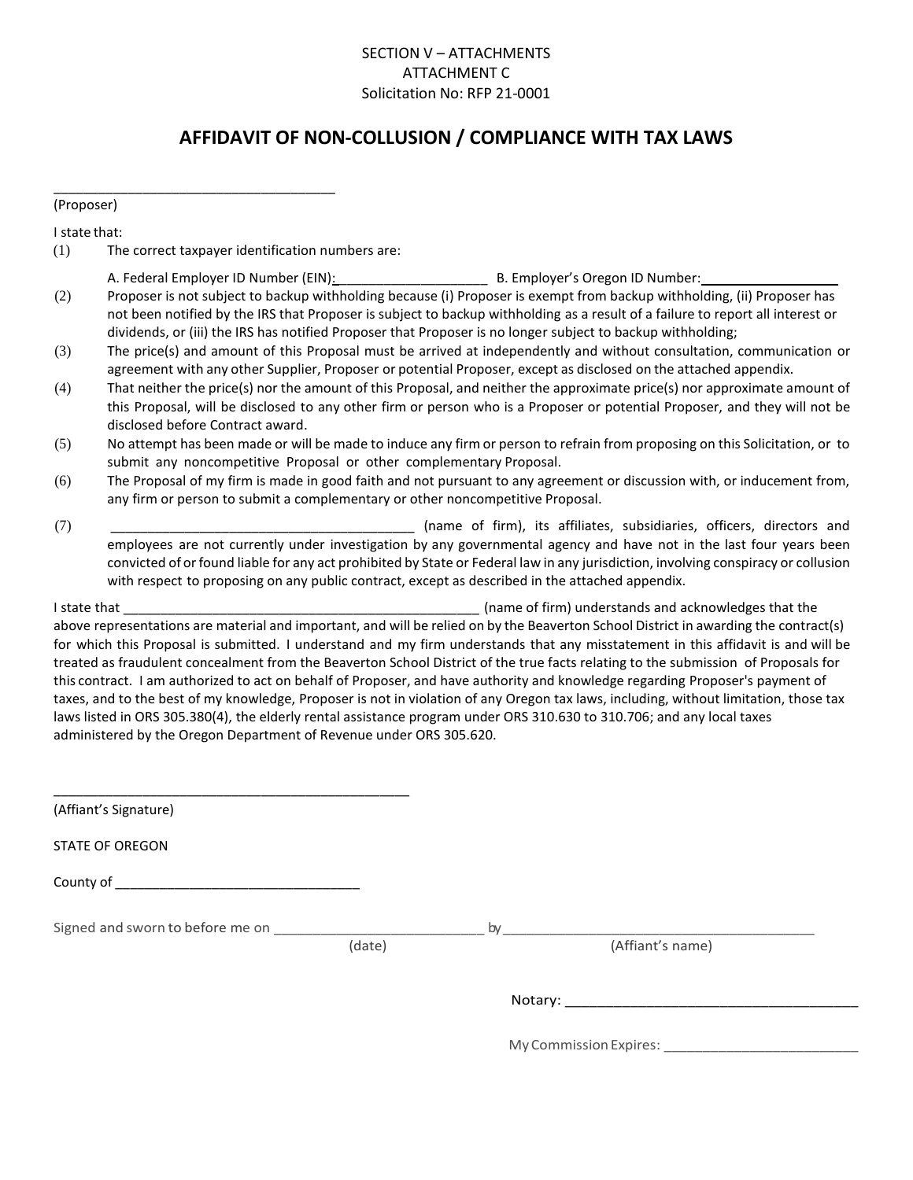SECTION V – ATTACHMENTS
ATTACHMENT C
Solicitation No: RFP 21-0001

## AFFIDAVIT OF NON-COLLUSION / COMPLIANCE WITH TAX LAWS

_____________________________________
(Proposer)

I state that:

(1) The correct taxpayer identification numbers are:

A. Federal Employer ID Number (EIN):____________________ B. Employer's Oregon ID Number:__________________

(2) Proposer is not subject to backup withholding because (i) Proposer is exempt from backup withholding, (ii) Proposer has not been notified by the IRS that Proposer is subject to backup withholding as a result of a failure to report all interest or dividends, or (iii) the IRS has notified Proposer that Proposer is no longer subject to backup withholding;

(3) The price(s) and amount of this Proposal must be arrived at independently and without consultation, communication or agreement with any other Supplier, Proposer or potential Proposer, except as disclosed on the attached appendix.

(4) That neither the price(s) nor the amount of this Proposal, and neither the approximate price(s) nor approximate amount of this Proposal, will be disclosed to any other firm or person who is a Proposer or potential Proposer, and they will not be disclosed before Contract award.

(5) No attempt has been made or will be made to induce any firm or person to refrain from proposing on this Solicitation, or to submit any noncompetitive Proposal or other complementary Proposal.

(6) The Proposal of my firm is made in good faith and not pursuant to any agreement or discussion with, or inducement from, any firm or person to submit a complementary or other noncompetitive Proposal.

(7) ________________________________________ (name of firm), its affiliates, subsidiaries, officers, directors and employees are not currently under investigation by any governmental agency and have not in the last four years been convicted of or found liable for any act prohibited by State or Federal law in any jurisdiction, involving conspiracy or collusion with respect to proposing on any public contract, except as described in the attached appendix.

I state that ________________________________________________ (name of firm) understands and acknowledges that the above representations are material and important, and will be relied on by the Beaverton School District in awarding the contract(s) for which this Proposal is submitted. I understand and my firm understands that any misstatement in this affidavit is and will be treated as fraudulent concealment from the Beaverton School District of the true facts relating to the submission of Proposals for this contract. I am authorized to act on behalf of Proposer, and have authority and knowledge regarding Proposer's payment of taxes, and to the best of my knowledge, Proposer is not in violation of any Oregon tax laws, including, without limitation, those tax laws listed in ORS 305.380(4), the elderly rental assistance program under ORS 310.630 to 310.706; and any local taxes administered by the Oregon Department of Revenue under ORS 305.620.

_______________________________________________
(Affiant's Signature)

STATE OF OREGON

County of ________________________________

Signed and sworn to before me on ___________________________ by ________________________________________
(date) (Affiant's name)

Notary: ______________________________________

My Commission Expires: _________________________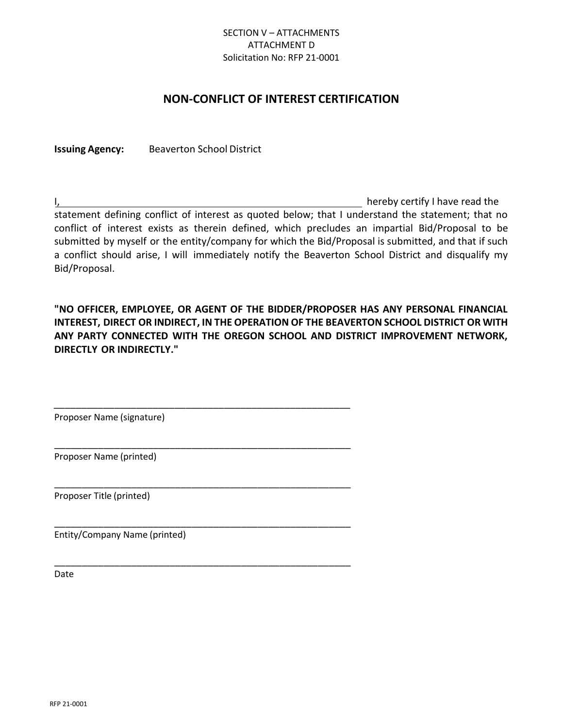SECTION V – ATTACHMENTS
ATTACHMENT D
Solicitation No: RFP 21-0001

## NON-CONFLICT OF INTEREST CERTIFICATION

**Issuing Agency:** Beaverton School District

I, ____________________________________________ hereby certify I have read the statement defining conflict of interest as quoted below; that I understand the statement; that no conflict of interest exists as therein defined, which precludes an impartial Bid/Proposal to be submitted by myself or the entity/company for which the Bid/Proposal is submitted, and that if such a conflict should arise, I will immediately notify the Beaverton School District and disqualify my Bid/Proposal.

**"NO OFFICER, EMPLOYEE, OR AGENT OF THE BIDDER/PROPOSER HAS ANY PERSONAL FINANCIAL INTEREST, DIRECT OR INDIRECT, IN THE OPERATION OF THE BEAVERTON SCHOOL DISTRICT OR WITH ANY PARTY CONNECTED WITH THE OREGON SCHOOL AND DISTRICT IMPROVEMENT NETWORK, DIRECTLY OR INDIRECTLY."**

____________________________________________
Proposer Name (signature)

____________________________________________
Proposer Name (printed)

____________________________________________
Proposer Title (printed)

____________________________________________
Entity/Company Name (printed)

____________________________________________
Date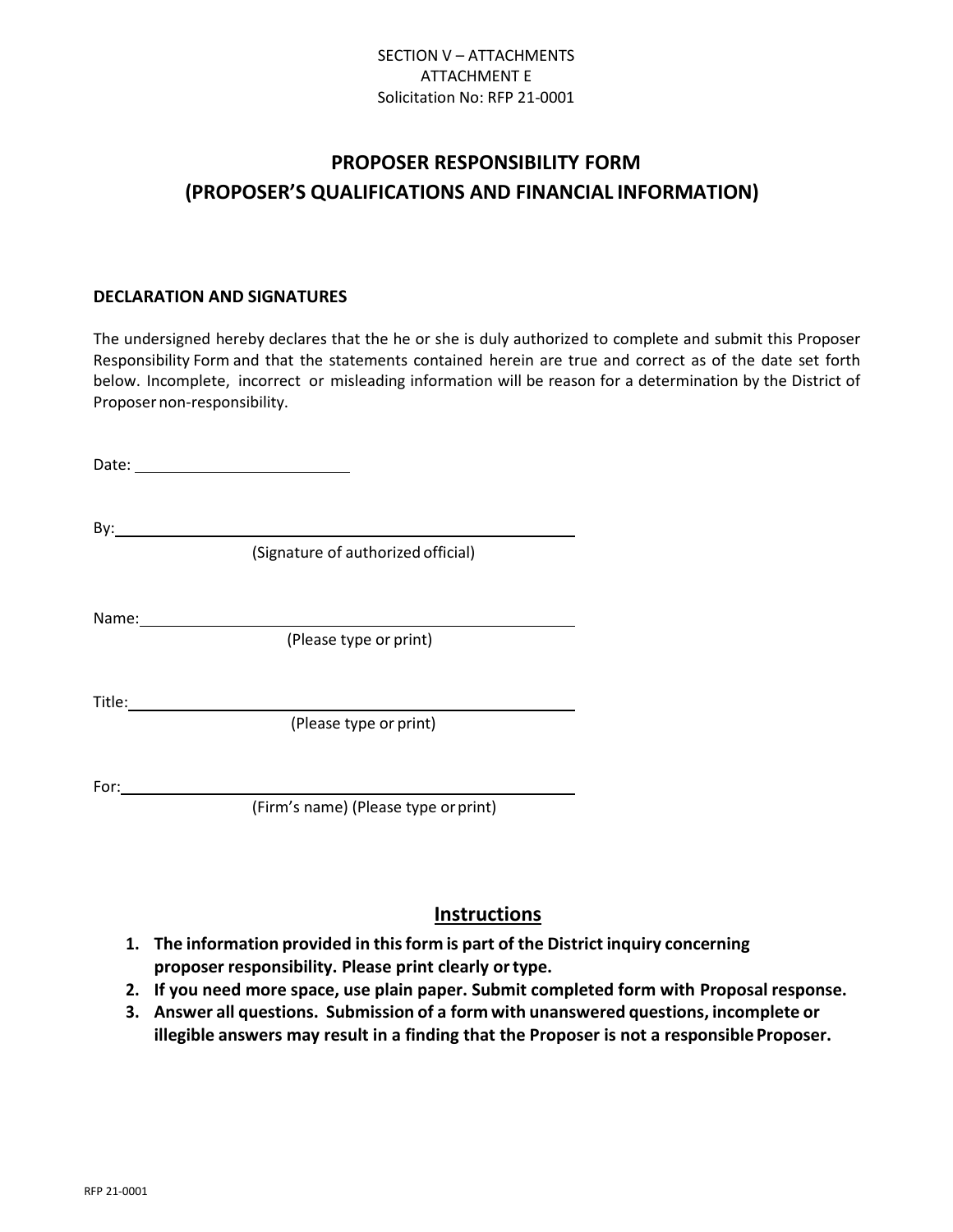SECTION V – ATTACHMENTS
ATTACHMENT E
Solicitation No: RFP 21-0001

# PROPOSER RESPONSIBILITY FORM
# (PROPOSER'S QUALIFICATIONS AND FINANCIAL INFORMATION)

**DECLARATION AND SIGNATURES**

The undersigned hereby declares that the he or she is duly authorized to complete and submit this Proposer Responsibility Form and that the statements contained herein are true and correct as of the date set forth below. Incomplete, incorrect or misleading information will be reason for a determination by the District of Proposer non-responsibility.

Date: ________________________

By: ______________________________________________
(Signature of authorized official)

Name: ______________________________________________
(Please type or print)

Title: ______________________________________________
(Please type or print)

For: ______________________________________________
(Firm's name) (Please type or print)

## Instructions

1. **The information provided in this form is part of the District inquiry concerning proposer responsibility. Please print clearly or type.**
2. **If you need more space, use plain paper. Submit completed form with Proposal response.**
3. **Answer all questions. Submission of a form with unanswered questions, incomplete or illegible answers may result in a finding that the Proposer is not a responsible Proposer.**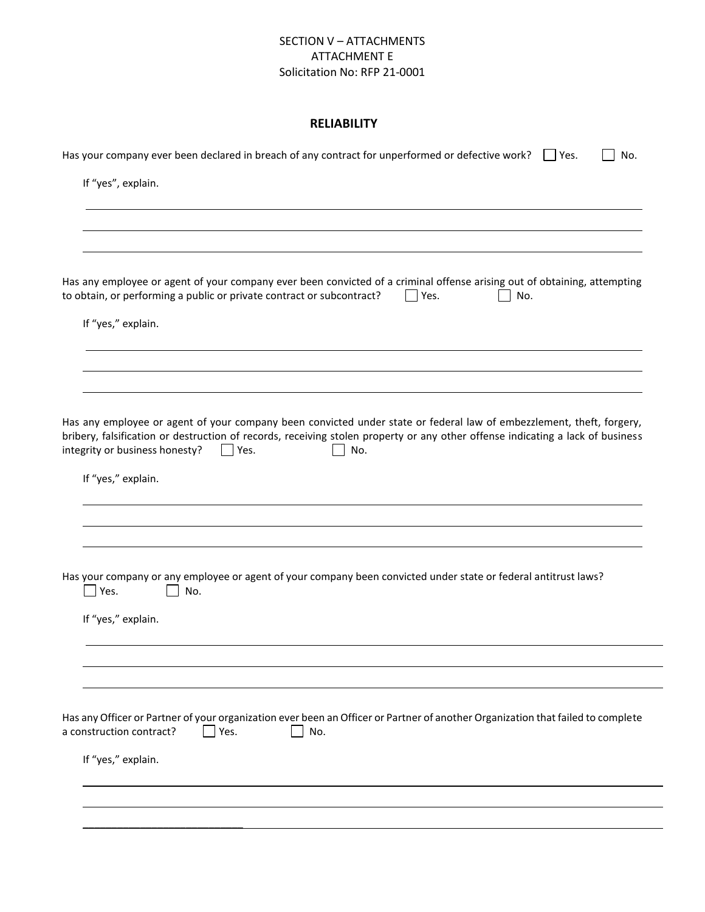SECTION V – ATTACHMENTS
ATTACHMENT E
Solicitation No: RFP 21-0001

## RELIABILITY

Has your company ever been declared in breach of any contract for unperformed or defective work? ☐ Yes. ☐ No.

If "yes", explain.

______________________________________________________________________________

______________________________________________________________________________

______________________________________________________________________________

Has any employee or agent of your company ever been convicted of a criminal offense arising out of obtaining, attempting to obtain, or performing a public or private contract or subcontract? ☐ Yes. ☐ No.

If "yes," explain.

______________________________________________________________________________

______________________________________________________________________________

______________________________________________________________________________

Has any employee or agent of your company been convicted under state or federal law of embezzlement, theft, forgery, bribery, falsification or destruction of records, receiving stolen property or any other offense indicating a lack of business integrity or business honesty? ☐ Yes. ☐ No.

If "yes," explain.

______________________________________________________________________________

______________________________________________________________________________

______________________________________________________________________________

Has your company or any employee or agent of your company been convicted under state or federal antitrust laws?
☐ Yes. ☐ No.

If "yes," explain.

______________________________________________________________________________

______________________________________________________________________________

______________________________________________________________________________

Has any Officer or Partner of your organization ever been an Officer or Partner of another Organization that failed to complete a construction contract? ☐ Yes. ☐ No.

If "yes," explain.

______________________________________________________________________________

______________________________________________________________________________

______________________________________________________________________________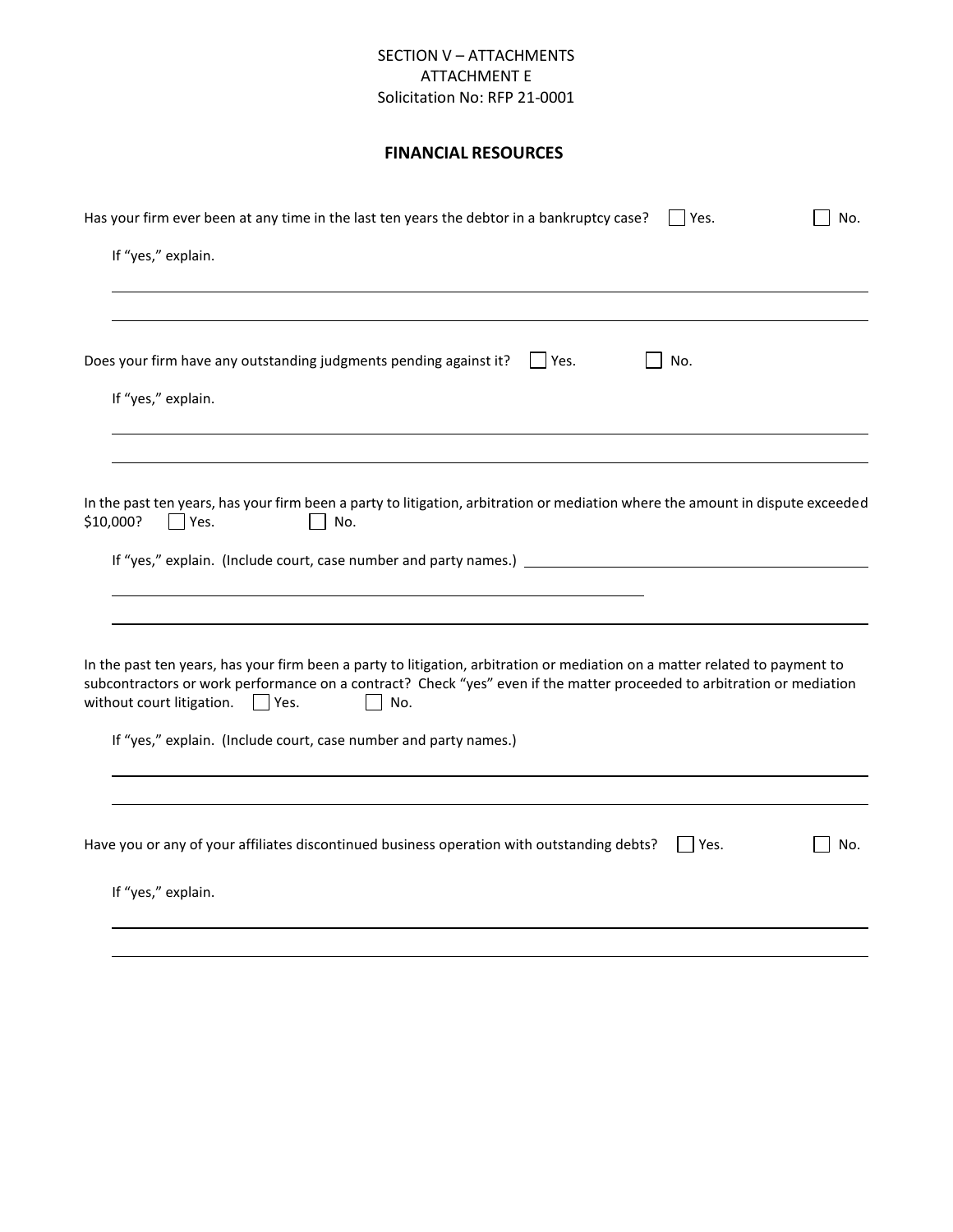SECTION V – ATTACHMENTS
ATTACHMENT E
Solicitation No: RFP 21-0001

## FINANCIAL RESOURCES

Has your firm ever been at any time in the last ten years the debtor in a bankruptcy case? ☐ Yes. ☐ No.

If "yes," explain.

_______________________________________________

_______________________________________________

Does your firm have any outstanding judgments pending against it? ☐ Yes. ☐ No.

If "yes," explain.

_______________________________________________

_______________________________________________

In the past ten years, has your firm been a party to litigation, arbitration or mediation where the amount in dispute exceeded $10,000? ☐ Yes. ☐ No.

If "yes," explain. (Include court, case number and party names.) _______________________________________________

_______________________________________________

_______________________________________________

In the past ten years, has your firm been a party to litigation, arbitration or mediation on a matter related to payment to subcontractors or work performance on a contract? Check "yes" even if the matter proceeded to arbitration or mediation without court litigation. ☐ Yes. ☐ No.

If "yes," explain. (Include court, case number and party names.)

_______________________________________________

_______________________________________________

Have you or any of your affiliates discontinued business operation with outstanding debts? ☐ Yes. ☐ No.

If "yes," explain.

_______________________________________________

_______________________________________________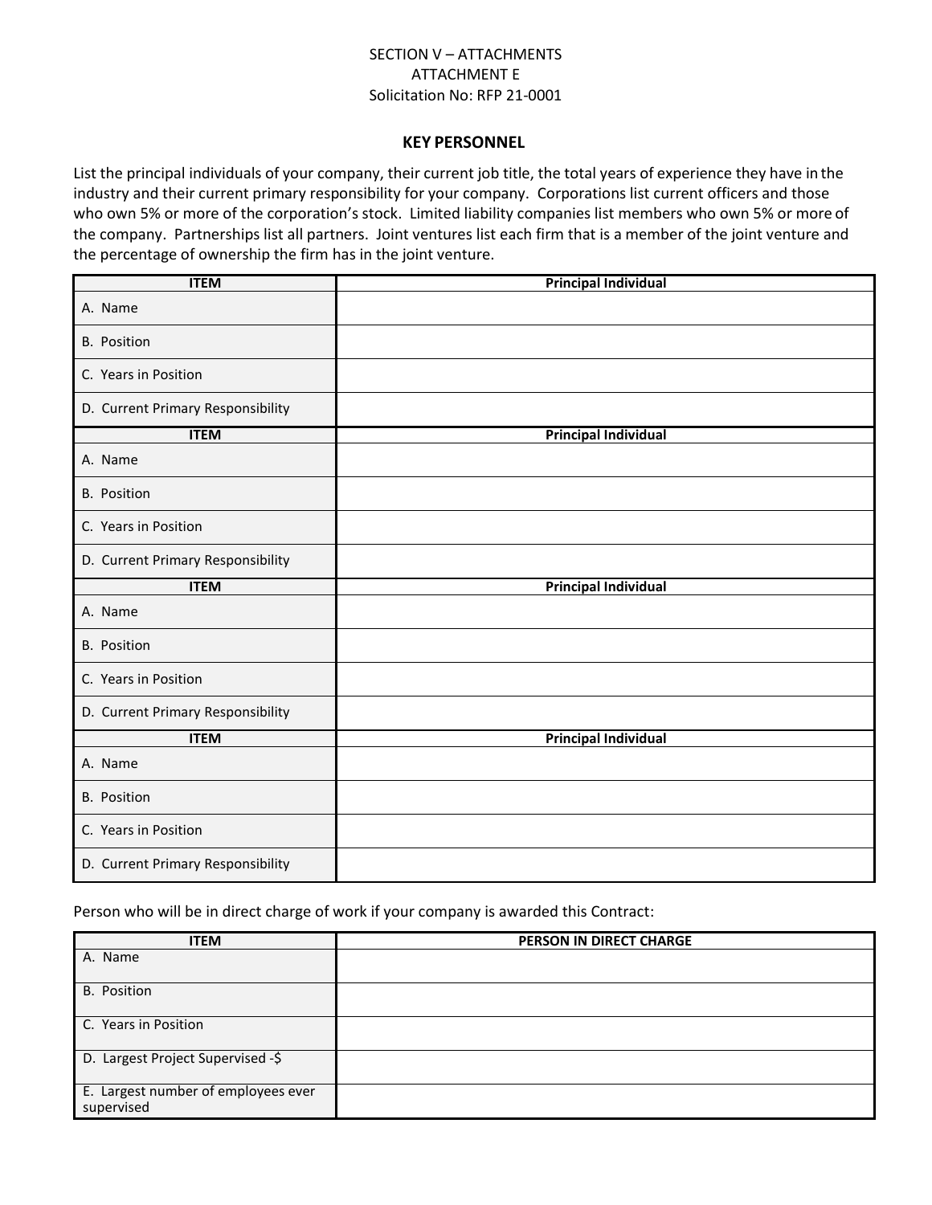SECTION V – ATTACHMENTS
ATTACHMENT E
Solicitation No: RFP 21-0001

## KEY PERSONNEL

List the principal individuals of your company, their current job title, the total years of experience they have in the industry and their current primary responsibility for your company. Corporations list current officers and those who own 5% or more of the corporation's stock. Limited liability companies list members who own 5% or more of the company. Partnerships list all partners. Joint ventures list each firm that is a member of the joint venture and the percentage of ownership the firm has in the joint venture.

| ITEM | Principal Individual |
|---|---|
| A. Name | |
| B. Position | |
| C. Years in Position | |
| D. Current Primary Responsibility | |

| ITEM | Principal Individual |
|---|---|
| A. Name | |
| B. Position | |
| C. Years in Position | |
| D. Current Primary Responsibility | |

| ITEM | Principal Individual |
|---|---|
| A. Name | |
| B. Position | |
| C. Years in Position | |
| D. Current Primary Responsibility | |

| ITEM | Principal Individual |
|---|---|
| A. Name | |
| B. Position | |
| C. Years in Position | |
| D. Current Primary Responsibility | |

Person who will be in direct charge of work if your company is awarded this Contract:

| ITEM | PERSON IN DIRECT CHARGE |
|---|---|
| A. Name | |
| B. Position | |
| C. Years in Position | |
| D. Largest Project Supervised -$ | |
| E. Largest number of employees ever supervised | |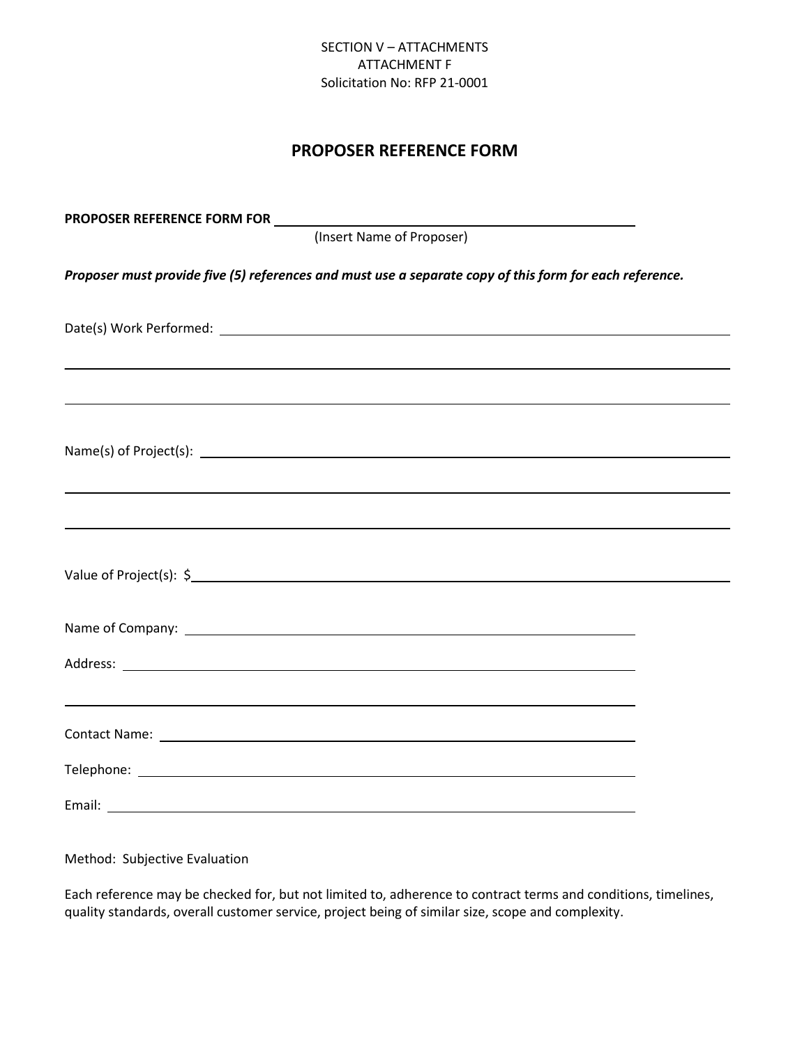SECTION V – ATTACHMENTS
ATTACHMENT F
Solicitation No: RFP 21-0001

## PROPOSER REFERENCE FORM

**PROPOSER REFERENCE FORM FOR** ______________________________________________
(Insert Name of Proposer)

***Proposer must provide five (5) references and must use a separate copy of this form for each reference.***

Date(s) Work Performed: ____________________________________________________________

__________________________________________________________________________________

__________________________________________________________________________________

Name(s) of Project(s): _____________________________________________________________

__________________________________________________________________________________

__________________________________________________________________________________

Value of Project(s): $_______________________________________________________________

Name of Company: ___________________________________________________

Address: ___________________________________________________________

__________________________________________________________________

Contact Name: ______________________________________________________

Telephone: _________________________________________________________

Email: _____________________________________________________________

Method: Subjective Evaluation

Each reference may be checked for, but not limited to, adherence to contract terms and conditions, timelines, quality standards, overall customer service, project being of similar size, scope and complexity.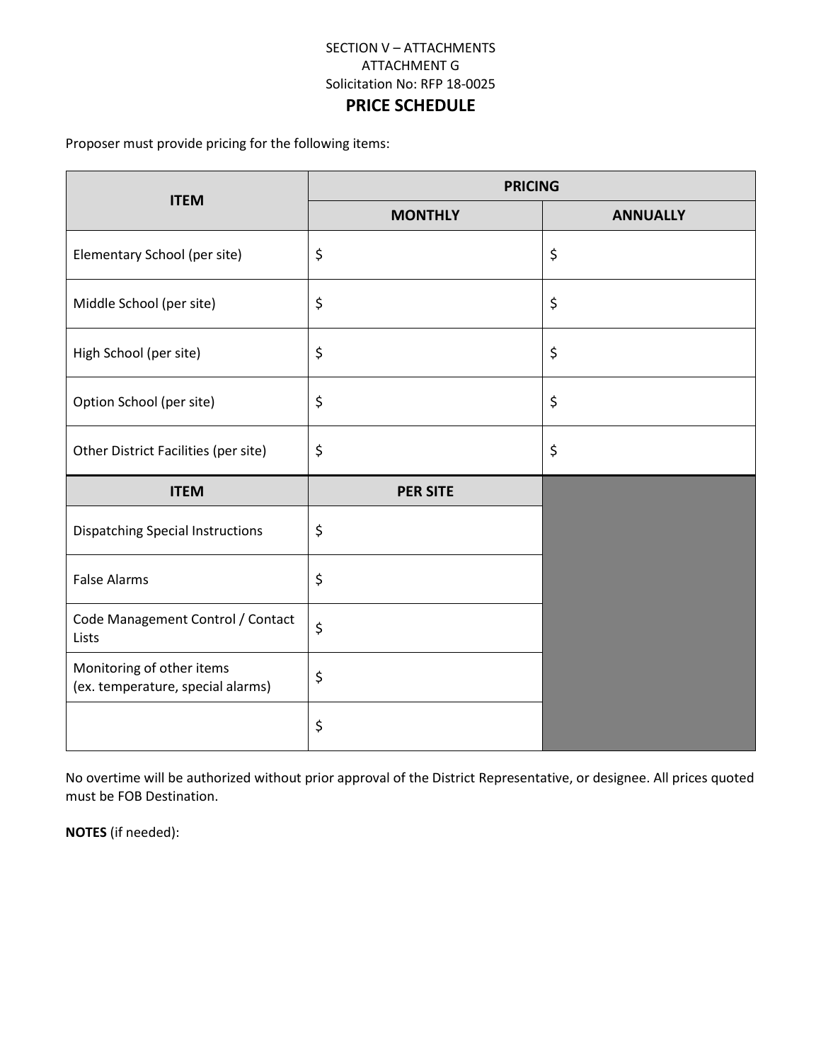SECTION V – ATTACHMENTS
ATTACHMENT G
Solicitation No: RFP 18-0025

## PRICE SCHEDULE

Proposer must provide pricing for the following items:

| ITEM | PRICING | |
|---|---|---|
| | MONTHLY | ANNUALLY |
| Elementary School (per site) | $ | $ |
| Middle School (per site) | $ | $ |
| High School (per site) | $ | $ |
| Option School (per site) | $ | $ |
| Other District Facilities (per site) | $ | $ |

| ITEM | PER SITE |
|---|---|
| Dispatching Special Instructions | $ |
| False Alarms | $ |
| Code Management Control / Contact Lists | $ |
| Monitoring of other items (ex. temperature, special alarms) | $ |
| | $ |

No overtime will be authorized without prior approval of the District Representative, or designee. All prices quoted must be FOB Destination.

**NOTES** (if needed):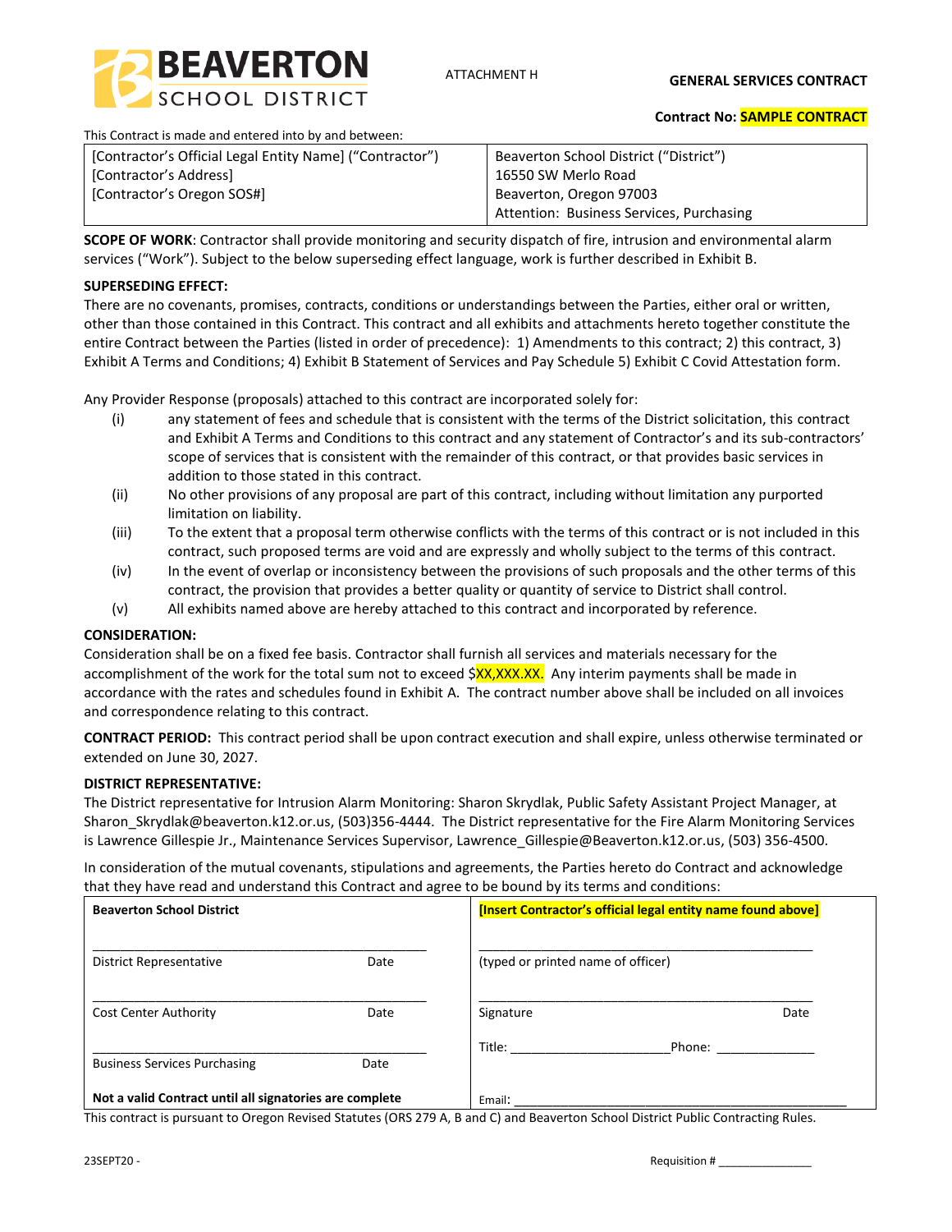BEAVERTON SCHOOL DISTRICT

ATTACHMENT H

**GENERAL SERVICES CONTRACT**

**Contract No: SAMPLE CONTRACT**

This Contract is made and entered into by and between:

| | |
|---|---|
| [Contractor's Official Legal Entity Name] ("Contractor")<br>[Contractor's Address]<br>[Contractor's Oregon SOS#] | Beaverton School District ("District")<br>16550 SW Merlo Road<br>Beaverton, Oregon 97003<br>Attention: Business Services, Purchasing |

**SCOPE OF WORK**: Contractor shall provide monitoring and security dispatch of fire, intrusion and environmental alarm services ("Work"). Subject to the below superseding effect language, work is further described in Exhibit B.

**SUPERSEDING EFFECT:**

There are no covenants, promises, contracts, conditions or understandings between the Parties, either oral or written, other than those contained in this Contract. This contract and all exhibits and attachments hereto together constitute the entire Contract between the Parties (listed in order of precedence): 1) Amendments to this contract; 2) this contract, 3) Exhibit A Terms and Conditions; 4) Exhibit B Statement of Services and Pay Schedule 5) Exhibit C Covid Attestation form.

Any Provider Response (proposals) attached to this contract are incorporated solely for:

(i) any statement of fees and schedule that is consistent with the terms of the District solicitation, this contract and Exhibit A Terms and Conditions to this contract and any statement of Contractor's and its sub-contractors' scope of services that is consistent with the remainder of this contract, or that provides basic services in addition to those stated in this contract.

(ii) No other provisions of any proposal are part of this contract, including without limitation any purported limitation on liability.

(iii) To the extent that a proposal term otherwise conflicts with the terms of this contract or is not included in this contract, such proposed terms are void and are expressly and wholly subject to the terms of this contract.

(iv) In the event of overlap or inconsistency between the provisions of such proposals and the other terms of this contract, the provision that provides a better quality or quantity of service to District shall control.

(v) All exhibits named above are hereby attached to this contract and incorporated by reference.

**CONSIDERATION:**

Consideration shall be on a fixed fee basis. Contractor shall furnish all services and materials necessary for the accomplishment of the work for the total sum not to exceed $XX,XXX.XX. Any interim payments shall be made in accordance with the rates and schedules found in Exhibit A. The contract number above shall be included on all invoices and correspondence relating to this contract.

**CONTRACT PERIOD:** This contract period shall be upon contract execution and shall expire, unless otherwise terminated or extended on June 30, 2027.

**DISTRICT REPRESENTATIVE:**

The District representative for Intrusion Alarm Monitoring: Sharon Skrydlak, Public Safety Assistant Project Manager, at Sharon_Skrydlak@beaverton.k12.or.us, (503)356-4444. The District representative for the Fire Alarm Monitoring Services is Lawrence Gillespie Jr., Maintenance Services Supervisor, Lawrence_Gillespie@Beaverton.k12.or.us, (503) 356-4500.

In consideration of the mutual covenants, stipulations and agreements, the Parties hereto do Contract and acknowledge that they have read and understand this Contract and agree to be bound by its terms and conditions:

| **Beaverton School District** | **[Insert Contractor's official legal entity name found above]** |
|---|---|
| _______________________________________<br>District Representative Date | _______________________________________<br>(typed or printed name of officer) |
| _______________________________________<br>Cost Center Authority Date | _______________________________________<br>Signature Date |
| _______________________________________<br>Business Services Purchasing Date | Title: ____________________ Phone: ______________ |
| **Not a valid Contract until all signatories are complete** | Email: _______________________________________ |

This contract is pursuant to Oregon Revised Statutes (ORS 279 A, B and C) and Beaverton School District Public Contracting Rules.

23SEPT20 -

Requisition # _______________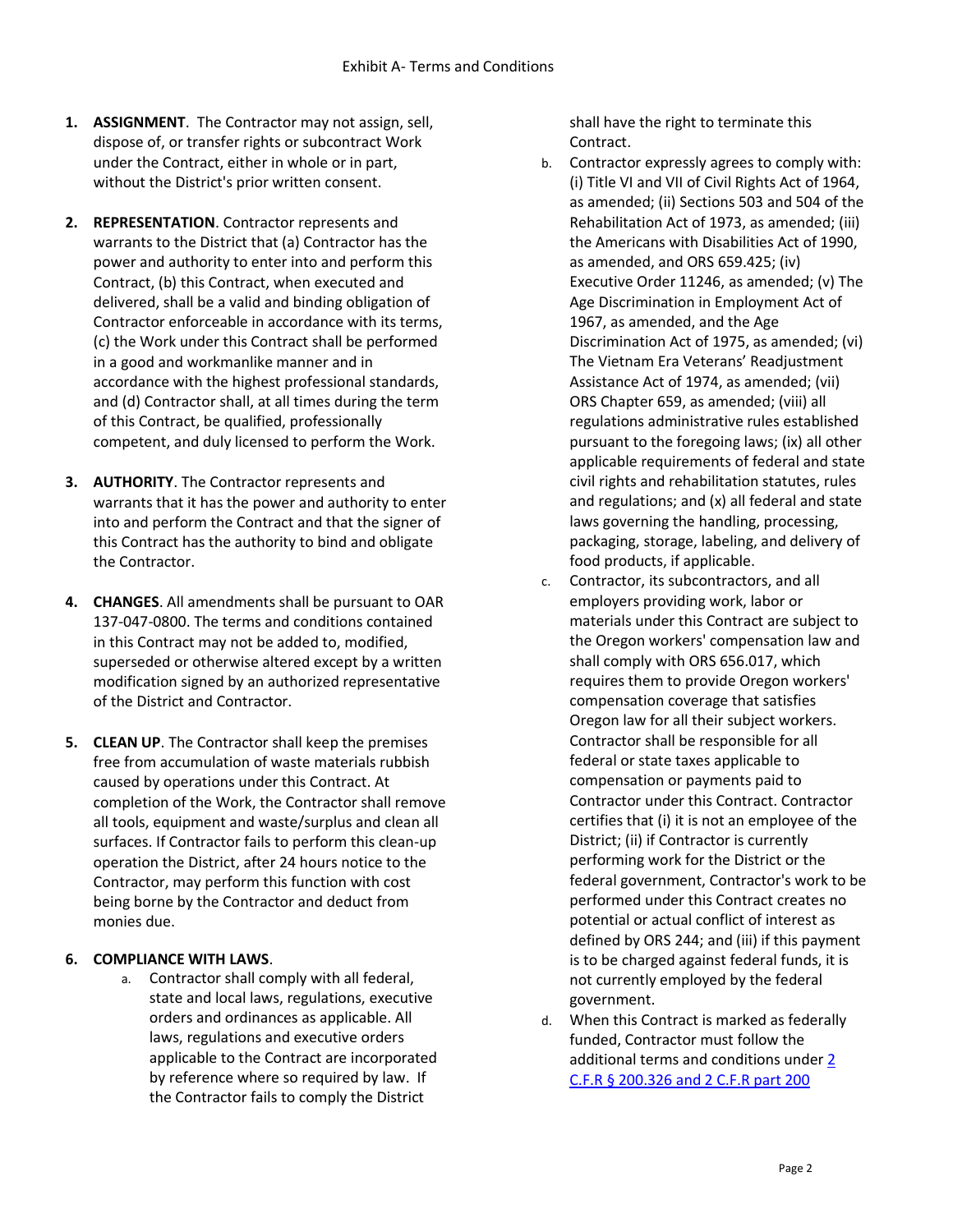# Exhibit A- Terms and Conditions

1. **ASSIGNMENT**. The Contractor may not assign, sell, dispose of, or transfer rights or subcontract Work under the Contract, either in whole or in part, without the District's prior written consent.

2. **REPRESENTATION**. Contractor represents and warrants to the District that (a) Contractor has the power and authority to enter into and perform this Contract, (b) this Contract, when executed and delivered, shall be a valid and binding obligation of Contractor enforceable in accordance with its terms, (c) the Work under this Contract shall be performed in a good and workmanlike manner and in accordance with the highest professional standards, and (d) Contractor shall, at all times during the term of this Contract, be qualified, professionally competent, and duly licensed to perform the Work.

3. **AUTHORITY**. The Contractor represents and warrants that it has the power and authority to enter into and perform the Contract and that the signer of this Contract has the authority to bind and obligate the Contractor.

4. **CHANGES**. All amendments shall be pursuant to OAR 137-047-0800. The terms and conditions contained in this Contract may not be added to, modified, superseded or otherwise altered except by a written modification signed by an authorized representative of the District and Contractor.

5. **CLEAN UP**. The Contractor shall keep the premises free from accumulation of waste materials rubbish caused by operations under this Contract. At completion of the Work, the Contractor shall remove all tools, equipment and waste/surplus and clean all surfaces. If Contractor fails to perform this clean-up operation the District, after 24 hours notice to the Contractor, may perform this function with cost being borne by the Contractor and deduct from monies due.

6. **COMPLIANCE WITH LAWS**.
   a. Contractor shall comply with all federal, state and local laws, regulations, executive orders and ordinances as applicable. All laws, regulations and executive orders applicable to the Contract are incorporated by reference where so required by law. If the Contractor fails to comply the District shall have the right to terminate this Contract.
   b. Contractor expressly agrees to comply with: (i) Title VI and VII of Civil Rights Act of 1964, as amended; (ii) Sections 503 and 504 of the Rehabilitation Act of 1973, as amended; (iii) the Americans with Disabilities Act of 1990, as amended, and ORS 659.425; (iv) Executive Order 11246, as amended; (v) The Age Discrimination in Employment Act of 1967, as amended, and the Age Discrimination Act of 1975, as amended; (vi) The Vietnam Era Veterans' Readjustment Assistance Act of 1974, as amended; (vii) ORS Chapter 659, as amended; (viii) all regulations administrative rules established pursuant to the foregoing laws; (ix) all other applicable requirements of federal and state civil rights and rehabilitation statutes, rules and regulations; and (x) all federal and state laws governing the handling, processing, packaging, storage, labeling, and delivery of food products, if applicable.
   c. Contractor, its subcontractors, and all employers providing work, labor or materials under this Contract are subject to the Oregon workers' compensation law and shall comply with ORS 656.017, which requires them to provide Oregon workers' compensation coverage that satisfies Oregon law for all their subject workers. Contractor shall be responsible for all federal or state taxes applicable to compensation or payments paid to Contractor under this Contract. Contractor certifies that (i) it is not an employee of the District; (ii) if Contractor is currently performing work for the District or the federal government, Contractor's work to be performed under this Contract creates no potential or actual conflict of interest as defined by ORS 244; and (iii) if this payment is to be charged against federal funds, it is not currently employed by the federal government.
   d. When this Contract is marked as federally funded, Contractor must follow the additional terms and conditions under 2 C.F.R § 200.326 and 2 C.F.R part 200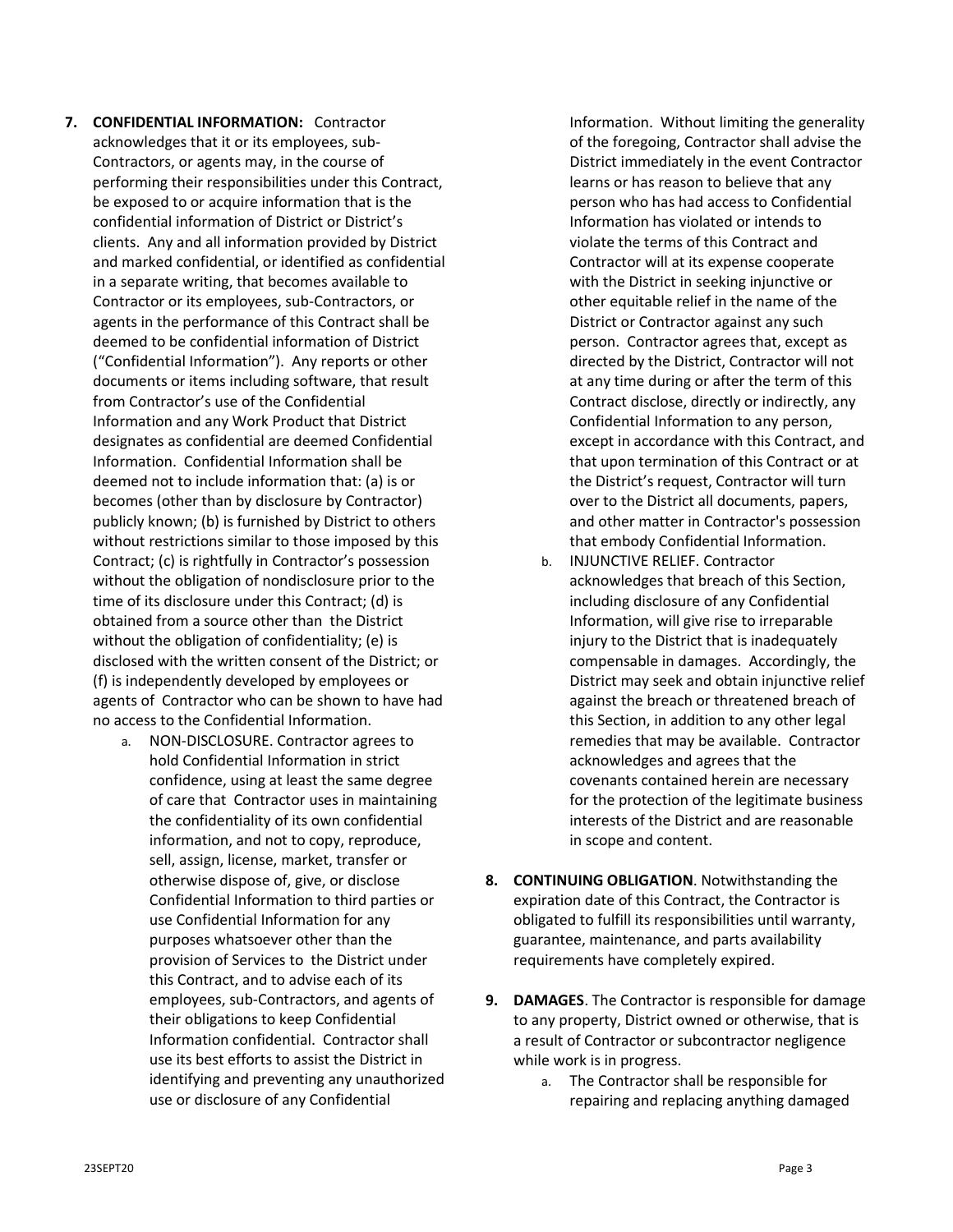7. **CONFIDENTIAL INFORMATION:** Contractor acknowledges that it or its employees, sub-Contractors, or agents may, in the course of performing their responsibilities under this Contract, be exposed to or acquire information that is the confidential information of District or District's clients. Any and all information provided by District and marked confidential, or identified as confidential in a separate writing, that becomes available to Contractor or its employees, sub-Contractors, or agents in the performance of this Contract shall be deemed to be confidential information of District ("Confidential Information"). Any reports or other documents or items including software, that result from Contractor's use of the Confidential Information and any Work Product that District designates as confidential are deemed Confidential Information. Confidential Information shall be deemed not to include information that: (a) is or becomes (other than by disclosure by Contractor) publicly known; (b) is furnished by District to others without restrictions similar to those imposed by this Contract; (c) is rightfully in Contractor's possession without the obligation of nondisclosure prior to the time of its disclosure under this Contract; (d) is obtained from a source other than the District without the obligation of confidentiality; (e) is disclosed with the written consent of the District; or (f) is independently developed by employees or agents of Contractor who can be shown to have had no access to the Confidential Information.
   a. NON-DISCLOSURE. Contractor agrees to hold Confidential Information in strict confidence, using at least the same degree of care that Contractor uses in maintaining the confidentiality of its own confidential information, and not to copy, reproduce, sell, assign, license, market, transfer or otherwise dispose of, give, or disclose Confidential Information to third parties or use Confidential Information for any purposes whatsoever other than the provision of Services to the District under this Contract, and to advise each of its employees, sub-Contractors, and agents of their obligations to keep Confidential Information confidential. Contractor shall use its best efforts to assist the District in identifying and preventing any unauthorized use or disclosure of any Confidential Information. Without limiting the generality of the foregoing, Contractor shall advise the District immediately in the event Contractor learns or has reason to believe that any person who has had access to Confidential Information has violated or intends to violate the terms of this Contract and Contractor will at its expense cooperate with the District in seeking injunctive or other equitable relief in the name of the District or Contractor against any such person. Contractor agrees that, except as directed by the District, Contractor will not at any time during or after the term of this Contract disclose, directly or indirectly, any Confidential Information to any person, except in accordance with this Contract, and that upon termination of this Contract or at the District's request, Contractor will turn over to the District all documents, papers, and other matter in Contractor's possession that embody Confidential Information.
   b. INJUNCTIVE RELIEF. Contractor acknowledges that breach of this Section, including disclosure of any Confidential Information, will give rise to irreparable injury to the District that is inadequately compensable in damages. Accordingly, the District may seek and obtain injunctive relief against the breach or threatened breach of this Section, in addition to any other legal remedies that may be available. Contractor acknowledges and agrees that the covenants contained herein are necessary for the protection of the legitimate business interests of the District and are reasonable in scope and content.

8. **CONTINUING OBLIGATION**. Notwithstanding the expiration date of this Contract, the Contractor is obligated to fulfill its responsibilities until warranty, guarantee, maintenance, and parts availability requirements have completely expired.

9. **DAMAGES**. The Contractor is responsible for damage to any property, District owned or otherwise, that is a result of Contractor or subcontractor negligence while work is in progress.
   a. The Contractor shall be responsible for repairing and replacing anything damaged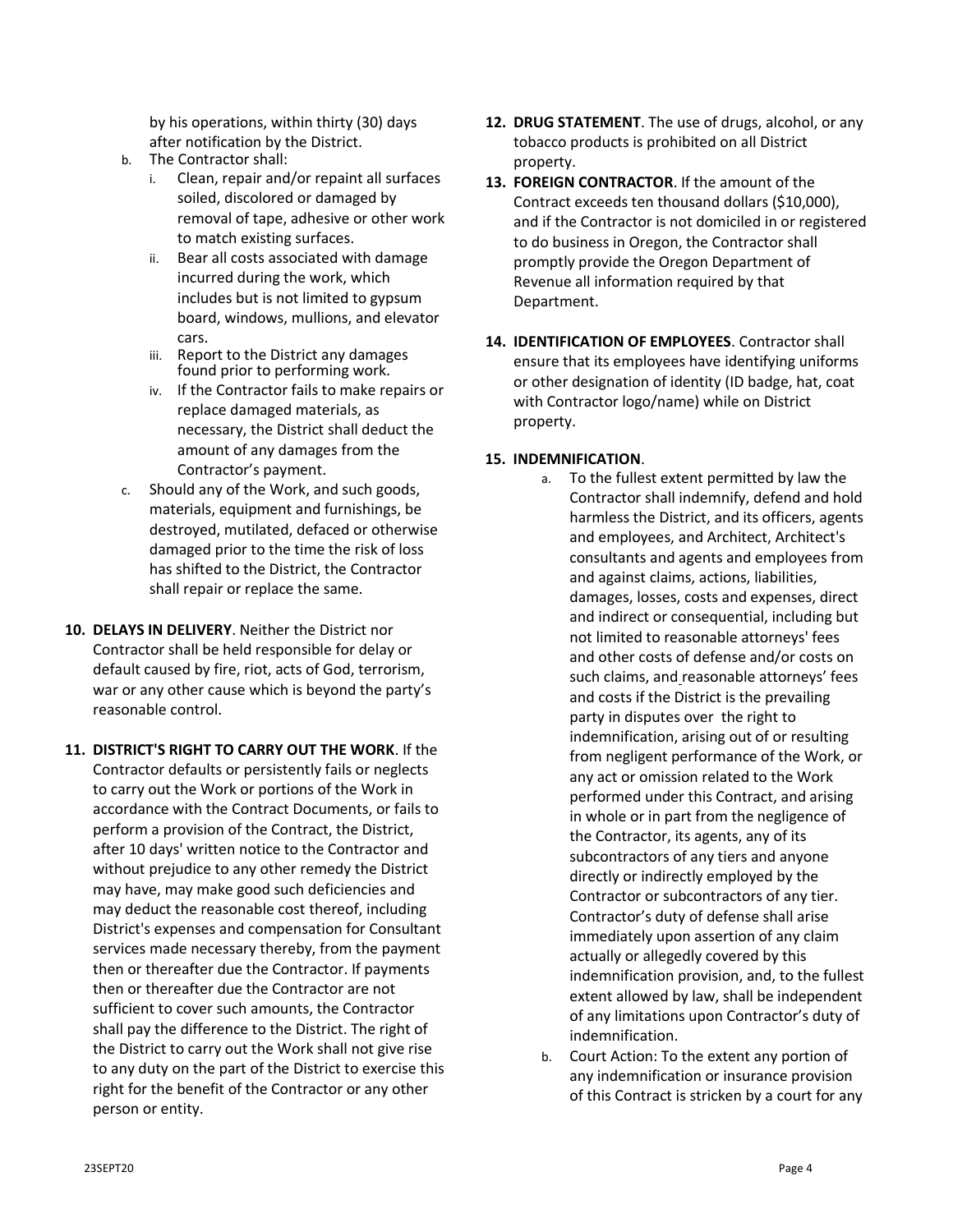by his operations, within thirty (30) days after notification by the District.

b. The Contractor shall:
   i. Clean, repair and/or repaint all surfaces soiled, discolored or damaged by removal of tape, adhesive or other work to match existing surfaces.
   ii. Bear all costs associated with damage incurred during the work, which includes but is not limited to gypsum board, windows, mullions, and elevator cars.
   iii. Report to the District any damages found prior to performing work.
   iv. If the Contractor fails to make repairs or replace damaged materials, as necessary, the District shall deduct the amount of any damages from the Contractor's payment.

c. Should any of the Work, and such goods, materials, equipment and furnishings, be destroyed, mutilated, defaced or otherwise damaged prior to the time the risk of loss has shifted to the District, the Contractor shall repair or replace the same.

**10. DELAYS IN DELIVERY**. Neither the District nor Contractor shall be held responsible for delay or default caused by fire, riot, acts of God, terrorism, war or any other cause which is beyond the party's reasonable control.

**11. DISTRICT'S RIGHT TO CARRY OUT THE WORK**. If the Contractor defaults or persistently fails or neglects to carry out the Work or portions of the Work in accordance with the Contract Documents, or fails to perform a provision of the Contract, the District, after 10 days' written notice to the Contractor and without prejudice to any other remedy the District may have, may make good such deficiencies and may deduct the reasonable cost thereof, including District's expenses and compensation for Consultant services made necessary thereby, from the payment then or thereafter due the Contractor. If payments then or thereafter due the Contractor are not sufficient to cover such amounts, the Contractor shall pay the difference to the District. The right of the District to carry out the Work shall not give rise to any duty on the part of the District to exercise this right for the benefit of the Contractor or any other person or entity.

**12. DRUG STATEMENT**. The use of drugs, alcohol, or any tobacco products is prohibited on all District property.

**13. FOREIGN CONTRACTOR**. If the amount of the Contract exceeds ten thousand dollars ($10,000), and if the Contractor is not domiciled in or registered to do business in Oregon, the Contractor shall promptly provide the Oregon Department of Revenue all information required by that Department.

**14. IDENTIFICATION OF EMPLOYEES**. Contractor shall ensure that its employees have identifying uniforms or other designation of identity (ID badge, hat, coat with Contractor logo/name) while on District property.

**15. INDEMNIFICATION**.

a. To the fullest extent permitted by law the Contractor shall indemnify, defend and hold harmless the District, and its officers, agents and employees, and Architect, Architect's consultants and agents and employees from and against claims, actions, liabilities, damages, losses, costs and expenses, direct and indirect or consequential, including but not limited to reasonable attorneys' fees and other costs of defense and/or costs on such claims, and reasonable attorneys' fees and costs if the District is the prevailing party in disputes over the right to indemnification, arising out of or resulting from negligent performance of the Work, or any act or omission related to the Work performed under this Contract, and arising in whole or in part from the negligence of the Contractor, its agents, any of its subcontractors of any tiers and anyone directly or indirectly employed by the Contractor or subcontractors of any tier. Contractor's duty of defense shall arise immediately upon assertion of any claim actually or allegedly covered by this indemnification provision, and, to the fullest extent allowed by law, shall be independent of any limitations upon Contractor's duty of indemnification.

b. Court Action: To the extent any portion of any indemnification or insurance provision of this Contract is stricken by a court for any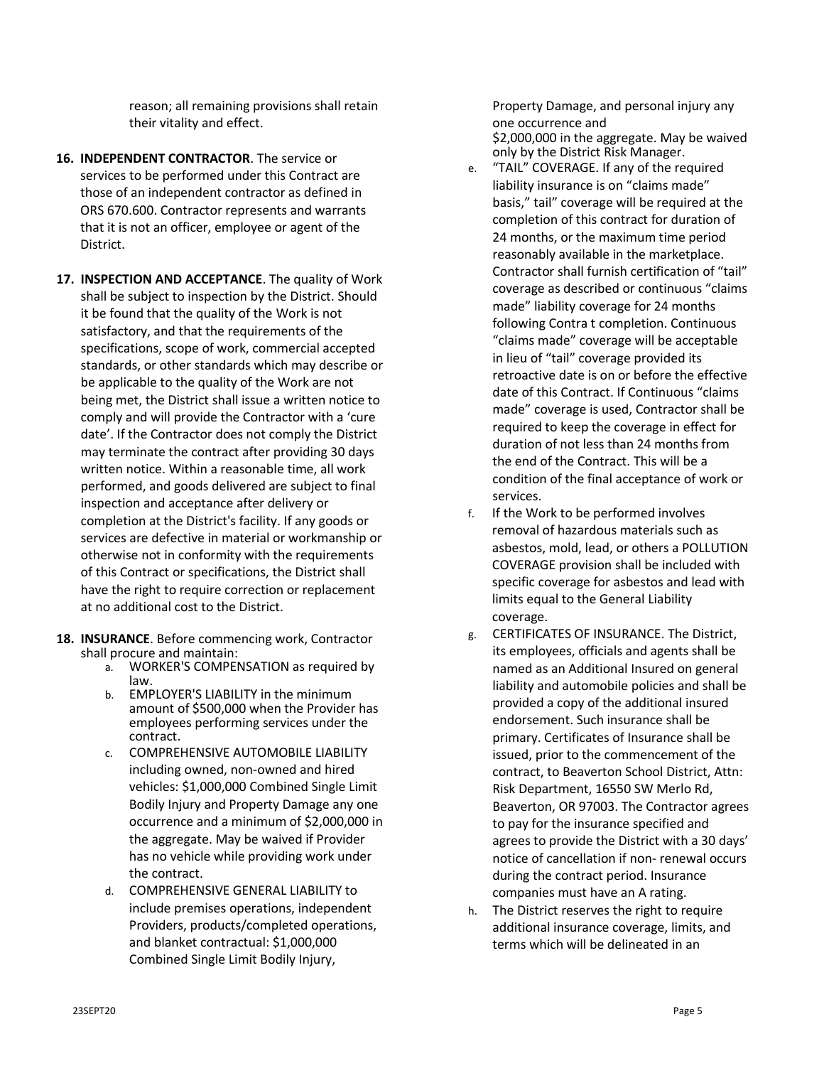reason; all remaining provisions shall retain their vitality and effect.

**16. INDEPENDENT CONTRACTOR**. The service or services to be performed under this Contract are those of an independent contractor as defined in ORS 670.600. Contractor represents and warrants that it is not an officer, employee or agent of the District.

**17. INSPECTION AND ACCEPTANCE**. The quality of Work shall be subject to inspection by the District. Should it be found that the quality of the Work is not satisfactory, and that the requirements of the specifications, scope of work, commercial accepted standards, or other standards which may describe or be applicable to the quality of the Work are not being met, the District shall issue a written notice to comply and will provide the Contractor with a 'cure date'. If the Contractor does not comply the District may terminate the contract after providing 30 days written notice. Within a reasonable time, all work performed, and goods delivered are subject to final inspection and acceptance after delivery or completion at the District's facility. If any goods or services are defective in material or workmanship or otherwise not in conformity with the requirements of this Contract or specifications, the District shall have the right to require correction or replacement at no additional cost to the District.

**18. INSURANCE**. Before commencing work, Contractor shall procure and maintain:

a. WORKER'S COMPENSATION as required by law.
b. EMPLOYER'S LIABILITY in the minimum amount of $500,000 when the Provider has employees performing services under the contract.
c. COMPREHENSIVE AUTOMOBILE LIABILITY including owned, non-owned and hired vehicles: $1,000,000 Combined Single Limit Bodily Injury and Property Damage any one occurrence and a minimum of $2,000,000 in the aggregate. May be waived if Provider has no vehicle while providing work under the contract.
d. COMPREHENSIVE GENERAL LIABILITY to include premises operations, independent Providers, products/completed operations, and blanket contractual: $1,000,000 Combined Single Limit Bodily Injury, Property Damage, and personal injury any one occurrence and $2,000,000 in the aggregate. May be waived only by the District Risk Manager.
e. "TAIL" COVERAGE. If any of the required liability insurance is on "claims made" basis," tail" coverage will be required at the completion of this contract for duration of 24 months, or the maximum time period reasonably available in the marketplace. Contractor shall furnish certification of "tail" coverage as described or continuous "claims made" liability coverage for 24 months following Contra t completion. Continuous "claims made" coverage will be acceptable in lieu of "tail" coverage provided its retroactive date is on or before the effective date of this Contract. If Continuous "claims made" coverage is used, Contractor shall be required to keep the coverage in effect for duration of not less than 24 months from the end of the Contract. This will be a condition of the final acceptance of work or services.
f. If the Work to be performed involves removal of hazardous materials such as asbestos, mold, lead, or others a POLLUTION COVERAGE provision shall be included with specific coverage for asbestos and lead with limits equal to the General Liability coverage.
g. CERTIFICATES OF INSURANCE. The District, its employees, officials and agents shall be named as an Additional Insured on general liability and automobile policies and shall be provided a copy of the additional insured endorsement. Such insurance shall be primary. Certificates of Insurance shall be issued, prior to the commencement of the contract, to Beaverton School District, Attn: Risk Department, 16550 SW Merlo Rd, Beaverton, OR 97003. The Contractor agrees to pay for the insurance specified and agrees to provide the District with a 30 days' notice of cancellation if non- renewal occurs during the contract period. Insurance companies must have an A rating.
h. The District reserves the right to require additional insurance coverage, limits, and terms which will be delineated in an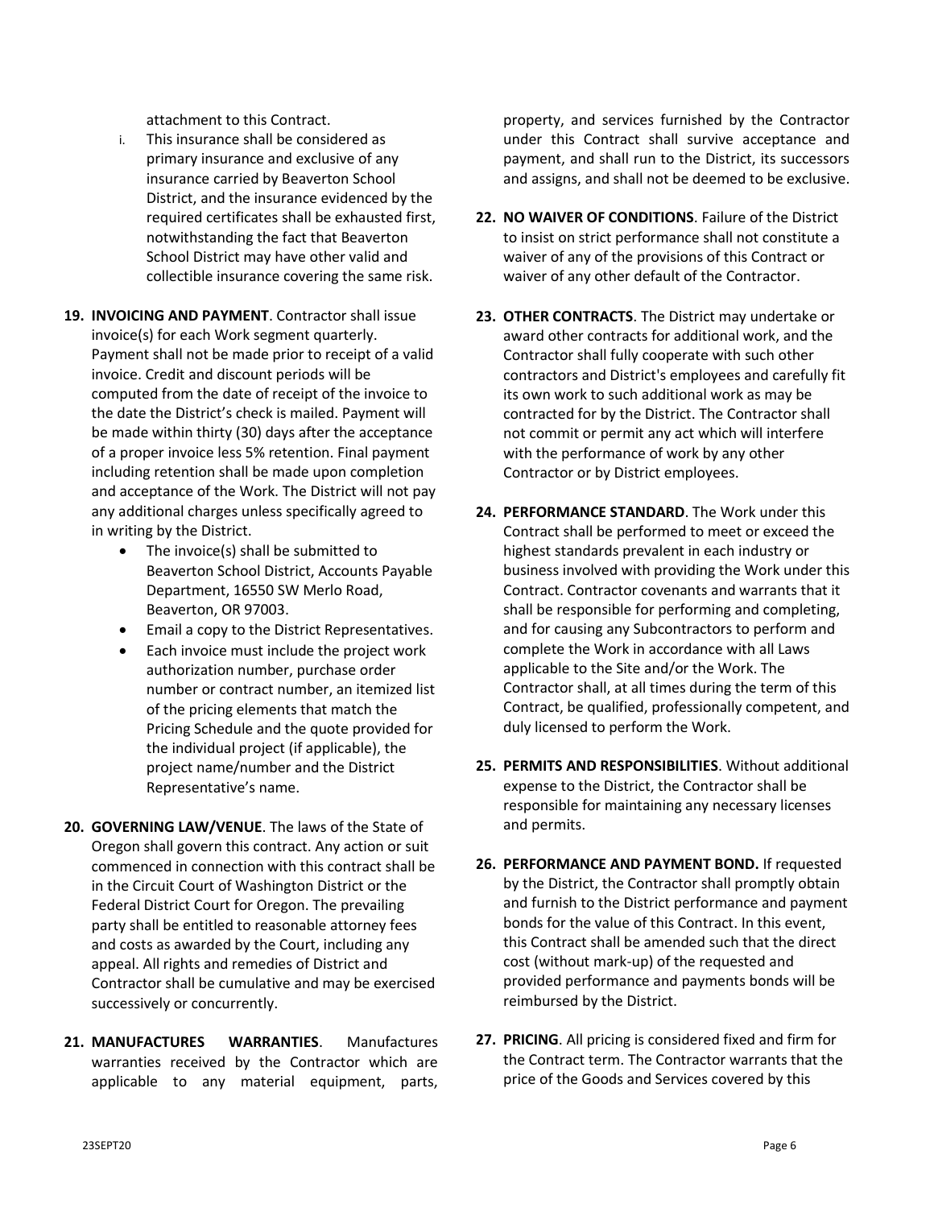attachment to this Contract.

i. This insurance shall be considered as primary insurance and exclusive of any insurance carried by Beaverton School District, and the insurance evidenced by the required certificates shall be exhausted first, notwithstanding the fact that Beaverton School District may have other valid and collectible insurance covering the same risk.

19. **INVOICING AND PAYMENT**. Contractor shall issue invoice(s) for each Work segment quarterly. Payment shall not be made prior to receipt of a valid invoice. Credit and discount periods will be computed from the date of receipt of the invoice to the date the District's check is mailed. Payment will be made within thirty (30) days after the acceptance of a proper invoice less 5% retention. Final payment including retention shall be made upon completion and acceptance of the Work. The District will not pay any additional charges unless specifically agreed to in writing by the District.
    - The invoice(s) shall be submitted to Beaverton School District, Accounts Payable Department, 16550 SW Merlo Road, Beaverton, OR 97003.
    - Email a copy to the District Representatives.
    - Each invoice must include the project work authorization number, purchase order number or contract number, an itemized list of the pricing elements that match the Pricing Schedule and the quote provided for the individual project (if applicable), the project name/number and the District Representative's name.

20. **GOVERNING LAW/VENUE**. The laws of the State of Oregon shall govern this contract. Any action or suit commenced in connection with this contract shall be in the Circuit Court of Washington District or the Federal District Court for Oregon. The prevailing party shall be entitled to reasonable attorney fees and costs as awarded by the Court, including any appeal. All rights and remedies of District and Contractor shall be cumulative and may be exercised successively or concurrently.

21. **MANUFACTURES WARRANTIES**. Manufactures warranties received by the Contractor which are applicable to any material equipment, parts, property, and services furnished by the Contractor under this Contract shall survive acceptance and payment, and shall run to the District, its successors and assigns, and shall not be deemed to be exclusive.

22. **NO WAIVER OF CONDITIONS**. Failure of the District to insist on strict performance shall not constitute a waiver of any of the provisions of this Contract or waiver of any other default of the Contractor.

23. **OTHER CONTRACTS**. The District may undertake or award other contracts for additional work, and the Contractor shall fully cooperate with such other contractors and District's employees and carefully fit its own work to such additional work as may be contracted for by the District. The Contractor shall not commit or permit any act which will interfere with the performance of work by any other Contractor or by District employees.

24. **PERFORMANCE STANDARD**. The Work under this Contract shall be performed to meet or exceed the highest standards prevalent in each industry or business involved with providing the Work under this Contract. Contractor covenants and warrants that it shall be responsible for performing and completing, and for causing any Subcontractors to perform and complete the Work in accordance with all Laws applicable to the Site and/or the Work. The Contractor shall, at all times during the term of this Contract, be qualified, professionally competent, and duly licensed to perform the Work.

25. **PERMITS AND RESPONSIBILITIES**. Without additional expense to the District, the Contractor shall be responsible for maintaining any necessary licenses and permits.

26. **PERFORMANCE AND PAYMENT BOND.** If requested by the District, the Contractor shall promptly obtain and furnish to the District performance and payment bonds for the value of this Contract. In this event, this Contract shall be amended such that the direct cost (without mark-up) of the requested and provided performance and payments bonds will be reimbursed by the District.

27. **PRICING**. All pricing is considered fixed and firm for the Contract term. The Contractor warrants that the price of the Goods and Services covered by this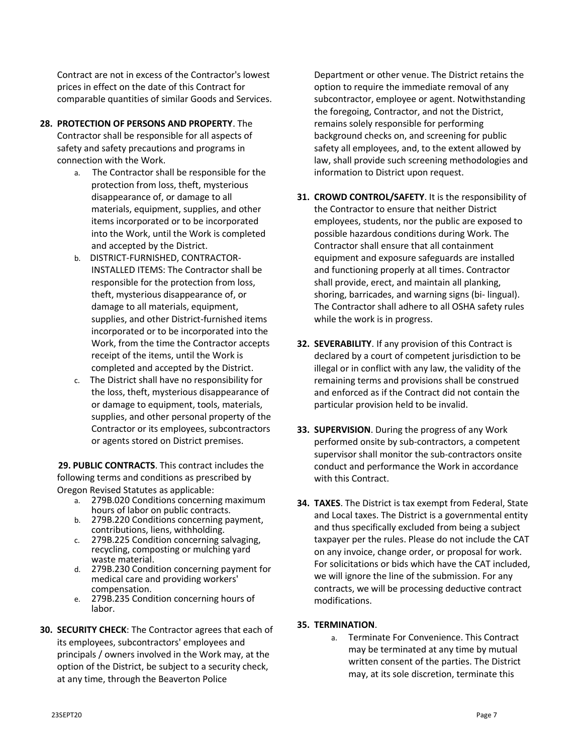Contract are not in excess of the Contractor's lowest prices in effect on the date of this Contract for comparable quantities of similar Goods and Services.

**28. PROTECTION OF PERSONS AND PROPERTY**. The Contractor shall be responsible for all aspects of safety and safety precautions and programs in connection with the Work.

a. The Contractor shall be responsible for the protection from loss, theft, mysterious disappearance of, or damage to all materials, equipment, supplies, and other items incorporated or to be incorporated into the Work, until the Work is completed and accepted by the District.

b. DISTRICT-FURNISHED, CONTRACTOR-INSTALLED ITEMS: The Contractor shall be responsible for the protection from loss, theft, mysterious disappearance of, or damage to all materials, equipment, supplies, and other District-furnished items incorporated or to be incorporated into the Work, from the time the Contractor accepts receipt of the items, until the Work is completed and accepted by the District.

c. The District shall have no responsibility for the loss, theft, mysterious disappearance of or damage to equipment, tools, materials, supplies, and other personal property of the Contractor or its employees, subcontractors or agents stored on District premises.

**29. PUBLIC CONTRACTS**. This contract includes the following terms and conditions as prescribed by Oregon Revised Statutes as applicable:

a. 279B.020 Conditions concerning maximum hours of labor on public contracts.
b. 279B.220 Conditions concerning payment, contributions, liens, withholding.
c. 279B.225 Condition concerning salvaging, recycling, composting or mulching yard waste material.
d. 279B.230 Condition concerning payment for medical care and providing workers' compensation.
e. 279B.235 Condition concerning hours of labor.

**30. SECURITY CHECK**: The Contractor agrees that each of its employees, subcontractors' employees and principals / owners involved in the Work may, at the option of the District, be subject to a security check, at any time, through the Beaverton Police Department or other venue. The District retains the option to require the immediate removal of any subcontractor, employee or agent. Notwithstanding the foregoing, Contractor, and not the District, remains solely responsible for performing background checks on, and screening for public safety all employees, and, to the extent allowed by law, shall provide such screening methodologies and information to District upon request.

**31. CROWD CONTROL/SAFETY**. It is the responsibility of the Contractor to ensure that neither District employees, students, nor the public are exposed to possible hazardous conditions during Work. The Contractor shall ensure that all containment equipment and exposure safeguards are installed and functioning properly at all times. Contractor shall provide, erect, and maintain all planking, shoring, barricades, and warning signs (bi- lingual). The Contractor shall adhere to all OSHA safety rules while the work is in progress.

**32. SEVERABILITY**. If any provision of this Contract is declared by a court of competent jurisdiction to be illegal or in conflict with any law, the validity of the remaining terms and provisions shall be construed and enforced as if the Contract did not contain the particular provision held to be invalid.

**33. SUPERVISION**. During the progress of any Work performed onsite by sub-contractors, a competent supervisor shall monitor the sub-contractors onsite conduct and performance the Work in accordance with this Contract.

**34. TAXES**. The District is tax exempt from Federal, State and Local taxes. The District is a governmental entity and thus specifically excluded from being a subject taxpayer per the rules. Please do not include the CAT on any invoice, change order, or proposal for work. For solicitations or bids which have the CAT included, we will ignore the line of the submission. For any contracts, we will be processing deductive contract modifications.

**35. TERMINATION**.

a. Terminate For Convenience. This Contract may be terminated at any time by mutual written consent of the parties. The District may, at its sole discretion, terminate this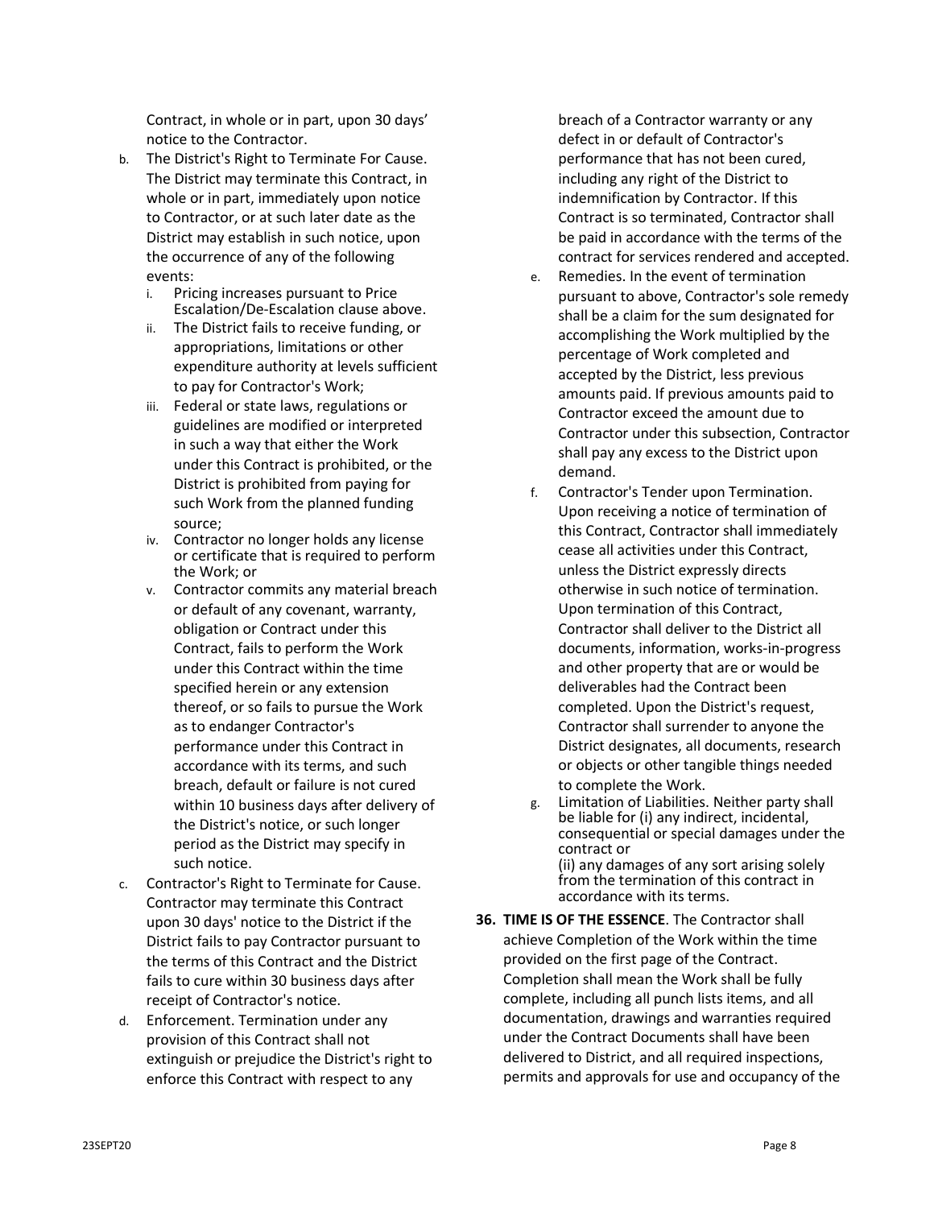Contract, in whole or in part, upon 30 days' notice to the Contractor.

b. The District's Right to Terminate For Cause. The District may terminate this Contract, in whole or in part, immediately upon notice to Contractor, or at such later date as the District may establish in such notice, upon the occurrence of any of the following events:
   i. Pricing increases pursuant to Price Escalation/De-Escalation clause above.
   ii. The District fails to receive funding, or appropriations, limitations or other expenditure authority at levels sufficient to pay for Contractor's Work;
   iii. Federal or state laws, regulations or guidelines are modified or interpreted in such a way that either the Work under this Contract is prohibited, or the District is prohibited from paying for such Work from the planned funding source;
   iv. Contractor no longer holds any license or certificate that is required to perform the Work; or
   v. Contractor commits any material breach or default of any covenant, warranty, obligation or Contract under this Contract, fails to perform the Work under this Contract within the time specified herein or any extension thereof, or so fails to pursue the Work as to endanger Contractor's performance under this Contract in accordance with its terms, and such breach, default or failure is not cured within 10 business days after delivery of the District's notice, or such longer period as the District may specify in such notice.

c. Contractor's Right to Terminate for Cause. Contractor may terminate this Contract upon 30 days' notice to the District if the District fails to pay Contractor pursuant to the terms of this Contract and the District fails to cure within 30 business days after receipt of Contractor's notice.

d. Enforcement. Termination under any provision of this Contract shall not extinguish or prejudice the District's right to enforce this Contract with respect to any breach of a Contractor warranty or any defect in or default of Contractor's performance that has not been cured, including any right of the District to indemnification by Contractor. If this Contract is so terminated, Contractor shall be paid in accordance with the terms of the contract for services rendered and accepted.

e. Remedies. In the event of termination pursuant to above, Contractor's sole remedy shall be a claim for the sum designated for accomplishing the Work multiplied by the percentage of Work completed and accepted by the District, less previous amounts paid. If previous amounts paid to Contractor exceed the amount due to Contractor under this subsection, Contractor shall pay any excess to the District upon demand.

f. Contractor's Tender upon Termination. Upon receiving a notice of termination of this Contract, Contractor shall immediately cease all activities under this Contract, unless the District expressly directs otherwise in such notice of termination. Upon termination of this Contract, Contractor shall deliver to the District all documents, information, works-in-progress and other property that are or would be deliverables had the Contract been completed. Upon the District's request, Contractor shall surrender to anyone the District designates, all documents, research or objects or other tangible things needed to complete the Work.

g. Limitation of Liabilities. Neither party shall be liable for (i) any indirect, incidental, consequential or special damages under the contract or
(ii) any damages of any sort arising solely from the termination of this contract in accordance with its terms.

**36. TIME IS OF THE ESSENCE**. The Contractor shall achieve Completion of the Work within the time provided on the first page of the Contract. Completion shall mean the Work shall be fully complete, including all punch lists items, and all documentation, drawings and warranties required under the Contract Documents shall have been delivered to District, and all required inspections, permits and approvals for use and occupancy of the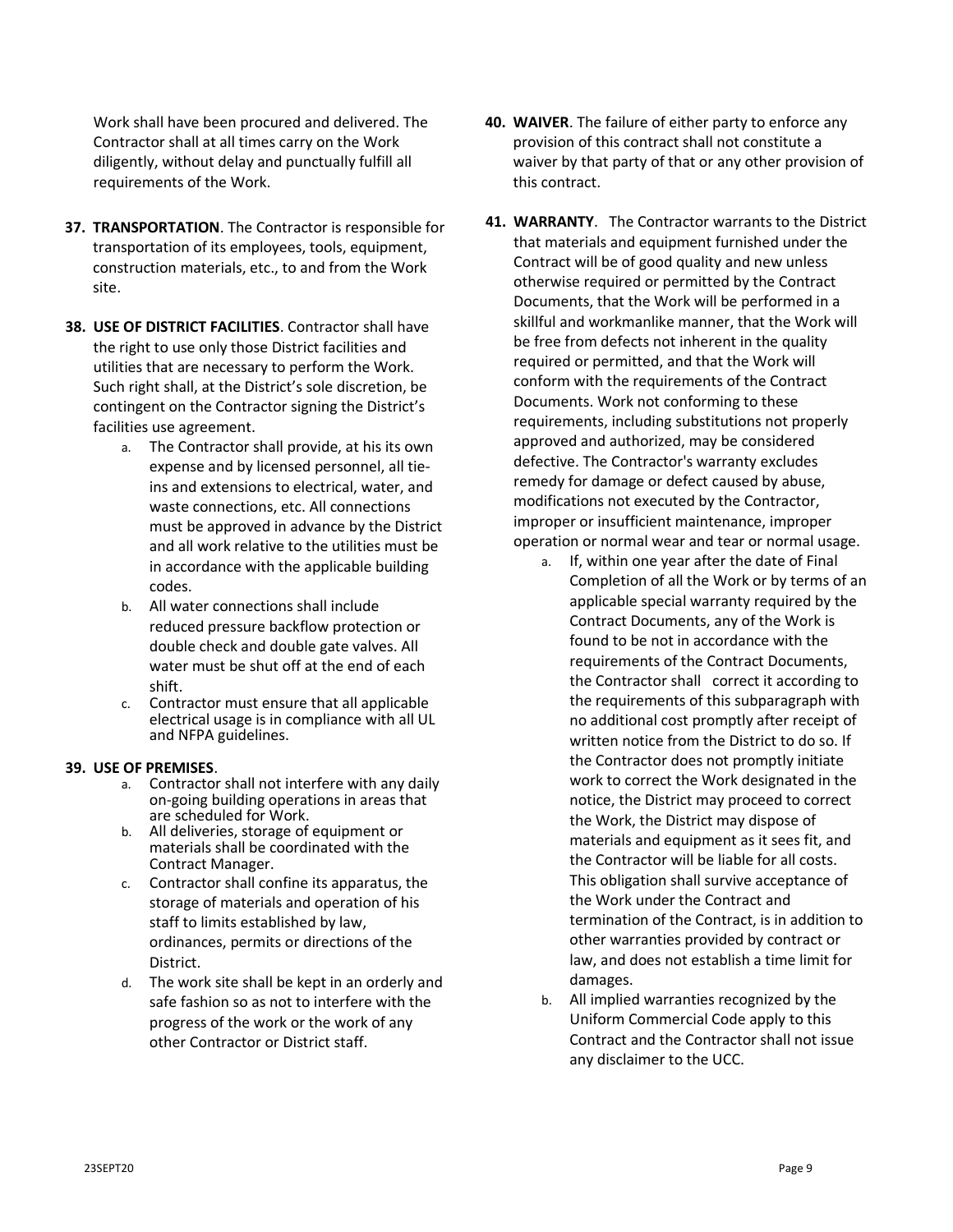Work shall have been procured and delivered. The Contractor shall at all times carry on the Work diligently, without delay and punctually fulfill all requirements of the Work.

**37. TRANSPORTATION**. The Contractor is responsible for transportation of its employees, tools, equipment, construction materials, etc., to and from the Work site.

**38. USE OF DISTRICT FACILITIES**. Contractor shall have the right to use only those District facilities and utilities that are necessary to perform the Work. Such right shall, at the District's sole discretion, be contingent on the Contractor signing the District's facilities use agreement.

   a. The Contractor shall provide, at his its own expense and by licensed personnel, all tie-ins and extensions to electrical, water, and waste connections, etc. All connections must be approved in advance by the District and all work relative to the utilities must be in accordance with the applicable building codes.
   b. All water connections shall include reduced pressure backflow protection or double check and double gate valves. All water must be shut off at the end of each shift.
   c. Contractor must ensure that all applicable electrical usage is in compliance with all UL and NFPA guidelines.

**39. USE OF PREMISES**.

   a. Contractor shall not interfere with any daily on-going building operations in areas that are scheduled for Work.
   b. All deliveries, storage of equipment or materials shall be coordinated with the Contract Manager.
   c. Contractor shall confine its apparatus, the storage of materials and operation of his staff to limits established by law, ordinances, permits or directions of the District.
   d. The work site shall be kept in an orderly and safe fashion so as not to interfere with the progress of the work or the work of any other Contractor or District staff.

**40. WAIVER**. The failure of either party to enforce any provision of this contract shall not constitute a waiver by that party of that or any other provision of this contract.

**41. WARRANTY**. The Contractor warrants to the District that materials and equipment furnished under the Contract will be of good quality and new unless otherwise required or permitted by the Contract Documents, that the Work will be performed in a skillful and workmanlike manner, that the Work will be free from defects not inherent in the quality required or permitted, and that the Work will conform with the requirements of the Contract Documents. Work not conforming to these requirements, including substitutions not properly approved and authorized, may be considered defective. The Contractor's warranty excludes remedy for damage or defect caused by abuse, modifications not executed by the Contractor, improper or insufficient maintenance, improper operation or normal wear and tear or normal usage.

   a. If, within one year after the date of Final Completion of all the Work or by terms of an applicable special warranty required by the Contract Documents, any of the Work is found to be not in accordance with the requirements of the Contract Documents, the Contractor shall correct it according to the requirements of this subparagraph with no additional cost promptly after receipt of written notice from the District to do so. If the Contractor does not promptly initiate work to correct the Work designated in the notice, the District may proceed to correct the Work, the District may dispose of materials and equipment as it sees fit, and the Contractor will be liable for all costs. This obligation shall survive acceptance of the Work under the Contract and termination of the Contract, is in addition to other warranties provided by contract or law, and does not establish a time limit for damages.
   b. All implied warranties recognized by the Uniform Commercial Code apply to this Contract and the Contractor shall not issue any disclaimer to the UCC.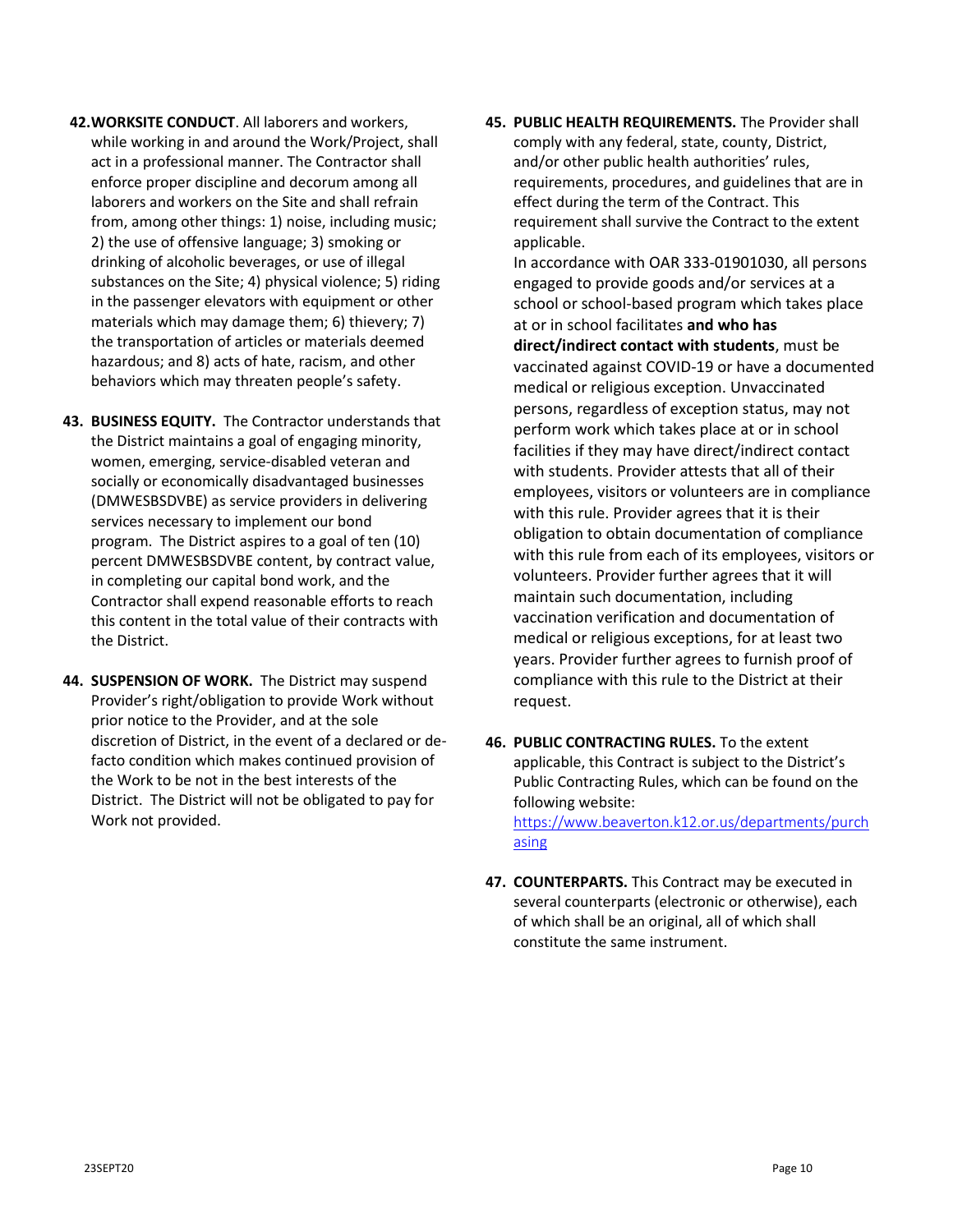**42. WORKSITE CONDUCT**. All laborers and workers, while working in and around the Work/Project, shall act in a professional manner. The Contractor shall enforce proper discipline and decorum among all laborers and workers on the Site and shall refrain from, among other things: 1) noise, including music; 2) the use of offensive language; 3) smoking or drinking of alcoholic beverages, or use of illegal substances on the Site; 4) physical violence; 5) riding in the passenger elevators with equipment or other materials which may damage them; 6) thievery; 7) the transportation of articles or materials deemed hazardous; and 8) acts of hate, racism, and other behaviors which may threaten people's safety.

**43. BUSINESS EQUITY.** The Contractor understands that the District maintains a goal of engaging minority, women, emerging, service-disabled veteran and socially or economically disadvantaged businesses (DMWESBSDVBE) as service providers in delivering services necessary to implement our bond program. The District aspires to a goal of ten (10) percent DMWESBSDVBE content, by contract value, in completing our capital bond work, and the Contractor shall expend reasonable efforts to reach this content in the total value of their contracts with the District.

**44. SUSPENSION OF WORK.** The District may suspend Provider's right/obligation to provide Work without prior notice to the Provider, and at the sole discretion of District, in the event of a declared or de-facto condition which makes continued provision of the Work to be not in the best interests of the District. The District will not be obligated to pay for Work not provided.

**45. PUBLIC HEALTH REQUIREMENTS.** The Provider shall comply with any federal, state, county, District, and/or other public health authorities' rules, requirements, procedures, and guidelines that are in effect during the term of the Contract. This requirement shall survive the Contract to the extent applicable.

In accordance with OAR 333-01901030, all persons engaged to provide goods and/or services at a school or school-based program which takes place at or in school facilitates **and who has direct/indirect contact with students**, must be vaccinated against COVID-19 or have a documented medical or religious exception. Unvaccinated persons, regardless of exception status, may not perform work which takes place at or in school facilities if they may have direct/indirect contact with students. Provider attests that all of their employees, visitors or volunteers are in compliance with this rule. Provider agrees that it is their obligation to obtain documentation of compliance with this rule from each of its employees, visitors or volunteers. Provider further agrees that it will maintain such documentation, including vaccination verification and documentation of medical or religious exceptions, for at least two years. Provider further agrees to furnish proof of compliance with this rule to the District at their request.

**46. PUBLIC CONTRACTING RULES.** To the extent applicable, this Contract is subject to the District's Public Contracting Rules, which can be found on the following website: https://www.beaverton.k12.or.us/departments/purchasing

**47. COUNTERPARTS.** This Contract may be executed in several counterparts (electronic or otherwise), each of which shall be an original, all of which shall constitute the same instrument.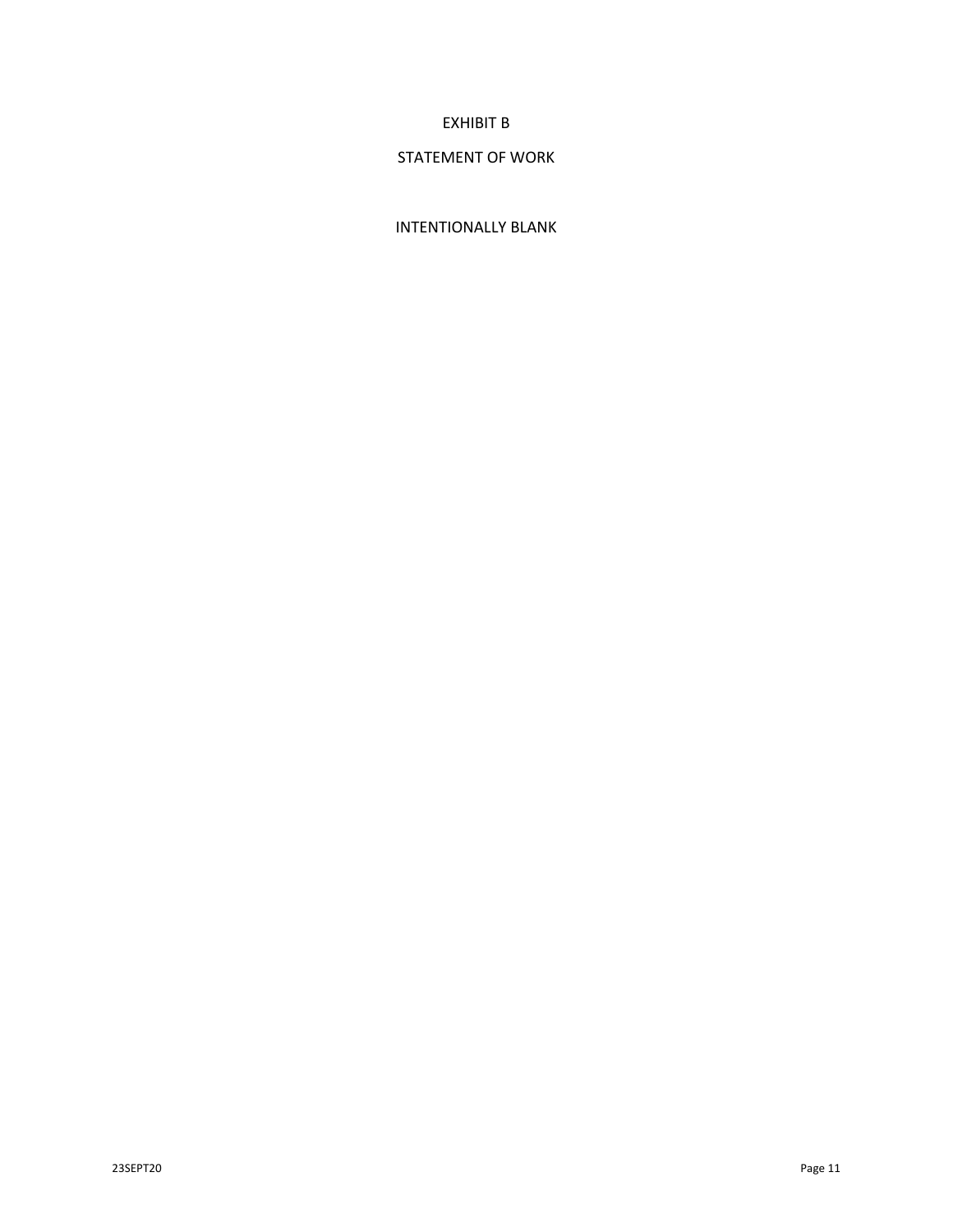# EXHIBIT B

## STATEMENT OF WORK

INTENTIONALLY BLANK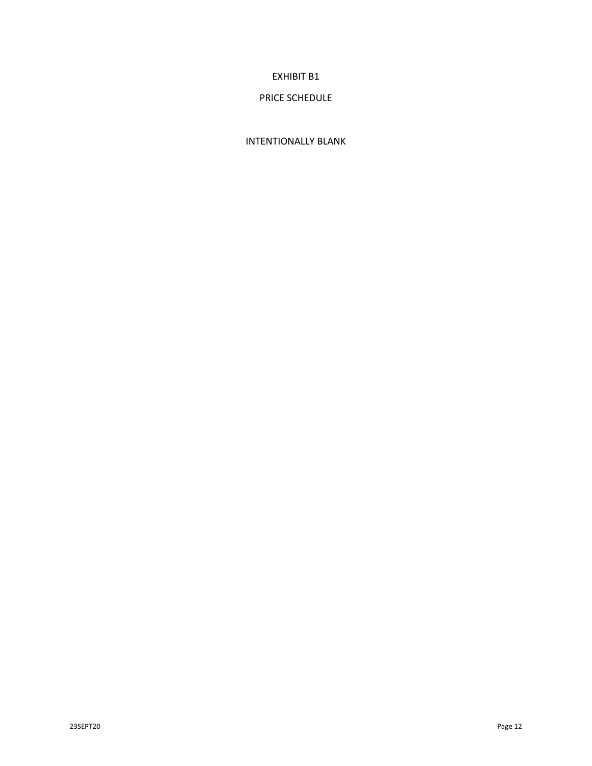# EXHIBIT B1

## PRICE SCHEDULE

INTENTIONALLY BLANK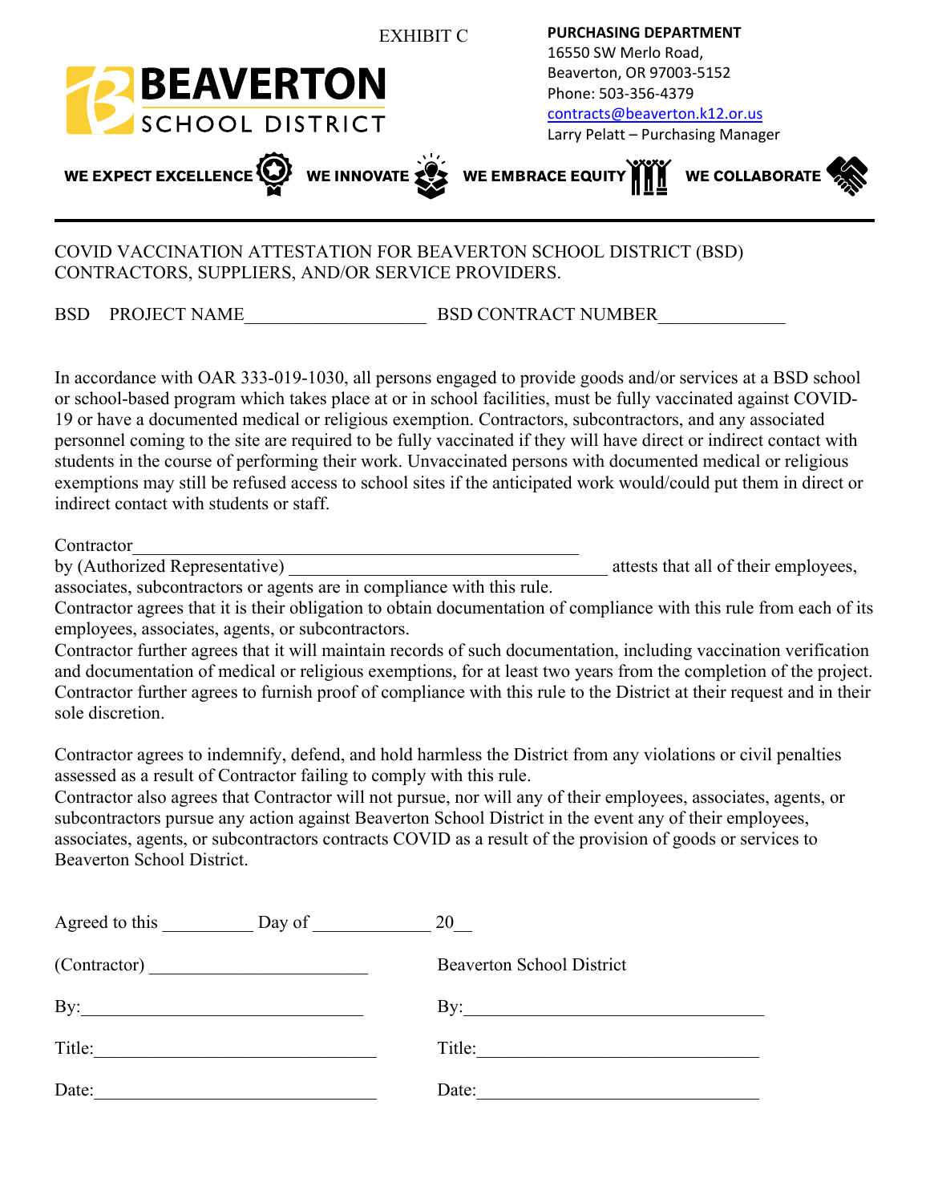EXHIBIT C

**BEAVERTON SCHOOL DISTRICT**

**PURCHASING DEPARTMENT**
16550 SW Merlo Road,
Beaverton, OR 97003-5152
Phone: 503-356-4379
contracts@beaverton.k12.or.us
Larry Pelatt – Purchasing Manager

**WE EXPECT EXCELLENCE** **WE INNOVATE** **WE EMBRACE EQUITY** **WE COLLABORATE**

---

COVID VACCINATION ATTESTATION FOR BEAVERTON SCHOOL DISTRICT (BSD) CONTRACTORS, SUPPLIERS, AND/OR SERVICE PROVIDERS.

BSD PROJECT NAME____________________ BSD CONTRACT NUMBER______________

In accordance with OAR 333-019-1030, all persons engaged to provide goods and/or services at a BSD school or school-based program which takes place at or in school facilities, must be fully vaccinated against COVID-19 or have a documented medical or religious exemption. Contractors, subcontractors, and any associated personnel coming to the site are required to be fully vaccinated if they will have direct or indirect contact with students in the course of performing their work. Unvaccinated persons with documented medical or religious exemptions may still be refused access to school sites if the anticipated work would/could put them in direct or indirect contact with students or staff.

Contractor_____________________________________________________
by (Authorized Representative) ____________________________________ attests that all of their employees, associates, subcontractors or agents are in compliance with this rule.
Contractor agrees that it is their obligation to obtain documentation of compliance with this rule from each of its employees, associates, agents, or subcontractors.
Contractor further agrees that it will maintain records of such documentation, including vaccination verification and documentation of medical or religious exemptions, for at least two years from the completion of the project.
Contractor further agrees to furnish proof of compliance with this rule to the District at their request and in their sole discretion.

Contractor agrees to indemnify, defend, and hold harmless the District from any violations or civil penalties assessed as a result of Contractor failing to comply with this rule.
Contractor also agrees that Contractor will not pursue, nor will any of their employees, associates, agents, or subcontractors pursue any action against Beaverton School District in the event any of their employees, associates, agents, or subcontractors contracts COVID as a result of the provision of goods or services to Beaverton School District.

Agreed to this __________ Day of _____________ 20__

(Contractor) ________________________ Beaverton School District

By:______________________________ By:________________________________

Title:_____________________________ Title:_______________________________

Date:_____________________________ Date:_______________________________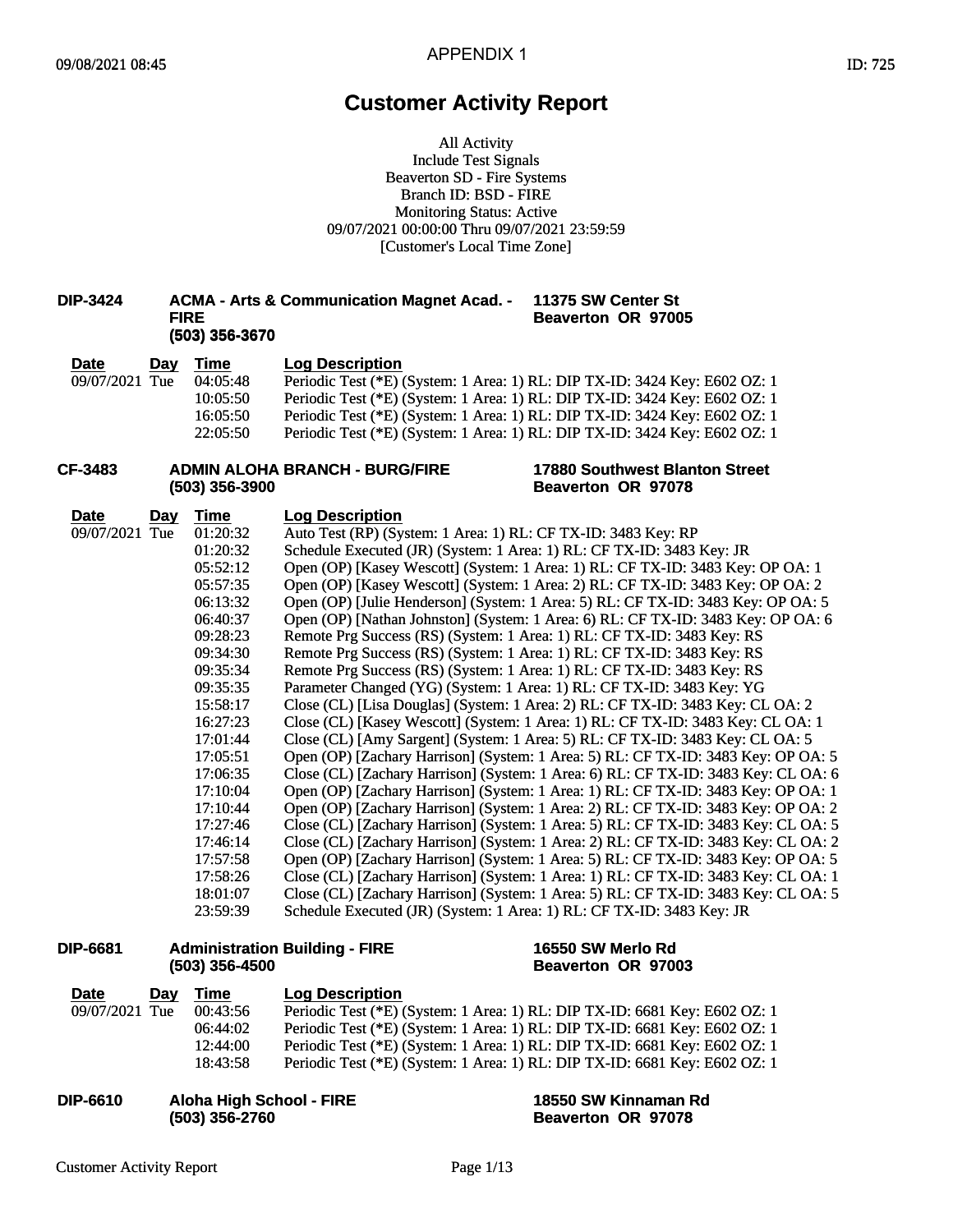APPENDIX 1

09/08/2021 08:45 ID: 725

# Customer Activity Report

All Activity
Include Test Signals
Beaverton SD - Fire Systems
Branch ID: BSD - FIRE
Monitoring Status: Active
09/07/2021 00:00:00 Thru 09/07/2021 23:59:59
[Customer's Local Time Zone]

**DIP-3424** **ACMA - Arts & Communication Magnet Acad. - FIRE** **(503) 356-3670** **11375 SW Center St Beaverton OR 97005**

| Date | Day | Time | Log Description |
|---|---|---|---|
| 09/07/2021 | Tue | 04:05:48 | Periodic Test (*E) (System: 1 Area: 1) RL: DIP TX-ID: 3424 Key: E602 OZ: 1 |
| | | 10:05:50 | Periodic Test (*E) (System: 1 Area: 1) RL: DIP TX-ID: 3424 Key: E602 OZ: 1 |
| | | 16:05:50 | Periodic Test (*E) (System: 1 Area: 1) RL: DIP TX-ID: 3424 Key: E602 OZ: 1 |
| | | 22:05:50 | Periodic Test (*E) (System: 1 Area: 1) RL: DIP TX-ID: 3424 Key: E602 OZ: 1 |

**CF-3483** **ADMIN ALOHA BRANCH - BURG/FIRE** **(503) 356-3900** **17880 Southwest Blanton Street Beaverton OR 97078**

| Date | Day | Time | Log Description |
|---|---|---|---|
| 09/07/2021 | Tue | 01:20:32 | Auto Test (RP) (System: 1 Area: 1) RL: CF TX-ID: 3483 Key: RP |
| | | 01:20:32 | Schedule Executed (JR) (System: 1 Area: 1) RL: CF TX-ID: 3483 Key: JR |
| | | 05:52:12 | Open (OP) [Kasey Wescott] (System: 1 Area: 1) RL: CF TX-ID: 3483 Key: OP OA: 1 |
| | | 05:57:35 | Open (OP) [Kasey Wescott] (System: 1 Area: 2) RL: CF TX-ID: 3483 Key: OP OA: 2 |
| | | 06:13:32 | Open (OP) [Julie Henderson] (System: 1 Area: 5) RL: CF TX-ID: 3483 Key: OP OA: 5 |
| | | 06:40:37 | Open (OP) [Nathan Johnston] (System: 1 Area: 6) RL: CF TX-ID: 3483 Key: OP OA: 6 |
| | | 09:28:23 | Remote Prg Success (RS) (System: 1 Area: 1) RL: CF TX-ID: 3483 Key: RS |
| | | 09:34:30 | Remote Prg Success (RS) (System: 1 Area: 1) RL: CF TX-ID: 3483 Key: RS |
| | | 09:35:34 | Remote Prg Success (RS) (System: 1 Area: 1) RL: CF TX-ID: 3483 Key: RS |
| | | 09:35:35 | Parameter Changed (YG) (System: 1 Area: 1) RL: CF TX-ID: 3483 Key: YG |
| | | 15:58:17 | Close (CL) [Lisa Douglas] (System: 1 Area: 2) RL: CF TX-ID: 3483 Key: CL OA: 2 |
| | | 16:27:23 | Close (CL) [Kasey Wescott] (System: 1 Area: 1) RL: CF TX-ID: 3483 Key: CL OA: 1 |
| | | 17:01:44 | Close (CL) [Amy Sargent] (System: 1 Area: 5) RL: CF TX-ID: 3483 Key: CL OA: 5 |
| | | 17:05:51 | Open (OP) [Zachary Harrison] (System: 1 Area: 5) RL: CF TX-ID: 3483 Key: OP OA: 5 |
| | | 17:06:35 | Close (CL) [Zachary Harrison] (System: 1 Area: 6) RL: CF TX-ID: 3483 Key: CL OA: 6 |
| | | 17:10:04 | Open (OP) [Zachary Harrison] (System: 1 Area: 1) RL: CF TX-ID: 3483 Key: OP OA: 1 |
| | | 17:10:44 | Open (OP) [Zachary Harrison] (System: 1 Area: 2) RL: CF TX-ID: 3483 Key: OP OA: 2 |
| | | 17:27:46 | Close (CL) [Zachary Harrison] (System: 1 Area: 5) RL: CF TX-ID: 3483 Key: CL OA: 5 |
| | | 17:46:14 | Close (CL) [Zachary Harrison] (System: 1 Area: 2) RL: CF TX-ID: 3483 Key: CL OA: 2 |
| | | 17:57:58 | Open (OP) [Zachary Harrison] (System: 1 Area: 5) RL: CF TX-ID: 3483 Key: OP OA: 5 |
| | | 17:58:26 | Close (CL) [Zachary Harrison] (System: 1 Area: 1) RL: CF TX-ID: 3483 Key: CL OA: 1 |
| | | 18:01:07 | Close (CL) [Zachary Harrison] (System: 1 Area: 5) RL: CF TX-ID: 3483 Key: CL OA: 5 |
| | | 23:59:39 | Schedule Executed (JR) (System: 1 Area: 1) RL: CF TX-ID: 3483 Key: JR |

**DIP-6681** **Administration Building - FIRE** **(503) 356-4500** **16550 SW Merlo Rd Beaverton OR 97003**

| Date | Day | Time | Log Description |
|---|---|---|---|
| 09/07/2021 | Tue | 00:43:56 | Periodic Test (*E) (System: 1 Area: 1) RL: DIP TX-ID: 6681 Key: E602 OZ: 1 |
| | | 06:44:02 | Periodic Test (*E) (System: 1 Area: 1) RL: DIP TX-ID: 6681 Key: E602 OZ: 1 |
| | | 12:44:00 | Periodic Test (*E) (System: 1 Area: 1) RL: DIP TX-ID: 6681 Key: E602 OZ: 1 |
| | | 18:43:58 | Periodic Test (*E) (System: 1 Area: 1) RL: DIP TX-ID: 6681 Key: E602 OZ: 1 |

**DIP-6610** **Aloha High School - FIRE** **(503) 356-2760** **18550 SW Kinnaman Rd Beaverton OR 97078**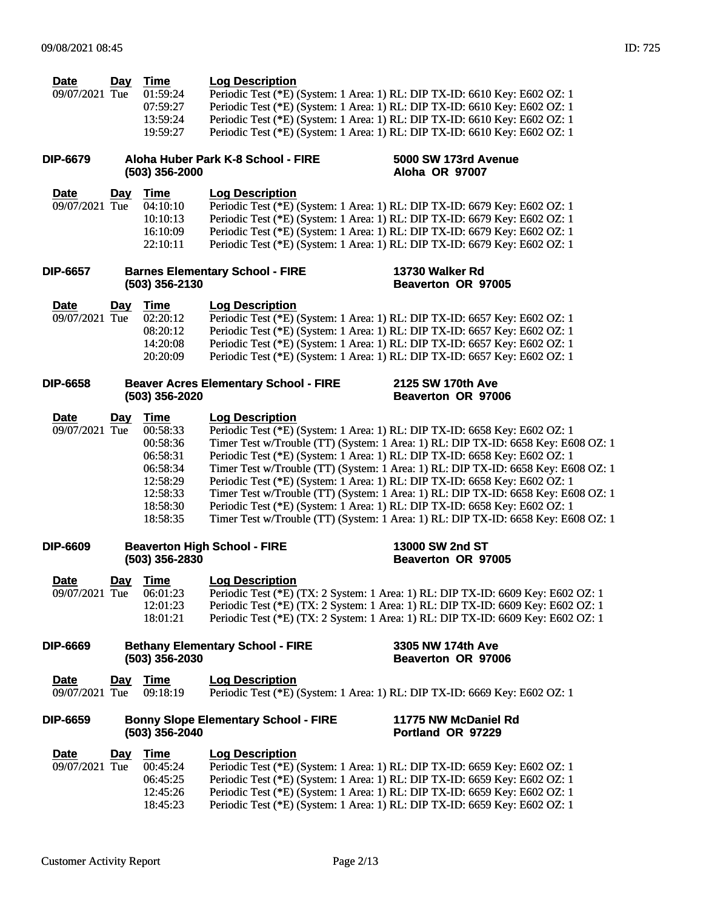| Date | Day | Time | Log Description |
|---|---|---|---|
| 09/07/2021 | Tue | 01:59:24 | Periodic Test (*E) (System: 1 Area: 1) RL: DIP TX-ID: 6610 Key: E602 OZ: 1 |
| | | 07:59:27 | Periodic Test (*E) (System: 1 Area: 1) RL: DIP TX-ID: 6610 Key: E602 OZ: 1 |
| | | 13:59:24 | Periodic Test (*E) (System: 1 Area: 1) RL: DIP TX-ID: 6610 Key: E602 OZ: 1 |
| | | 19:59:27 | Periodic Test (*E) (System: 1 Area: 1) RL: DIP TX-ID: 6610 Key: E602 OZ: 1 |

**DIP-6679** **Aloha Huber Park K-8 School - FIRE** **(503) 356-2000** **5000 SW 173rd Avenue** **Aloha OR 97007**

| Date | Day | Time | Log Description |
|---|---|---|---|
| 09/07/2021 | Tue | 04:10:10 | Periodic Test (*E) (System: 1 Area: 1) RL: DIP TX-ID: 6679 Key: E602 OZ: 1 |
| | | 10:10:13 | Periodic Test (*E) (System: 1 Area: 1) RL: DIP TX-ID: 6679 Key: E602 OZ: 1 |
| | | 16:10:09 | Periodic Test (*E) (System: 1 Area: 1) RL: DIP TX-ID: 6679 Key: E602 OZ: 1 |
| | | 22:10:11 | Periodic Test (*E) (System: 1 Area: 1) RL: DIP TX-ID: 6679 Key: E602 OZ: 1 |

**DIP-6657** **Barnes Elementary School - FIRE** **(503) 356-2130** **13730 Walker Rd** **Beaverton OR 97005**

| Date | Day | Time | Log Description |
|---|---|---|---|
| 09/07/2021 | Tue | 02:20:12 | Periodic Test (*E) (System: 1 Area: 1) RL: DIP TX-ID: 6657 Key: E602 OZ: 1 |
| | | 08:20:12 | Periodic Test (*E) (System: 1 Area: 1) RL: DIP TX-ID: 6657 Key: E602 OZ: 1 |
| | | 14:20:08 | Periodic Test (*E) (System: 1 Area: 1) RL: DIP TX-ID: 6657 Key: E602 OZ: 1 |
| | | 20:20:09 | Periodic Test (*E) (System: 1 Area: 1) RL: DIP TX-ID: 6657 Key: E602 OZ: 1 |

**DIP-6658** **Beaver Acres Elementary School - FIRE** **(503) 356-2020** **2125 SW 170th Ave** **Beaverton OR 97006**

| Date | Day | Time | Log Description |
|---|---|---|---|
| 09/07/2021 | Tue | 00:58:33 | Periodic Test (*E) (System: 1 Area: 1) RL: DIP TX-ID: 6658 Key: E602 OZ: 1 |
| | | 00:58:36 | Timer Test w/Trouble (TT) (System: 1 Area: 1) RL: DIP TX-ID: 6658 Key: E608 OZ: 1 |
| | | 06:58:31 | Periodic Test (*E) (System: 1 Area: 1) RL: DIP TX-ID: 6658 Key: E602 OZ: 1 |
| | | 06:58:34 | Timer Test w/Trouble (TT) (System: 1 Area: 1) RL: DIP TX-ID: 6658 Key: E608 OZ: 1 |
| | | 12:58:29 | Periodic Test (*E) (System: 1 Area: 1) RL: DIP TX-ID: 6658 Key: E602 OZ: 1 |
| | | 12:58:33 | Timer Test w/Trouble (TT) (System: 1 Area: 1) RL: DIP TX-ID: 6658 Key: E608 OZ: 1 |
| | | 18:58:30 | Periodic Test (*E) (System: 1 Area: 1) RL: DIP TX-ID: 6658 Key: E602 OZ: 1 |
| | | 18:58:35 | Timer Test w/Trouble (TT) (System: 1 Area: 1) RL: DIP TX-ID: 6658 Key: E608 OZ: 1 |

**DIP-6609** **Beaverton High School - FIRE** **(503) 356-2830** **13000 SW 2nd ST** **Beaverton OR 97005**

| Date | Day | Time | Log Description |
|---|---|---|---|
| 09/07/2021 | Tue | 06:01:23 | Periodic Test (*E) (TX: 2 System: 1 Area: 1) RL: DIP TX-ID: 6609 Key: E602 OZ: 1 |
| | | 12:01:23 | Periodic Test (*E) (TX: 2 System: 1 Area: 1) RL: DIP TX-ID: 6609 Key: E602 OZ: 1 |
| | | 18:01:21 | Periodic Test (*E) (TX: 2 System: 1 Area: 1) RL: DIP TX-ID: 6609 Key: E602 OZ: 1 |

**DIP-6669** **Bethany Elementary School - FIRE** **(503) 356-2030** **3305 NW 174th Ave** **Beaverton OR 97006**

| Date | Day | Time | Log Description |
|---|---|---|---|
| 09/07/2021 | Tue | 09:18:19 | Periodic Test (*E) (System: 1 Area: 1) RL: DIP TX-ID: 6669 Key: E602 OZ: 1 |

**DIP-6659** **Bonny Slope Elementary School - FIRE** **(503) 356-2040** **11775 NW McDaniel Rd** **Portland OR 97229**

| Date | Day | Time | Log Description |
|---|---|---|---|
| 09/07/2021 | Tue | 00:45:24 | Periodic Test (*E) (System: 1 Area: 1) RL: DIP TX-ID: 6659 Key: E602 OZ: 1 |
| | | 06:45:25 | Periodic Test (*E) (System: 1 Area: 1) RL: DIP TX-ID: 6659 Key: E602 OZ: 1 |
| | | 12:45:26 | Periodic Test (*E) (System: 1 Area: 1) RL: DIP TX-ID: 6659 Key: E602 OZ: 1 |
| | | 18:45:23 | Periodic Test (*E) (System: 1 Area: 1) RL: DIP TX-ID: 6659 Key: E602 OZ: 1 |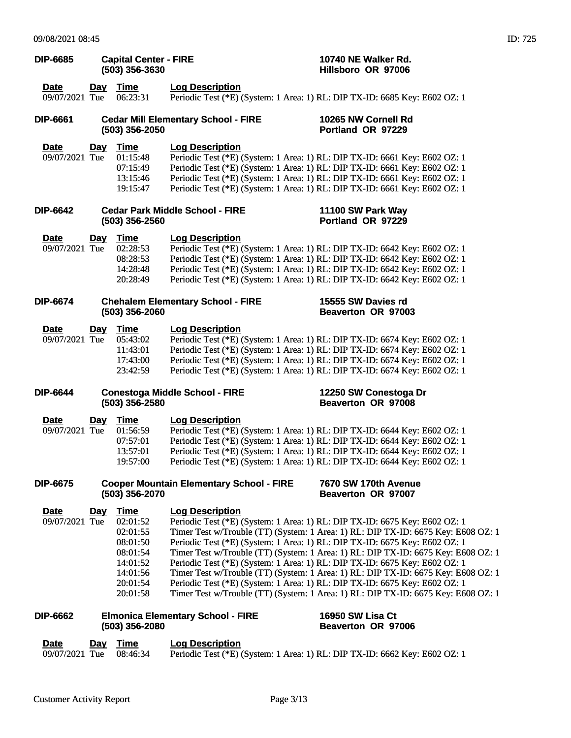**DIP-6685** **Capital Center - FIRE** **(503) 356-3630** **10740 NE Walker Rd.** **Hillsboro OR 97006**

| Date | Day | Time | Log Description |
|---|---|---|---|
| 09/07/2021 | Tue | 06:23:31 | Periodic Test (*E) (System: 1 Area: 1) RL: DIP TX-ID: 6685 Key: E602 OZ: 1 |

**DIP-6661** **Cedar Mill Elementary School - FIRE** **(503) 356-2050** **10265 NW Cornell Rd** **Portland OR 97229**

| Date | Day | Time | Log Description |
|---|---|---|---|
| 09/07/2021 | Tue | 01:15:48 | Periodic Test (*E) (System: 1 Area: 1) RL: DIP TX-ID: 6661 Key: E602 OZ: 1 |
| | | 07:15:49 | Periodic Test (*E) (System: 1 Area: 1) RL: DIP TX-ID: 6661 Key: E602 OZ: 1 |
| | | 13:15:46 | Periodic Test (*E) (System: 1 Area: 1) RL: DIP TX-ID: 6661 Key: E602 OZ: 1 |
| | | 19:15:47 | Periodic Test (*E) (System: 1 Area: 1) RL: DIP TX-ID: 6661 Key: E602 OZ: 1 |

**DIP-6642** **Cedar Park Middle School - FIRE** **(503) 356-2560** **11100 SW Park Way** **Portland OR 97229**

| Date | Day | Time | Log Description |
|---|---|---|---|
| 09/07/2021 | Tue | 02:28:53 | Periodic Test (*E) (System: 1 Area: 1) RL: DIP TX-ID: 6642 Key: E602 OZ: 1 |
| | | 08:28:53 | Periodic Test (*E) (System: 1 Area: 1) RL: DIP TX-ID: 6642 Key: E602 OZ: 1 |
| | | 14:28:48 | Periodic Test (*E) (System: 1 Area: 1) RL: DIP TX-ID: 6642 Key: E602 OZ: 1 |
| | | 20:28:49 | Periodic Test (*E) (System: 1 Area: 1) RL: DIP TX-ID: 6642 Key: E602 OZ: 1 |

**DIP-6674** **Chehalem Elementary School - FIRE** **(503) 356-2060** **15555 SW Davies rd** **Beaverton OR 97003**

| Date | Day | Time | Log Description |
|---|---|---|---|
| 09/07/2021 | Tue | 05:43:02 | Periodic Test (*E) (System: 1 Area: 1) RL: DIP TX-ID: 6674 Key: E602 OZ: 1 |
| | | 11:43:01 | Periodic Test (*E) (System: 1 Area: 1) RL: DIP TX-ID: 6674 Key: E602 OZ: 1 |
| | | 17:43:00 | Periodic Test (*E) (System: 1 Area: 1) RL: DIP TX-ID: 6674 Key: E602 OZ: 1 |
| | | 23:42:59 | Periodic Test (*E) (System: 1 Area: 1) RL: DIP TX-ID: 6674 Key: E602 OZ: 1 |

**DIP-6644** **Conestoga Middle School - FIRE** **(503) 356-2580** **12250 SW Conestoga Dr** **Beaverton OR 97008**

| Date | Day | Time | Log Description |
|---|---|---|---|
| 09/07/2021 | Tue | 01:56:59 | Periodic Test (*E) (System: 1 Area: 1) RL: DIP TX-ID: 6644 Key: E602 OZ: 1 |
| | | 07:57:01 | Periodic Test (*E) (System: 1 Area: 1) RL: DIP TX-ID: 6644 Key: E602 OZ: 1 |
| | | 13:57:01 | Periodic Test (*E) (System: 1 Area: 1) RL: DIP TX-ID: 6644 Key: E602 OZ: 1 |
| | | 19:57:00 | Periodic Test (*E) (System: 1 Area: 1) RL: DIP TX-ID: 6644 Key: E602 OZ: 1 |

**DIP-6675** **Cooper Mountain Elementary School - FIRE** **(503) 356-2070** **7670 SW 170th Avenue** **Beaverton OR 97007**

| Date | Day | Time | Log Description |
|---|---|---|---|
| 09/07/2021 | Tue | 02:01:52 | Periodic Test (*E) (System: 1 Area: 1) RL: DIP TX-ID: 6675 Key: E602 OZ: 1 |
| | | 02:01:55 | Timer Test w/Trouble (TT) (System: 1 Area: 1) RL: DIP TX-ID: 6675 Key: E608 OZ: 1 |
| | | 08:01:50 | Periodic Test (*E) (System: 1 Area: 1) RL: DIP TX-ID: 6675 Key: E602 OZ: 1 |
| | | 08:01:54 | Timer Test w/Trouble (TT) (System: 1 Area: 1) RL: DIP TX-ID: 6675 Key: E608 OZ: 1 |
| | | 14:01:52 | Periodic Test (*E) (System: 1 Area: 1) RL: DIP TX-ID: 6675 Key: E602 OZ: 1 |
| | | 14:01:56 | Timer Test w/Trouble (TT) (System: 1 Area: 1) RL: DIP TX-ID: 6675 Key: E608 OZ: 1 |
| | | 20:01:54 | Periodic Test (*E) (System: 1 Area: 1) RL: DIP TX-ID: 6675 Key: E602 OZ: 1 |
| | | 20:01:58 | Timer Test w/Trouble (TT) (System: 1 Area: 1) RL: DIP TX-ID: 6675 Key: E608 OZ: 1 |

**DIP-6662** **Elmonica Elementary School - FIRE** **(503) 356-2080** **16950 SW Lisa Ct** **Beaverton OR 97006**

| Date | Day | Time | Log Description |
|---|---|---|---|
| 09/07/2021 | Tue | 08:46:34 | Periodic Test (*E) (System: 1 Area: 1) RL: DIP TX-ID: 6662 Key: E602 OZ: 1 |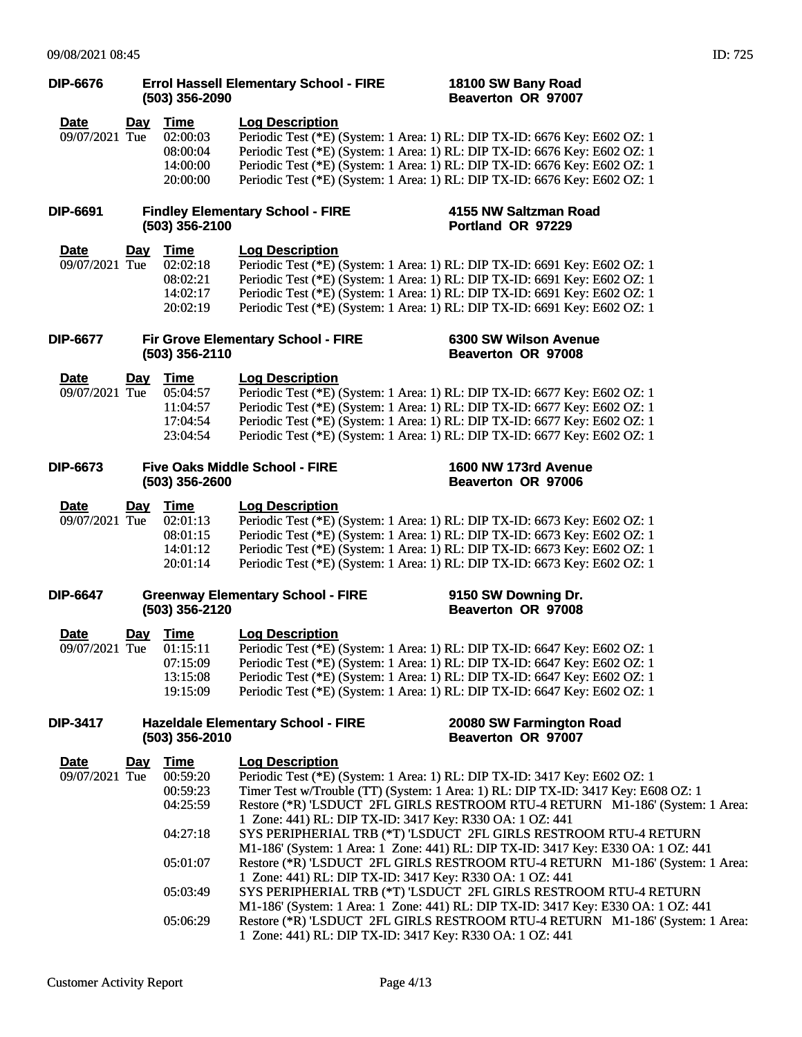**DIP-6676** **Errol Hassell Elementary School - FIRE** **(503) 356-2090** **18100 SW Bany Road** **Beaverton OR 97007**

| Date | Day | Time | Log Description |
|---|---|---|---|
| 09/07/2021 | Tue | 02:00:03 | Periodic Test (*E) (System: 1 Area: 1) RL: DIP TX-ID: 6676 Key: E602 OZ: 1 |
| | | 08:00:04 | Periodic Test (*E) (System: 1 Area: 1) RL: DIP TX-ID: 6676 Key: E602 OZ: 1 |
| | | 14:00:00 | Periodic Test (*E) (System: 1 Area: 1) RL: DIP TX-ID: 6676 Key: E602 OZ: 1 |
| | | 20:00:00 | Periodic Test (*E) (System: 1 Area: 1) RL: DIP TX-ID: 6676 Key: E602 OZ: 1 |

**DIP-6691** **Findley Elementary School - FIRE** **(503) 356-2100** **4155 NW Saltzman Road** **Portland OR 97229**

| Date | Day | Time | Log Description |
|---|---|---|---|
| 09/07/2021 | Tue | 02:02:18 | Periodic Test (*E) (System: 1 Area: 1) RL: DIP TX-ID: 6691 Key: E602 OZ: 1 |
| | | 08:02:21 | Periodic Test (*E) (System: 1 Area: 1) RL: DIP TX-ID: 6691 Key: E602 OZ: 1 |
| | | 14:02:17 | Periodic Test (*E) (System: 1 Area: 1) RL: DIP TX-ID: 6691 Key: E602 OZ: 1 |
| | | 20:02:19 | Periodic Test (*E) (System: 1 Area: 1) RL: DIP TX-ID: 6691 Key: E602 OZ: 1 |

**DIP-6677** **Fir Grove Elementary School - FIRE** **(503) 356-2110** **6300 SW Wilson Avenue** **Beaverton OR 97008**

| Date | Day | Time | Log Description |
|---|---|---|---|
| 09/07/2021 | Tue | 05:04:57 | Periodic Test (*E) (System: 1 Area: 1) RL: DIP TX-ID: 6677 Key: E602 OZ: 1 |
| | | 11:04:57 | Periodic Test (*E) (System: 1 Area: 1) RL: DIP TX-ID: 6677 Key: E602 OZ: 1 |
| | | 17:04:54 | Periodic Test (*E) (System: 1 Area: 1) RL: DIP TX-ID: 6677 Key: E602 OZ: 1 |
| | | 23:04:54 | Periodic Test (*E) (System: 1 Area: 1) RL: DIP TX-ID: 6677 Key: E602 OZ: 1 |

**DIP-6673** **Five Oaks Middle School - FIRE** **(503) 356-2600** **1600 NW 173rd Avenue** **Beaverton OR 97006**

| Date | Day | Time | Log Description |
|---|---|---|---|
| 09/07/2021 | Tue | 02:01:13 | Periodic Test (*E) (System: 1 Area: 1) RL: DIP TX-ID: 6673 Key: E602 OZ: 1 |
| | | 08:01:15 | Periodic Test (*E) (System: 1 Area: 1) RL: DIP TX-ID: 6673 Key: E602 OZ: 1 |
| | | 14:01:12 | Periodic Test (*E) (System: 1 Area: 1) RL: DIP TX-ID: 6673 Key: E602 OZ: 1 |
| | | 20:01:14 | Periodic Test (*E) (System: 1 Area: 1) RL: DIP TX-ID: 6673 Key: E602 OZ: 1 |

**DIP-6647** **Greenway Elementary School - FIRE** **(503) 356-2120** **9150 SW Downing Dr.** **Beaverton OR 97008**

| Date | Day | Time | Log Description |
|---|---|---|---|
| 09/07/2021 | Tue | 01:15:11 | Periodic Test (*E) (System: 1 Area: 1) RL: DIP TX-ID: 6647 Key: E602 OZ: 1 |
| | | 07:15:09 | Periodic Test (*E) (System: 1 Area: 1) RL: DIP TX-ID: 6647 Key: E602 OZ: 1 |
| | | 13:15:08 | Periodic Test (*E) (System: 1 Area: 1) RL: DIP TX-ID: 6647 Key: E602 OZ: 1 |
| | | 19:15:09 | Periodic Test (*E) (System: 1 Area: 1) RL: DIP TX-ID: 6647 Key: E602 OZ: 1 |

**DIP-3417** **Hazeldale Elementary School - FIRE** **(503) 356-2010** **20080 SW Farmington Road** **Beaverton OR 97007**

| Date | Day | Time | Log Description |
|---|---|---|---|
| 09/07/2021 | Tue | 00:59:20 | Periodic Test (*E) (System: 1 Area: 1) RL: DIP TX-ID: 3417 Key: E602 OZ: 1 |
| | | 00:59:23 | Timer Test w/Trouble (TT) (System: 1 Area: 1) RL: DIP TX-ID: 3417 Key: E608 OZ: 1 |
| | | 04:25:59 | Restore (*R) 'LSDUCT 2FL GIRLS RESTROOM RTU-4 RETURN M1-186' (System: 1 Area: 1 Zone: 441) RL: DIP TX-ID: 3417 Key: R330 OA: 1 OZ: 441 |
| | | 04:27:18 | SYS PERIPHERIAL TRB (*T) 'LSDUCT 2FL GIRLS RESTROOM RTU-4 RETURN M1-186' (System: 1 Area: 1 Zone: 441) RL: DIP TX-ID: 3417 Key: E330 OA: 1 OZ: 441 |
| | | 05:01:07 | Restore (*R) 'LSDUCT 2FL GIRLS RESTROOM RTU-4 RETURN M1-186' (System: 1 Area: 1 Zone: 441) RL: DIP TX-ID: 3417 Key: R330 OA: 1 OZ: 441 |
| | | 05:03:49 | SYS PERIPHERIAL TRB (*T) 'LSDUCT 2FL GIRLS RESTROOM RTU-4 RETURN M1-186' (System: 1 Area: 1 Zone: 441) RL: DIP TX-ID: 3417 Key: E330 OA: 1 OZ: 441 |
| | | 05:06:29 | Restore (*R) 'LSDUCT 2FL GIRLS RESTROOM RTU-4 RETURN M1-186' (System: 1 Area: 1 Zone: 441) RL: DIP TX-ID: 3417 Key: R330 OA: 1 OZ: 441 |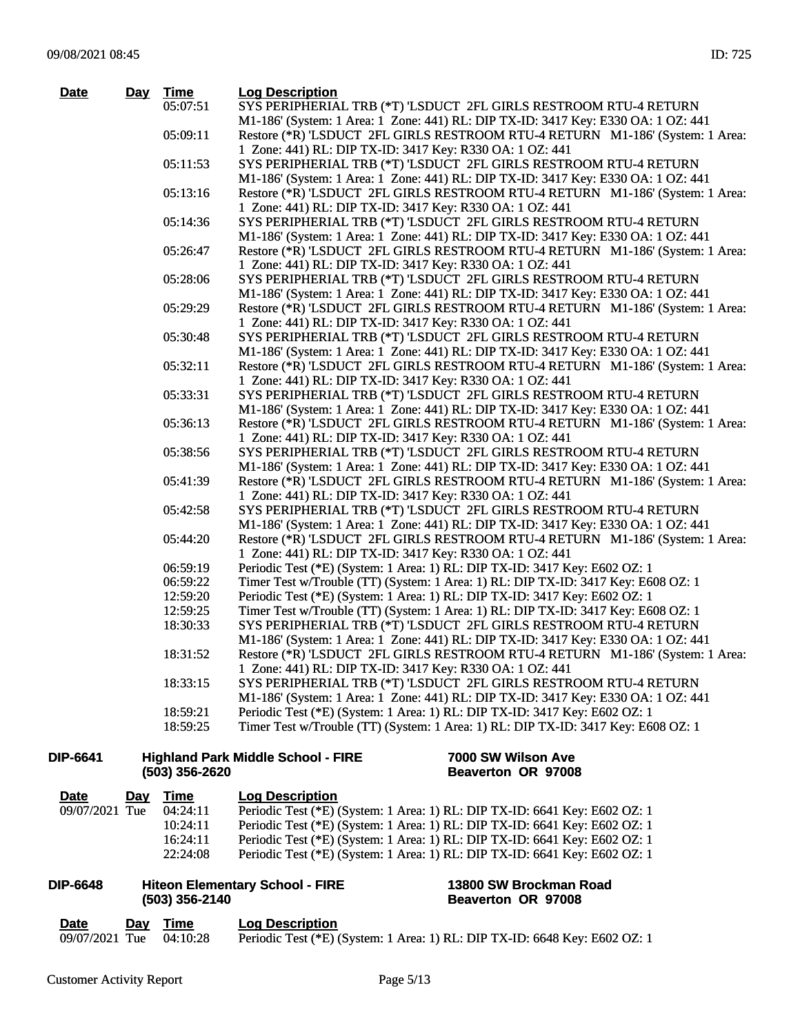| Date | Day | Time | Log Description |
|---|---|---|---|
| | | 05:07:51 | SYS PERIPHERIAL TRB (*T) 'LSDUCT 2FL GIRLS RESTROOM RTU-4 RETURN M1-186' (System: 1 Area: 1 Zone: 441) RL: DIP TX-ID: 3417 Key: E330 OA: 1 OZ: 441 |
| | | 05:09:11 | Restore (*R) 'LSDUCT 2FL GIRLS RESTROOM RTU-4 RETURN M1-186' (System: 1 Area: 1 Zone: 441) RL: DIP TX-ID: 3417 Key: R330 OA: 1 OZ: 441 |
| | | 05:11:53 | SYS PERIPHERIAL TRB (*T) 'LSDUCT 2FL GIRLS RESTROOM RTU-4 RETURN M1-186' (System: 1 Area: 1 Zone: 441) RL: DIP TX-ID: 3417 Key: E330 OA: 1 OZ: 441 |
| | | 05:13:16 | Restore (*R) 'LSDUCT 2FL GIRLS RESTROOM RTU-4 RETURN M1-186' (System: 1 Area: 1 Zone: 441) RL: DIP TX-ID: 3417 Key: R330 OA: 1 OZ: 441 |
| | | 05:14:36 | SYS PERIPHERIAL TRB (*T) 'LSDUCT 2FL GIRLS RESTROOM RTU-4 RETURN M1-186' (System: 1 Area: 1 Zone: 441) RL: DIP TX-ID: 3417 Key: E330 OA: 1 OZ: 441 |
| | | 05:26:47 | Restore (*R) 'LSDUCT 2FL GIRLS RESTROOM RTU-4 RETURN M1-186' (System: 1 Area: 1 Zone: 441) RL: DIP TX-ID: 3417 Key: R330 OA: 1 OZ: 441 |
| | | 05:28:06 | SYS PERIPHERIAL TRB (*T) 'LSDUCT 2FL GIRLS RESTROOM RTU-4 RETURN M1-186' (System: 1 Area: 1 Zone: 441) RL: DIP TX-ID: 3417 Key: E330 OA: 1 OZ: 441 |
| | | 05:29:29 | Restore (*R) 'LSDUCT 2FL GIRLS RESTROOM RTU-4 RETURN M1-186' (System: 1 Area: 1 Zone: 441) RL: DIP TX-ID: 3417 Key: R330 OA: 1 OZ: 441 |
| | | 05:30:48 | SYS PERIPHERIAL TRB (*T) 'LSDUCT 2FL GIRLS RESTROOM RTU-4 RETURN M1-186' (System: 1 Area: 1 Zone: 441) RL: DIP TX-ID: 3417 Key: E330 OA: 1 OZ: 441 |
| | | 05:32:11 | Restore (*R) 'LSDUCT 2FL GIRLS RESTROOM RTU-4 RETURN M1-186' (System: 1 Area: 1 Zone: 441) RL: DIP TX-ID: 3417 Key: R330 OA: 1 OZ: 441 |
| | | 05:33:31 | SYS PERIPHERIAL TRB (*T) 'LSDUCT 2FL GIRLS RESTROOM RTU-4 RETURN M1-186' (System: 1 Area: 1 Zone: 441) RL: DIP TX-ID: 3417 Key: E330 OA: 1 OZ: 441 |
| | | 05:36:13 | Restore (*R) 'LSDUCT 2FL GIRLS RESTROOM RTU-4 RETURN M1-186' (System: 1 Area: 1 Zone: 441) RL: DIP TX-ID: 3417 Key: R330 OA: 1 OZ: 441 |
| | | 05:38:56 | SYS PERIPHERIAL TRB (*T) 'LSDUCT 2FL GIRLS RESTROOM RTU-4 RETURN M1-186' (System: 1 Area: 1 Zone: 441) RL: DIP TX-ID: 3417 Key: E330 OA: 1 OZ: 441 |
| | | 05:41:39 | Restore (*R) 'LSDUCT 2FL GIRLS RESTROOM RTU-4 RETURN M1-186' (System: 1 Area: 1 Zone: 441) RL: DIP TX-ID: 3417 Key: R330 OA: 1 OZ: 441 |
| | | 05:42:58 | SYS PERIPHERIAL TRB (*T) 'LSDUCT 2FL GIRLS RESTROOM RTU-4 RETURN M1-186' (System: 1 Area: 1 Zone: 441) RL: DIP TX-ID: 3417 Key: E330 OA: 1 OZ: 441 |
| | | 05:44:20 | Restore (*R) 'LSDUCT 2FL GIRLS RESTROOM RTU-4 RETURN M1-186' (System: 1 Area: 1 Zone: 441) RL: DIP TX-ID: 3417 Key: R330 OA: 1 OZ: 441 |
| | | 06:59:19 | Periodic Test (*E) (System: 1 Area: 1) RL: DIP TX-ID: 3417 Key: E602 OZ: 1 |
| | | 06:59:22 | Timer Test w/Trouble (TT) (System: 1 Area: 1) RL: DIP TX-ID: 3417 Key: E608 OZ: 1 |
| | | 12:59:20 | Periodic Test (*E) (System: 1 Area: 1) RL: DIP TX-ID: 3417 Key: E602 OZ: 1 |
| | | 12:59:25 | Timer Test w/Trouble (TT) (System: 1 Area: 1) RL: DIP TX-ID: 3417 Key: E608 OZ: 1 |
| | | 18:30:33 | SYS PERIPHERIAL TRB (*T) 'LSDUCT 2FL GIRLS RESTROOM RTU-4 RETURN M1-186' (System: 1 Area: 1 Zone: 441) RL: DIP TX-ID: 3417 Key: E330 OA: 1 OZ: 441 |
| | | 18:31:52 | Restore (*R) 'LSDUCT 2FL GIRLS RESTROOM RTU-4 RETURN M1-186' (System: 1 Area: 1 Zone: 441) RL: DIP TX-ID: 3417 Key: R330 OA: 1 OZ: 441 |
| | | 18:33:15 | SYS PERIPHERIAL TRB (*T) 'LSDUCT 2FL GIRLS RESTROOM RTU-4 RETURN M1-186' (System: 1 Area: 1 Zone: 441) RL: DIP TX-ID: 3417 Key: E330 OA: 1 OZ: 441 |
| | | 18:59:21 | Periodic Test (*E) (System: 1 Area: 1) RL: DIP TX-ID: 3417 Key: E602 OZ: 1 |
| | | 18:59:25 | Timer Test w/Trouble (TT) (System: 1 Area: 1) RL: DIP TX-ID: 3417 Key: E608 OZ: 1 |

**DIP-6641** **Highland Park Middle School - FIRE** **(503) 356-2620** **7000 SW Wilson Ave** **Beaverton OR 97008**

| Date | Day | Time | Log Description |
|---|---|---|---|
| 09/07/2021 | Tue | 04:24:11 | Periodic Test (*E) (System: 1 Area: 1) RL: DIP TX-ID: 6641 Key: E602 OZ: 1 |
| | | 10:24:11 | Periodic Test (*E) (System: 1 Area: 1) RL: DIP TX-ID: 6641 Key: E602 OZ: 1 |
| | | 16:24:11 | Periodic Test (*E) (System: 1 Area: 1) RL: DIP TX-ID: 6641 Key: E602 OZ: 1 |
| | | 22:24:08 | Periodic Test (*E) (System: 1 Area: 1) RL: DIP TX-ID: 6641 Key: E602 OZ: 1 |

**DIP-6648** **Hiteon Elementary School - FIRE** **(503) 356-2140** **13800 SW Brockman Road** **Beaverton OR 97008**

| Date | Day | Time | Log Description |
|---|---|---|---|
| 09/07/2021 | Tue | 04:10:28 | Periodic Test (*E) (System: 1 Area: 1) RL: DIP TX-ID: 6648 Key: E602 OZ: 1 |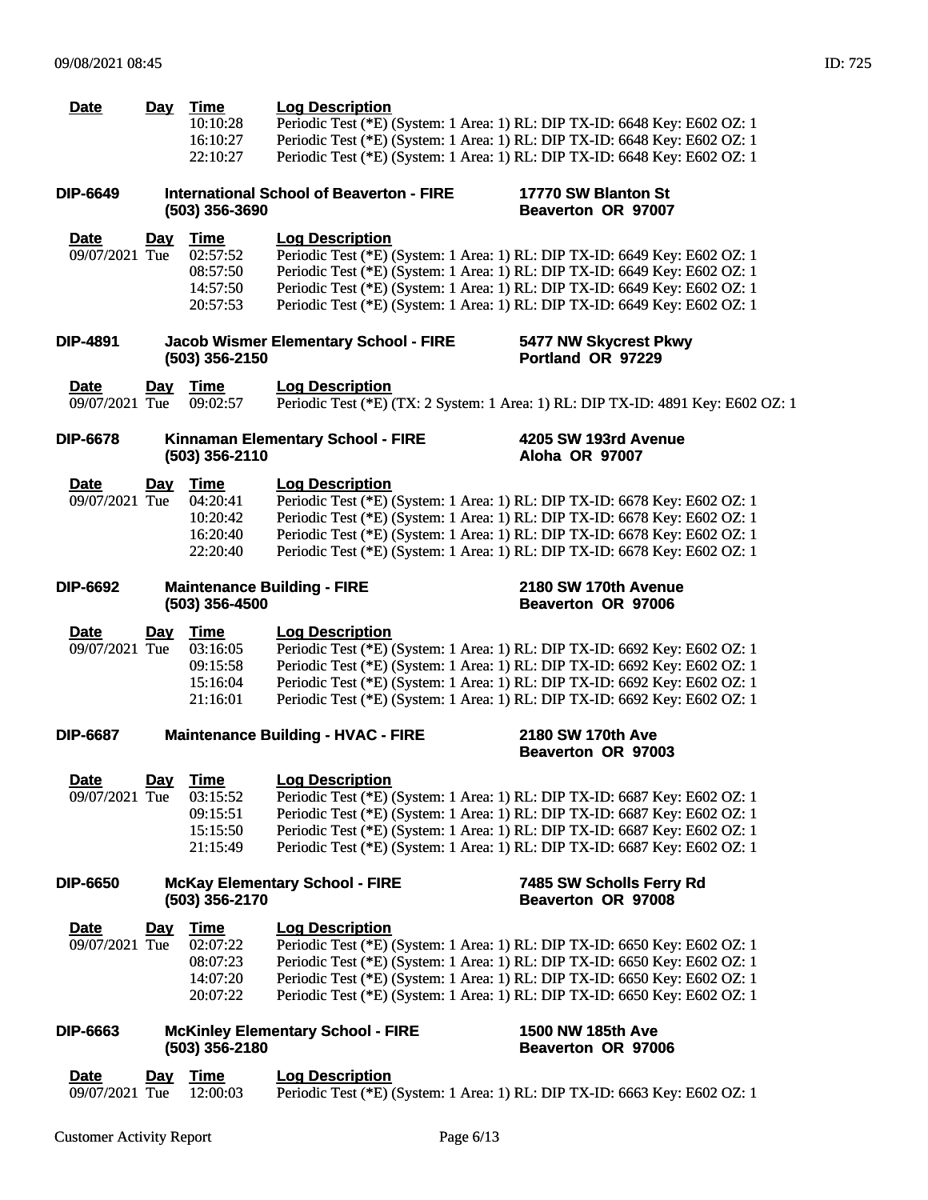| Date | Day | Time | Log Description |
|---|---|---|---|
| | | 10:10:28 | Periodic Test (*E) (System: 1 Area: 1) RL: DIP TX-ID: 6648 Key: E602 OZ: 1 |
| | | 16:10:27 | Periodic Test (*E) (System: 1 Area: 1) RL: DIP TX-ID: 6648 Key: E602 OZ: 1 |
| | | 22:10:27 | Periodic Test (*E) (System: 1 Area: 1) RL: DIP TX-ID: 6648 Key: E602 OZ: 1 |

**DIP-6649** **International School of Beaverton - FIRE** **17770 SW Blanton St**
**(503) 356-3690** **Beaverton OR 97007**

| Date | Day | Time | Log Description |
|---|---|---|---|
| 09/07/2021 | Tue | 02:57:52 | Periodic Test (*E) (System: 1 Area: 1) RL: DIP TX-ID: 6649 Key: E602 OZ: 1 |
| | | 08:57:50 | Periodic Test (*E) (System: 1 Area: 1) RL: DIP TX-ID: 6649 Key: E602 OZ: 1 |
| | | 14:57:50 | Periodic Test (*E) (System: 1 Area: 1) RL: DIP TX-ID: 6649 Key: E602 OZ: 1 |
| | | 20:57:53 | Periodic Test (*E) (System: 1 Area: 1) RL: DIP TX-ID: 6649 Key: E602 OZ: 1 |

**DIP-4891** **Jacob Wismer Elementary School - FIRE** **5477 NW Skycrest Pkwy**
**(503) 356-2150** **Portland OR 97229**

| Date | Day | Time | Log Description |
|---|---|---|---|
| 09/07/2021 | Tue | 09:02:57 | Periodic Test (*E) (TX: 2 System: 1 Area: 1) RL: DIP TX-ID: 4891 Key: E602 OZ: 1 |

**DIP-6678** **Kinnaman Elementary School - FIRE** **4205 SW 193rd Avenue**
**(503) 356-2110** **Aloha OR 97007**

| Date | Day | Time | Log Description |
|---|---|---|---|
| 09/07/2021 | Tue | 04:20:41 | Periodic Test (*E) (System: 1 Area: 1) RL: DIP TX-ID: 6678 Key: E602 OZ: 1 |
| | | 10:20:42 | Periodic Test (*E) (System: 1 Area: 1) RL: DIP TX-ID: 6678 Key: E602 OZ: 1 |
| | | 16:20:40 | Periodic Test (*E) (System: 1 Area: 1) RL: DIP TX-ID: 6678 Key: E602 OZ: 1 |
| | | 22:20:40 | Periodic Test (*E) (System: 1 Area: 1) RL: DIP TX-ID: 6678 Key: E602 OZ: 1 |

**DIP-6692** **Maintenance Building - FIRE** **2180 SW 170th Avenue**
**(503) 356-4500** **Beaverton OR 97006**

| Date | Day | Time | Log Description |
|---|---|---|---|
| 09/07/2021 | Tue | 03:16:05 | Periodic Test (*E) (System: 1 Area: 1) RL: DIP TX-ID: 6692 Key: E602 OZ: 1 |
| | | 09:15:58 | Periodic Test (*E) (System: 1 Area: 1) RL: DIP TX-ID: 6692 Key: E602 OZ: 1 |
| | | 15:16:04 | Periodic Test (*E) (System: 1 Area: 1) RL: DIP TX-ID: 6692 Key: E602 OZ: 1 |
| | | 21:16:01 | Periodic Test (*E) (System: 1 Area: 1) RL: DIP TX-ID: 6692 Key: E602 OZ: 1 |

**DIP-6687** **Maintenance Building - HVAC - FIRE** **2180 SW 170th Ave**
**Beaverton OR 97003**

| Date | Day | Time | Log Description |
|---|---|---|---|
| 09/07/2021 | Tue | 03:15:52 | Periodic Test (*E) (System: 1 Area: 1) RL: DIP TX-ID: 6687 Key: E602 OZ: 1 |
| | | 09:15:51 | Periodic Test (*E) (System: 1 Area: 1) RL: DIP TX-ID: 6687 Key: E602 OZ: 1 |
| | | 15:15:50 | Periodic Test (*E) (System: 1 Area: 1) RL: DIP TX-ID: 6687 Key: E602 OZ: 1 |
| | | 21:15:49 | Periodic Test (*E) (System: 1 Area: 1) RL: DIP TX-ID: 6687 Key: E602 OZ: 1 |

**DIP-6650** **McKay Elementary School - FIRE** **7485 SW Scholls Ferry Rd**
**(503) 356-2170** **Beaverton OR 97008**

| Date | Day | Time | Log Description |
|---|---|---|---|
| 09/07/2021 | Tue | 02:07:22 | Periodic Test (*E) (System: 1 Area: 1) RL: DIP TX-ID: 6650 Key: E602 OZ: 1 |
| | | 08:07:23 | Periodic Test (*E) (System: 1 Area: 1) RL: DIP TX-ID: 6650 Key: E602 OZ: 1 |
| | | 14:07:20 | Periodic Test (*E) (System: 1 Area: 1) RL: DIP TX-ID: 6650 Key: E602 OZ: 1 |
| | | 20:07:22 | Periodic Test (*E) (System: 1 Area: 1) RL: DIP TX-ID: 6650 Key: E602 OZ: 1 |

**DIP-6663** **McKinley Elementary School - FIRE** **1500 NW 185th Ave**
**(503) 356-2180** **Beaverton OR 97006**

| Date | Day | Time | Log Description |
|---|---|---|---|
| 09/07/2021 | Tue | 12:00:03 | Periodic Test (*E) (System: 1 Area: 1) RL: DIP TX-ID: 6663 Key: E602 OZ: 1 |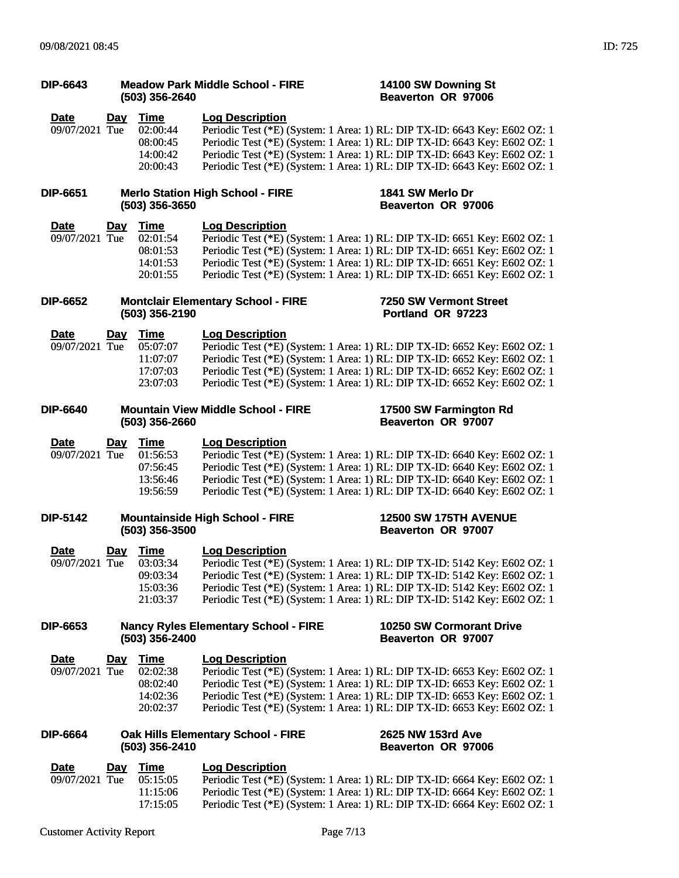**DIP-6643** **Meadow Park Middle School - FIRE** **(503) 356-2640** **14100 SW Downing St** **Beaverton OR 97006**

| Date | Day | Time | Log Description |
|---|---|---|---|
| 09/07/2021 | Tue | 02:00:44 | Periodic Test (*E) (System: 1 Area: 1) RL: DIP TX-ID: 6643 Key: E602 OZ: 1 |
| | | 08:00:45 | Periodic Test (*E) (System: 1 Area: 1) RL: DIP TX-ID: 6643 Key: E602 OZ: 1 |
| | | 14:00:42 | Periodic Test (*E) (System: 1 Area: 1) RL: DIP TX-ID: 6643 Key: E602 OZ: 1 |
| | | 20:00:43 | Periodic Test (*E) (System: 1 Area: 1) RL: DIP TX-ID: 6643 Key: E602 OZ: 1 |

**DIP-6651** **Merlo Station High School - FIRE** **(503) 356-3650** **1841 SW Merlo Dr** **Beaverton OR 97006**

| Date | Day | Time | Log Description |
|---|---|---|---|
| 09/07/2021 | Tue | 02:01:54 | Periodic Test (*E) (System: 1 Area: 1) RL: DIP TX-ID: 6651 Key: E602 OZ: 1 |
| | | 08:01:53 | Periodic Test (*E) (System: 1 Area: 1) RL: DIP TX-ID: 6651 Key: E602 OZ: 1 |
| | | 14:01:53 | Periodic Test (*E) (System: 1 Area: 1) RL: DIP TX-ID: 6651 Key: E602 OZ: 1 |
| | | 20:01:55 | Periodic Test (*E) (System: 1 Area: 1) RL: DIP TX-ID: 6651 Key: E602 OZ: 1 |

**DIP-6652** **Montclair Elementary School - FIRE** **(503) 356-2190** **7250 SW Vermont Street** **Portland OR 97223**

| Date | Day | Time | Log Description |
|---|---|---|---|
| 09/07/2021 | Tue | 05:07:07 | Periodic Test (*E) (System: 1 Area: 1) RL: DIP TX-ID: 6652 Key: E602 OZ: 1 |
| | | 11:07:07 | Periodic Test (*E) (System: 1 Area: 1) RL: DIP TX-ID: 6652 Key: E602 OZ: 1 |
| | | 17:07:03 | Periodic Test (*E) (System: 1 Area: 1) RL: DIP TX-ID: 6652 Key: E602 OZ: 1 |
| | | 23:07:03 | Periodic Test (*E) (System: 1 Area: 1) RL: DIP TX-ID: 6652 Key: E602 OZ: 1 |

**DIP-6640** **Mountain View Middle School - FIRE** **(503) 356-2660** **17500 SW Farmington Rd** **Beaverton OR 97007**

| Date | Day | Time | Log Description |
|---|---|---|---|
| 09/07/2021 | Tue | 01:56:53 | Periodic Test (*E) (System: 1 Area: 1) RL: DIP TX-ID: 6640 Key: E602 OZ: 1 |
| | | 07:56:45 | Periodic Test (*E) (System: 1 Area: 1) RL: DIP TX-ID: 6640 Key: E602 OZ: 1 |
| | | 13:56:46 | Periodic Test (*E) (System: 1 Area: 1) RL: DIP TX-ID: 6640 Key: E602 OZ: 1 |
| | | 19:56:59 | Periodic Test (*E) (System: 1 Area: 1) RL: DIP TX-ID: 6640 Key: E602 OZ: 1 |

**DIP-5142** **Mountainside High School - FIRE** **(503) 356-3500** **12500 SW 175TH AVENUE** **Beaverton OR 97007**

| Date | Day | Time | Log Description |
|---|---|---|---|
| 09/07/2021 | Tue | 03:03:34 | Periodic Test (*E) (System: 1 Area: 1) RL: DIP TX-ID: 5142 Key: E602 OZ: 1 |
| | | 09:03:34 | Periodic Test (*E) (System: 1 Area: 1) RL: DIP TX-ID: 5142 Key: E602 OZ: 1 |
| | | 15:03:36 | Periodic Test (*E) (System: 1 Area: 1) RL: DIP TX-ID: 5142 Key: E602 OZ: 1 |
| | | 21:03:37 | Periodic Test (*E) (System: 1 Area: 1) RL: DIP TX-ID: 5142 Key: E602 OZ: 1 |

**DIP-6653** **Nancy Ryles Elementary School - FIRE** **(503) 356-2400** **10250 SW Cormorant Drive** **Beaverton OR 97007**

| Date | Day | Time | Log Description |
|---|---|---|---|
| 09/07/2021 | Tue | 02:02:38 | Periodic Test (*E) (System: 1 Area: 1) RL: DIP TX-ID: 6653 Key: E602 OZ: 1 |
| | | 08:02:40 | Periodic Test (*E) (System: 1 Area: 1) RL: DIP TX-ID: 6653 Key: E602 OZ: 1 |
| | | 14:02:36 | Periodic Test (*E) (System: 1 Area: 1) RL: DIP TX-ID: 6653 Key: E602 OZ: 1 |
| | | 20:02:37 | Periodic Test (*E) (System: 1 Area: 1) RL: DIP TX-ID: 6653 Key: E602 OZ: 1 |

**DIP-6664** **Oak Hills Elementary School - FIRE** **(503) 356-2410** **2625 NW 153rd Ave** **Beaverton OR 97006**

| Date | Day | Time | Log Description |
|---|---|---|---|
| 09/07/2021 | Tue | 05:15:05 | Periodic Test (*E) (System: 1 Area: 1) RL: DIP TX-ID: 6664 Key: E602 OZ: 1 |
| | | 11:15:06 | Periodic Test (*E) (System: 1 Area: 1) RL: DIP TX-ID: 6664 Key: E602 OZ: 1 |
| | | 17:15:05 | Periodic Test (*E) (System: 1 Area: 1) RL: DIP TX-ID: 6664 Key: E602 OZ: 1 |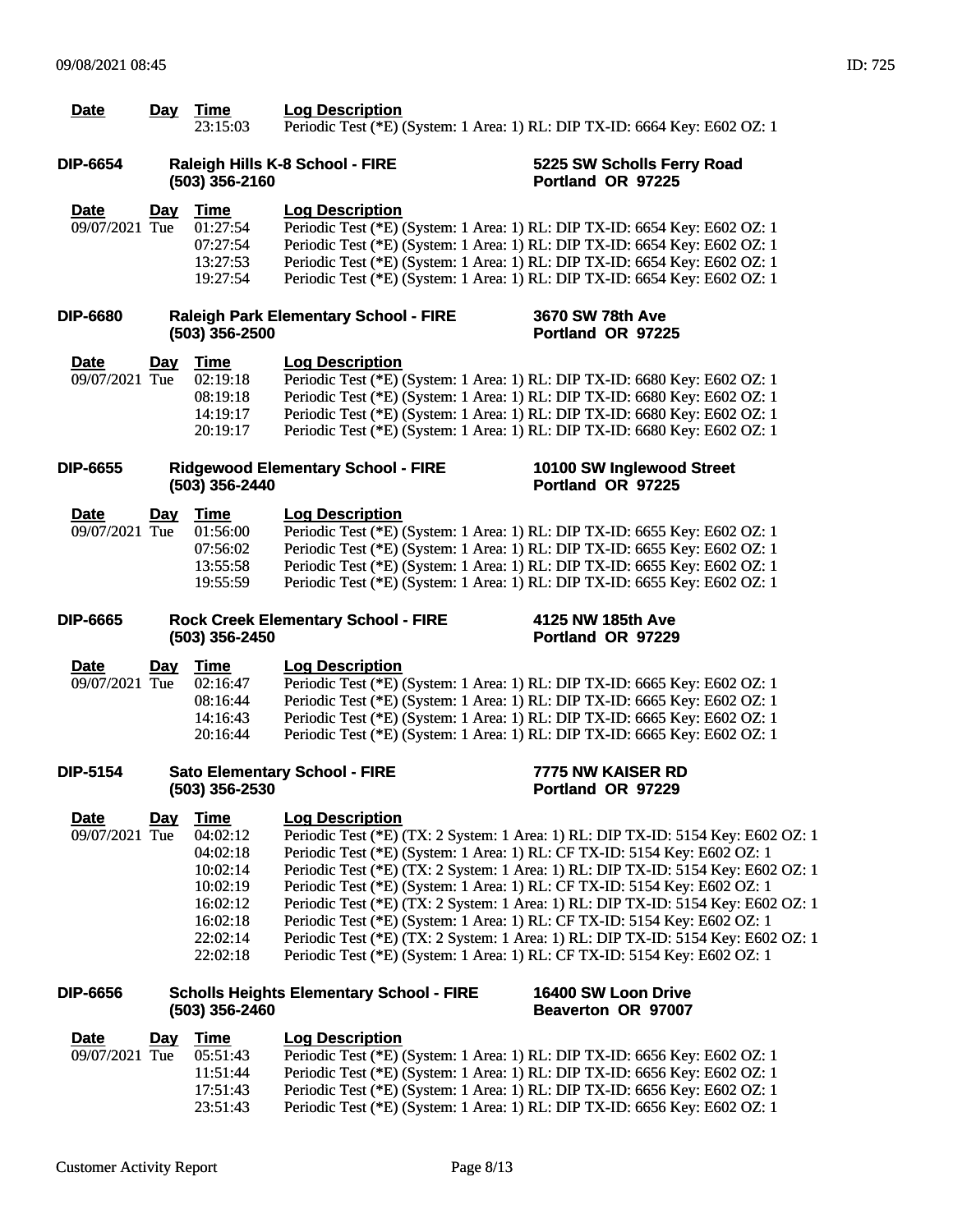| Date | Day | Time | Log Description |
| --- | --- | --- | --- |
| | | 23:15:03 | Periodic Test (*E) (System: 1 Area: 1) RL: DIP TX-ID: 6664 Key: E602 OZ: 1 |

**DIP-6654** **Raleigh Hills K-8 School - FIRE** **(503) 356-2160** **5225 SW Scholls Ferry Road** **Portland OR 97225**

| Date | Day | Time | Log Description |
| --- | --- | --- | --- |
| 09/07/2021 | Tue | 01:27:54 | Periodic Test (*E) (System: 1 Area: 1) RL: DIP TX-ID: 6654 Key: E602 OZ: 1 |
| | | 07:27:54 | Periodic Test (*E) (System: 1 Area: 1) RL: DIP TX-ID: 6654 Key: E602 OZ: 1 |
| | | 13:27:53 | Periodic Test (*E) (System: 1 Area: 1) RL: DIP TX-ID: 6654 Key: E602 OZ: 1 |
| | | 19:27:54 | Periodic Test (*E) (System: 1 Area: 1) RL: DIP TX-ID: 6654 Key: E602 OZ: 1 |

**DIP-6680** **Raleigh Park Elementary School - FIRE** **(503) 356-2500** **3670 SW 78th Ave** **Portland OR 97225**

| Date | Day | Time | Log Description |
| --- | --- | --- | --- |
| 09/07/2021 | Tue | 02:19:18 | Periodic Test (*E) (System: 1 Area: 1) RL: DIP TX-ID: 6680 Key: E602 OZ: 1 |
| | | 08:19:18 | Periodic Test (*E) (System: 1 Area: 1) RL: DIP TX-ID: 6680 Key: E602 OZ: 1 |
| | | 14:19:17 | Periodic Test (*E) (System: 1 Area: 1) RL: DIP TX-ID: 6680 Key: E602 OZ: 1 |
| | | 20:19:17 | Periodic Test (*E) (System: 1 Area: 1) RL: DIP TX-ID: 6680 Key: E602 OZ: 1 |

**DIP-6655** **Ridgewood Elementary School - FIRE** **(503) 356-2440** **10100 SW Inglewood Street** **Portland OR 97225**

| Date | Day | Time | Log Description |
| --- | --- | --- | --- |
| 09/07/2021 | Tue | 01:56:00 | Periodic Test (*E) (System: 1 Area: 1) RL: DIP TX-ID: 6655 Key: E602 OZ: 1 |
| | | 07:56:02 | Periodic Test (*E) (System: 1 Area: 1) RL: DIP TX-ID: 6655 Key: E602 OZ: 1 |
| | | 13:55:58 | Periodic Test (*E) (System: 1 Area: 1) RL: DIP TX-ID: 6655 Key: E602 OZ: 1 |
| | | 19:55:59 | Periodic Test (*E) (System: 1 Area: 1) RL: DIP TX-ID: 6655 Key: E602 OZ: 1 |

**DIP-6665** **Rock Creek Elementary School - FIRE** **(503) 356-2450** **4125 NW 185th Ave** **Portland OR 97229**

| Date | Day | Time | Log Description |
| --- | --- | --- | --- |
| 09/07/2021 | Tue | 02:16:47 | Periodic Test (*E) (System: 1 Area: 1) RL: DIP TX-ID: 6665 Key: E602 OZ: 1 |
| | | 08:16:44 | Periodic Test (*E) (System: 1 Area: 1) RL: DIP TX-ID: 6665 Key: E602 OZ: 1 |
| | | 14:16:43 | Periodic Test (*E) (System: 1 Area: 1) RL: DIP TX-ID: 6665 Key: E602 OZ: 1 |
| | | 20:16:44 | Periodic Test (*E) (System: 1 Area: 1) RL: DIP TX-ID: 6665 Key: E602 OZ: 1 |

**DIP-5154** **Sato Elementary School - FIRE** **(503) 356-2530** **7775 NW KAISER RD** **Portland OR 97229**

| Date | Day | Time | Log Description |
| --- | --- | --- | --- |
| 09/07/2021 | Tue | 04:02:12 | Periodic Test (*E) (TX: 2 System: 1 Area: 1) RL: DIP TX-ID: 5154 Key: E602 OZ: 1 |
| | | 04:02:18 | Periodic Test (*E) (System: 1 Area: 1) RL: CF TX-ID: 5154 Key: E602 OZ: 1 |
| | | 10:02:14 | Periodic Test (*E) (TX: 2 System: 1 Area: 1) RL: DIP TX-ID: 5154 Key: E602 OZ: 1 |
| | | 10:02:19 | Periodic Test (*E) (System: 1 Area: 1) RL: CF TX-ID: 5154 Key: E602 OZ: 1 |
| | | 16:02:12 | Periodic Test (*E) (TX: 2 System: 1 Area: 1) RL: DIP TX-ID: 5154 Key: E602 OZ: 1 |
| | | 16:02:18 | Periodic Test (*E) (System: 1 Area: 1) RL: CF TX-ID: 5154 Key: E602 OZ: 1 |
| | | 22:02:14 | Periodic Test (*E) (TX: 2 System: 1 Area: 1) RL: DIP TX-ID: 5154 Key: E602 OZ: 1 |
| | | 22:02:18 | Periodic Test (*E) (System: 1 Area: 1) RL: CF TX-ID: 5154 Key: E602 OZ: 1 |

**DIP-6656** **Scholls Heights Elementary School - FIRE** **(503) 356-2460** **16400 SW Loon Drive** **Beaverton OR 97007**

| Date | Day | Time | Log Description |
| --- | --- | --- | --- |
| 09/07/2021 | Tue | 05:51:43 | Periodic Test (*E) (System: 1 Area: 1) RL: DIP TX-ID: 6656 Key: E602 OZ: 1 |
| | | 11:51:44 | Periodic Test (*E) (System: 1 Area: 1) RL: DIP TX-ID: 6656 Key: E602 OZ: 1 |
| | | 17:51:43 | Periodic Test (*E) (System: 1 Area: 1) RL: DIP TX-ID: 6656 Key: E602 OZ: 1 |
| | | 23:51:43 | Periodic Test (*E) (System: 1 Area: 1) RL: DIP TX-ID: 6656 Key: E602 OZ: 1 |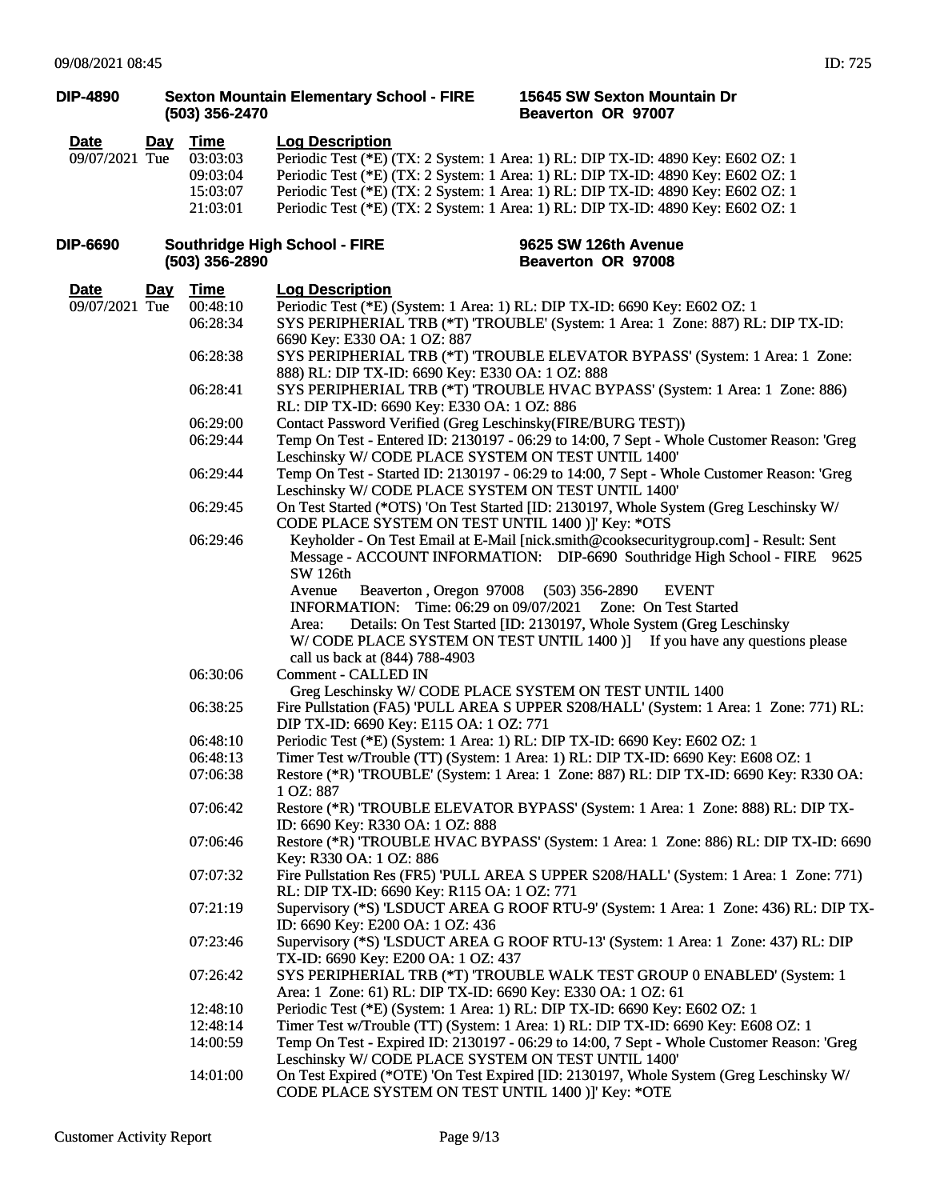**DIP-4890** **Sexton Mountain Elementary School - FIRE** **(503) 356-2470** **15645 SW Sexton Mountain Dr** **Beaverton OR 97007**

| Date | Day | Time | Log Description |
|---|---|---|---|
| 09/07/2021 | Tue | 03:03:03 | Periodic Test (*E) (TX: 2 System: 1 Area: 1) RL: DIP TX-ID: 4890 Key: E602 OZ: 1 |
| | | 09:03:04 | Periodic Test (*E) (TX: 2 System: 1 Area: 1) RL: DIP TX-ID: 4890 Key: E602 OZ: 1 |
| | | 15:03:07 | Periodic Test (*E) (TX: 2 System: 1 Area: 1) RL: DIP TX-ID: 4890 Key: E602 OZ: 1 |
| | | 21:03:01 | Periodic Test (*E) (TX: 2 System: 1 Area: 1) RL: DIP TX-ID: 4890 Key: E602 OZ: 1 |

**DIP-6690** **Southridge High School - FIRE** **(503) 356-2890** **9625 SW 126th Avenue** **Beaverton OR 97008**

| Date | Day | Time | Log Description |
|---|---|---|---|
| 09/07/2021 | Tue | 00:48:10 | Periodic Test (*E) (System: 1 Area: 1) RL: DIP TX-ID: 6690 Key: E602 OZ: 1 |
| | | 06:28:34 | SYS PERIPHERIAL TRB (*T) 'TROUBLE' (System: 1 Area: 1 Zone: 887) RL: DIP TX-ID: 6690 Key: E330 OA: 1 OZ: 887 |
| | | 06:28:38 | SYS PERIPHERIAL TRB (*T) 'TROUBLE ELEVATOR BYPASS' (System: 1 Area: 1 Zone: 888) RL: DIP TX-ID: 6690 Key: E330 OA: 1 OZ: 888 |
| | | 06:28:41 | SYS PERIPHERIAL TRB (*T) 'TROUBLE HVAC BYPASS' (System: 1 Area: 1 Zone: 886) RL: DIP TX-ID: 6690 Key: E330 OA: 1 OZ: 886 |
| | | 06:29:00 | Contact Password Verified (Greg Leschinsky(FIRE/BURG TEST)) |
| | | 06:29:44 | Temp On Test - Entered ID: 2130197 - 06:29 to 14:00, 7 Sept - Whole Customer Reason: 'Greg Leschinsky W/ CODE PLACE SYSTEM ON TEST UNTIL 1400' |
| | | 06:29:44 | Temp On Test - Started ID: 2130197 - 06:29 to 14:00, 7 Sept - Whole Customer Reason: 'Greg Leschinsky W/ CODE PLACE SYSTEM ON TEST UNTIL 1400' |
| | | 06:29:45 | On Test Started (*OTS) 'On Test Started [ID: 2130197, Whole System (Greg Leschinsky W/ CODE PLACE SYSTEM ON TEST UNTIL 1400 )]' Key: *OTS |
| | | 06:29:46 | Keyholder - On Test Email at E-Mail [nick.smith@cooksecuritygroup.com] - Result: Sent Message - ACCOUNT INFORMATION: DIP-6690 Southridge High School - FIRE 9625 SW 126th Avenue Beaverton , Oregon 97008 (503) 356-2890 EVENT INFORMATION: Time: 06:29 on 09/07/2021 Zone: On Test Started Area: Details: On Test Started [ID: 2130197, Whole System (Greg Leschinsky W/ CODE PLACE SYSTEM ON TEST UNTIL 1400 )] If you have any questions please call us back at (844) 788-4903 |
| | | 06:30:06 | Comment - CALLED IN Greg Leschinsky W/ CODE PLACE SYSTEM ON TEST UNTIL 1400 |
| | | 06:38:25 | Fire Pullstation (FA5) 'PULL AREA S UPPER S208/HALL' (System: 1 Area: 1 Zone: 771) RL: DIP TX-ID: 6690 Key: E115 OA: 1 OZ: 771 |
| | | 06:48:10 | Periodic Test (*E) (System: 1 Area: 1) RL: DIP TX-ID: 6690 Key: E602 OZ: 1 |
| | | 06:48:13 | Timer Test w/Trouble (TT) (System: 1 Area: 1) RL: DIP TX-ID: 6690 Key: E608 OZ: 1 |
| | | 07:06:38 | Restore (*R) 'TROUBLE' (System: 1 Area: 1 Zone: 887) RL: DIP TX-ID: 6690 Key: R330 OA: 1 OZ: 887 |
| | | 07:06:42 | Restore (*R) 'TROUBLE ELEVATOR BYPASS' (System: 1 Area: 1 Zone: 888) RL: DIP TX-ID: 6690 Key: R330 OA: 1 OZ: 888 |
| | | 07:06:46 | Restore (*R) 'TROUBLE HVAC BYPASS' (System: 1 Area: 1 Zone: 886) RL: DIP TX-ID: 6690 Key: R330 OA: 1 OZ: 886 |
| | | 07:07:32 | Fire Pullstation Res (FR5) 'PULL AREA S UPPER S208/HALL' (System: 1 Area: 1 Zone: 771) RL: DIP TX-ID: 6690 Key: R115 OA: 1 OZ: 771 |
| | | 07:21:19 | Supervisory (*S) 'LSDUCT AREA G ROOF RTU-9' (System: 1 Area: 1 Zone: 436) RL: DIP TX-ID: 6690 Key: E200 OA: 1 OZ: 436 |
| | | 07:23:46 | Supervisory (*S) 'LSDUCT AREA G ROOF RTU-13' (System: 1 Area: 1 Zone: 437) RL: DIP TX-ID: 6690 Key: E200 OA: 1 OZ: 437 |
| | | 07:26:42 | SYS PERIPHERIAL TRB (*T) 'TROUBLE WALK TEST GROUP 0 ENABLED' (System: 1 Area: 1 Zone: 61) RL: DIP TX-ID: 6690 Key: E330 OA: 1 OZ: 61 |
| | | 12:48:10 | Periodic Test (*E) (System: 1 Area: 1) RL: DIP TX-ID: 6690 Key: E602 OZ: 1 |
| | | 12:48:14 | Timer Test w/Trouble (TT) (System: 1 Area: 1) RL: DIP TX-ID: 6690 Key: E608 OZ: 1 |
| | | 14:00:59 | Temp On Test - Expired ID: 2130197 - 06:29 to 14:00, 7 Sept - Whole Customer Reason: 'Greg Leschinsky W/ CODE PLACE SYSTEM ON TEST UNTIL 1400' |
| | | 14:01:00 | On Test Expired (*OTE) 'On Test Expired [ID: 2130197, Whole System (Greg Leschinsky W/ CODE PLACE SYSTEM ON TEST UNTIL 1400 )]' Key: *OTE |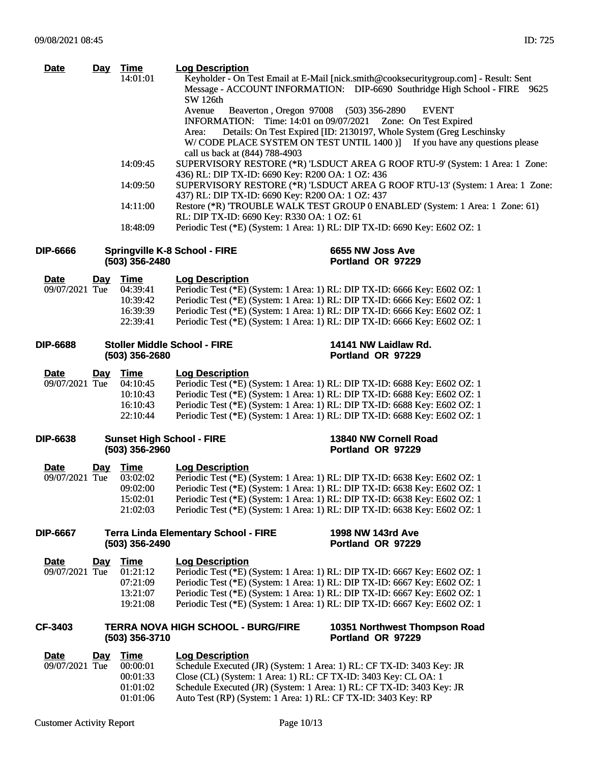| Date | Day | Time | Log Description |
|---|---|---|---|
| | | 14:01:01 | Keyholder - On Test Email at E-Mail [nick.smith@cooksecuritygroup.com] - Result: Sent Message - ACCOUNT INFORMATION: DIP-6690 Southridge High School - FIRE 9625 SW 126th Avenue Beaverton , Oregon 97008 (503) 356-2890 EVENT INFORMATION: Time: 14:01 on 09/07/2021 Zone: On Test Expired Area: Details: On Test Expired [ID: 2130197, Whole System (Greg Leschinsky W/ CODE PLACE SYSTEM ON TEST UNTIL 1400 )] If you have any questions please call us back at (844) 788-4903 |
| | | 14:09:45 | SUPERVISORY RESTORE (*R) 'LSDUCT AREA G ROOF RTU-9' (System: 1 Area: 1 Zone: 436) RL: DIP TX-ID: 6690 Key: R200 OA: 1 OZ: 436 |
| | | 14:09:50 | SUPERVISORY RESTORE (*R) 'LSDUCT AREA G ROOF RTU-13' (System: 1 Area: 1 Zone: 437) RL: DIP TX-ID: 6690 Key: R200 OA: 1 OZ: 437 |
| | | 14:11:00 | Restore (*R) 'TROUBLE WALK TEST GROUP 0 ENABLED' (System: 1 Area: 1 Zone: 61) RL: DIP TX-ID: 6690 Key: R330 OA: 1 OZ: 61 |
| | | 18:48:09 | Periodic Test (*E) (System: 1 Area: 1) RL: DIP TX-ID: 6690 Key: E602 OZ: 1 |

**DIP-6666** **Springville K-8 School - FIRE** **(503) 356-2480** **6655 NW Joss Ave Portland OR 97229**

| Date | Day | Time | Log Description |
|---|---|---|---|
| 09/07/2021 | Tue | 04:39:41 | Periodic Test (*E) (System: 1 Area: 1) RL: DIP TX-ID: 6666 Key: E602 OZ: 1 |
| | | 10:39:42 | Periodic Test (*E) (System: 1 Area: 1) RL: DIP TX-ID: 6666 Key: E602 OZ: 1 |
| | | 16:39:39 | Periodic Test (*E) (System: 1 Area: 1) RL: DIP TX-ID: 6666 Key: E602 OZ: 1 |
| | | 22:39:41 | Periodic Test (*E) (System: 1 Area: 1) RL: DIP TX-ID: 6666 Key: E602 OZ: 1 |

**DIP-6688** **Stoller Middle School - FIRE** **(503) 356-2680** **14141 NW Laidlaw Rd. Portland OR 97229**

| Date | Day | Time | Log Description |
|---|---|---|---|
| 09/07/2021 | Tue | 04:10:45 | Periodic Test (*E) (System: 1 Area: 1) RL: DIP TX-ID: 6688 Key: E602 OZ: 1 |
| | | 10:10:43 | Periodic Test (*E) (System: 1 Area: 1) RL: DIP TX-ID: 6688 Key: E602 OZ: 1 |
| | | 16:10:43 | Periodic Test (*E) (System: 1 Area: 1) RL: DIP TX-ID: 6688 Key: E602 OZ: 1 |
| | | 22:10:44 | Periodic Test (*E) (System: 1 Area: 1) RL: DIP TX-ID: 6688 Key: E602 OZ: 1 |

**DIP-6638** **Sunset High School - FIRE** **(503) 356-2960** **13840 NW Cornell Road Portland OR 97229**

| Date | Day | Time | Log Description |
|---|---|---|---|
| 09/07/2021 | Tue | 03:02:02 | Periodic Test (*E) (System: 1 Area: 1) RL: DIP TX-ID: 6638 Key: E602 OZ: 1 |
| | | 09:02:00 | Periodic Test (*E) (System: 1 Area: 1) RL: DIP TX-ID: 6638 Key: E602 OZ: 1 |
| | | 15:02:01 | Periodic Test (*E) (System: 1 Area: 1) RL: DIP TX-ID: 6638 Key: E602 OZ: 1 |
| | | 21:02:03 | Periodic Test (*E) (System: 1 Area: 1) RL: DIP TX-ID: 6638 Key: E602 OZ: 1 |

**DIP-6667** **Terra Linda Elementary School - FIRE** **(503) 356-2490** **1998 NW 143rd Ave Portland OR 97229**

| Date | Day | Time | Log Description |
|---|---|---|---|
| 09/07/2021 | Tue | 01:21:12 | Periodic Test (*E) (System: 1 Area: 1) RL: DIP TX-ID: 6667 Key: E602 OZ: 1 |
| | | 07:21:09 | Periodic Test (*E) (System: 1 Area: 1) RL: DIP TX-ID: 6667 Key: E602 OZ: 1 |
| | | 13:21:07 | Periodic Test (*E) (System: 1 Area: 1) RL: DIP TX-ID: 6667 Key: E602 OZ: 1 |
| | | 19:21:08 | Periodic Test (*E) (System: 1 Area: 1) RL: DIP TX-ID: 6667 Key: E602 OZ: 1 |

**CF-3403** **TERRA NOVA HIGH SCHOOL - BURG/FIRE** **(503) 356-3710** **10351 Northwest Thompson Road Portland OR 97229**

| Date | Day | Time | Log Description |
|---|---|---|---|
| 09/07/2021 | Tue | 00:00:01 | Schedule Executed (JR) (System: 1 Area: 1) RL: CF TX-ID: 3403 Key: JR |
| | | 00:01:33 | Close (CL) (System: 1 Area: 1) RL: CF TX-ID: 3403 Key: CL OA: 1 |
| | | 01:01:02 | Schedule Executed (JR) (System: 1 Area: 1) RL: CF TX-ID: 3403 Key: JR |
| | | 01:01:06 | Auto Test (RP) (System: 1 Area: 1) RL: CF TX-ID: 3403 Key: RP |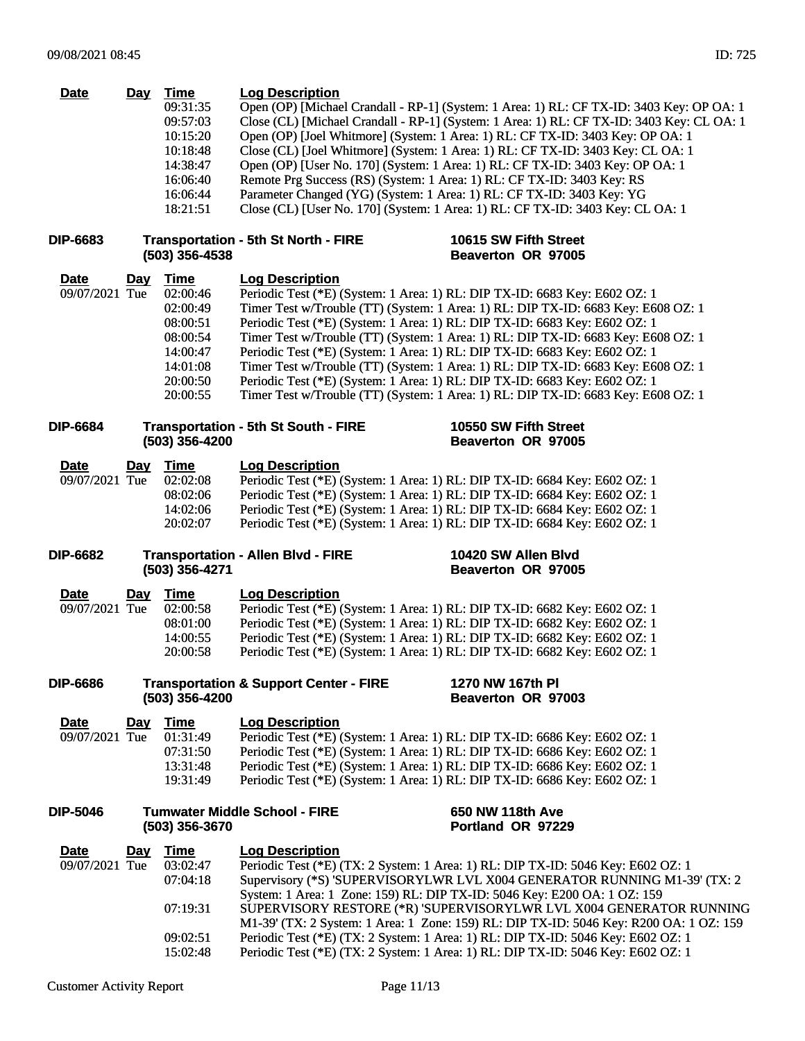| Date | Day | Time | Log Description |
|---|---|---|---|
| | | 09:31:35 | Open (OP) [Michael Crandall - RP-1] (System: 1 Area: 1) RL: CF TX-ID: 3403 Key: OP OA: 1 |
| | | 09:57:03 | Close (CL) [Michael Crandall - RP-1] (System: 1 Area: 1) RL: CF TX-ID: 3403 Key: CL OA: 1 |
| | | 10:15:20 | Open (OP) [Joel Whitmore] (System: 1 Area: 1) RL: CF TX-ID: 3403 Key: OP OA: 1 |
| | | 10:18:48 | Close (CL) [Joel Whitmore] (System: 1 Area: 1) RL: CF TX-ID: 3403 Key: CL OA: 1 |
| | | 14:38:47 | Open (OP) [User No. 170] (System: 1 Area: 1) RL: CF TX-ID: 3403 Key: OP OA: 1 |
| | | 16:06:40 | Remote Prg Success (RS) (System: 1 Area: 1) RL: CF TX-ID: 3403 Key: RS |
| | | 16:06:44 | Parameter Changed (YG) (System: 1 Area: 1) RL: CF TX-ID: 3403 Key: YG |
| | | 18:21:51 | Close (CL) [User No. 170] (System: 1 Area: 1) RL: CF TX-ID: 3403 Key: CL OA: 1 |

**DIP-6683** **Transportation - 5th St North - FIRE** **(503) 356-4538** **10615 SW Fifth Street** **Beaverton OR 97005**

| Date | Day | Time | Log Description |
|---|---|---|---|
| 09/07/2021 | Tue | 02:00:46 | Periodic Test (*E) (System: 1 Area: 1) RL: DIP TX-ID: 6683 Key: E602 OZ: 1 |
| | | 02:00:49 | Timer Test w/Trouble (TT) (System: 1 Area: 1) RL: DIP TX-ID: 6683 Key: E608 OZ: 1 |
| | | 08:00:51 | Periodic Test (*E) (System: 1 Area: 1) RL: DIP TX-ID: 6683 Key: E602 OZ: 1 |
| | | 08:00:54 | Timer Test w/Trouble (TT) (System: 1 Area: 1) RL: DIP TX-ID: 6683 Key: E608 OZ: 1 |
| | | 14:00:47 | Periodic Test (*E) (System: 1 Area: 1) RL: DIP TX-ID: 6683 Key: E602 OZ: 1 |
| | | 14:01:08 | Timer Test w/Trouble (TT) (System: 1 Area: 1) RL: DIP TX-ID: 6683 Key: E608 OZ: 1 |
| | | 20:00:50 | Periodic Test (*E) (System: 1 Area: 1) RL: DIP TX-ID: 6683 Key: E602 OZ: 1 |
| | | 20:00:55 | Timer Test w/Trouble (TT) (System: 1 Area: 1) RL: DIP TX-ID: 6683 Key: E608 OZ: 1 |

**DIP-6684** **Transportation - 5th St South - FIRE** **(503) 356-4200** **10550 SW Fifth Street** **Beaverton OR 97005**

| Date | Day | Time | Log Description |
|---|---|---|---|
| 09/07/2021 | Tue | 02:02:08 | Periodic Test (*E) (System: 1 Area: 1) RL: DIP TX-ID: 6684 Key: E602 OZ: 1 |
| | | 08:02:06 | Periodic Test (*E) (System: 1 Area: 1) RL: DIP TX-ID: 6684 Key: E602 OZ: 1 |
| | | 14:02:06 | Periodic Test (*E) (System: 1 Area: 1) RL: DIP TX-ID: 6684 Key: E602 OZ: 1 |
| | | 20:02:07 | Periodic Test (*E) (System: 1 Area: 1) RL: DIP TX-ID: 6684 Key: E602 OZ: 1 |

**DIP-6682** **Transportation - Allen Blvd - FIRE** **(503) 356-4271** **10420 SW Allen Blvd** **Beaverton OR 97005**

| Date | Day | Time | Log Description |
|---|---|---|---|
| 09/07/2021 | Tue | 02:00:58 | Periodic Test (*E) (System: 1 Area: 1) RL: DIP TX-ID: 6682 Key: E602 OZ: 1 |
| | | 08:01:00 | Periodic Test (*E) (System: 1 Area: 1) RL: DIP TX-ID: 6682 Key: E602 OZ: 1 |
| | | 14:00:55 | Periodic Test (*E) (System: 1 Area: 1) RL: DIP TX-ID: 6682 Key: E602 OZ: 1 |
| | | 20:00:58 | Periodic Test (*E) (System: 1 Area: 1) RL: DIP TX-ID: 6682 Key: E602 OZ: 1 |

**DIP-6686** **Transportation & Support Center - FIRE** **(503) 356-4200** **1270 NW 167th Pl** **Beaverton OR 97003**

| Date | Day | Time | Log Description |
|---|---|---|---|
| 09/07/2021 | Tue | 01:31:49 | Periodic Test (*E) (System: 1 Area: 1) RL: DIP TX-ID: 6686 Key: E602 OZ: 1 |
| | | 07:31:50 | Periodic Test (*E) (System: 1 Area: 1) RL: DIP TX-ID: 6686 Key: E602 OZ: 1 |
| | | 13:31:48 | Periodic Test (*E) (System: 1 Area: 1) RL: DIP TX-ID: 6686 Key: E602 OZ: 1 |
| | | 19:31:49 | Periodic Test (*E) (System: 1 Area: 1) RL: DIP TX-ID: 6686 Key: E602 OZ: 1 |

**DIP-5046** **Tumwater Middle School - FIRE** **(503) 356-3670** **650 NW 118th Ave** **Portland OR 97229**

| Date | Day | Time | Log Description |
|---|---|---|---|
| 09/07/2021 | Tue | 03:02:47 | Periodic Test (*E) (TX: 2 System: 1 Area: 1) RL: DIP TX-ID: 5046 Key: E602 OZ: 1 |
| | | 07:04:18 | Supervisory (*S) 'SUPERVISORYLWR LVL X004 GENERATOR RUNNING M1-39' (TX: 2 System: 1 Area: 1 Zone: 159) RL: DIP TX-ID: 5046 Key: E200 OA: 1 OZ: 159 |
| | | 07:19:31 | SUPERVISORY RESTORE (*R) 'SUPERVISORYLWR LVL X004 GENERATOR RUNNING M1-39' (TX: 2 System: 1 Area: 1 Zone: 159) RL: DIP TX-ID: 5046 Key: R200 OA: 1 OZ: 159 |
| | | 09:02:51 | Periodic Test (*E) (TX: 2 System: 1 Area: 1) RL: DIP TX-ID: 5046 Key: E602 OZ: 1 |
| | | 15:02:48 | Periodic Test (*E) (TX: 2 System: 1 Area: 1) RL: DIP TX-ID: 5046 Key: E602 OZ: 1 |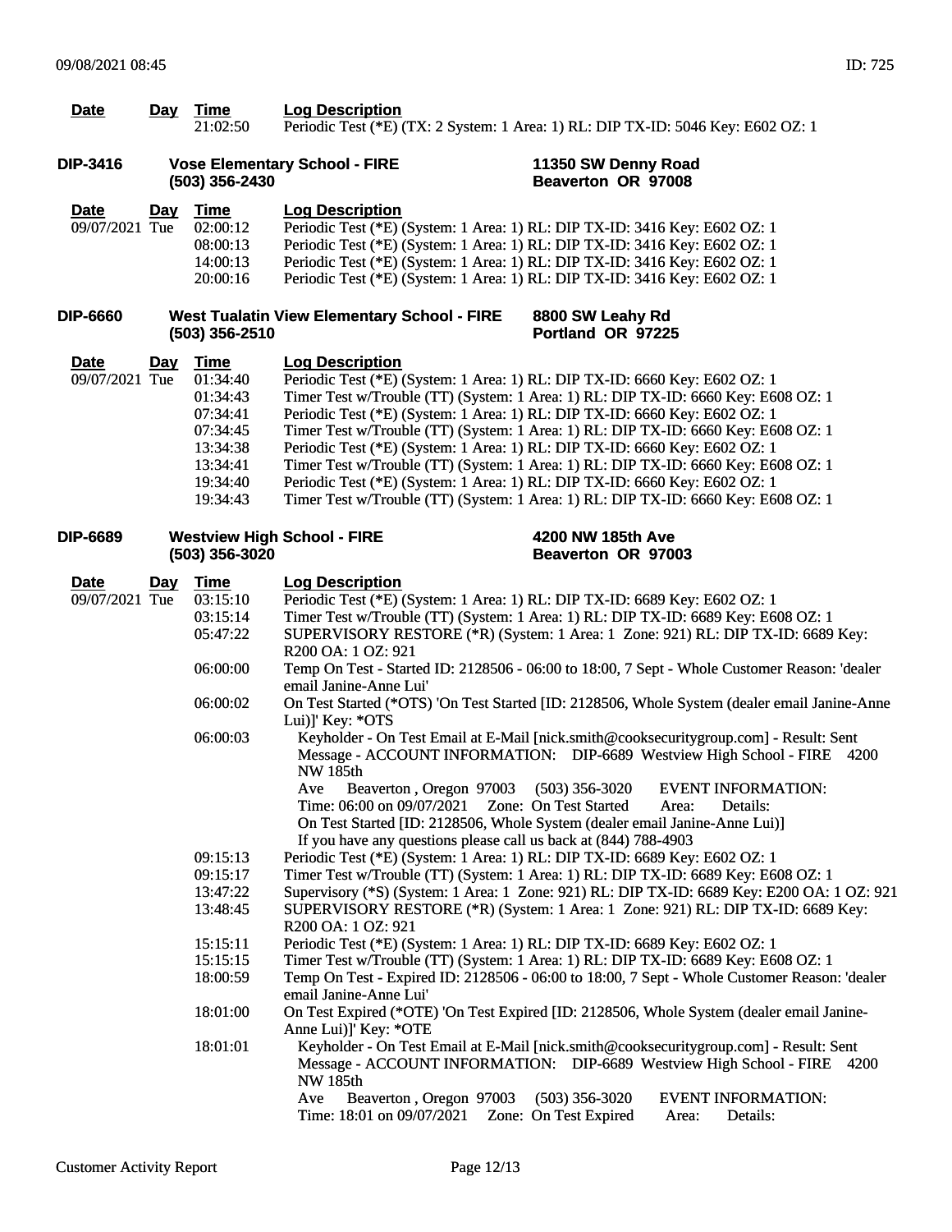| Date | Day | Time | Log Description |
|---|---|---|---|
| | | 21:02:50 | Periodic Test (*E) (TX: 2 System: 1 Area: 1) RL: DIP TX-ID: 5046 Key: E602 OZ: 1 |

**DIP-3416** **Vose Elementary School - FIRE** **(503) 356-2430** **11350 SW Denny Road** **Beaverton OR 97008**

| Date | Day | Time | Log Description |
|---|---|---|---|
| 09/07/2021 | Tue | 02:00:12 | Periodic Test (*E) (System: 1 Area: 1) RL: DIP TX-ID: 3416 Key: E602 OZ: 1 |
| | | 08:00:13 | Periodic Test (*E) (System: 1 Area: 1) RL: DIP TX-ID: 3416 Key: E602 OZ: 1 |
| | | 14:00:13 | Periodic Test (*E) (System: 1 Area: 1) RL: DIP TX-ID: 3416 Key: E602 OZ: 1 |
| | | 20:00:16 | Periodic Test (*E) (System: 1 Area: 1) RL: DIP TX-ID: 3416 Key: E602 OZ: 1 |

**DIP-6660** **West Tualatin View Elementary School - FIRE** **(503) 356-2510** **8800 SW Leahy Rd** **Portland OR 97225**

| Date | Day | Time | Log Description |
|---|---|---|---|
| 09/07/2021 | Tue | 01:34:40 | Periodic Test (*E) (System: 1 Area: 1) RL: DIP TX-ID: 6660 Key: E602 OZ: 1 |
| | | 01:34:43 | Timer Test w/Trouble (TT) (System: 1 Area: 1) RL: DIP TX-ID: 6660 Key: E608 OZ: 1 |
| | | 07:34:41 | Periodic Test (*E) (System: 1 Area: 1) RL: DIP TX-ID: 6660 Key: E602 OZ: 1 |
| | | 07:34:45 | Timer Test w/Trouble (TT) (System: 1 Area: 1) RL: DIP TX-ID: 6660 Key: E608 OZ: 1 |
| | | 13:34:38 | Periodic Test (*E) (System: 1 Area: 1) RL: DIP TX-ID: 6660 Key: E602 OZ: 1 |
| | | 13:34:41 | Timer Test w/Trouble (TT) (System: 1 Area: 1) RL: DIP TX-ID: 6660 Key: E608 OZ: 1 |
| | | 19:34:40 | Periodic Test (*E) (System: 1 Area: 1) RL: DIP TX-ID: 6660 Key: E602 OZ: 1 |
| | | 19:34:43 | Timer Test w/Trouble (TT) (System: 1 Area: 1) RL: DIP TX-ID: 6660 Key: E608 OZ: 1 |

**DIP-6689** **Westview High School - FIRE** **(503) 356-3020** **4200 NW 185th Ave** **Beaverton OR 97003**

| Date | Day | Time | Log Description |
|---|---|---|---|
| 09/07/2021 | Tue | 03:15:10 | Periodic Test (*E) (System: 1 Area: 1) RL: DIP TX-ID: 6689 Key: E602 OZ: 1 |
| | | 03:15:14 | Timer Test w/Trouble (TT) (System: 1 Area: 1) RL: DIP TX-ID: 6689 Key: E608 OZ: 1 |
| | | 05:47:22 | SUPERVISORY RESTORE (*R) (System: 1 Area: 1 Zone: 921) RL: DIP TX-ID: 6689 Key: R200 OA: 1 OZ: 921 |
| | | 06:00:00 | Temp On Test - Started ID: 2128506 - 06:00 to 18:00, 7 Sept - Whole Customer Reason: 'dealer email Janine-Anne Lui' |
| | | 06:00:02 | On Test Started (*OTS) 'On Test Started [ID: 2128506, Whole System (dealer email Janine-Anne Lui)]' Key: *OTS |
| | | 06:00:03 | Keyholder - On Test Email at E-Mail [nick.smith@cooksecuritygroup.com] - Result: Sent Message - ACCOUNT INFORMATION: DIP-6689 Westview High School - FIRE 4200 NW 185th Ave Beaverton , Oregon 97003 (503) 356-3020 EVENT INFORMATION: Time: 06:00 on 09/07/2021 Zone: On Test Started Area: Details: On Test Started [ID: 2128506, Whole System (dealer email Janine-Anne Lui)] If you have any questions please call us back at (844) 788-4903 |
| | | 09:15:13 | Periodic Test (*E) (System: 1 Area: 1) RL: DIP TX-ID: 6689 Key: E602 OZ: 1 |
| | | 09:15:17 | Timer Test w/Trouble (TT) (System: 1 Area: 1) RL: DIP TX-ID: 6689 Key: E608 OZ: 1 |
| | | 13:47:22 | Supervisory (*S) (System: 1 Area: 1 Zone: 921) RL: DIP TX-ID: 6689 Key: E200 OA: 1 OZ: 921 |
| | | 13:48:45 | SUPERVISORY RESTORE (*R) (System: 1 Area: 1 Zone: 921) RL: DIP TX-ID: 6689 Key: R200 OA: 1 OZ: 921 |
| | | 15:15:11 | Periodic Test (*E) (System: 1 Area: 1) RL: DIP TX-ID: 6689 Key: E602 OZ: 1 |
| | | 15:15:15 | Timer Test w/Trouble (TT) (System: 1 Area: 1) RL: DIP TX-ID: 6689 Key: E608 OZ: 1 |
| | | 18:00:59 | Temp On Test - Expired ID: 2128506 - 06:00 to 18:00, 7 Sept - Whole Customer Reason: 'dealer email Janine-Anne Lui' |
| | | 18:01:00 | On Test Expired (*OTE) 'On Test Expired [ID: 2128506, Whole System (dealer email Janine-Anne Lui)]' Key: *OTE |
| | | 18:01:01 | Keyholder - On Test Email at E-Mail [nick.smith@cooksecuritygroup.com] - Result: Sent Message - ACCOUNT INFORMATION: DIP-6689 Westview High School - FIRE 4200 NW 185th Ave Beaverton , Oregon 97003 (503) 356-3020 EVENT INFORMATION: Time: 18:01 on 09/07/2021 Zone: On Test Expired Area: Details: |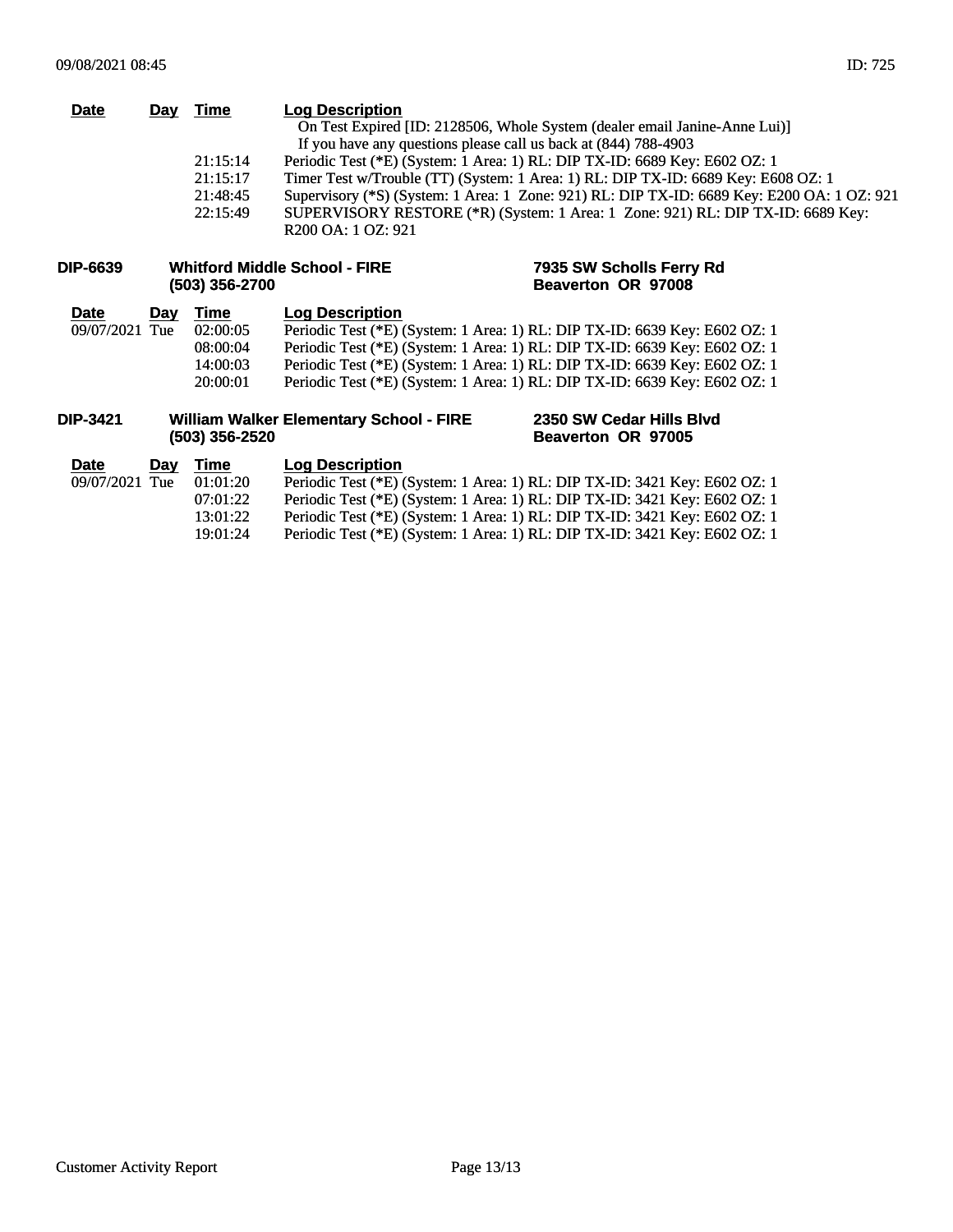| Date | Day | Time | Log Description |
|---|---|---|---|
| | | | On Test Expired [ID: 2128506, Whole System (dealer email Janine-Anne Lui)] If you have any questions please call us back at (844) 788-4903 |
| | | 21:15:14 | Periodic Test (*E) (System: 1 Area: 1) RL: DIP TX-ID: 6689 Key: E602 OZ: 1 |
| | | 21:15:17 | Timer Test w/Trouble (TT) (System: 1 Area: 1) RL: DIP TX-ID: 6689 Key: E608 OZ: 1 |
| | | 21:48:45 | Supervisory (*S) (System: 1 Area: 1 Zone: 921) RL: DIP TX-ID: 6689 Key: E200 OA: 1 OZ: 921 |
| | | 22:15:49 | SUPERVISORY RESTORE (*R) (System: 1 Area: 1 Zone: 921) RL: DIP TX-ID: 6689 Key: R200 OA: 1 OZ: 921 |

**DIP-6639** **Whitford Middle School - FIRE** **(503) 356-2700** **7935 SW Scholls Ferry Rd** **Beaverton OR 97008**

| Date | Day | Time | Log Description |
|---|---|---|---|
| 09/07/2021 | Tue | 02:00:05 | Periodic Test (*E) (System: 1 Area: 1) RL: DIP TX-ID: 6639 Key: E602 OZ: 1 |
| | | 08:00:04 | Periodic Test (*E) (System: 1 Area: 1) RL: DIP TX-ID: 6639 Key: E602 OZ: 1 |
| | | 14:00:03 | Periodic Test (*E) (System: 1 Area: 1) RL: DIP TX-ID: 6639 Key: E602 OZ: 1 |
| | | 20:00:01 | Periodic Test (*E) (System: 1 Area: 1) RL: DIP TX-ID: 6639 Key: E602 OZ: 1 |

**DIP-3421** **William Walker Elementary School - FIRE** **(503) 356-2520** **2350 SW Cedar Hills Blvd** **Beaverton OR 97005**

| Date | Day | Time | Log Description |
|---|---|---|---|
| 09/07/2021 | Tue | 01:01:20 | Periodic Test (*E) (System: 1 Area: 1) RL: DIP TX-ID: 3421 Key: E602 OZ: 1 |
| | | 07:01:22 | Periodic Test (*E) (System: 1 Area: 1) RL: DIP TX-ID: 3421 Key: E602 OZ: 1 |
| | | 13:01:22 | Periodic Test (*E) (System: 1 Area: 1) RL: DIP TX-ID: 3421 Key: E602 OZ: 1 |
| | | 19:01:24 | Periodic Test (*E) (System: 1 Area: 1) RL: DIP TX-ID: 3421 Key: E602 OZ: 1 |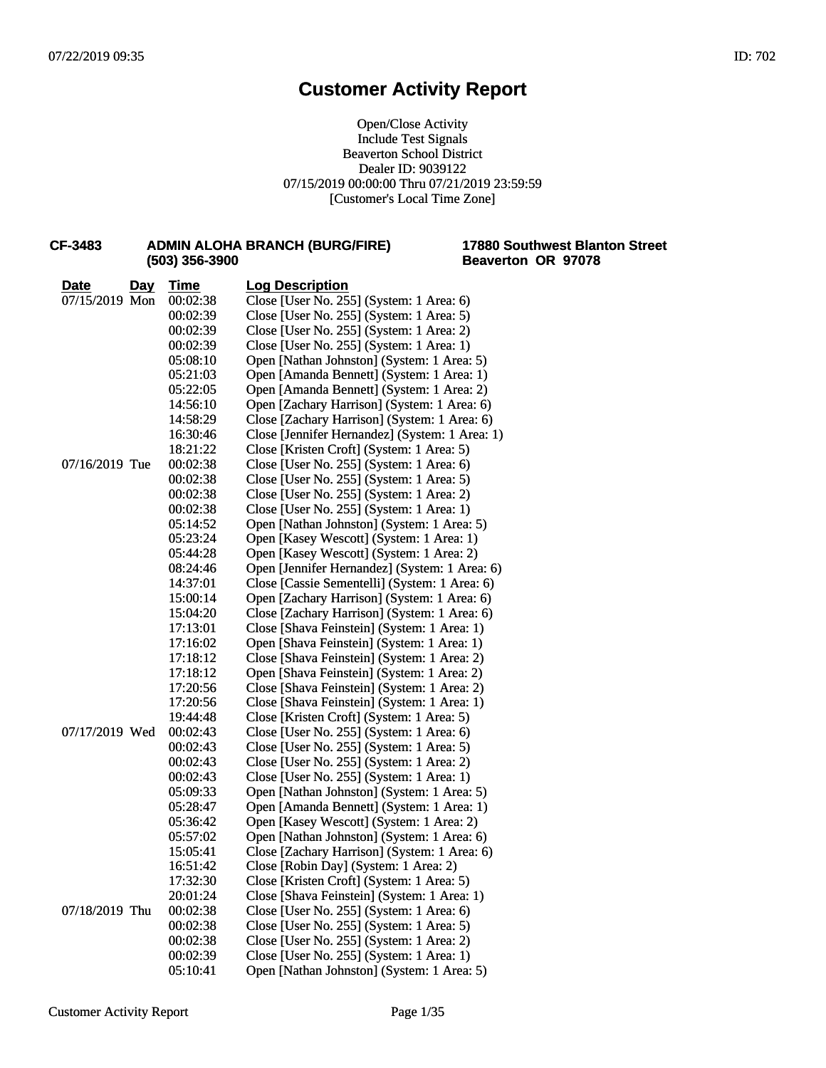07/22/2019 09:35 ID: 702

# Customer Activity Report

Open/Close Activity
Include Test Signals
Beaverton School District
Dealer ID: 9039122
07/15/2019 00:00:00 Thru 07/21/2019 23:59:59
[Customer's Local Time Zone]

**CF-3483** **ADMIN ALOHA BRANCH (BURG/FIRE)** **(503) 356-3900** **17880 Southwest Blanton Street** **Beaverton OR 97078**

| Date | Day | Time | Log Description |
|---|---|---|---|
| 07/15/2019 | Mon | 00:02:38 | Close [User No. 255] (System: 1 Area: 6) |
| | | 00:02:39 | Close [User No. 255] (System: 1 Area: 5) |
| | | 00:02:39 | Close [User No. 255] (System: 1 Area: 2) |
| | | 00:02:39 | Close [User No. 255] (System: 1 Area: 1) |
| | | 05:08:10 | Open [Nathan Johnston] (System: 1 Area: 5) |
| | | 05:21:03 | Open [Amanda Bennett] (System: 1 Area: 1) |
| | | 05:22:05 | Open [Amanda Bennett] (System: 1 Area: 2) |
| | | 14:56:10 | Open [Zachary Harrison] (System: 1 Area: 6) |
| | | 14:58:29 | Close [Zachary Harrison] (System: 1 Area: 6) |
| | | 16:30:46 | Close [Jennifer Hernandez] (System: 1 Area: 1) |
| | | 18:21:22 | Close [Kristen Croft] (System: 1 Area: 5) |
| 07/16/2019 | Tue | 00:02:38 | Close [User No. 255] (System: 1 Area: 6) |
| | | 00:02:38 | Close [User No. 255] (System: 1 Area: 5) |
| | | 00:02:38 | Close [User No. 255] (System: 1 Area: 2) |
| | | 00:02:38 | Close [User No. 255] (System: 1 Area: 1) |
| | | 05:14:52 | Open [Nathan Johnston] (System: 1 Area: 5) |
| | | 05:23:24 | Open [Kasey Wescott] (System: 1 Area: 1) |
| | | 05:44:28 | Open [Kasey Wescott] (System: 1 Area: 2) |
| | | 08:24:46 | Open [Jennifer Hernandez] (System: 1 Area: 6) |
| | | 14:37:01 | Close [Cassie Sementelli] (System: 1 Area: 6) |
| | | 15:00:14 | Open [Zachary Harrison] (System: 1 Area: 6) |
| | | 15:04:20 | Close [Zachary Harrison] (System: 1 Area: 6) |
| | | 17:13:01 | Close [Shava Feinstein] (System: 1 Area: 1) |
| | | 17:16:02 | Open [Shava Feinstein] (System: 1 Area: 1) |
| | | 17:18:12 | Close [Shava Feinstein] (System: 1 Area: 2) |
| | | 17:18:12 | Open [Shava Feinstein] (System: 1 Area: 2) |
| | | 17:20:56 | Close [Shava Feinstein] (System: 1 Area: 2) |
| | | 17:20:56 | Close [Shava Feinstein] (System: 1 Area: 1) |
| | | 19:44:48 | Close [Kristen Croft] (System: 1 Area: 5) |
| 07/17/2019 | Wed | 00:02:43 | Close [User No. 255] (System: 1 Area: 6) |
| | | 00:02:43 | Close [User No. 255] (System: 1 Area: 5) |
| | | 00:02:43 | Close [User No. 255] (System: 1 Area: 2) |
| | | 00:02:43 | Close [User No. 255] (System: 1 Area: 1) |
| | | 05:09:33 | Open [Nathan Johnston] (System: 1 Area: 5) |
| | | 05:28:47 | Open [Amanda Bennett] (System: 1 Area: 1) |
| | | 05:36:42 | Open [Kasey Wescott] (System: 1 Area: 2) |
| | | 05:57:02 | Open [Nathan Johnston] (System: 1 Area: 6) |
| | | 15:05:41 | Close [Zachary Harrison] (System: 1 Area: 6) |
| | | 16:51:42 | Close [Robin Day] (System: 1 Area: 2) |
| | | 17:32:30 | Close [Kristen Croft] (System: 1 Area: 5) |
| | | 20:01:24 | Close [Shava Feinstein] (System: 1 Area: 1) |
| 07/18/2019 | Thu | 00:02:38 | Close [User No. 255] (System: 1 Area: 6) |
| | | 00:02:38 | Close [User No. 255] (System: 1 Area: 5) |
| | | 00:02:38 | Close [User No. 255] (System: 1 Area: 2) |
| | | 00:02:39 | Close [User No. 255] (System: 1 Area: 1) |
| | | 05:10:41 | Open [Nathan Johnston] (System: 1 Area: 5) |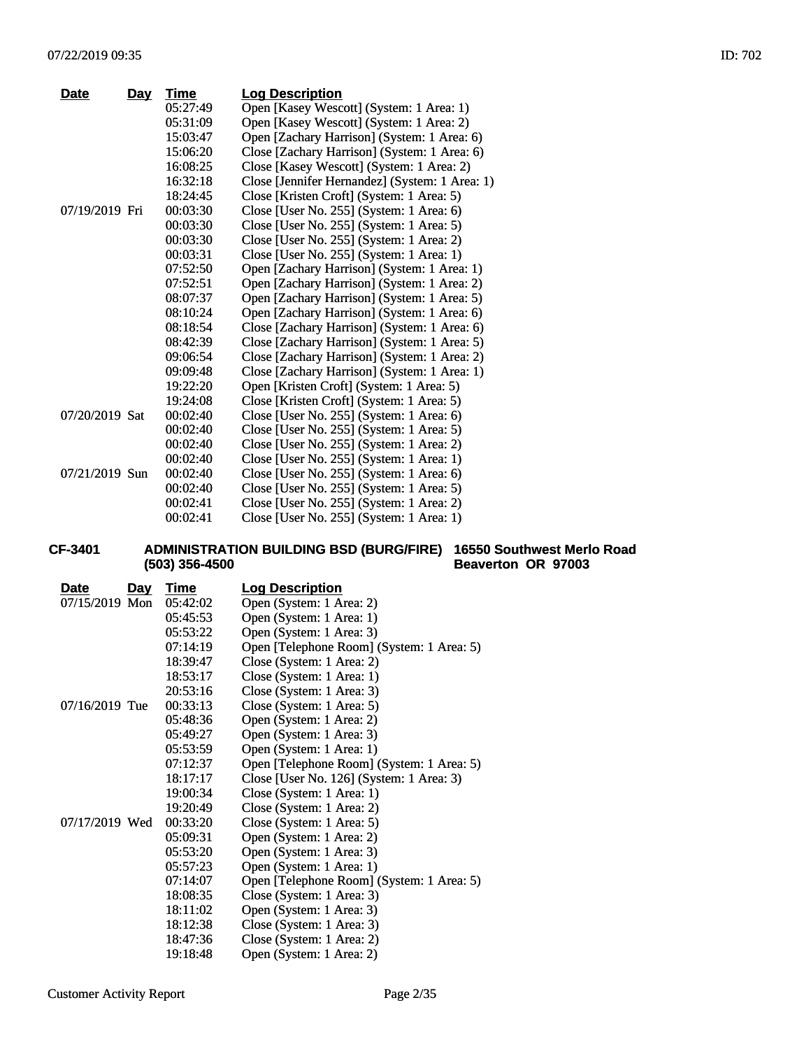| Date | Day | Time | Log Description |
|---|---|---|---|
| | | 05:27:49 | Open [Kasey Wescott] (System: 1 Area: 1) |
| | | 05:31:09 | Open [Kasey Wescott] (System: 1 Area: 2) |
| | | 15:03:47 | Open [Zachary Harrison] (System: 1 Area: 6) |
| | | 15:06:20 | Close [Zachary Harrison] (System: 1 Area: 6) |
| | | 16:08:25 | Close [Kasey Wescott] (System: 1 Area: 2) |
| | | 16:32:18 | Close [Jennifer Hernandez] (System: 1 Area: 1) |
| | | 18:24:45 | Close [Kristen Croft] (System: 1 Area: 5) |
| 07/19/2019 | Fri | 00:03:30 | Close [User No. 255] (System: 1 Area: 6) |
| | | 00:03:30 | Close [User No. 255] (System: 1 Area: 5) |
| | | 00:03:30 | Close [User No. 255] (System: 1 Area: 2) |
| | | 00:03:31 | Close [User No. 255] (System: 1 Area: 1) |
| | | 07:52:50 | Open [Zachary Harrison] (System: 1 Area: 1) |
| | | 07:52:51 | Open [Zachary Harrison] (System: 1 Area: 2) |
| | | 08:07:37 | Open [Zachary Harrison] (System: 1 Area: 5) |
| | | 08:10:24 | Open [Zachary Harrison] (System: 1 Area: 6) |
| | | 08:18:54 | Close [Zachary Harrison] (System: 1 Area: 6) |
| | | 08:42:39 | Close [Zachary Harrison] (System: 1 Area: 5) |
| | | 09:06:54 | Close [Zachary Harrison] (System: 1 Area: 2) |
| | | 09:09:48 | Close [Zachary Harrison] (System: 1 Area: 1) |
| | | 19:22:20 | Open [Kristen Croft] (System: 1 Area: 5) |
| | | 19:24:08 | Close [Kristen Croft] (System: 1 Area: 5) |
| 07/20/2019 | Sat | 00:02:40 | Close [User No. 255] (System: 1 Area: 6) |
| | | 00:02:40 | Close [User No. 255] (System: 1 Area: 5) |
| | | 00:02:40 | Close [User No. 255] (System: 1 Area: 2) |
| | | 00:02:40 | Close [User No. 255] (System: 1 Area: 1) |
| 07/21/2019 | Sun | 00:02:40 | Close [User No. 255] (System: 1 Area: 6) |
| | | 00:02:40 | Close [User No. 255] (System: 1 Area: 5) |
| | | 00:02:41 | Close [User No. 255] (System: 1 Area: 2) |
| | | 00:02:41 | Close [User No. 255] (System: 1 Area: 1) |

**CF-3401** **ADMINISTRATION BUILDING BSD (BURG/FIRE)** **(503) 356-4500** **16550 Southwest Merlo Road** **Beaverton OR 97003**

| Date | Day | Time | Log Description |
|---|---|---|---|
| 07/15/2019 | Mon | 05:42:02 | Open (System: 1 Area: 2) |
| | | 05:45:53 | Open (System: 1 Area: 1) |
| | | 05:53:22 | Open (System: 1 Area: 3) |
| | | 07:14:19 | Open [Telephone Room] (System: 1 Area: 5) |
| | | 18:39:47 | Close (System: 1 Area: 2) |
| | | 18:53:17 | Close (System: 1 Area: 1) |
| | | 20:53:16 | Close (System: 1 Area: 3) |
| 07/16/2019 | Tue | 00:33:13 | Close (System: 1 Area: 5) |
| | | 05:48:36 | Open (System: 1 Area: 2) |
| | | 05:49:27 | Open (System: 1 Area: 3) |
| | | 05:53:59 | Open (System: 1 Area: 1) |
| | | 07:12:37 | Open [Telephone Room] (System: 1 Area: 5) |
| | | 18:17:17 | Close [User No. 126] (System: 1 Area: 3) |
| | | 19:00:34 | Close (System: 1 Area: 1) |
| | | 19:20:49 | Close (System: 1 Area: 2) |
| 07/17/2019 | Wed | 00:33:20 | Close (System: 1 Area: 5) |
| | | 05:09:31 | Open (System: 1 Area: 2) |
| | | 05:53:20 | Open (System: 1 Area: 3) |
| | | 05:57:23 | Open (System: 1 Area: 1) |
| | | 07:14:07 | Open [Telephone Room] (System: 1 Area: 5) |
| | | 18:08:35 | Close (System: 1 Area: 3) |
| | | 18:11:02 | Open (System: 1 Area: 3) |
| | | 18:12:38 | Close (System: 1 Area: 3) |
| | | 18:47:36 | Close (System: 1 Area: 2) |
| | | 19:18:48 | Open (System: 1 Area: 2) |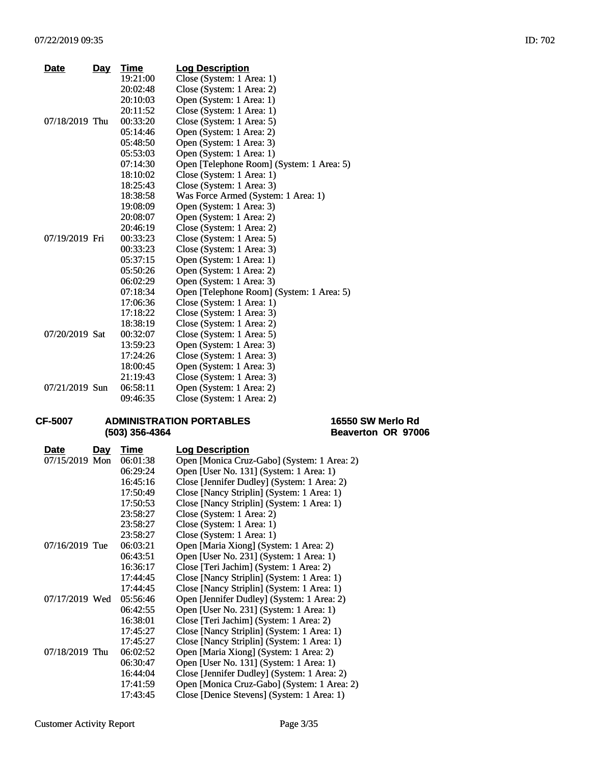| Date | Day | Time | Log Description |
|---|---|---|---|
| | | 19:21:00 | Close (System: 1 Area: 1) |
| | | 20:02:48 | Close (System: 1 Area: 2) |
| | | 20:10:03 | Open (System: 1 Area: 1) |
| | | 20:11:52 | Close (System: 1 Area: 1) |
| 07/18/2019 | Thu | 00:33:20 | Close (System: 1 Area: 5) |
| | | 05:14:46 | Open (System: 1 Area: 2) |
| | | 05:48:50 | Open (System: 1 Area: 3) |
| | | 05:53:03 | Open (System: 1 Area: 1) |
| | | 07:14:30 | Open [Telephone Room] (System: 1 Area: 5) |
| | | 18:10:02 | Close (System: 1 Area: 1) |
| | | 18:25:43 | Close (System: 1 Area: 3) |
| | | 18:38:58 | Was Force Armed (System: 1 Area: 1) |
| | | 19:08:09 | Open (System: 1 Area: 3) |
| | | 20:08:07 | Open (System: 1 Area: 2) |
| | | 20:46:19 | Close (System: 1 Area: 2) |
| 07/19/2019 | Fri | 00:33:23 | Close (System: 1 Area: 5) |
| | | 00:33:23 | Close (System: 1 Area: 3) |
| | | 05:37:15 | Open (System: 1 Area: 1) |
| | | 05:50:26 | Open (System: 1 Area: 2) |
| | | 06:02:29 | Open (System: 1 Area: 3) |
| | | 07:18:34 | Open [Telephone Room] (System: 1 Area: 5) |
| | | 17:06:36 | Close (System: 1 Area: 1) |
| | | 17:18:22 | Close (System: 1 Area: 3) |
| | | 18:38:19 | Close (System: 1 Area: 2) |
| 07/20/2019 | Sat | 00:32:07 | Close (System: 1 Area: 5) |
| | | 13:59:23 | Open (System: 1 Area: 3) |
| | | 17:24:26 | Close (System: 1 Area: 3) |
| | | 18:00:45 | Open (System: 1 Area: 3) |
| | | 21:19:43 | Close (System: 1 Area: 3) |
| 07/21/2019 | Sun | 06:58:11 | Open (System: 1 Area: 2) |
| | | 09:46:35 | Close (System: 1 Area: 2) |

**CF-5007** **ADMINISTRATION PORTABLES** **(503) 356-4364** **16550 SW Merlo Rd** **Beaverton OR 97006**

| Date | Day | Time | Log Description |
|---|---|---|---|
| 07/15/2019 | Mon | 06:01:38 | Open [Monica Cruz-Gabo] (System: 1 Area: 2) |
| | | 06:29:24 | Open [User No. 131] (System: 1 Area: 1) |
| | | 16:45:16 | Close [Jennifer Dudley] (System: 1 Area: 2) |
| | | 17:50:49 | Close [Nancy Striplin] (System: 1 Area: 1) |
| | | 17:50:53 | Close [Nancy Striplin] (System: 1 Area: 1) |
| | | 23:58:27 | Close (System: 1 Area: 2) |
| | | 23:58:27 | Close (System: 1 Area: 1) |
| | | 23:58:27 | Close (System: 1 Area: 1) |
| 07/16/2019 | Tue | 06:03:21 | Open [Maria Xiong] (System: 1 Area: 2) |
| | | 06:43:51 | Open [User No. 231] (System: 1 Area: 1) |
| | | 16:36:17 | Close [Teri Jachim] (System: 1 Area: 2) |
| | | 17:44:45 | Close [Nancy Striplin] (System: 1 Area: 1) |
| | | 17:44:45 | Close [Nancy Striplin] (System: 1 Area: 1) |
| 07/17/2019 | Wed | 05:56:46 | Open [Jennifer Dudley] (System: 1 Area: 2) |
| | | 06:42:55 | Open [User No. 231] (System: 1 Area: 1) |
| | | 16:38:01 | Close [Teri Jachim] (System: 1 Area: 2) |
| | | 17:45:27 | Close [Nancy Striplin] (System: 1 Area: 1) |
| | | 17:45:27 | Close [Nancy Striplin] (System: 1 Area: 1) |
| 07/18/2019 | Thu | 06:02:52 | Open [Maria Xiong] (System: 1 Area: 2) |
| | | 06:30:47 | Open [User No. 131] (System: 1 Area: 1) |
| | | 16:44:04 | Close [Jennifer Dudley] (System: 1 Area: 2) |
| | | 17:41:59 | Open [Monica Cruz-Gabo] (System: 1 Area: 2) |
| | | 17:43:45 | Close [Denice Stevens] (System: 1 Area: 1) |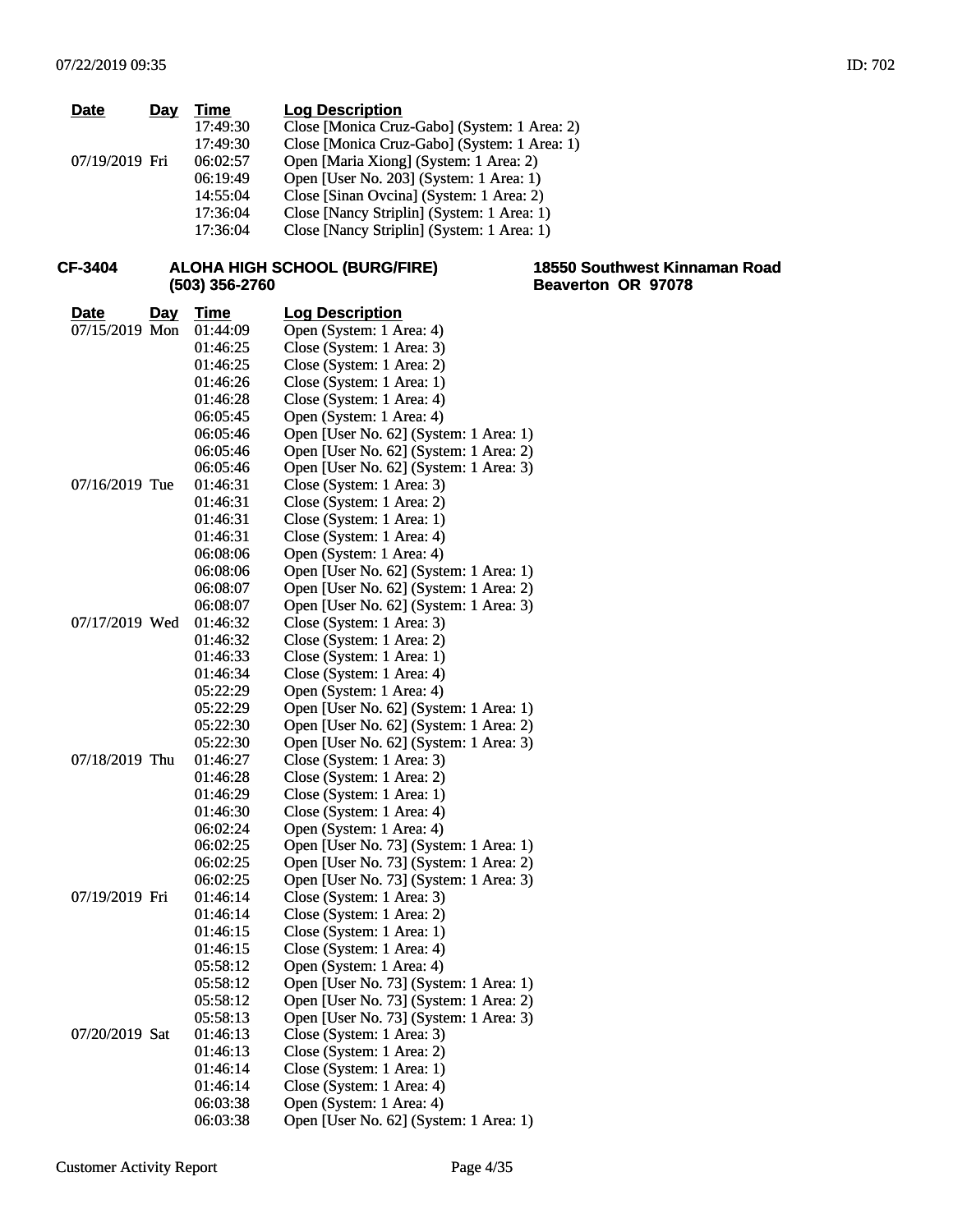| Date | Day | Time | Log Description |
|---|---|---|---|
| | | 17:49:30 | Close [Monica Cruz-Gabo] (System: 1 Area: 2) |
| | | 17:49:30 | Close [Monica Cruz-Gabo] (System: 1 Area: 1) |
| 07/19/2019 | Fri | 06:02:57 | Open [Maria Xiong] (System: 1 Area: 2) |
| | | 06:19:49 | Open [User No. 203] (System: 1 Area: 1) |
| | | 14:55:04 | Close [Sinan Ovcina] (System: 1 Area: 2) |
| | | 17:36:04 | Close [Nancy Striplin] (System: 1 Area: 1) |
| | | 17:36:04 | Close [Nancy Striplin] (System: 1 Area: 1) |

**CF-3404** **ALOHA HIGH SCHOOL (BURG/FIRE)** **(503) 356-2760** **18550 Southwest Kinnaman Road** **Beaverton OR 97078**

| Date | Day | Time | Log Description |
|---|---|---|---|
| 07/15/2019 | Mon | 01:44:09 | Open (System: 1 Area: 4) |
| | | 01:46:25 | Close (System: 1 Area: 3) |
| | | 01:46:25 | Close (System: 1 Area: 2) |
| | | 01:46:26 | Close (System: 1 Area: 1) |
| | | 01:46:28 | Close (System: 1 Area: 4) |
| | | 06:05:45 | Open (System: 1 Area: 4) |
| | | 06:05:46 | Open [User No. 62] (System: 1 Area: 1) |
| | | 06:05:46 | Open [User No. 62] (System: 1 Area: 2) |
| | | 06:05:46 | Open [User No. 62] (System: 1 Area: 3) |
| 07/16/2019 | Tue | 01:46:31 | Close (System: 1 Area: 3) |
| | | 01:46:31 | Close (System: 1 Area: 2) |
| | | 01:46:31 | Close (System: 1 Area: 1) |
| | | 01:46:31 | Close (System: 1 Area: 4) |
| | | 06:08:06 | Open (System: 1 Area: 4) |
| | | 06:08:06 | Open [User No. 62] (System: 1 Area: 1) |
| | | 06:08:07 | Open [User No. 62] (System: 1 Area: 2) |
| | | 06:08:07 | Open [User No. 62] (System: 1 Area: 3) |
| 07/17/2019 | Wed | 01:46:32 | Close (System: 1 Area: 3) |
| | | 01:46:32 | Close (System: 1 Area: 2) |
| | | 01:46:33 | Close (System: 1 Area: 1) |
| | | 01:46:34 | Close (System: 1 Area: 4) |
| | | 05:22:29 | Open (System: 1 Area: 4) |
| | | 05:22:29 | Open [User No. 62] (System: 1 Area: 1) |
| | | 05:22:30 | Open [User No. 62] (System: 1 Area: 2) |
| | | 05:22:30 | Open [User No. 62] (System: 1 Area: 3) |
| 07/18/2019 | Thu | 01:46:27 | Close (System: 1 Area: 3) |
| | | 01:46:28 | Close (System: 1 Area: 2) |
| | | 01:46:29 | Close (System: 1 Area: 1) |
| | | 01:46:30 | Close (System: 1 Area: 4) |
| | | 06:02:24 | Open (System: 1 Area: 4) |
| | | 06:02:25 | Open [User No. 73] (System: 1 Area: 1) |
| | | 06:02:25 | Open [User No. 73] (System: 1 Area: 2) |
| | | 06:02:25 | Open [User No. 73] (System: 1 Area: 3) |
| 07/19/2019 | Fri | 01:46:14 | Close (System: 1 Area: 3) |
| | | 01:46:14 | Close (System: 1 Area: 2) |
| | | 01:46:15 | Close (System: 1 Area: 1) |
| | | 01:46:15 | Close (System: 1 Area: 4) |
| | | 05:58:12 | Open (System: 1 Area: 4) |
| | | 05:58:12 | Open [User No. 73] (System: 1 Area: 1) |
| | | 05:58:12 | Open [User No. 73] (System: 1 Area: 2) |
| | | 05:58:13 | Open [User No. 73] (System: 1 Area: 3) |
| 07/20/2019 | Sat | 01:46:13 | Close (System: 1 Area: 3) |
| | | 01:46:13 | Close (System: 1 Area: 2) |
| | | 01:46:14 | Close (System: 1 Area: 1) |
| | | 01:46:14 | Close (System: 1 Area: 4) |
| | | 06:03:38 | Open (System: 1 Area: 4) |
| | | 06:03:38 | Open [User No. 62] (System: 1 Area: 1) |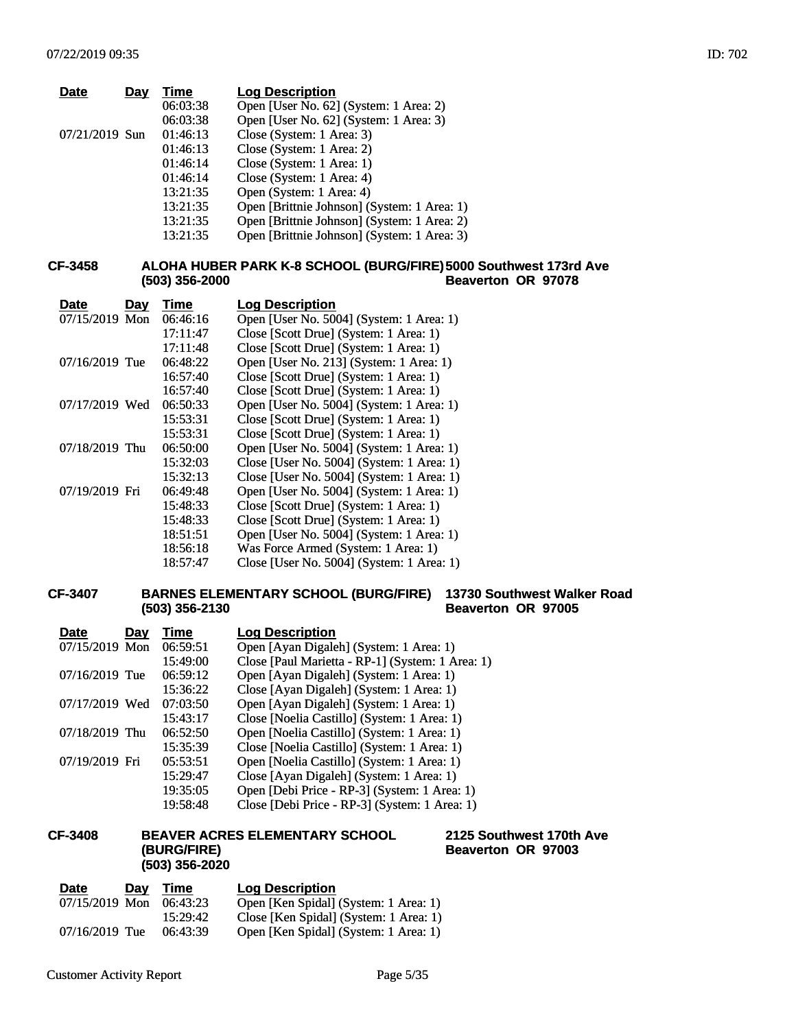| Date | Day | Time | Log Description |
| --- | --- | --- | --- |
| | | 06:03:38 | Open [User No. 62] (System: 1 Area: 2) |
| | | 06:03:38 | Open [User No. 62] (System: 1 Area: 3) |
| 07/21/2019 | Sun | 01:46:13 | Close (System: 1 Area: 3) |
| | | 01:46:13 | Close (System: 1 Area: 2) |
| | | 01:46:14 | Close (System: 1 Area: 1) |
| | | 01:46:14 | Close (System: 1 Area: 4) |
| | | 13:21:35 | Open (System: 1 Area: 4) |
| | | 13:21:35 | Open [Brittnie Johnson] (System: 1 Area: 1) |
| | | 13:21:35 | Open [Brittnie Johnson] (System: 1 Area: 2) |
| | | 13:21:35 | Open [Brittnie Johnson] (System: 1 Area: 3) |

**CF-3458** **ALOHA HUBER PARK K-8 SCHOOL (BURG/FIRE)** **(503) 356-2000** **5000 Southwest 173rd Ave** **Beaverton OR 97078**

| Date | Day | Time | Log Description |
| --- | --- | --- | --- |
| 07/15/2019 | Mon | 06:46:16 | Open [User No. 5004] (System: 1 Area: 1) |
| | | 17:11:47 | Close [Scott Drue] (System: 1 Area: 1) |
| | | 17:11:48 | Close [Scott Drue] (System: 1 Area: 1) |
| 07/16/2019 | Tue | 06:48:22 | Open [User No. 213] (System: 1 Area: 1) |
| | | 16:57:40 | Close [Scott Drue] (System: 1 Area: 1) |
| | | 16:57:40 | Close [Scott Drue] (System: 1 Area: 1) |
| 07/17/2019 | Wed | 06:50:33 | Open [User No. 5004] (System: 1 Area: 1) |
| | | 15:53:31 | Close [Scott Drue] (System: 1 Area: 1) |
| | | 15:53:31 | Close [Scott Drue] (System: 1 Area: 1) |
| 07/18/2019 | Thu | 06:50:00 | Open [User No. 5004] (System: 1 Area: 1) |
| | | 15:32:03 | Close [User No. 5004] (System: 1 Area: 1) |
| | | 15:32:13 | Close [User No. 5004] (System: 1 Area: 1) |
| 07/19/2019 | Fri | 06:49:48 | Open [User No. 5004] (System: 1 Area: 1) |
| | | 15:48:33 | Close [Scott Drue] (System: 1 Area: 1) |
| | | 15:48:33 | Close [Scott Drue] (System: 1 Area: 1) |
| | | 18:51:51 | Open [User No. 5004] (System: 1 Area: 1) |
| | | 18:56:18 | Was Force Armed (System: 1 Area: 1) |
| | | 18:57:47 | Close [User No. 5004] (System: 1 Area: 1) |

**CF-3407** **BARNES ELEMENTARY SCHOOL (BURG/FIRE)** **(503) 356-2130** **13730 Southwest Walker Road** **Beaverton OR 97005**

| Date | Day | Time | Log Description |
| --- | --- | --- | --- |
| 07/15/2019 | Mon | 06:59:51 | Open [Ayan Digaleh] (System: 1 Area: 1) |
| | | 15:49:00 | Close [Paul Marietta - RP-1] (System: 1 Area: 1) |
| 07/16/2019 | Tue | 06:59:12 | Open [Ayan Digaleh] (System: 1 Area: 1) |
| | | 15:36:22 | Close [Ayan Digaleh] (System: 1 Area: 1) |
| 07/17/2019 | Wed | 07:03:50 | Open [Ayan Digaleh] (System: 1 Area: 1) |
| | | 15:43:17 | Close [Noelia Castillo] (System: 1 Area: 1) |
| 07/18/2019 | Thu | 06:52:50 | Open [Noelia Castillo] (System: 1 Area: 1) |
| | | 15:35:39 | Close [Noelia Castillo] (System: 1 Area: 1) |
| 07/19/2019 | Fri | 05:53:51 | Open [Noelia Castillo] (System: 1 Area: 1) |
| | | 15:29:47 | Close [Ayan Digaleh] (System: 1 Area: 1) |
| | | 19:35:05 | Open [Debi Price - RP-3] (System: 1 Area: 1) |
| | | 19:58:48 | Close [Debi Price - RP-3] (System: 1 Area: 1) |

**CF-3408** **BEAVER ACRES ELEMENTARY SCHOOL (BURG/FIRE)** **(503) 356-2020** **2125 Southwest 170th Ave** **Beaverton OR 97003**

| Date | Day | Time | Log Description |
| --- | --- | --- | --- |
| 07/15/2019 | Mon | 06:43:23 | Open [Ken Spidal] (System: 1 Area: 1) |
| | | 15:29:42 | Close [Ken Spidal] (System: 1 Area: 1) |
| 07/16/2019 | Tue | 06:43:39 | Open [Ken Spidal] (System: 1 Area: 1) |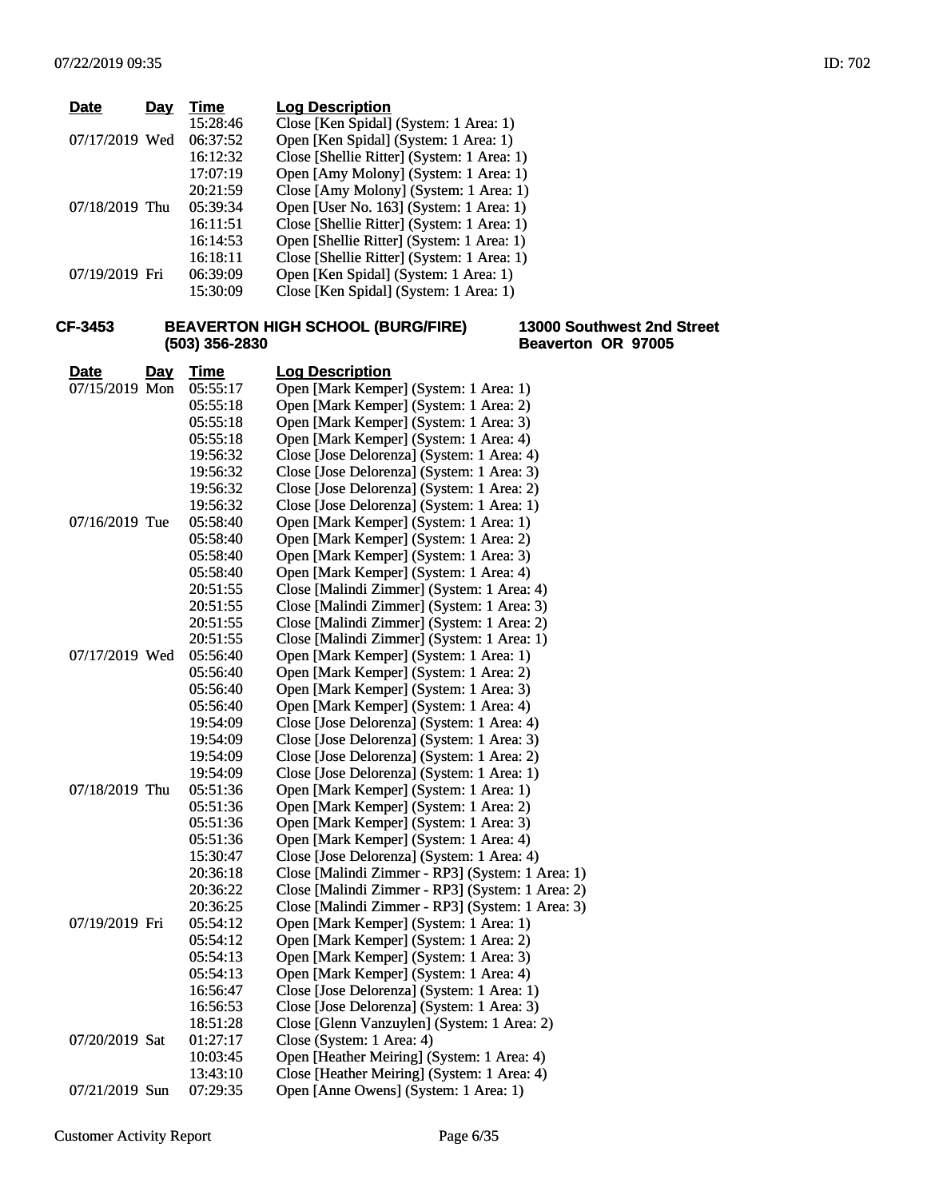| Date | Day | Time | Log Description |
|---|---|---|---|
| | | 15:28:46 | Close [Ken Spidal] (System: 1 Area: 1) |
| 07/17/2019 | Wed | 06:37:52 | Open [Ken Spidal] (System: 1 Area: 1) |
| | | 16:12:32 | Close [Shellie Ritter] (System: 1 Area: 1) |
| | | 17:07:19 | Open [Amy Molony] (System: 1 Area: 1) |
| | | 20:21:59 | Close [Amy Molony] (System: 1 Area: 1) |
| 07/18/2019 | Thu | 05:39:34 | Open [User No. 163] (System: 1 Area: 1) |
| | | 16:11:51 | Close [Shellie Ritter] (System: 1 Area: 1) |
| | | 16:14:53 | Open [Shellie Ritter] (System: 1 Area: 1) |
| | | 16:18:11 | Close [Shellie Ritter] (System: 1 Area: 1) |
| 07/19/2019 | Fri | 06:39:09 | Open [Ken Spidal] (System: 1 Area: 1) |
| | | 15:30:09 | Close [Ken Spidal] (System: 1 Area: 1) |

**CF-3453** **BEAVERTON HIGH SCHOOL (BURG/FIRE)** **(503) 356-2830** **13000 Southwest 2nd Street** **Beaverton OR 97005**

| Date | Day | Time | Log Description |
|---|---|---|---|
| 07/15/2019 | Mon | 05:55:17 | Open [Mark Kemper] (System: 1 Area: 1) |
| | | 05:55:18 | Open [Mark Kemper] (System: 1 Area: 2) |
| | | 05:55:18 | Open [Mark Kemper] (System: 1 Area: 3) |
| | | 05:55:18 | Open [Mark Kemper] (System: 1 Area: 4) |
| | | 19:56:32 | Close [Jose Delorenza] (System: 1 Area: 4) |
| | | 19:56:32 | Close [Jose Delorenza] (System: 1 Area: 3) |
| | | 19:56:32 | Close [Jose Delorenza] (System: 1 Area: 2) |
| | | 19:56:32 | Close [Jose Delorenza] (System: 1 Area: 1) |
| 07/16/2019 | Tue | 05:58:40 | Open [Mark Kemper] (System: 1 Area: 1) |
| | | 05:58:40 | Open [Mark Kemper] (System: 1 Area: 2) |
| | | 05:58:40 | Open [Mark Kemper] (System: 1 Area: 3) |
| | | 05:58:40 | Open [Mark Kemper] (System: 1 Area: 4) |
| | | 20:51:55 | Close [Malindi Zimmer] (System: 1 Area: 4) |
| | | 20:51:55 | Close [Malindi Zimmer] (System: 1 Area: 3) |
| | | 20:51:55 | Close [Malindi Zimmer] (System: 1 Area: 2) |
| | | 20:51:55 | Close [Malindi Zimmer] (System: 1 Area: 1) |
| 07/17/2019 | Wed | 05:56:40 | Open [Mark Kemper] (System: 1 Area: 1) |
| | | 05:56:40 | Open [Mark Kemper] (System: 1 Area: 2) |
| | | 05:56:40 | Open [Mark Kemper] (System: 1 Area: 3) |
| | | 05:56:40 | Open [Mark Kemper] (System: 1 Area: 4) |
| | | 19:54:09 | Close [Jose Delorenza] (System: 1 Area: 4) |
| | | 19:54:09 | Close [Jose Delorenza] (System: 1 Area: 3) |
| | | 19:54:09 | Close [Jose Delorenza] (System: 1 Area: 2) |
| | | 19:54:09 | Close [Jose Delorenza] (System: 1 Area: 1) |
| 07/18/2019 | Thu | 05:51:36 | Open [Mark Kemper] (System: 1 Area: 1) |
| | | 05:51:36 | Open [Mark Kemper] (System: 1 Area: 2) |
| | | 05:51:36 | Open [Mark Kemper] (System: 1 Area: 3) |
| | | 05:51:36 | Open [Mark Kemper] (System: 1 Area: 4) |
| | | 15:30:47 | Close [Jose Delorenza] (System: 1 Area: 4) |
| | | 20:36:18 | Close [Malindi Zimmer - RP3] (System: 1 Area: 1) |
| | | 20:36:22 | Close [Malindi Zimmer - RP3] (System: 1 Area: 2) |
| | | 20:36:25 | Close [Malindi Zimmer - RP3] (System: 1 Area: 3) |
| 07/19/2019 | Fri | 05:54:12 | Open [Mark Kemper] (System: 1 Area: 1) |
| | | 05:54:12 | Open [Mark Kemper] (System: 1 Area: 2) |
| | | 05:54:13 | Open [Mark Kemper] (System: 1 Area: 3) |
| | | 05:54:13 | Open [Mark Kemper] (System: 1 Area: 4) |
| | | 16:56:47 | Close [Jose Delorenza] (System: 1 Area: 1) |
| | | 16:56:53 | Close [Jose Delorenza] (System: 1 Area: 3) |
| | | 18:51:28 | Close [Glenn Vanzuylen] (System: 1 Area: 2) |
| 07/20/2019 | Sat | 01:27:17 | Close (System: 1 Area: 4) |
| | | 10:03:45 | Open [Heather Meiring] (System: 1 Area: 4) |
| | | 13:43:10 | Close [Heather Meiring] (System: 1 Area: 4) |
| 07/21/2019 | Sun | 07:29:35 | Open [Anne Owens] (System: 1 Area: 1) |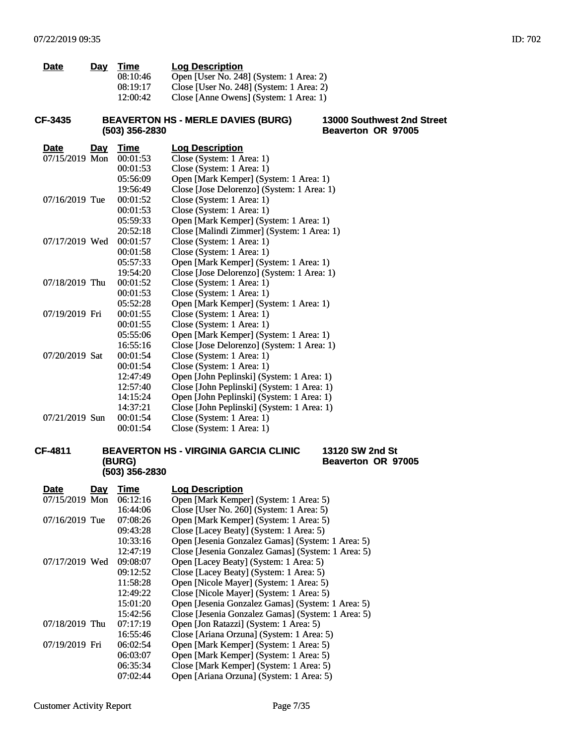| Date | Day | Time | Log Description |
|---|---|---|---|
| | | 08:10:46 | Open [User No. 248] (System: 1 Area: 2) |
| | | 08:19:17 | Close [User No. 248] (System: 1 Area: 2) |
| | | 12:00:42 | Close [Anne Owens] (System: 1 Area: 1) |

**CF-3435** **BEAVERTON HS - MERLE DAVIES (BURG)** **(503) 356-2830** **13000 Southwest 2nd Street** **Beaverton OR 97005**

| Date | Day | Time | Log Description |
|---|---|---|---|
| 07/15/2019 | Mon | 00:01:53 | Close (System: 1 Area: 1) |
| | | 00:01:53 | Close (System: 1 Area: 1) |
| | | 05:56:09 | Open [Mark Kemper] (System: 1 Area: 1) |
| | | 19:56:49 | Close [Jose Delorenzo] (System: 1 Area: 1) |
| 07/16/2019 | Tue | 00:01:52 | Close (System: 1 Area: 1) |
| | | 00:01:53 | Close (System: 1 Area: 1) |
| | | 05:59:33 | Open [Mark Kemper] (System: 1 Area: 1) |
| | | 20:52:18 | Close [Malindi Zimmer] (System: 1 Area: 1) |
| 07/17/2019 | Wed | 00:01:57 | Close (System: 1 Area: 1) |
| | | 00:01:58 | Close (System: 1 Area: 1) |
| | | 05:57:33 | Open [Mark Kemper] (System: 1 Area: 1) |
| | | 19:54:20 | Close [Jose Delorenzo] (System: 1 Area: 1) |
| 07/18/2019 | Thu | 00:01:52 | Close (System: 1 Area: 1) |
| | | 00:01:53 | Close (System: 1 Area: 1) |
| | | 05:52:28 | Open [Mark Kemper] (System: 1 Area: 1) |
| 07/19/2019 | Fri | 00:01:55 | Close (System: 1 Area: 1) |
| | | 00:01:55 | Close (System: 1 Area: 1) |
| | | 05:55:06 | Open [Mark Kemper] (System: 1 Area: 1) |
| | | 16:55:16 | Close [Jose Delorenzo] (System: 1 Area: 1) |
| 07/20/2019 | Sat | 00:01:54 | Close (System: 1 Area: 1) |
| | | 00:01:54 | Close (System: 1 Area: 1) |
| | | 12:47:49 | Open [John Peplinski] (System: 1 Area: 1) |
| | | 12:57:40 | Close [John Peplinski] (System: 1 Area: 1) |
| | | 14:15:24 | Open [John Peplinski] (System: 1 Area: 1) |
| | | 14:37:21 | Close [John Peplinski] (System: 1 Area: 1) |
| 07/21/2019 | Sun | 00:01:54 | Close (System: 1 Area: 1) |
| | | 00:01:54 | Close (System: 1 Area: 1) |

**CF-4811** **BEAVERTON HS - VIRGINIA GARCIA CLINIC (BURG)** **(503) 356-2830** **13120 SW 2nd St** **Beaverton OR 97005**

| Date | Day | Time | Log Description |
|---|---|---|---|
| 07/15/2019 | Mon | 06:12:16 | Open [Mark Kemper] (System: 1 Area: 5) |
| | | 16:44:06 | Close [User No. 260] (System: 1 Area: 5) |
| 07/16/2019 | Tue | 07:08:26 | Open [Mark Kemper] (System: 1 Area: 5) |
| | | 09:43:28 | Close [Lacey Beaty] (System: 1 Area: 5) |
| | | 10:33:16 | Open [Jesenia Gonzalez Gamas] (System: 1 Area: 5) |
| | | 12:47:19 | Close [Jesenia Gonzalez Gamas] (System: 1 Area: 5) |
| 07/17/2019 | Wed | 09:08:07 | Open [Lacey Beaty] (System: 1 Area: 5) |
| | | 09:12:52 | Close [Lacey Beaty] (System: 1 Area: 5) |
| | | 11:58:28 | Open [Nicole Mayer] (System: 1 Area: 5) |
| | | 12:49:22 | Close [Nicole Mayer] (System: 1 Area: 5) |
| | | 15:01:20 | Open [Jesenia Gonzalez Gamas] (System: 1 Area: 5) |
| | | 15:42:56 | Close [Jesenia Gonzalez Gamas] (System: 1 Area: 5) |
| 07/18/2019 | Thu | 07:17:19 | Open [Jon Ratazzi] (System: 1 Area: 5) |
| | | 16:55:46 | Close [Ariana Orzuna] (System: 1 Area: 5) |
| 07/19/2019 | Fri | 06:02:54 | Open [Mark Kemper] (System: 1 Area: 5) |
| | | 06:03:07 | Open [Mark Kemper] (System: 1 Area: 5) |
| | | 06:35:34 | Close [Mark Kemper] (System: 1 Area: 5) |
| | | 07:02:44 | Open [Ariana Orzuna] (System: 1 Area: 5) |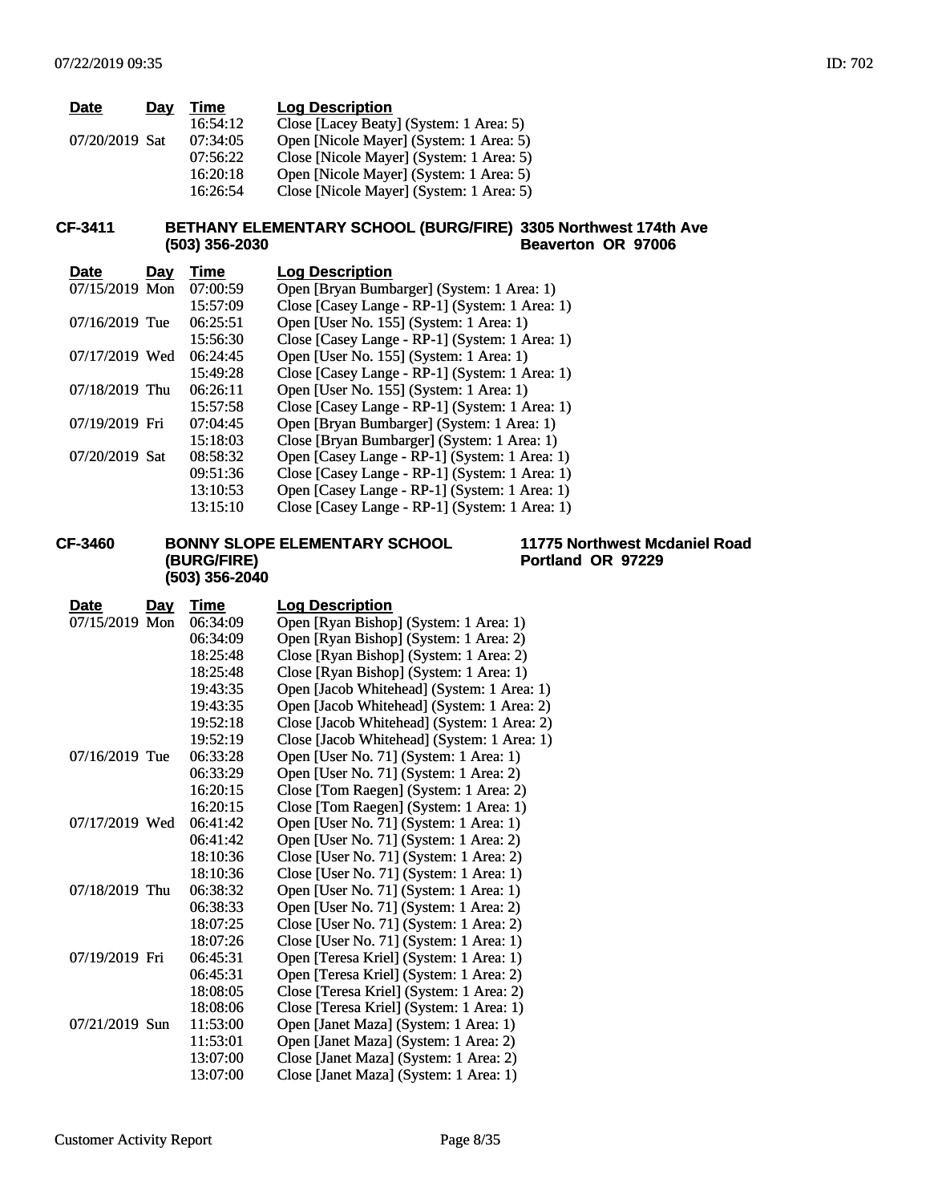| Date | Day | Time | Log Description |
|---|---|---|---|
| | | 16:54:12 | Close [Lacey Beaty] (System: 1 Area: 5) |
| 07/20/2019 | Sat | 07:34:05 | Open [Nicole Mayer] (System: 1 Area: 5) |
| | | 07:56:22 | Close [Nicole Mayer] (System: 1 Area: 5) |
| | | 16:20:18 | Open [Nicole Mayer] (System: 1 Area: 5) |
| | | 16:26:54 | Close [Nicole Mayer] (System: 1 Area: 5) |

**CF-3411** **BETHANY ELEMENTARY SCHOOL (BURG/FIRE)** **(503) 356-2030** **3305 Northwest 174th Ave** **Beaverton OR 97006**

| Date | Day | Time | Log Description |
|---|---|---|---|
| 07/15/2019 | Mon | 07:00:59 | Open [Bryan Bumbarger] (System: 1 Area: 1) |
| | | 15:57:09 | Close [Casey Lange - RP-1] (System: 1 Area: 1) |
| 07/16/2019 | Tue | 06:25:51 | Open [User No. 155] (System: 1 Area: 1) |
| | | 15:56:30 | Close [Casey Lange - RP-1] (System: 1 Area: 1) |
| 07/17/2019 | Wed | 06:24:45 | Open [User No. 155] (System: 1 Area: 1) |
| | | 15:49:28 | Close [Casey Lange - RP-1] (System: 1 Area: 1) |
| 07/18/2019 | Thu | 06:26:11 | Open [User No. 155] (System: 1 Area: 1) |
| | | 15:57:58 | Close [Casey Lange - RP-1] (System: 1 Area: 1) |
| 07/19/2019 | Fri | 07:04:45 | Open [Bryan Bumbarger] (System: 1 Area: 1) |
| | | 15:18:03 | Close [Bryan Bumbarger] (System: 1 Area: 1) |
| 07/20/2019 | Sat | 08:58:32 | Open [Casey Lange - RP-1] (System: 1 Area: 1) |
| | | 09:51:36 | Close [Casey Lange - RP-1] (System: 1 Area: 1) |
| | | 13:10:53 | Open [Casey Lange - RP-1] (System: 1 Area: 1) |
| | | 13:15:10 | Close [Casey Lange - RP-1] (System: 1 Area: 1) |

**CF-3460** **BONNY SLOPE ELEMENTARY SCHOOL (BURG/FIRE)** **(503) 356-2040** **11775 Northwest Mcdaniel Road** **Portland OR 97229**

| Date | Day | Time | Log Description |
|---|---|---|---|
| 07/15/2019 | Mon | 06:34:09 | Open [Ryan Bishop] (System: 1 Area: 1) |
| | | 06:34:09 | Open [Ryan Bishop] (System: 1 Area: 2) |
| | | 18:25:48 | Close [Ryan Bishop] (System: 1 Area: 2) |
| | | 18:25:48 | Close [Ryan Bishop] (System: 1 Area: 1) |
| | | 19:43:35 | Open [Jacob Whitehead] (System: 1 Area: 1) |
| | | 19:43:35 | Open [Jacob Whitehead] (System: 1 Area: 2) |
| | | 19:52:18 | Close [Jacob Whitehead] (System: 1 Area: 2) |
| | | 19:52:19 | Close [Jacob Whitehead] (System: 1 Area: 1) |
| 07/16/2019 | Tue | 06:33:28 | Open [User No. 71] (System: 1 Area: 1) |
| | | 06:33:29 | Open [User No. 71] (System: 1 Area: 2) |
| | | 16:20:15 | Close [Tom Raegen] (System: 1 Area: 2) |
| | | 16:20:15 | Close [Tom Raegen] (System: 1 Area: 1) |
| 07/17/2019 | Wed | 06:41:42 | Open [User No. 71] (System: 1 Area: 1) |
| | | 06:41:42 | Open [User No. 71] (System: 1 Area: 2) |
| | | 18:10:36 | Close [User No. 71] (System: 1 Area: 2) |
| | | 18:10:36 | Close [User No. 71] (System: 1 Area: 1) |
| 07/18/2019 | Thu | 06:38:32 | Open [User No. 71] (System: 1 Area: 1) |
| | | 06:38:33 | Open [User No. 71] (System: 1 Area: 2) |
| | | 18:07:25 | Close [User No. 71] (System: 1 Area: 2) |
| | | 18:07:26 | Close [User No. 71] (System: 1 Area: 1) |
| 07/19/2019 | Fri | 06:45:31 | Open [Teresa Kriel] (System: 1 Area: 1) |
| | | 06:45:31 | Open [Teresa Kriel] (System: 1 Area: 2) |
| | | 18:08:05 | Close [Teresa Kriel] (System: 1 Area: 2) |
| | | 18:08:06 | Close [Teresa Kriel] (System: 1 Area: 1) |
| 07/21/2019 | Sun | 11:53:00 | Open [Janet Maza] (System: 1 Area: 1) |
| | | 11:53:01 | Open [Janet Maza] (System: 1 Area: 2) |
| | | 13:07:00 | Close [Janet Maza] (System: 1 Area: 2) |
| | | 13:07:00 | Close [Janet Maza] (System: 1 Area: 1) |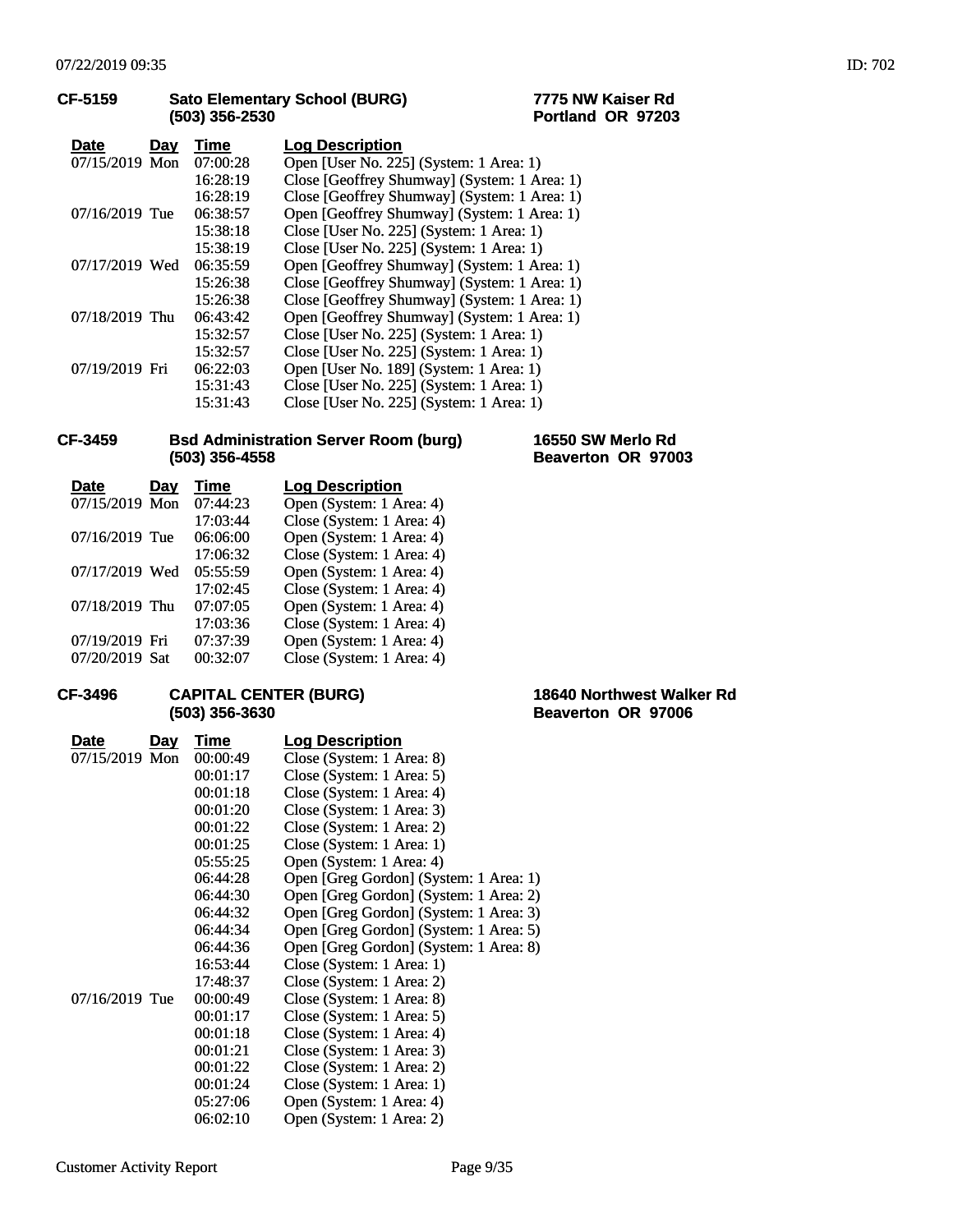**CF-5159** **Sato Elementary School (BURG)** **7775 NW Kaiser Rd**
**(503) 356-2530** **Portland OR 97203**

| Date | Day | Time | Log Description |
|---|---|---|---|
| 07/15/2019 | Mon | 07:00:28 | Open [User No. 225] (System: 1 Area: 1) |
| | | 16:28:19 | Close [Geoffrey Shumway] (System: 1 Area: 1) |
| | | 16:28:19 | Close [Geoffrey Shumway] (System: 1 Area: 1) |
| 07/16/2019 | Tue | 06:38:57 | Open [Geoffrey Shumway] (System: 1 Area: 1) |
| | | 15:38:18 | Close [User No. 225] (System: 1 Area: 1) |
| | | 15:38:19 | Close [User No. 225] (System: 1 Area: 1) |
| 07/17/2019 | Wed | 06:35:59 | Open [Geoffrey Shumway] (System: 1 Area: 1) |
| | | 15:26:38 | Close [Geoffrey Shumway] (System: 1 Area: 1) |
| | | 15:26:38 | Close [Geoffrey Shumway] (System: 1 Area: 1) |
| 07/18/2019 | Thu | 06:43:42 | Open [Geoffrey Shumway] (System: 1 Area: 1) |
| | | 15:32:57 | Close [User No. 225] (System: 1 Area: 1) |
| | | 15:32:57 | Close [User No. 225] (System: 1 Area: 1) |
| 07/19/2019 | Fri | 06:22:03 | Open [User No. 189] (System: 1 Area: 1) |
| | | 15:31:43 | Close [User No. 225] (System: 1 Area: 1) |
| | | 15:31:43 | Close [User No. 225] (System: 1 Area: 1) |

**CF-3459** **Bsd Administration Server Room (burg)** **16550 SW Merlo Rd**
**(503) 356-4558** **Beaverton OR 97003**

| Date | Day | Time | Log Description |
|---|---|---|---|
| 07/15/2019 | Mon | 07:44:23 | Open (System: 1 Area: 4) |
| | | 17:03:44 | Close (System: 1 Area: 4) |
| 07/16/2019 | Tue | 06:06:00 | Open (System: 1 Area: 4) |
| | | 17:06:32 | Close (System: 1 Area: 4) |
| 07/17/2019 | Wed | 05:55:59 | Open (System: 1 Area: 4) |
| | | 17:02:45 | Close (System: 1 Area: 4) |
| 07/18/2019 | Thu | 07:07:05 | Open (System: 1 Area: 4) |
| | | 17:03:36 | Close (System: 1 Area: 4) |
| 07/19/2019 | Fri | 07:37:39 | Open (System: 1 Area: 4) |
| 07/20/2019 | Sat | 00:32:07 | Close (System: 1 Area: 4) |

**CF-3496** **CAPITAL CENTER (BURG)** **18640 Northwest Walker Rd**
**(503) 356-3630** **Beaverton OR 97006**

| Date | Day | Time | Log Description |
|---|---|---|---|
| 07/15/2019 | Mon | 00:00:49 | Close (System: 1 Area: 8) |
| | | 00:01:17 | Close (System: 1 Area: 5) |
| | | 00:01:18 | Close (System: 1 Area: 4) |
| | | 00:01:20 | Close (System: 1 Area: 3) |
| | | 00:01:22 | Close (System: 1 Area: 2) |
| | | 00:01:25 | Close (System: 1 Area: 1) |
| | | 05:55:25 | Open (System: 1 Area: 4) |
| | | 06:44:28 | Open [Greg Gordon] (System: 1 Area: 1) |
| | | 06:44:30 | Open [Greg Gordon] (System: 1 Area: 2) |
| | | 06:44:32 | Open [Greg Gordon] (System: 1 Area: 3) |
| | | 06:44:34 | Open [Greg Gordon] (System: 1 Area: 5) |
| | | 06:44:36 | Open [Greg Gordon] (System: 1 Area: 8) |
| | | 16:53:44 | Close (System: 1 Area: 1) |
| | | 17:48:37 | Close (System: 1 Area: 2) |
| 07/16/2019 | Tue | 00:00:49 | Close (System: 1 Area: 8) |
| | | 00:01:17 | Close (System: 1 Area: 5) |
| | | 00:01:18 | Close (System: 1 Area: 4) |
| | | 00:01:21 | Close (System: 1 Area: 3) |
| | | 00:01:22 | Close (System: 1 Area: 2) |
| | | 00:01:24 | Close (System: 1 Area: 1) |
| | | 05:27:06 | Open (System: 1 Area: 4) |
| | | 06:02:10 | Open (System: 1 Area: 2) |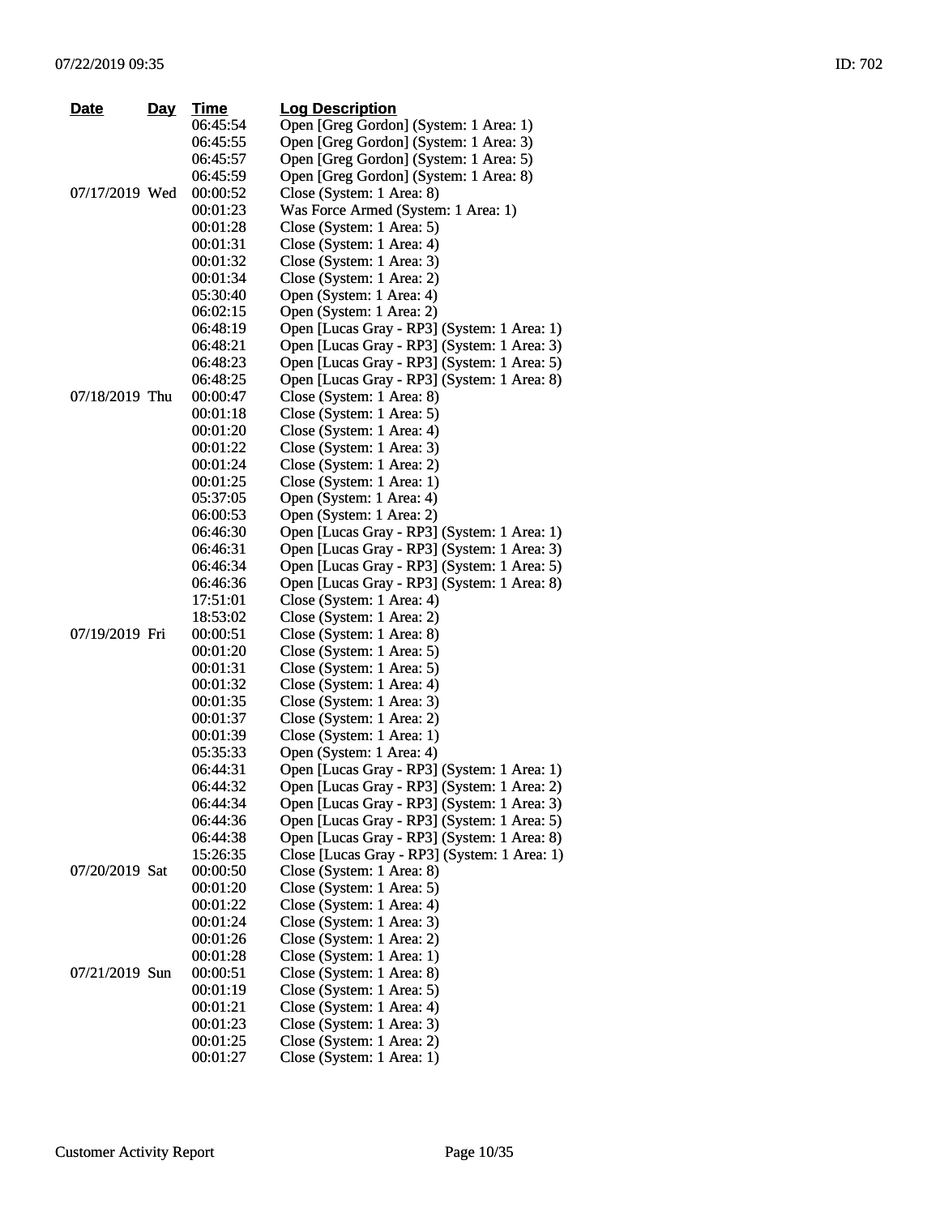| Date | Day | Time | Log Description |
|---|---|---|---|
| | | 06:45:54 | Open [Greg Gordon] (System: 1 Area: 1) |
| | | 06:45:55 | Open [Greg Gordon] (System: 1 Area: 3) |
| | | 06:45:57 | Open [Greg Gordon] (System: 1 Area: 5) |
| | | 06:45:59 | Open [Greg Gordon] (System: 1 Area: 8) |
| 07/17/2019 | Wed | 00:00:52 | Close (System: 1 Area: 8) |
| | | 00:01:23 | Was Force Armed (System: 1 Area: 1) |
| | | 00:01:28 | Close (System: 1 Area: 5) |
| | | 00:01:31 | Close (System: 1 Area: 4) |
| | | 00:01:32 | Close (System: 1 Area: 3) |
| | | 00:01:34 | Close (System: 1 Area: 2) |
| | | 05:30:40 | Open (System: 1 Area: 4) |
| | | 06:02:15 | Open (System: 1 Area: 2) |
| | | 06:48:19 | Open [Lucas Gray - RP3] (System: 1 Area: 1) |
| | | 06:48:21 | Open [Lucas Gray - RP3] (System: 1 Area: 3) |
| | | 06:48:23 | Open [Lucas Gray - RP3] (System: 1 Area: 5) |
| | | 06:48:25 | Open [Lucas Gray - RP3] (System: 1 Area: 8) |
| 07/18/2019 | Thu | 00:00:47 | Close (System: 1 Area: 8) |
| | | 00:01:18 | Close (System: 1 Area: 5) |
| | | 00:01:20 | Close (System: 1 Area: 4) |
| | | 00:01:22 | Close (System: 1 Area: 3) |
| | | 00:01:24 | Close (System: 1 Area: 2) |
| | | 00:01:25 | Close (System: 1 Area: 1) |
| | | 05:37:05 | Open (System: 1 Area: 4) |
| | | 06:00:53 | Open (System: 1 Area: 2) |
| | | 06:46:30 | Open [Lucas Gray - RP3] (System: 1 Area: 1) |
| | | 06:46:31 | Open [Lucas Gray - RP3] (System: 1 Area: 3) |
| | | 06:46:34 | Open [Lucas Gray - RP3] (System: 1 Area: 5) |
| | | 06:46:36 | Open [Lucas Gray - RP3] (System: 1 Area: 8) |
| | | 17:51:01 | Close (System: 1 Area: 4) |
| | | 18:53:02 | Close (System: 1 Area: 2) |
| 07/19/2019 | Fri | 00:00:51 | Close (System: 1 Area: 8) |
| | | 00:01:20 | Close (System: 1 Area: 5) |
| | | 00:01:31 | Close (System: 1 Area: 5) |
| | | 00:01:32 | Close (System: 1 Area: 4) |
| | | 00:01:35 | Close (System: 1 Area: 3) |
| | | 00:01:37 | Close (System: 1 Area: 2) |
| | | 00:01:39 | Close (System: 1 Area: 1) |
| | | 05:35:33 | Open (System: 1 Area: 4) |
| | | 06:44:31 | Open [Lucas Gray - RP3] (System: 1 Area: 1) |
| | | 06:44:32 | Open [Lucas Gray - RP3] (System: 1 Area: 2) |
| | | 06:44:34 | Open [Lucas Gray - RP3] (System: 1 Area: 3) |
| | | 06:44:36 | Open [Lucas Gray - RP3] (System: 1 Area: 5) |
| | | 06:44:38 | Open [Lucas Gray - RP3] (System: 1 Area: 8) |
| | | 15:26:35 | Close [Lucas Gray - RP3] (System: 1 Area: 1) |
| 07/20/2019 | Sat | 00:00:50 | Close (System: 1 Area: 8) |
| | | 00:01:20 | Close (System: 1 Area: 5) |
| | | 00:01:22 | Close (System: 1 Area: 4) |
| | | 00:01:24 | Close (System: 1 Area: 3) |
| | | 00:01:26 | Close (System: 1 Area: 2) |
| | | 00:01:28 | Close (System: 1 Area: 1) |
| 07/21/2019 | Sun | 00:00:51 | Close (System: 1 Area: 8) |
| | | 00:01:19 | Close (System: 1 Area: 5) |
| | | 00:01:21 | Close (System: 1 Area: 4) |
| | | 00:01:23 | Close (System: 1 Area: 3) |
| | | 00:01:25 | Close (System: 1 Area: 2) |
| | | 00:01:27 | Close (System: 1 Area: 1) |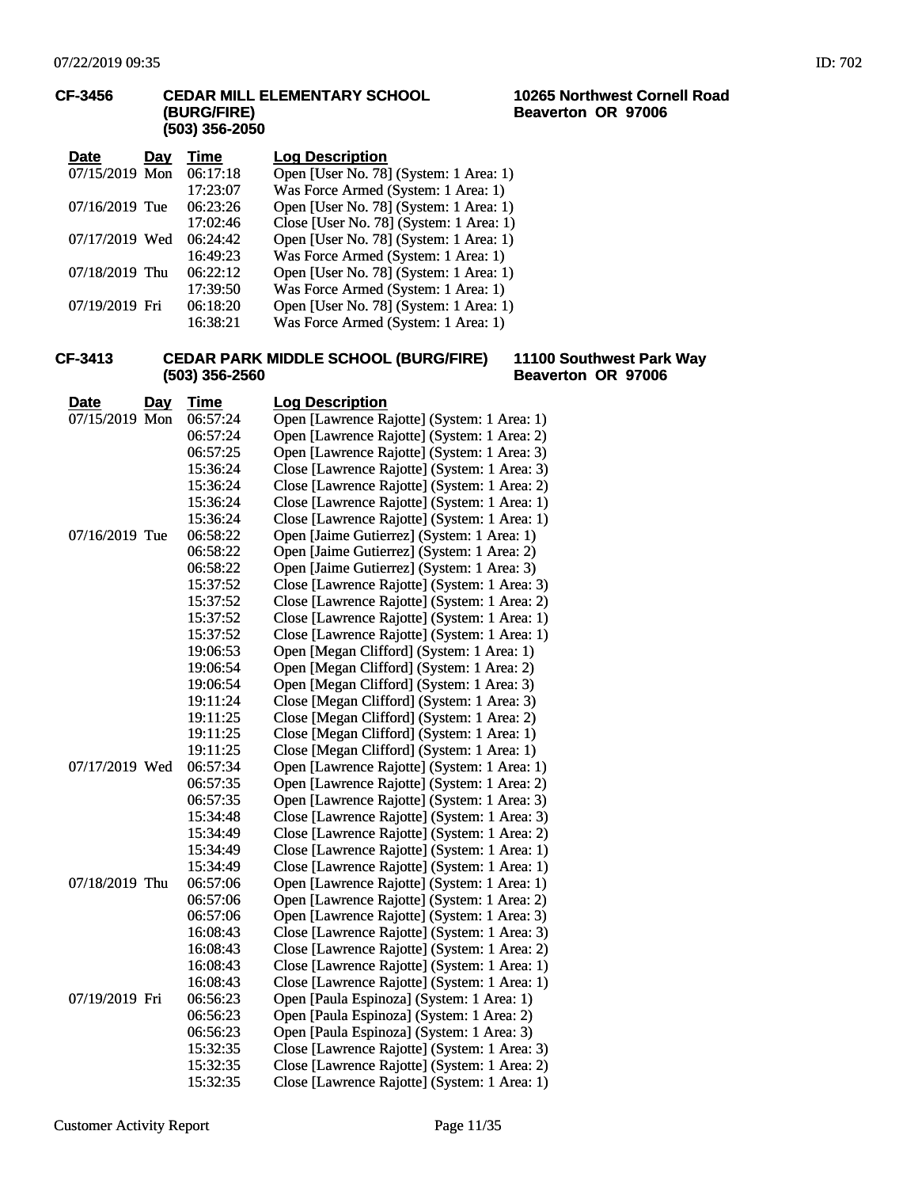**CF-3456** **CEDAR MILL ELEMENTARY SCHOOL (BURG/FIRE) (503) 356-2050** **10265 Northwest Cornell Road Beaverton OR 97006**

| Date | Day | Time | Log Description |
|---|---|---|---|
| 07/15/2019 | Mon | 06:17:18 | Open [User No. 78] (System: 1 Area: 1) |
| | | 17:23:07 | Was Force Armed (System: 1 Area: 1) |
| 07/16/2019 | Tue | 06:23:26 | Open [User No. 78] (System: 1 Area: 1) |
| | | 17:02:46 | Close [User No. 78] (System: 1 Area: 1) |
| 07/17/2019 | Wed | 06:24:42 | Open [User No. 78] (System: 1 Area: 1) |
| | | 16:49:23 | Was Force Armed (System: 1 Area: 1) |
| 07/18/2019 | Thu | 06:22:12 | Open [User No. 78] (System: 1 Area: 1) |
| | | 17:39:50 | Was Force Armed (System: 1 Area: 1) |
| 07/19/2019 | Fri | 06:18:20 | Open [User No. 78] (System: 1 Area: 1) |
| | | 16:38:21 | Was Force Armed (System: 1 Area: 1) |

**CF-3413** **CEDAR PARK MIDDLE SCHOOL (BURG/FIRE) (503) 356-2560** **11100 Southwest Park Way Beaverton OR 97006**

| Date | Day | Time | Log Description |
|---|---|---|---|
| 07/15/2019 | Mon | 06:57:24 | Open [Lawrence Rajotte] (System: 1 Area: 1) |
| | | 06:57:24 | Open [Lawrence Rajotte] (System: 1 Area: 2) |
| | | 06:57:25 | Open [Lawrence Rajotte] (System: 1 Area: 3) |
| | | 15:36:24 | Close [Lawrence Rajotte] (System: 1 Area: 3) |
| | | 15:36:24 | Close [Lawrence Rajotte] (System: 1 Area: 2) |
| | | 15:36:24 | Close [Lawrence Rajotte] (System: 1 Area: 1) |
| | | 15:36:24 | Close [Lawrence Rajotte] (System: 1 Area: 1) |
| 07/16/2019 | Tue | 06:58:22 | Open [Jaime Gutierrez] (System: 1 Area: 1) |
| | | 06:58:22 | Open [Jaime Gutierrez] (System: 1 Area: 2) |
| | | 06:58:22 | Open [Jaime Gutierrez] (System: 1 Area: 3) |
| | | 15:37:52 | Close [Lawrence Rajotte] (System: 1 Area: 3) |
| | | 15:37:52 | Close [Lawrence Rajotte] (System: 1 Area: 2) |
| | | 15:37:52 | Close [Lawrence Rajotte] (System: 1 Area: 1) |
| | | 15:37:52 | Close [Lawrence Rajotte] (System: 1 Area: 1) |
| | | 19:06:53 | Open [Megan Clifford] (System: 1 Area: 1) |
| | | 19:06:54 | Open [Megan Clifford] (System: 1 Area: 2) |
| | | 19:06:54 | Open [Megan Clifford] (System: 1 Area: 3) |
| | | 19:11:24 | Close [Megan Clifford] (System: 1 Area: 3) |
| | | 19:11:25 | Close [Megan Clifford] (System: 1 Area: 2) |
| | | 19:11:25 | Close [Megan Clifford] (System: 1 Area: 1) |
| | | 19:11:25 | Close [Megan Clifford] (System: 1 Area: 1) |
| 07/17/2019 | Wed | 06:57:34 | Open [Lawrence Rajotte] (System: 1 Area: 1) |
| | | 06:57:35 | Open [Lawrence Rajotte] (System: 1 Area: 2) |
| | | 06:57:35 | Open [Lawrence Rajotte] (System: 1 Area: 3) |
| | | 15:34:48 | Close [Lawrence Rajotte] (System: 1 Area: 3) |
| | | 15:34:49 | Close [Lawrence Rajotte] (System: 1 Area: 2) |
| | | 15:34:49 | Close [Lawrence Rajotte] (System: 1 Area: 1) |
| | | 15:34:49 | Close [Lawrence Rajotte] (System: 1 Area: 1) |
| 07/18/2019 | Thu | 06:57:06 | Open [Lawrence Rajotte] (System: 1 Area: 1) |
| | | 06:57:06 | Open [Lawrence Rajotte] (System: 1 Area: 2) |
| | | 06:57:06 | Open [Lawrence Rajotte] (System: 1 Area: 3) |
| | | 16:08:43 | Close [Lawrence Rajotte] (System: 1 Area: 3) |
| | | 16:08:43 | Close [Lawrence Rajotte] (System: 1 Area: 2) |
| | | 16:08:43 | Close [Lawrence Rajotte] (System: 1 Area: 1) |
| | | 16:08:43 | Close [Lawrence Rajotte] (System: 1 Area: 1) |
| 07/19/2019 | Fri | 06:56:23 | Open [Paula Espinoza] (System: 1 Area: 1) |
| | | 06:56:23 | Open [Paula Espinoza] (System: 1 Area: 2) |
| | | 06:56:23 | Open [Paula Espinoza] (System: 1 Area: 3) |
| | | 15:32:35 | Close [Lawrence Rajotte] (System: 1 Area: 3) |
| | | 15:32:35 | Close [Lawrence Rajotte] (System: 1 Area: 2) |
| | | 15:32:35 | Close [Lawrence Rajotte] (System: 1 Area: 1) |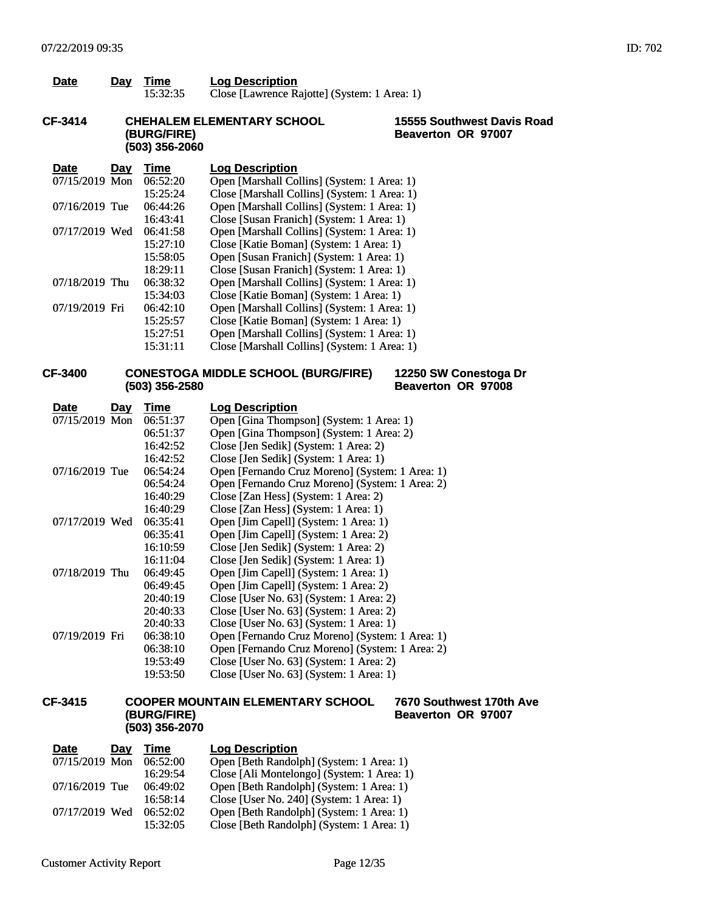| Date | Day | Time | Log Description |
|---|---|---|---|
| | | 15:32:35 | Close [Lawrence Rajotte] (System: 1 Area: 1) |

**CF-3414** **CHEHALEM ELEMENTARY SCHOOL (BURG/FIRE)** **(503) 356-2060** **15555 Southwest Davis Road Beaverton OR 97007**

| Date | Day | Time | Log Description |
|---|---|---|---|
| 07/15/2019 | Mon | 06:52:20 | Open [Marshall Collins] (System: 1 Area: 1) |
| | | 15:25:24 | Close [Marshall Collins] (System: 1 Area: 1) |
| 07/16/2019 | Tue | 06:44:26 | Open [Marshall Collins] (System: 1 Area: 1) |
| | | 16:43:41 | Close [Susan Franich] (System: 1 Area: 1) |
| 07/17/2019 | Wed | 06:41:58 | Open [Marshall Collins] (System: 1 Area: 1) |
| | | 15:27:10 | Close [Katie Boman] (System: 1 Area: 1) |
| | | 15:58:05 | Open [Susan Franich] (System: 1 Area: 1) |
| | | 18:29:11 | Close [Susan Franich] (System: 1 Area: 1) |
| 07/18/2019 | Thu | 06:38:32 | Open [Marshall Collins] (System: 1 Area: 1) |
| | | 15:34:03 | Close [Katie Boman] (System: 1 Area: 1) |
| 07/19/2019 | Fri | 06:42:10 | Open [Marshall Collins] (System: 1 Area: 1) |
| | | 15:25:57 | Close [Katie Boman] (System: 1 Area: 1) |
| | | 15:27:51 | Open [Marshall Collins] (System: 1 Area: 1) |
| | | 15:31:11 | Close [Marshall Collins] (System: 1 Area: 1) |

**CF-3400** **CONESTOGA MIDDLE SCHOOL (BURG/FIRE)** **(503) 356-2580** **12250 SW Conestoga Dr Beaverton OR 97008**

| Date | Day | Time | Log Description |
|---|---|---|---|
| 07/15/2019 | Mon | 06:51:37 | Open [Gina Thompson] (System: 1 Area: 1) |
| | | 06:51:37 | Open [Gina Thompson] (System: 1 Area: 2) |
| | | 16:42:52 | Close [Jen Sedik] (System: 1 Area: 2) |
| | | 16:42:52 | Close [Jen Sedik] (System: 1 Area: 1) |
| 07/16/2019 | Tue | 06:54:24 | Open [Fernando Cruz Moreno] (System: 1 Area: 1) |
| | | 06:54:24 | Open [Fernando Cruz Moreno] (System: 1 Area: 2) |
| | | 16:40:29 | Close [Zan Hess] (System: 1 Area: 2) |
| | | 16:40:29 | Close [Zan Hess] (System: 1 Area: 1) |
| 07/17/2019 | Wed | 06:35:41 | Open [Jim Capell] (System: 1 Area: 1) |
| | | 06:35:41 | Open [Jim Capell] (System: 1 Area: 2) |
| | | 16:10:59 | Close [Jen Sedik] (System: 1 Area: 2) |
| | | 16:11:04 | Close [Jen Sedik] (System: 1 Area: 1) |
| 07/18/2019 | Thu | 06:49:45 | Open [Jim Capell] (System: 1 Area: 1) |
| | | 06:49:45 | Open [Jim Capell] (System: 1 Area: 2) |
| | | 20:40:19 | Close [User No. 63] (System: 1 Area: 2) |
| | | 20:40:33 | Close [User No. 63] (System: 1 Area: 2) |
| | | 20:40:33 | Close [User No. 63] (System: 1 Area: 1) |
| 07/19/2019 | Fri | 06:38:10 | Open [Fernando Cruz Moreno] (System: 1 Area: 1) |
| | | 06:38:10 | Open [Fernando Cruz Moreno] (System: 1 Area: 2) |
| | | 19:53:49 | Close [User No. 63] (System: 1 Area: 2) |
| | | 19:53:50 | Close [User No. 63] (System: 1 Area: 1) |

**CF-3415** **COOPER MOUNTAIN ELEMENTARY SCHOOL (BURG/FIRE)** **(503) 356-2070** **7670 Southwest 170th Ave Beaverton OR 97007**

| Date | Day | Time | Log Description |
|---|---|---|---|
| 07/15/2019 | Mon | 06:52:00 | Open [Beth Randolph] (System: 1 Area: 1) |
| | | 16:29:54 | Close [Ali Montelongo] (System: 1 Area: 1) |
| 07/16/2019 | Tue | 06:49:02 | Open [Beth Randolph] (System: 1 Area: 1) |
| | | 16:58:14 | Close [User No. 240] (System: 1 Area: 1) |
| 07/17/2019 | Wed | 06:52:02 | Open [Beth Randolph] (System: 1 Area: 1) |
| | | 15:32:05 | Close [Beth Randolph] (System: 1 Area: 1) |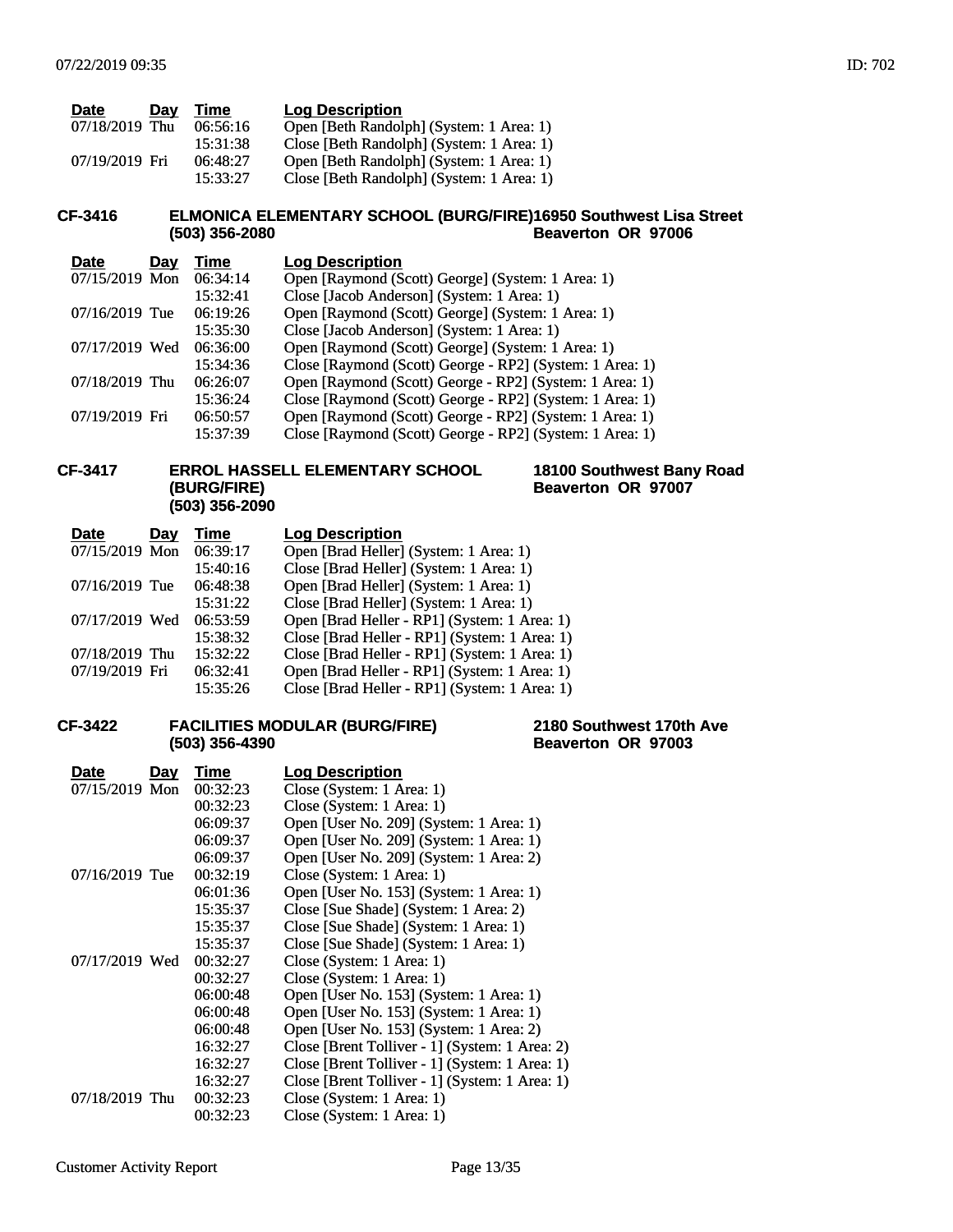| Date | Day | Time | Log Description |
|---|---|---|---|
| 07/18/2019 | Thu | 06:56:16 | Open [Beth Randolph] (System: 1 Area: 1) |
| | | 15:31:38 | Close [Beth Randolph] (System: 1 Area: 1) |
| 07/19/2019 | Fri | 06:48:27 | Open [Beth Randolph] (System: 1 Area: 1) |
| | | 15:33:27 | Close [Beth Randolph] (System: 1 Area: 1) |

**CF-3416** **ELMONICA ELEMENTARY SCHOOL (BURG/FIRE)** **16950 Southwest Lisa Street**
**(503) 356-2080** **Beaverton OR 97006**

| Date | Day | Time | Log Description |
|---|---|---|---|
| 07/15/2019 | Mon | 06:34:14 | Open [Raymond (Scott) George] (System: 1 Area: 1) |
| | | 15:32:41 | Close [Jacob Anderson] (System: 1 Area: 1) |
| 07/16/2019 | Tue | 06:19:26 | Open [Raymond (Scott) George] (System: 1 Area: 1) |
| | | 15:35:30 | Close [Jacob Anderson] (System: 1 Area: 1) |
| 07/17/2019 | Wed | 06:36:00 | Open [Raymond (Scott) George] (System: 1 Area: 1) |
| | | 15:34:36 | Close [Raymond (Scott) George - RP2] (System: 1 Area: 1) |
| 07/18/2019 | Thu | 06:26:07 | Open [Raymond (Scott) George - RP2] (System: 1 Area: 1) |
| | | 15:36:24 | Close [Raymond (Scott) George - RP2] (System: 1 Area: 1) |
| 07/19/2019 | Fri | 06:50:57 | Open [Raymond (Scott) George - RP2] (System: 1 Area: 1) |
| | | 15:37:39 | Close [Raymond (Scott) George - RP2] (System: 1 Area: 1) |

**CF-3417** **ERROL HASSELL ELEMENTARY SCHOOL (BURG/FIRE)** **18100 Southwest Bany Road**
**(503) 356-2090** **Beaverton OR 97007**

| Date | Day | Time | Log Description |
|---|---|---|---|
| 07/15/2019 | Mon | 06:39:17 | Open [Brad Heller] (System: 1 Area: 1) |
| | | 15:40:16 | Close [Brad Heller] (System: 1 Area: 1) |
| 07/16/2019 | Tue | 06:48:38 | Open [Brad Heller] (System: 1 Area: 1) |
| | | 15:31:22 | Close [Brad Heller] (System: 1 Area: 1) |
| 07/17/2019 | Wed | 06:53:59 | Open [Brad Heller - RP1] (System: 1 Area: 1) |
| | | 15:38:32 | Close [Brad Heller - RP1] (System: 1 Area: 1) |
| 07/18/2019 | Thu | 15:32:22 | Close [Brad Heller - RP1] (System: 1 Area: 1) |
| 07/19/2019 | Fri | 06:32:41 | Open [Brad Heller - RP1] (System: 1 Area: 1) |
| | | 15:35:26 | Close [Brad Heller - RP1] (System: 1 Area: 1) |

**CF-3422** **FACILITIES MODULAR (BURG/FIRE)** **2180 Southwest 170th Ave**
**(503) 356-4390** **Beaverton OR 97003**

| Date | Day | Time | Log Description |
|---|---|---|---|
| 07/15/2019 | Mon | 00:32:23 | Close (System: 1 Area: 1) |
| | | 00:32:23 | Close (System: 1 Area: 1) |
| | | 06:09:37 | Open [User No. 209] (System: 1 Area: 1) |
| | | 06:09:37 | Open [User No. 209] (System: 1 Area: 1) |
| | | 06:09:37 | Open [User No. 209] (System: 1 Area: 2) |
| 07/16/2019 | Tue | 00:32:19 | Close (System: 1 Area: 1) |
| | | 06:01:36 | Open [User No. 153] (System: 1 Area: 1) |
| | | 15:35:37 | Close [Sue Shade] (System: 1 Area: 2) |
| | | 15:35:37 | Close [Sue Shade] (System: 1 Area: 1) |
| | | 15:35:37 | Close [Sue Shade] (System: 1 Area: 1) |
| 07/17/2019 | Wed | 00:32:27 | Close (System: 1 Area: 1) |
| | | 00:32:27 | Close (System: 1 Area: 1) |
| | | 06:00:48 | Open [User No. 153] (System: 1 Area: 1) |
| | | 06:00:48 | Open [User No. 153] (System: 1 Area: 1) |
| | | 06:00:48 | Open [User No. 153] (System: 1 Area: 2) |
| | | 16:32:27 | Close [Brent Tolliver - 1] (System: 1 Area: 2) |
| | | 16:32:27 | Close [Brent Tolliver - 1] (System: 1 Area: 1) |
| | | 16:32:27 | Close [Brent Tolliver - 1] (System: 1 Area: 1) |
| 07/18/2019 | Thu | 00:32:23 | Close (System: 1 Area: 1) |
| | | 00:32:23 | Close (System: 1 Area: 1) |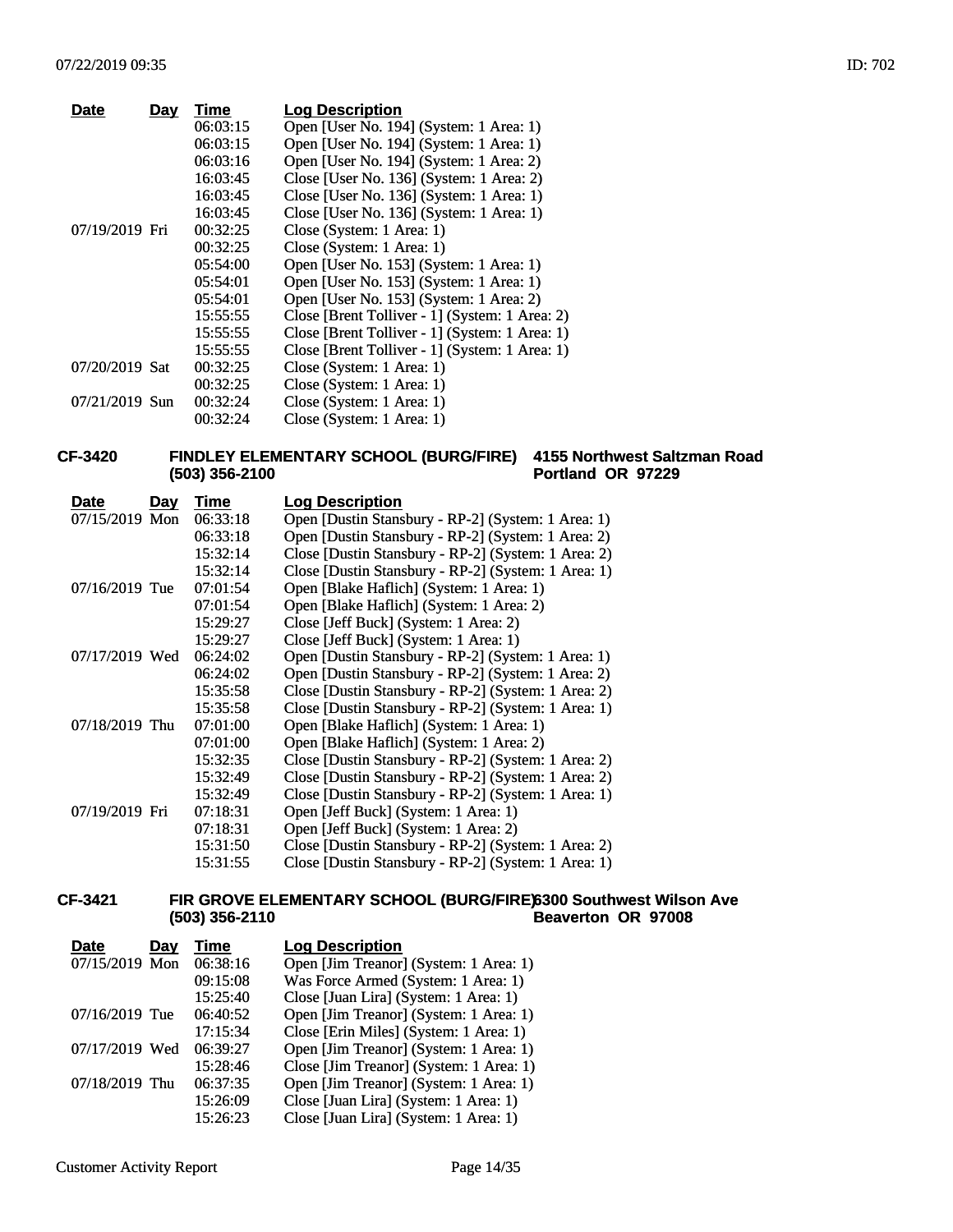| Date | Day | Time | Log Description |
|---|---|---|---|
| | | 06:03:15 | Open [User No. 194] (System: 1 Area: 1) |
| | | 06:03:15 | Open [User No. 194] (System: 1 Area: 1) |
| | | 06:03:16 | Open [User No. 194] (System: 1 Area: 2) |
| | | 16:03:45 | Close [User No. 136] (System: 1 Area: 2) |
| | | 16:03:45 | Close [User No. 136] (System: 1 Area: 1) |
| | | 16:03:45 | Close [User No. 136] (System: 1 Area: 1) |
| 07/19/2019 | Fri | 00:32:25 | Close (System: 1 Area: 1) |
| | | 00:32:25 | Close (System: 1 Area: 1) |
| | | 05:54:00 | Open [User No. 153] (System: 1 Area: 1) |
| | | 05:54:01 | Open [User No. 153] (System: 1 Area: 1) |
| | | 05:54:01 | Open [User No. 153] (System: 1 Area: 2) |
| | | 15:55:55 | Close [Brent Tolliver - 1] (System: 1 Area: 2) |
| | | 15:55:55 | Close [Brent Tolliver - 1] (System: 1 Area: 1) |
| | | 15:55:55 | Close [Brent Tolliver - 1] (System: 1 Area: 1) |
| 07/20/2019 | Sat | 00:32:25 | Close (System: 1 Area: 1) |
| | | 00:32:25 | Close (System: 1 Area: 1) |
| 07/21/2019 | Sun | 00:32:24 | Close (System: 1 Area: 1) |
| | | 00:32:24 | Close (System: 1 Area: 1) |

**CF-3420 FINDLEY ELEMENTARY SCHOOL (BURG/FIRE) (503) 356-2100 — 4155 Northwest Saltzman Road, Portland OR 97229**

| Date | Day | Time | Log Description |
|---|---|---|---|
| 07/15/2019 | Mon | 06:33:18 | Open [Dustin Stansbury - RP-2] (System: 1 Area: 1) |
| | | 06:33:18 | Open [Dustin Stansbury - RP-2] (System: 1 Area: 2) |
| | | 15:32:14 | Close [Dustin Stansbury - RP-2] (System: 1 Area: 2) |
| | | 15:32:14 | Close [Dustin Stansbury - RP-2] (System: 1 Area: 1) |
| 07/16/2019 | Tue | 07:01:54 | Open [Blake Haflich] (System: 1 Area: 1) |
| | | 07:01:54 | Open [Blake Haflich] (System: 1 Area: 2) |
| | | 15:29:27 | Close [Jeff Buck] (System: 1 Area: 2) |
| | | 15:29:27 | Close [Jeff Buck] (System: 1 Area: 1) |
| 07/17/2019 | Wed | 06:24:02 | Open [Dustin Stansbury - RP-2] (System: 1 Area: 1) |
| | | 06:24:02 | Open [Dustin Stansbury - RP-2] (System: 1 Area: 2) |
| | | 15:35:58 | Close [Dustin Stansbury - RP-2] (System: 1 Area: 2) |
| | | 15:35:58 | Close [Dustin Stansbury - RP-2] (System: 1 Area: 1) |
| 07/18/2019 | Thu | 07:01:00 | Open [Blake Haflich] (System: 1 Area: 1) |
| | | 07:01:00 | Open [Blake Haflich] (System: 1 Area: 2) |
| | | 15:32:35 | Close [Dustin Stansbury - RP-2] (System: 1 Area: 2) |
| | | 15:32:49 | Close [Dustin Stansbury - RP-2] (System: 1 Area: 2) |
| | | 15:32:49 | Close [Dustin Stansbury - RP-2] (System: 1 Area: 1) |
| 07/19/2019 | Fri | 07:18:31 | Open [Jeff Buck] (System: 1 Area: 1) |
| | | 07:18:31 | Open [Jeff Buck] (System: 1 Area: 2) |
| | | 15:31:50 | Close [Dustin Stansbury - RP-2] (System: 1 Area: 2) |
| | | 15:31:55 | Close [Dustin Stansbury - RP-2] (System: 1 Area: 1) |

**CF-3421 FIR GROVE ELEMENTARY SCHOOL (BURG/FIRE) (503) 356-2110 — 6300 Southwest Wilson Ave, Beaverton OR 97008**

| Date | Day | Time | Log Description |
|---|---|---|---|
| 07/15/2019 | Mon | 06:38:16 | Open [Jim Treanor] (System: 1 Area: 1) |
| | | 09:15:08 | Was Force Armed (System: 1 Area: 1) |
| | | 15:25:40 | Close [Juan Lira] (System: 1 Area: 1) |
| 07/16/2019 | Tue | 06:40:52 | Open [Jim Treanor] (System: 1 Area: 1) |
| | | 17:15:34 | Close [Erin Miles] (System: 1 Area: 1) |
| 07/17/2019 | Wed | 06:39:27 | Open [Jim Treanor] (System: 1 Area: 1) |
| | | 15:28:46 | Close [Jim Treanor] (System: 1 Area: 1) |
| 07/18/2019 | Thu | 06:37:35 | Open [Jim Treanor] (System: 1 Area: 1) |
| | | 15:26:09 | Close [Juan Lira] (System: 1 Area: 1) |
| | | 15:26:23 | Close [Juan Lira] (System: 1 Area: 1) |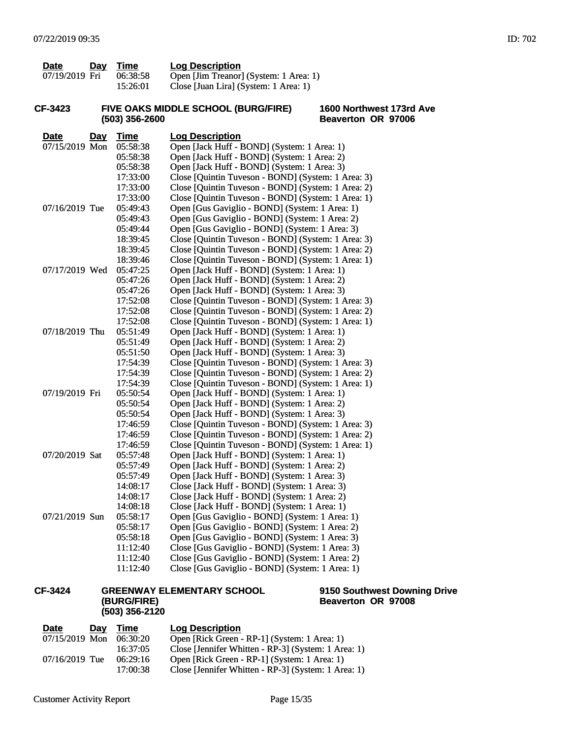| Date | Day | Time | Log Description |
| --- | --- | --- | --- |
| 07/19/2019 | Fri | 06:38:58 | Open [Jim Treanor] (System: 1 Area: 1) |
| | | 15:26:01 | Close [Juan Lira] (System: 1 Area: 1) |

**CF-3423** **FIVE OAKS MIDDLE SCHOOL (BURG/FIRE)** **(503) 356-2600** **1600 Northwest 173rd Ave** **Beaverton OR 97006**

| Date | Day | Time | Log Description |
| --- | --- | --- | --- |
| 07/15/2019 | Mon | 05:58:38 | Open [Jack Huff - BOND] (System: 1 Area: 1) |
| | | 05:58:38 | Open [Jack Huff - BOND] (System: 1 Area: 2) |
| | | 05:58:38 | Open [Jack Huff - BOND] (System: 1 Area: 3) |
| | | 17:33:00 | Close [Quintin Tuveson - BOND] (System: 1 Area: 3) |
| | | 17:33:00 | Close [Quintin Tuveson - BOND] (System: 1 Area: 2) |
| | | 17:33:00 | Close [Quintin Tuveson - BOND] (System: 1 Area: 1) |
| 07/16/2019 | Tue | 05:49:43 | Open [Gus Gaviglio - BOND] (System: 1 Area: 1) |
| | | 05:49:43 | Open [Gus Gaviglio - BOND] (System: 1 Area: 2) |
| | | 05:49:44 | Open [Gus Gaviglio - BOND] (System: 1 Area: 3) |
| | | 18:39:45 | Close [Quintin Tuveson - BOND] (System: 1 Area: 3) |
| | | 18:39:45 | Close [Quintin Tuveson - BOND] (System: 1 Area: 2) |
| | | 18:39:46 | Close [Quintin Tuveson - BOND] (System: 1 Area: 1) |
| 07/17/2019 | Wed | 05:47:25 | Open [Jack Huff - BOND] (System: 1 Area: 1) |
| | | 05:47:26 | Open [Jack Huff - BOND] (System: 1 Area: 2) |
| | | 05:47:26 | Open [Jack Huff - BOND] (System: 1 Area: 3) |
| | | 17:52:08 | Close [Quintin Tuveson - BOND] (System: 1 Area: 3) |
| | | 17:52:08 | Close [Quintin Tuveson - BOND] (System: 1 Area: 2) |
| | | 17:52:08 | Close [Quintin Tuveson - BOND] (System: 1 Area: 1) |
| 07/18/2019 | Thu | 05:51:49 | Open [Jack Huff - BOND] (System: 1 Area: 1) |
| | | 05:51:49 | Open [Jack Huff - BOND] (System: 1 Area: 2) |
| | | 05:51:50 | Open [Jack Huff - BOND] (System: 1 Area: 3) |
| | | 17:54:39 | Close [Quintin Tuveson - BOND] (System: 1 Area: 3) |
| | | 17:54:39 | Close [Quintin Tuveson - BOND] (System: 1 Area: 2) |
| | | 17:54:39 | Close [Quintin Tuveson - BOND] (System: 1 Area: 1) |
| 07/19/2019 | Fri | 05:50:54 | Open [Jack Huff - BOND] (System: 1 Area: 1) |
| | | 05:50:54 | Open [Jack Huff - BOND] (System: 1 Area: 2) |
| | | 05:50:54 | Open [Jack Huff - BOND] (System: 1 Area: 3) |
| | | 17:46:59 | Close [Quintin Tuveson - BOND] (System: 1 Area: 3) |
| | | 17:46:59 | Close [Quintin Tuveson - BOND] (System: 1 Area: 2) |
| | | 17:46:59 | Close [Quintin Tuveson - BOND] (System: 1 Area: 1) |
| 07/20/2019 | Sat | 05:57:48 | Open [Jack Huff - BOND] (System: 1 Area: 1) |
| | | 05:57:49 | Open [Jack Huff - BOND] (System: 1 Area: 2) |
| | | 05:57:49 | Open [Jack Huff - BOND] (System: 1 Area: 3) |
| | | 14:08:17 | Close [Jack Huff - BOND] (System: 1 Area: 3) |
| | | 14:08:17 | Close [Jack Huff - BOND] (System: 1 Area: 2) |
| | | 14:08:18 | Close [Jack Huff - BOND] (System: 1 Area: 1) |
| 07/21/2019 | Sun | 05:58:17 | Open [Gus Gaviglio - BOND] (System: 1 Area: 1) |
| | | 05:58:17 | Open [Gus Gaviglio - BOND] (System: 1 Area: 2) |
| | | 05:58:18 | Open [Gus Gaviglio - BOND] (System: 1 Area: 3) |
| | | 11:12:40 | Close [Gus Gaviglio - BOND] (System: 1 Area: 3) |
| | | 11:12:40 | Close [Gus Gaviglio - BOND] (System: 1 Area: 2) |
| | | 11:12:40 | Close [Gus Gaviglio - BOND] (System: 1 Area: 1) |

**CF-3424** **GREENWAY ELEMENTARY SCHOOL (BURG/FIRE)** **(503) 356-2120** **9150 Southwest Downing Drive** **Beaverton OR 97008**

| Date | Day | Time | Log Description |
| --- | --- | --- | --- |
| 07/15/2019 | Mon | 06:30:20 | Open [Rick Green - RP-1] (System: 1 Area: 1) |
| | | 16:37:05 | Close [Jennifer Whitten - RP-3] (System: 1 Area: 1) |
| 07/16/2019 | Tue | 06:29:16 | Open [Rick Green - RP-1] (System: 1 Area: 1) |
| | | 17:00:38 | Close [Jennifer Whitten - RP-3] (System: 1 Area: 1) |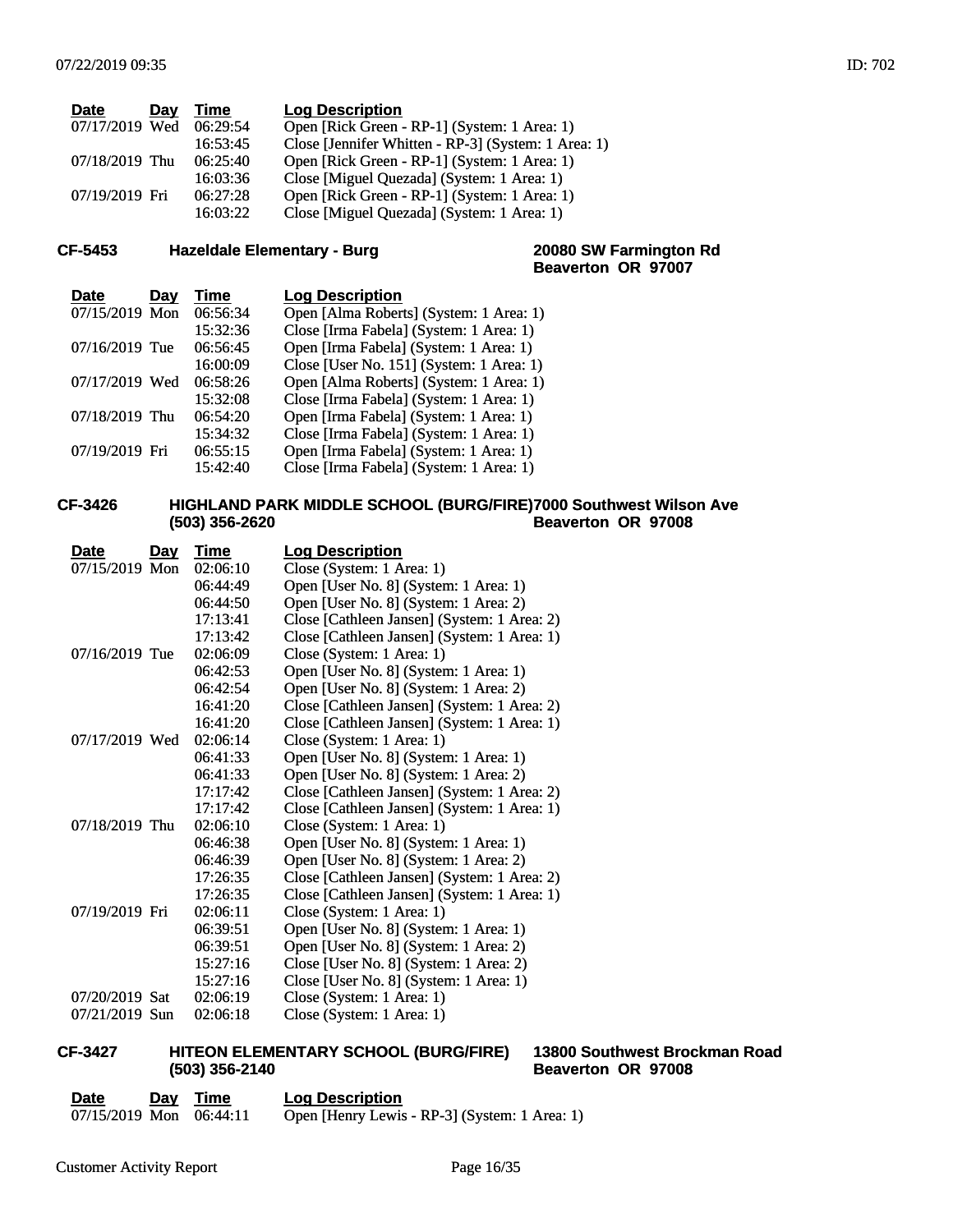| Date | Day | Time | Log Description |
|---|---|---|---|
| 07/17/2019 | Wed | 06:29:54 | Open [Rick Green - RP-1] (System: 1 Area: 1) |
| | | 16:53:45 | Close [Jennifer Whitten - RP-3] (System: 1 Area: 1) |
| 07/18/2019 | Thu | 06:25:40 | Open [Rick Green - RP-1] (System: 1 Area: 1) |
| | | 16:03:36 | Close [Miguel Quezada] (System: 1 Area: 1) |
| 07/19/2019 | Fri | 06:27:28 | Open [Rick Green - RP-1] (System: 1 Area: 1) |
| | | 16:03:22 | Close [Miguel Quezada] (System: 1 Area: 1) |

## CF-5453 Hazeldale Elementary - Burg

**20080 SW Farmington Rd**
**Beaverton OR 97007**

| Date | Day | Time | Log Description |
|---|---|---|---|
| 07/15/2019 | Mon | 06:56:34 | Open [Alma Roberts] (System: 1 Area: 1) |
| | | 15:32:36 | Close [Irma Fabela] (System: 1 Area: 1) |
| 07/16/2019 | Tue | 06:56:45 | Open [Irma Fabela] (System: 1 Area: 1) |
| | | 16:00:09 | Close [User No. 151] (System: 1 Area: 1) |
| 07/17/2019 | Wed | 06:58:26 | Open [Alma Roberts] (System: 1 Area: 1) |
| | | 15:32:08 | Close [Irma Fabela] (System: 1 Area: 1) |
| 07/18/2019 | Thu | 06:54:20 | Open [Irma Fabela] (System: 1 Area: 1) |
| | | 15:34:32 | Close [Irma Fabela] (System: 1 Area: 1) |
| 07/19/2019 | Fri | 06:55:15 | Open [Irma Fabela] (System: 1 Area: 1) |
| | | 15:42:40 | Close [Irma Fabela] (System: 1 Area: 1) |

## CF-3426 HIGHLAND PARK MIDDLE SCHOOL (BURG/FIRE) (503) 356-2620

**7000 Southwest Wilson Ave**
**Beaverton OR 97008**

| Date | Day | Time | Log Description |
|---|---|---|---|
| 07/15/2019 | Mon | 02:06:10 | Close (System: 1 Area: 1) |
| | | 06:44:49 | Open [User No. 8] (System: 1 Area: 1) |
| | | 06:44:50 | Open [User No. 8] (System: 1 Area: 2) |
| | | 17:13:41 | Close [Cathleen Jansen] (System: 1 Area: 2) |
| | | 17:13:42 | Close [Cathleen Jansen] (System: 1 Area: 1) |
| 07/16/2019 | Tue | 02:06:09 | Close (System: 1 Area: 1) |
| | | 06:42:53 | Open [User No. 8] (System: 1 Area: 1) |
| | | 06:42:54 | Open [User No. 8] (System: 1 Area: 2) |
| | | 16:41:20 | Close [Cathleen Jansen] (System: 1 Area: 2) |
| | | 16:41:20 | Close [Cathleen Jansen] (System: 1 Area: 1) |
| 07/17/2019 | Wed | 02:06:14 | Close (System: 1 Area: 1) |
| | | 06:41:33 | Open [User No. 8] (System: 1 Area: 1) |
| | | 06:41:33 | Open [User No. 8] (System: 1 Area: 2) |
| | | 17:17:42 | Close [Cathleen Jansen] (System: 1 Area: 2) |
| | | 17:17:42 | Close [Cathleen Jansen] (System: 1 Area: 1) |
| 07/18/2019 | Thu | 02:06:10 | Close (System: 1 Area: 1) |
| | | 06:46:38 | Open [User No. 8] (System: 1 Area: 1) |
| | | 06:46:39 | Open [User No. 8] (System: 1 Area: 2) |
| | | 17:26:35 | Close [Cathleen Jansen] (System: 1 Area: 2) |
| | | 17:26:35 | Close [Cathleen Jansen] (System: 1 Area: 1) |
| 07/19/2019 | Fri | 02:06:11 | Close (System: 1 Area: 1) |
| | | 06:39:51 | Open [User No. 8] (System: 1 Area: 1) |
| | | 06:39:51 | Open [User No. 8] (System: 1 Area: 2) |
| | | 15:27:16 | Close [User No. 8] (System: 1 Area: 2) |
| | | 15:27:16 | Close [User No. 8] (System: 1 Area: 1) |
| 07/20/2019 | Sat | 02:06:19 | Close (System: 1 Area: 1) |
| 07/21/2019 | Sun | 02:06:18 | Close (System: 1 Area: 1) |

## CF-3427 HITEON ELEMENTARY SCHOOL (BURG/FIRE) (503) 356-2140

**13800 Southwest Brockman Road**
**Beaverton OR 97008**

| Date | Day | Time | Log Description |
|---|---|---|---|
| 07/15/2019 | Mon | 06:44:11 | Open [Henry Lewis - RP-3] (System: 1 Area: 1) |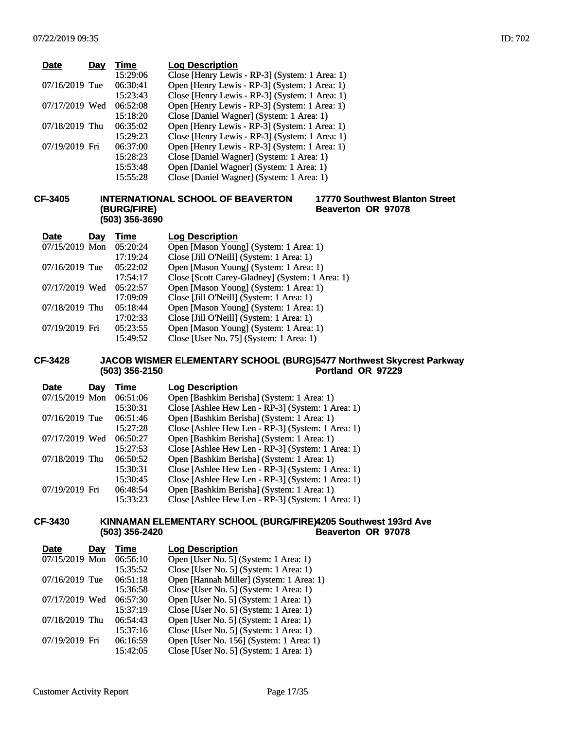| Date | Day | Time | Log Description |
|---|---|---|---|
| | | 15:29:06 | Close [Henry Lewis - RP-3] (System: 1 Area: 1) |
| 07/16/2019 | Tue | 06:30:41 | Open [Henry Lewis - RP-3] (System: 1 Area: 1) |
| | | 15:23:43 | Close [Henry Lewis - RP-3] (System: 1 Area: 1) |
| 07/17/2019 | Wed | 06:52:08 | Open [Henry Lewis - RP-3] (System: 1 Area: 1) |
| | | 15:18:20 | Close [Daniel Wagner] (System: 1 Area: 1) |
| 07/18/2019 | Thu | 06:35:02 | Open [Henry Lewis - RP-3] (System: 1 Area: 1) |
| | | 15:29:23 | Close [Henry Lewis - RP-3] (System: 1 Area: 1) |
| 07/19/2019 | Fri | 06:37:00 | Open [Henry Lewis - RP-3] (System: 1 Area: 1) |
| | | 15:28:23 | Close [Daniel Wagner] (System: 1 Area: 1) |
| | | 15:53:48 | Open [Daniel Wagner] (System: 1 Area: 1) |
| | | 15:55:28 | Close [Daniel Wagner] (System: 1 Area: 1) |

**CF-3405** **INTERNATIONAL SCHOOL OF BEAVERTON (BURG/FIRE)** **(503) 356-3690**
**17770 Southwest Blanton Street**
**Beaverton OR 97078**

| Date | Day | Time | Log Description |
|---|---|---|---|
| 07/15/2019 | Mon | 05:20:24 | Open [Mason Young] (System: 1 Area: 1) |
| | | 17:19:24 | Close [Jill O'Neill] (System: 1 Area: 1) |
| 07/16/2019 | Tue | 05:22:02 | Open [Mason Young] (System: 1 Area: 1) |
| | | 17:54:17 | Close [Scott Carey-Gladney] (System: 1 Area: 1) |
| 07/17/2019 | Wed | 05:22:57 | Open [Mason Young] (System: 1 Area: 1) |
| | | 17:09:09 | Close [Jill O'Neill] (System: 1 Area: 1) |
| 07/18/2019 | Thu | 05:18:44 | Open [Mason Young] (System: 1 Area: 1) |
| | | 17:02:33 | Close [Jill O'Neill] (System: 1 Area: 1) |
| 07/19/2019 | Fri | 05:23:55 | Open [Mason Young] (System: 1 Area: 1) |
| | | 15:49:52 | Close [User No. 75] (System: 1 Area: 1) |

**CF-3428** **JACOB WISMER ELEMENTARY SCHOOL (BURG)** **(503) 356-2150**
**5477 Northwest Skycrest Parkway**
**Portland OR 97229**

| Date | Day | Time | Log Description |
|---|---|---|---|
| 07/15/2019 | Mon | 06:51:06 | Open [Bashkim Berisha] (System: 1 Area: 1) |
| | | 15:30:31 | Close [Ashlee Hew Len - RP-3] (System: 1 Area: 1) |
| 07/16/2019 | Tue | 06:51:46 | Open [Bashkim Berisha] (System: 1 Area: 1) |
| | | 15:27:28 | Close [Ashlee Hew Len - RP-3] (System: 1 Area: 1) |
| 07/17/2019 | Wed | 06:50:27 | Open [Bashkim Berisha] (System: 1 Area: 1) |
| | | 15:27:53 | Close [Ashlee Hew Len - RP-3] (System: 1 Area: 1) |
| 07/18/2019 | Thu | 06:50:52 | Open [Bashkim Berisha] (System: 1 Area: 1) |
| | | 15:30:31 | Close [Ashlee Hew Len - RP-3] (System: 1 Area: 1) |
| | | 15:30:45 | Close [Ashlee Hew Len - RP-3] (System: 1 Area: 1) |
| 07/19/2019 | Fri | 06:48:54 | Open [Bashkim Berisha] (System: 1 Area: 1) |
| | | 15:33:23 | Close [Ashlee Hew Len - RP-3] (System: 1 Area: 1) |

**CF-3430** **KINNAMAN ELEMENTARY SCHOOL (BURG/FIRE)** **(503) 356-2420**
**4205 Southwest 193rd Ave**
**Beaverton OR 97078**

| Date | Day | Time | Log Description |
|---|---|---|---|
| 07/15/2019 | Mon | 06:56:10 | Open [User No. 5] (System: 1 Area: 1) |
| | | 15:35:52 | Close [User No. 5] (System: 1 Area: 1) |
| 07/16/2019 | Tue | 06:51:18 | Open [Hannah Miller] (System: 1 Area: 1) |
| | | 15:36:58 | Close [User No. 5] (System: 1 Area: 1) |
| 07/17/2019 | Wed | 06:57:30 | Open [User No. 5] (System: 1 Area: 1) |
| | | 15:37:19 | Close [User No. 5] (System: 1 Area: 1) |
| 07/18/2019 | Thu | 06:54:43 | Open [User No. 5] (System: 1 Area: 1) |
| | | 15:37:16 | Close [User No. 5] (System: 1 Area: 1) |
| 07/19/2019 | Fri | 06:16:59 | Open [User No. 156] (System: 1 Area: 1) |
| | | 15:42:05 | Close [User No. 5] (System: 1 Area: 1) |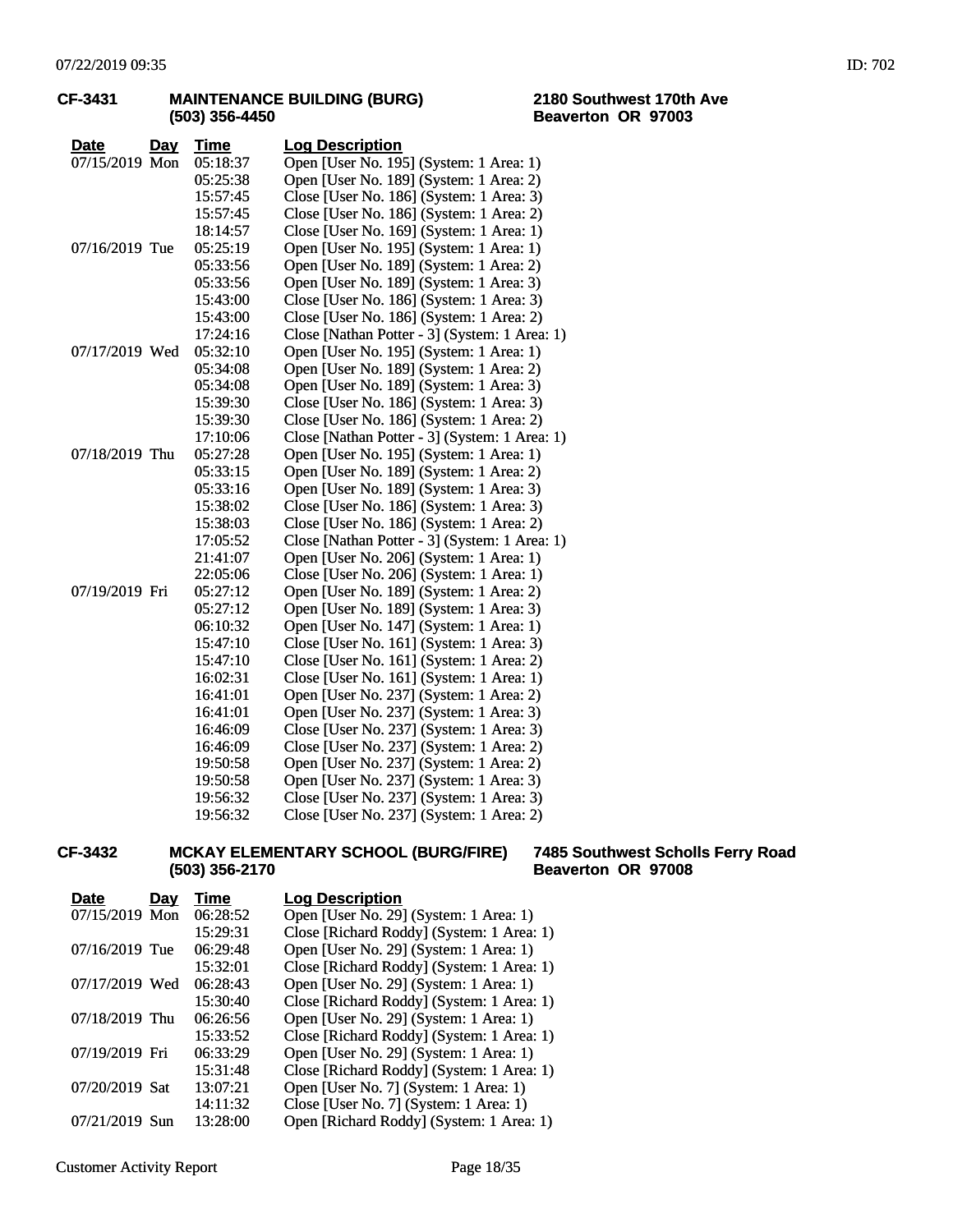## CF-3431 MAINTENANCE BUILDING (BURG)

(503) 356-4450

2180 Southwest 170th Ave
Beaverton OR 97003

| Date | Day | Time | Log Description |
|---|---|---|---|
| 07/15/2019 | Mon | 05:18:37 | Open [User No. 195] (System: 1 Area: 1) |
| | | 05:25:38 | Open [User No. 189] (System: 1 Area: 2) |
| | | 15:57:45 | Close [User No. 186] (System: 1 Area: 3) |
| | | 15:57:45 | Close [User No. 186] (System: 1 Area: 2) |
| | | 18:14:57 | Close [User No. 169] (System: 1 Area: 1) |
| 07/16/2019 | Tue | 05:25:19 | Open [User No. 195] (System: 1 Area: 1) |
| | | 05:33:56 | Open [User No. 189] (System: 1 Area: 2) |
| | | 05:33:56 | Open [User No. 189] (System: 1 Area: 3) |
| | | 15:43:00 | Close [User No. 186] (System: 1 Area: 3) |
| | | 15:43:00 | Close [User No. 186] (System: 1 Area: 2) |
| | | 17:24:16 | Close [Nathan Potter - 3] (System: 1 Area: 1) |
| 07/17/2019 | Wed | 05:32:10 | Open [User No. 195] (System: 1 Area: 1) |
| | | 05:34:08 | Open [User No. 189] (System: 1 Area: 2) |
| | | 05:34:08 | Open [User No. 189] (System: 1 Area: 3) |
| | | 15:39:30 | Close [User No. 186] (System: 1 Area: 3) |
| | | 15:39:30 | Close [User No. 186] (System: 1 Area: 2) |
| | | 17:10:06 | Close [Nathan Potter - 3] (System: 1 Area: 1) |
| 07/18/2019 | Thu | 05:27:28 | Open [User No. 195] (System: 1 Area: 1) |
| | | 05:33:15 | Open [User No. 189] (System: 1 Area: 2) |
| | | 05:33:16 | Open [User No. 189] (System: 1 Area: 3) |
| | | 15:38:02 | Close [User No. 186] (System: 1 Area: 3) |
| | | 15:38:03 | Close [User No. 186] (System: 1 Area: 2) |
| | | 17:05:52 | Close [Nathan Potter - 3] (System: 1 Area: 1) |
| | | 21:41:07 | Open [User No. 206] (System: 1 Area: 1) |
| | | 22:05:06 | Close [User No. 206] (System: 1 Area: 1) |
| 07/19/2019 | Fri | 05:27:12 | Open [User No. 189] (System: 1 Area: 2) |
| | | 05:27:12 | Open [User No. 189] (System: 1 Area: 3) |
| | | 06:10:32 | Open [User No. 147] (System: 1 Area: 1) |
| | | 15:47:10 | Close [User No. 161] (System: 1 Area: 3) |
| | | 15:47:10 | Close [User No. 161] (System: 1 Area: 2) |
| | | 16:02:31 | Close [User No. 161] (System: 1 Area: 1) |
| | | 16:41:01 | Open [User No. 237] (System: 1 Area: 2) |
| | | 16:41:01 | Open [User No. 237] (System: 1 Area: 3) |
| | | 16:46:09 | Close [User No. 237] (System: 1 Area: 3) |
| | | 16:46:09 | Close [User No. 237] (System: 1 Area: 2) |
| | | 19:50:58 | Open [User No. 237] (System: 1 Area: 2) |
| | | 19:50:58 | Open [User No. 237] (System: 1 Area: 3) |
| | | 19:56:32 | Close [User No. 237] (System: 1 Area: 3) |
| | | 19:56:32 | Close [User No. 237] (System: 1 Area: 2) |

## CF-3432 MCKAY ELEMENTARY SCHOOL (BURG/FIRE)

(503) 356-2170

7485 Southwest Scholls Ferry Road
Beaverton OR 97008

| Date | Day | Time | Log Description |
|---|---|---|---|
| 07/15/2019 | Mon | 06:28:52 | Open [User No. 29] (System: 1 Area: 1) |
| | | 15:29:31 | Close [Richard Roddy] (System: 1 Area: 1) |
| 07/16/2019 | Tue | 06:29:48 | Open [User No. 29] (System: 1 Area: 1) |
| | | 15:32:01 | Close [Richard Roddy] (System: 1 Area: 1) |
| 07/17/2019 | Wed | 06:28:43 | Open [User No. 29] (System: 1 Area: 1) |
| | | 15:30:40 | Close [Richard Roddy] (System: 1 Area: 1) |
| 07/18/2019 | Thu | 06:26:56 | Open [User No. 29] (System: 1 Area: 1) |
| | | 15:33:52 | Close [Richard Roddy] (System: 1 Area: 1) |
| 07/19/2019 | Fri | 06:33:29 | Open [User No. 29] (System: 1 Area: 1) |
| | | 15:31:48 | Close [Richard Roddy] (System: 1 Area: 1) |
| 07/20/2019 | Sat | 13:07:21 | Open [User No. 7] (System: 1 Area: 1) |
| | | 14:11:32 | Close [User No. 7] (System: 1 Area: 1) |
| 07/21/2019 | Sun | 13:28:00 | Open [Richard Roddy] (System: 1 Area: 1) |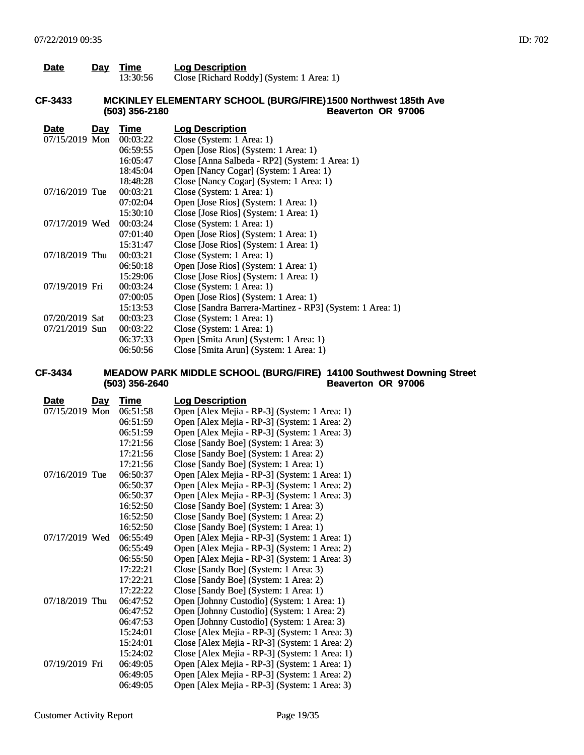| Date | Day | Time | Log Description |
|---|---|---|---|
| | | 13:30:56 | Close [Richard Roddy] (System: 1 Area: 1) |

**CF-3433** **MCKINLEY ELEMENTARY SCHOOL (BURG/FIRE)** **1500 Northwest 185th Ave**
**(503) 356-2180** **Beaverton OR 97006**

| Date | Day | Time | Log Description |
|---|---|---|---|
| 07/15/2019 | Mon | 00:03:22 | Close (System: 1 Area: 1) |
| | | 06:59:55 | Open [Jose Rios] (System: 1 Area: 1) |
| | | 16:05:47 | Close [Anna Salbeda - RP2] (System: 1 Area: 1) |
| | | 18:45:04 | Open [Nancy Cogar] (System: 1 Area: 1) |
| | | 18:48:28 | Close [Nancy Cogar] (System: 1 Area: 1) |
| 07/16/2019 | Tue | 00:03:21 | Close (System: 1 Area: 1) |
| | | 07:02:04 | Open [Jose Rios] (System: 1 Area: 1) |
| | | 15:30:10 | Close [Jose Rios] (System: 1 Area: 1) |
| 07/17/2019 | Wed | 00:03:24 | Close (System: 1 Area: 1) |
| | | 07:01:40 | Open [Jose Rios] (System: 1 Area: 1) |
| | | 15:31:47 | Close [Jose Rios] (System: 1 Area: 1) |
| 07/18/2019 | Thu | 00:03:21 | Close (System: 1 Area: 1) |
| | | 06:50:18 | Open [Jose Rios] (System: 1 Area: 1) |
| | | 15:29:06 | Close [Jose Rios] (System: 1 Area: 1) |
| 07/19/2019 | Fri | 00:03:24 | Close (System: 1 Area: 1) |
| | | 07:00:05 | Open [Jose Rios] (System: 1 Area: 1) |
| | | 15:13:53 | Close [Sandra Barrera-Martinez - RP3] (System: 1 Area: 1) |
| 07/20/2019 | Sat | 00:03:23 | Close (System: 1 Area: 1) |
| 07/21/2019 | Sun | 00:03:22 | Close (System: 1 Area: 1) |
| | | 06:37:33 | Open [Smita Arun] (System: 1 Area: 1) |
| | | 06:50:56 | Close [Smita Arun] (System: 1 Area: 1) |

**CF-3434** **MEADOW PARK MIDDLE SCHOOL (BURG/FIRE)** **14100 Southwest Downing Street**
**(503) 356-2640** **Beaverton OR 97006**

| Date | Day | Time | Log Description |
|---|---|---|---|
| 07/15/2019 | Mon | 06:51:58 | Open [Alex Mejia - RP-3] (System: 1 Area: 1) |
| | | 06:51:59 | Open [Alex Mejia - RP-3] (System: 1 Area: 2) |
| | | 06:51:59 | Open [Alex Mejia - RP-3] (System: 1 Area: 3) |
| | | 17:21:56 | Close [Sandy Boe] (System: 1 Area: 3) |
| | | 17:21:56 | Close [Sandy Boe] (System: 1 Area: 2) |
| | | 17:21:56 | Close [Sandy Boe] (System: 1 Area: 1) |
| 07/16/2019 | Tue | 06:50:37 | Open [Alex Mejia - RP-3] (System: 1 Area: 1) |
| | | 06:50:37 | Open [Alex Mejia - RP-3] (System: 1 Area: 2) |
| | | 06:50:37 | Open [Alex Mejia - RP-3] (System: 1 Area: 3) |
| | | 16:52:50 | Close [Sandy Boe] (System: 1 Area: 3) |
| | | 16:52:50 | Close [Sandy Boe] (System: 1 Area: 2) |
| | | 16:52:50 | Close [Sandy Boe] (System: 1 Area: 1) |
| 07/17/2019 | Wed | 06:55:49 | Open [Alex Mejia - RP-3] (System: 1 Area: 1) |
| | | 06:55:49 | Open [Alex Mejia - RP-3] (System: 1 Area: 2) |
| | | 06:55:50 | Open [Alex Mejia - RP-3] (System: 1 Area: 3) |
| | | 17:22:21 | Close [Sandy Boe] (System: 1 Area: 3) |
| | | 17:22:21 | Close [Sandy Boe] (System: 1 Area: 2) |
| | | 17:22:22 | Close [Sandy Boe] (System: 1 Area: 1) |
| 07/18/2019 | Thu | 06:47:52 | Open [Johnny Custodio] (System: 1 Area: 1) |
| | | 06:47:52 | Open [Johnny Custodio] (System: 1 Area: 2) |
| | | 06:47:53 | Open [Johnny Custodio] (System: 1 Area: 3) |
| | | 15:24:01 | Close [Alex Mejia - RP-3] (System: 1 Area: 3) |
| | | 15:24:01 | Close [Alex Mejia - RP-3] (System: 1 Area: 2) |
| | | 15:24:02 | Close [Alex Mejia - RP-3] (System: 1 Area: 1) |
| 07/19/2019 | Fri | 06:49:05 | Open [Alex Mejia - RP-3] (System: 1 Area: 1) |
| | | 06:49:05 | Open [Alex Mejia - RP-3] (System: 1 Area: 2) |
| | | 06:49:05 | Open [Alex Mejia - RP-3] (System: 1 Area: 3) |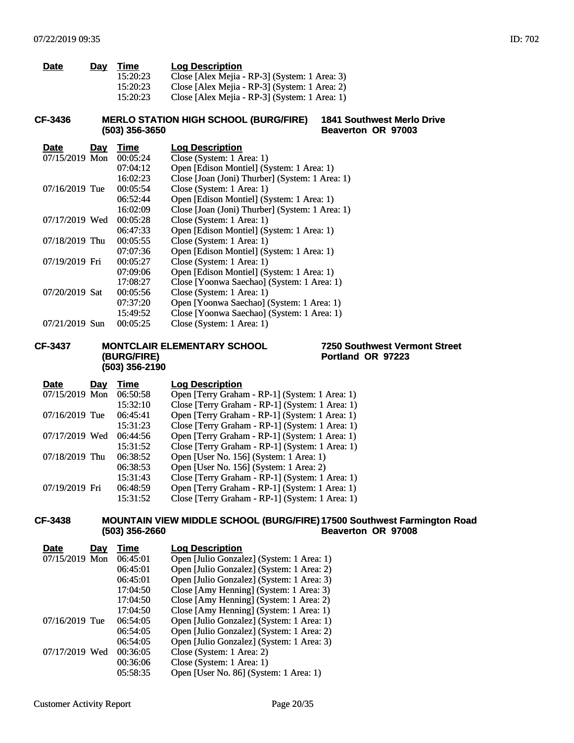| Date | Day | Time | Log Description |
|---|---|---|---|
| | | 15:20:23 | Close [Alex Mejia - RP-3] (System: 1 Area: 3) |
| | | 15:20:23 | Close [Alex Mejia - RP-3] (System: 1 Area: 2) |
| | | 15:20:23 | Close [Alex Mejia - RP-3] (System: 1 Area: 1) |

**CF-3436** **MERLO STATION HIGH SCHOOL (BURG/FIRE)** **(503) 356-3650** **1841 Southwest Merlo Drive** **Beaverton OR 97003**

| Date | Day | Time | Log Description |
|---|---|---|---|
| 07/15/2019 | Mon | 00:05:24 | Close (System: 1 Area: 1) |
| | | 07:04:12 | Open [Edison Montiel] (System: 1 Area: 1) |
| | | 16:02:23 | Close [Joan (Joni) Thurber] (System: 1 Area: 1) |
| 07/16/2019 | Tue | 00:05:54 | Close (System: 1 Area: 1) |
| | | 06:52:44 | Open [Edison Montiel] (System: 1 Area: 1) |
| | | 16:02:09 | Close [Joan (Joni) Thurber] (System: 1 Area: 1) |
| 07/17/2019 | Wed | 00:05:28 | Close (System: 1 Area: 1) |
| | | 06:47:33 | Open [Edison Montiel] (System: 1 Area: 1) |
| 07/18/2019 | Thu | 00:05:55 | Close (System: 1 Area: 1) |
| | | 07:07:36 | Open [Edison Montiel] (System: 1 Area: 1) |
| 07/19/2019 | Fri | 00:05:27 | Close (System: 1 Area: 1) |
| | | 07:09:06 | Open [Edison Montiel] (System: 1 Area: 1) |
| | | 17:08:27 | Close [Yoonwa Saechao] (System: 1 Area: 1) |
| 07/20/2019 | Sat | 00:05:56 | Close (System: 1 Area: 1) |
| | | 07:37:20 | Open [Yoonwa Saechao] (System: 1 Area: 1) |
| | | 15:49:52 | Close [Yoonwa Saechao] (System: 1 Area: 1) |
| 07/21/2019 | Sun | 00:05:25 | Close (System: 1 Area: 1) |

**CF-3437** **MONTCLAIR ELEMENTARY SCHOOL (BURG/FIRE)** **(503) 356-2190** **7250 Southwest Vermont Street** **Portland OR 97223**

| Date | Day | Time | Log Description |
|---|---|---|---|
| 07/15/2019 | Mon | 06:50:58 | Open [Terry Graham - RP-1] (System: 1 Area: 1) |
| | | 15:32:10 | Close [Terry Graham - RP-1] (System: 1 Area: 1) |
| 07/16/2019 | Tue | 06:45:41 | Open [Terry Graham - RP-1] (System: 1 Area: 1) |
| | | 15:31:23 | Close [Terry Graham - RP-1] (System: 1 Area: 1) |
| 07/17/2019 | Wed | 06:44:56 | Open [Terry Graham - RP-1] (System: 1 Area: 1) |
| | | 15:31:52 | Close [Terry Graham - RP-1] (System: 1 Area: 1) |
| 07/18/2019 | Thu | 06:38:52 | Open [User No. 156] (System: 1 Area: 1) |
| | | 06:38:53 | Open [User No. 156] (System: 1 Area: 2) |
| | | 15:31:43 | Close [Terry Graham - RP-1] (System: 1 Area: 1) |
| 07/19/2019 | Fri | 06:48:59 | Open [Terry Graham - RP-1] (System: 1 Area: 1) |
| | | 15:31:52 | Close [Terry Graham - RP-1] (System: 1 Area: 1) |

**CF-3438** **MOUNTAIN VIEW MIDDLE SCHOOL (BURG/FIRE)** **(503) 356-2660** **17500 Southwest Farmington Road** **Beaverton OR 97008**

| Date | Day | Time | Log Description |
|---|---|---|---|
| 07/15/2019 | Mon | 06:45:01 | Open [Julio Gonzalez] (System: 1 Area: 1) |
| | | 06:45:01 | Open [Julio Gonzalez] (System: 1 Area: 2) |
| | | 06:45:01 | Open [Julio Gonzalez] (System: 1 Area: 3) |
| | | 17:04:50 | Close [Amy Henning] (System: 1 Area: 3) |
| | | 17:04:50 | Close [Amy Henning] (System: 1 Area: 2) |
| | | 17:04:50 | Close [Amy Henning] (System: 1 Area: 1) |
| 07/16/2019 | Tue | 06:54:05 | Open [Julio Gonzalez] (System: 1 Area: 1) |
| | | 06:54:05 | Open [Julio Gonzalez] (System: 1 Area: 2) |
| | | 06:54:05 | Open [Julio Gonzalez] (System: 1 Area: 3) |
| 07/17/2019 | Wed | 00:36:05 | Close (System: 1 Area: 2) |
| | | 00:36:06 | Close (System: 1 Area: 1) |
| | | 05:58:35 | Open [User No. 86] (System: 1 Area: 1) |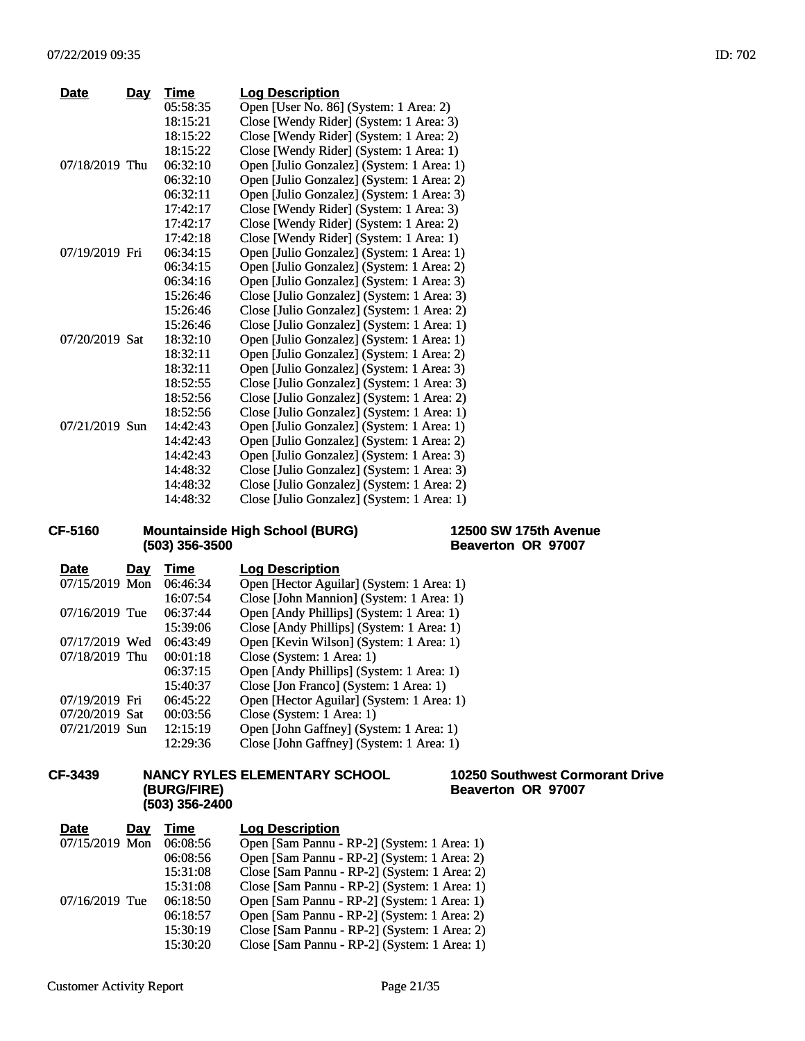| Date | Day | Time | Log Description |
|---|---|---|---|
| | | 05:58:35 | Open [User No. 86] (System: 1 Area: 2) |
| | | 18:15:21 | Close [Wendy Rider] (System: 1 Area: 3) |
| | | 18:15:22 | Close [Wendy Rider] (System: 1 Area: 2) |
| | | 18:15:22 | Close [Wendy Rider] (System: 1 Area: 1) |
| 07/18/2019 | Thu | 06:32:10 | Open [Julio Gonzalez] (System: 1 Area: 1) |
| | | 06:32:10 | Open [Julio Gonzalez] (System: 1 Area: 2) |
| | | 06:32:11 | Open [Julio Gonzalez] (System: 1 Area: 3) |
| | | 17:42:17 | Close [Wendy Rider] (System: 1 Area: 3) |
| | | 17:42:17 | Close [Wendy Rider] (System: 1 Area: 2) |
| | | 17:42:18 | Close [Wendy Rider] (System: 1 Area: 1) |
| 07/19/2019 | Fri | 06:34:15 | Open [Julio Gonzalez] (System: 1 Area: 1) |
| | | 06:34:15 | Open [Julio Gonzalez] (System: 1 Area: 2) |
| | | 06:34:16 | Open [Julio Gonzalez] (System: 1 Area: 3) |
| | | 15:26:46 | Close [Julio Gonzalez] (System: 1 Area: 3) |
| | | 15:26:46 | Close [Julio Gonzalez] (System: 1 Area: 2) |
| | | 15:26:46 | Close [Julio Gonzalez] (System: 1 Area: 1) |
| 07/20/2019 | Sat | 18:32:10 | Open [Julio Gonzalez] (System: 1 Area: 1) |
| | | 18:32:11 | Open [Julio Gonzalez] (System: 1 Area: 2) |
| | | 18:32:11 | Open [Julio Gonzalez] (System: 1 Area: 3) |
| | | 18:52:55 | Close [Julio Gonzalez] (System: 1 Area: 3) |
| | | 18:52:56 | Close [Julio Gonzalez] (System: 1 Area: 2) |
| | | 18:52:56 | Close [Julio Gonzalez] (System: 1 Area: 1) |
| 07/21/2019 | Sun | 14:42:43 | Open [Julio Gonzalez] (System: 1 Area: 1) |
| | | 14:42:43 | Open [Julio Gonzalez] (System: 1 Area: 2) |
| | | 14:42:43 | Open [Julio Gonzalez] (System: 1 Area: 3) |
| | | 14:48:32 | Close [Julio Gonzalez] (System: 1 Area: 3) |
| | | 14:48:32 | Close [Julio Gonzalez] (System: 1 Area: 2) |
| | | 14:48:32 | Close [Julio Gonzalez] (System: 1 Area: 1) |

**CF-5160** **Mountainside High School (BURG)** **(503) 356-3500** **12500 SW 175th Avenue Beaverton OR 97007**

| Date | Day | Time | Log Description |
|---|---|---|---|
| 07/15/2019 | Mon | 06:46:34 | Open [Hector Aguilar] (System: 1 Area: 1) |
| | | 16:07:54 | Close [John Mannion] (System: 1 Area: 1) |
| 07/16/2019 | Tue | 06:37:44 | Open [Andy Phillips] (System: 1 Area: 1) |
| | | 15:39:06 | Close [Andy Phillips] (System: 1 Area: 1) |
| 07/17/2019 | Wed | 06:43:49 | Open [Kevin Wilson] (System: 1 Area: 1) |
| 07/18/2019 | Thu | 00:01:18 | Close (System: 1 Area: 1) |
| | | 06:37:15 | Open [Andy Phillips] (System: 1 Area: 1) |
| | | 15:40:37 | Close [Jon Franco] (System: 1 Area: 1) |
| 07/19/2019 | Fri | 06:45:22 | Open [Hector Aguilar] (System: 1 Area: 1) |
| 07/20/2019 | Sat | 00:03:56 | Close (System: 1 Area: 1) |
| 07/21/2019 | Sun | 12:15:19 | Open [John Gaffney] (System: 1 Area: 1) |
| | | 12:29:36 | Close [John Gaffney] (System: 1 Area: 1) |

**CF-3439** **NANCY RYLES ELEMENTARY SCHOOL (BURG/FIRE)** **(503) 356-2400** **10250 Southwest Cormorant Drive Beaverton OR 97007**

| Date | Day | Time | Log Description |
|---|---|---|---|
| 07/15/2019 | Mon | 06:08:56 | Open [Sam Pannu - RP-2] (System: 1 Area: 1) |
| | | 06:08:56 | Open [Sam Pannu - RP-2] (System: 1 Area: 2) |
| | | 15:31:08 | Close [Sam Pannu - RP-2] (System: 1 Area: 2) |
| | | 15:31:08 | Close [Sam Pannu - RP-2] (System: 1 Area: 1) |
| 07/16/2019 | Tue | 06:18:50 | Open [Sam Pannu - RP-2] (System: 1 Area: 1) |
| | | 06:18:57 | Open [Sam Pannu - RP-2] (System: 1 Area: 2) |
| | | 15:30:19 | Close [Sam Pannu - RP-2] (System: 1 Area: 2) |
| | | 15:30:20 | Close [Sam Pannu - RP-2] (System: 1 Area: 1) |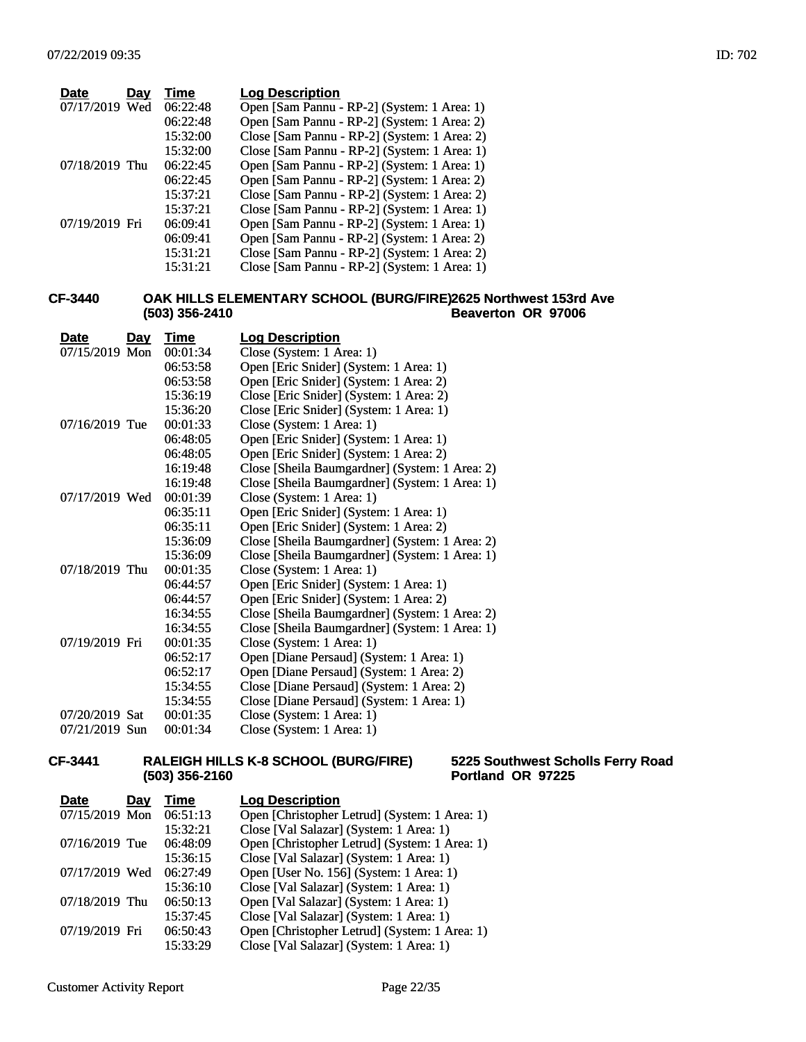| Date | Day | Time | Log Description |
|---|---|---|---|
| 07/17/2019 | Wed | 06:22:48 | Open [Sam Pannu - RP-2] (System: 1 Area: 1) |
| | | 06:22:48 | Open [Sam Pannu - RP-2] (System: 1 Area: 2) |
| | | 15:32:00 | Close [Sam Pannu - RP-2] (System: 1 Area: 2) |
| | | 15:32:00 | Close [Sam Pannu - RP-2] (System: 1 Area: 1) |
| 07/18/2019 | Thu | 06:22:45 | Open [Sam Pannu - RP-2] (System: 1 Area: 1) |
| | | 06:22:45 | Open [Sam Pannu - RP-2] (System: 1 Area: 2) |
| | | 15:37:21 | Close [Sam Pannu - RP-2] (System: 1 Area: 2) |
| | | 15:37:21 | Close [Sam Pannu - RP-2] (System: 1 Area: 1) |
| 07/19/2019 | Fri | 06:09:41 | Open [Sam Pannu - RP-2] (System: 1 Area: 1) |
| | | 06:09:41 | Open [Sam Pannu - RP-2] (System: 1 Area: 2) |
| | | 15:31:21 | Close [Sam Pannu - RP-2] (System: 1 Area: 2) |
| | | 15:31:21 | Close [Sam Pannu - RP-2] (System: 1 Area: 1) |

**CF-3440** **OAK HILLS ELEMENTARY SCHOOL (BURG/FIRE)** **(503) 356-2410** **2625 Northwest 153rd Ave, Beaverton OR 97006**

| Date | Day | Time | Log Description |
|---|---|---|---|
| 07/15/2019 | Mon | 00:01:34 | Close (System: 1 Area: 1) |
| | | 06:53:58 | Open [Eric Snider] (System: 1 Area: 1) |
| | | 06:53:58 | Open [Eric Snider] (System: 1 Area: 2) |
| | | 15:36:19 | Close [Eric Snider] (System: 1 Area: 2) |
| | | 15:36:20 | Close [Eric Snider] (System: 1 Area: 1) |
| 07/16/2019 | Tue | 00:01:33 | Close (System: 1 Area: 1) |
| | | 06:48:05 | Open [Eric Snider] (System: 1 Area: 1) |
| | | 06:48:05 | Open [Eric Snider] (System: 1 Area: 2) |
| | | 16:19:48 | Close [Sheila Baumgardner] (System: 1 Area: 2) |
| | | 16:19:48 | Close [Sheila Baumgardner] (System: 1 Area: 1) |
| 07/17/2019 | Wed | 00:01:39 | Close (System: 1 Area: 1) |
| | | 06:35:11 | Open [Eric Snider] (System: 1 Area: 1) |
| | | 06:35:11 | Open [Eric Snider] (System: 1 Area: 2) |
| | | 15:36:09 | Close [Sheila Baumgardner] (System: 1 Area: 2) |
| | | 15:36:09 | Close [Sheila Baumgardner] (System: 1 Area: 1) |
| 07/18/2019 | Thu | 00:01:35 | Close (System: 1 Area: 1) |
| | | 06:44:57 | Open [Eric Snider] (System: 1 Area: 1) |
| | | 06:44:57 | Open [Eric Snider] (System: 1 Area: 2) |
| | | 16:34:55 | Close [Sheila Baumgardner] (System: 1 Area: 2) |
| | | 16:34:55 | Close [Sheila Baumgardner] (System: 1 Area: 1) |
| 07/19/2019 | Fri | 00:01:35 | Close (System: 1 Area: 1) |
| | | 06:52:17 | Open [Diane Persaud] (System: 1 Area: 1) |
| | | 06:52:17 | Open [Diane Persaud] (System: 1 Area: 2) |
| | | 15:34:55 | Close [Diane Persaud] (System: 1 Area: 2) |
| | | 15:34:55 | Close [Diane Persaud] (System: 1 Area: 1) |
| 07/20/2019 | Sat | 00:01:35 | Close (System: 1 Area: 1) |
| 07/21/2019 | Sun | 00:01:34 | Close (System: 1 Area: 1) |

**CF-3441** **RALEIGH HILLS K-8 SCHOOL (BURG/FIRE)** **(503) 356-2160** **5225 Southwest Scholls Ferry Road, Portland OR 97225**

| Date | Day | Time | Log Description |
|---|---|---|---|
| 07/15/2019 | Mon | 06:51:13 | Open [Christopher Letrud] (System: 1 Area: 1) |
| | | 15:32:21 | Close [Val Salazar] (System: 1 Area: 1) |
| 07/16/2019 | Tue | 06:48:09 | Open [Christopher Letrud] (System: 1 Area: 1) |
| | | 15:36:15 | Close [Val Salazar] (System: 1 Area: 1) |
| 07/17/2019 | Wed | 06:27:49 | Open [User No. 156] (System: 1 Area: 1) |
| | | 15:36:10 | Close [Val Salazar] (System: 1 Area: 1) |
| 07/18/2019 | Thu | 06:50:13 | Open [Val Salazar] (System: 1 Area: 1) |
| | | 15:37:45 | Close [Val Salazar] (System: 1 Area: 1) |
| 07/19/2019 | Fri | 06:50:43 | Open [Christopher Letrud] (System: 1 Area: 1) |
| | | 15:33:29 | Close [Val Salazar] (System: 1 Area: 1) |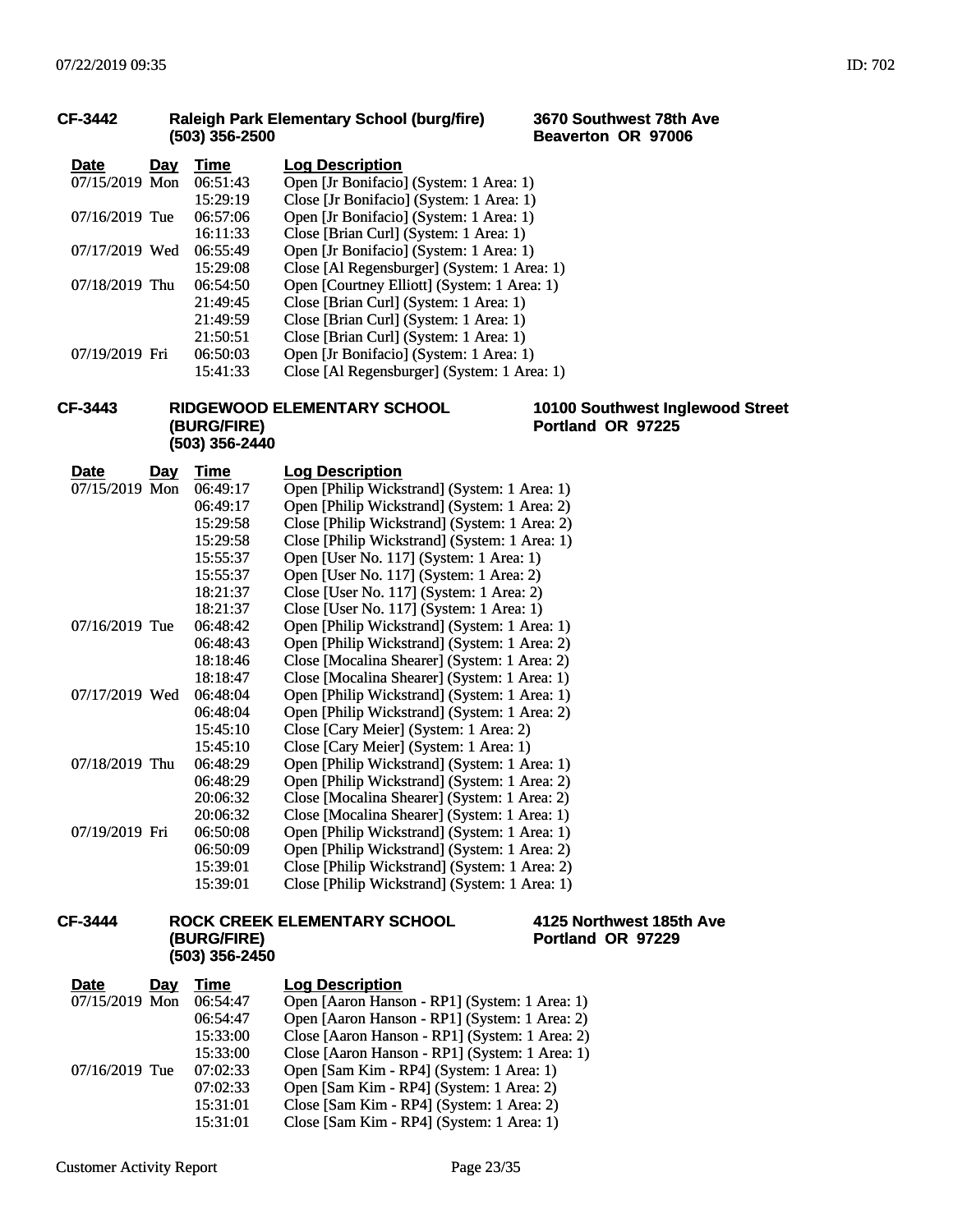**CF-3442** **Raleigh Park Elementary School (burg/fire)**
**(503) 356-2500**
**3670 Southwest 78th Ave**
**Beaverton OR 97006**

| Date | Day | Time | Log Description |
|---|---|---|---|
| 07/15/2019 | Mon | 06:51:43 | Open [Jr Bonifacio] (System: 1 Area: 1) |
| | | 15:29:19 | Close [Jr Bonifacio] (System: 1 Area: 1) |
| 07/16/2019 | Tue | 06:57:06 | Open [Jr Bonifacio] (System: 1 Area: 1) |
| | | 16:11:33 | Close [Brian Curl] (System: 1 Area: 1) |
| 07/17/2019 | Wed | 06:55:49 | Open [Jr Bonifacio] (System: 1 Area: 1) |
| | | 15:29:08 | Close [Al Regensburger] (System: 1 Area: 1) |
| 07/18/2019 | Thu | 06:54:50 | Open [Courtney Elliott] (System: 1 Area: 1) |
| | | 21:49:45 | Close [Brian Curl] (System: 1 Area: 1) |
| | | 21:49:59 | Close [Brian Curl] (System: 1 Area: 1) |
| | | 21:50:51 | Close [Brian Curl] (System: 1 Area: 1) |
| 07/19/2019 | Fri | 06:50:03 | Open [Jr Bonifacio] (System: 1 Area: 1) |
| | | 15:41:33 | Close [Al Regensburger] (System: 1 Area: 1) |

**CF-3443** **RIDGEWOOD ELEMENTARY SCHOOL (BURG/FIRE)**
**(503) 356-2440**
**10100 Southwest Inglewood Street**
**Portland OR 97225**

| Date | Day | Time | Log Description |
|---|---|---|---|
| 07/15/2019 | Mon | 06:49:17 | Open [Philip Wickstrand] (System: 1 Area: 1) |
| | | 06:49:17 | Open [Philip Wickstrand] (System: 1 Area: 2) |
| | | 15:29:58 | Close [Philip Wickstrand] (System: 1 Area: 2) |
| | | 15:29:58 | Close [Philip Wickstrand] (System: 1 Area: 1) |
| | | 15:55:37 | Open [User No. 117] (System: 1 Area: 1) |
| | | 15:55:37 | Open [User No. 117] (System: 1 Area: 2) |
| | | 18:21:37 | Close [User No. 117] (System: 1 Area: 2) |
| | | 18:21:37 | Close [User No. 117] (System: 1 Area: 1) |
| 07/16/2019 | Tue | 06:48:42 | Open [Philip Wickstrand] (System: 1 Area: 1) |
| | | 06:48:43 | Open [Philip Wickstrand] (System: 1 Area: 2) |
| | | 18:18:46 | Close [Mocalina Shearer] (System: 1 Area: 2) |
| | | 18:18:47 | Close [Mocalina Shearer] (System: 1 Area: 1) |
| 07/17/2019 | Wed | 06:48:04 | Open [Philip Wickstrand] (System: 1 Area: 1) |
| | | 06:48:04 | Open [Philip Wickstrand] (System: 1 Area: 2) |
| | | 15:45:10 | Close [Cary Meier] (System: 1 Area: 2) |
| | | 15:45:10 | Close [Cary Meier] (System: 1 Area: 1) |
| 07/18/2019 | Thu | 06:48:29 | Open [Philip Wickstrand] (System: 1 Area: 1) |
| | | 06:48:29 | Open [Philip Wickstrand] (System: 1 Area: 2) |
| | | 20:06:32 | Close [Mocalina Shearer] (System: 1 Area: 2) |
| | | 20:06:32 | Close [Mocalina Shearer] (System: 1 Area: 1) |
| 07/19/2019 | Fri | 06:50:08 | Open [Philip Wickstrand] (System: 1 Area: 1) |
| | | 06:50:09 | Open [Philip Wickstrand] (System: 1 Area: 2) |
| | | 15:39:01 | Close [Philip Wickstrand] (System: 1 Area: 2) |
| | | 15:39:01 | Close [Philip Wickstrand] (System: 1 Area: 1) |

**CF-3444** **ROCK CREEK ELEMENTARY SCHOOL (BURG/FIRE)**
**(503) 356-2450**
**4125 Northwest 185th Ave**
**Portland OR 97229**

| Date | Day | Time | Log Description |
|---|---|---|---|
| 07/15/2019 | Mon | 06:54:47 | Open [Aaron Hanson - RP1] (System: 1 Area: 1) |
| | | 06:54:47 | Open [Aaron Hanson - RP1] (System: 1 Area: 2) |
| | | 15:33:00 | Close [Aaron Hanson - RP1] (System: 1 Area: 2) |
| | | 15:33:00 | Close [Aaron Hanson - RP1] (System: 1 Area: 1) |
| 07/16/2019 | Tue | 07:02:33 | Open [Sam Kim - RP4] (System: 1 Area: 1) |
| | | 07:02:33 | Open [Sam Kim - RP4] (System: 1 Area: 2) |
| | | 15:31:01 | Close [Sam Kim - RP4] (System: 1 Area: 2) |
| | | 15:31:01 | Close [Sam Kim - RP4] (System: 1 Area: 1) |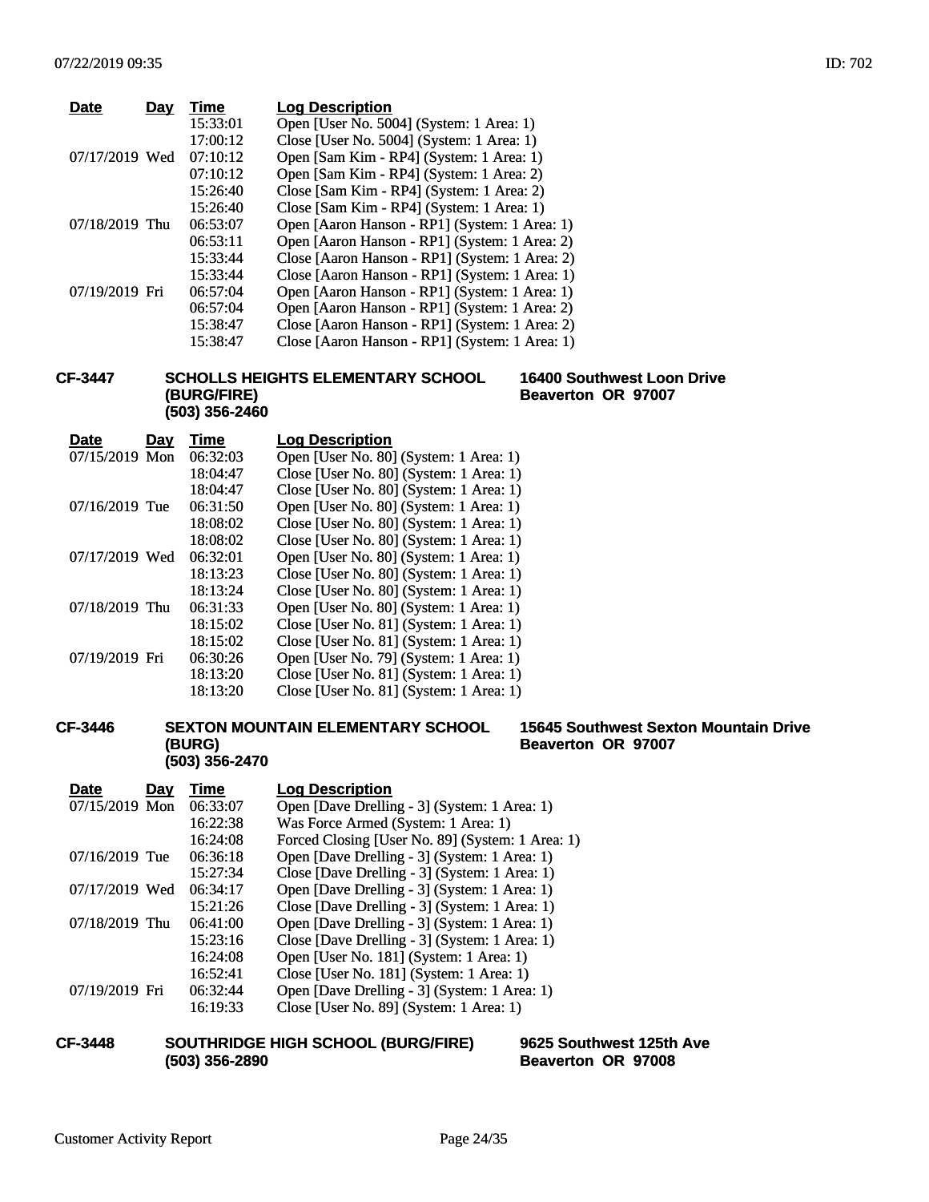| Date | Day | Time | Log Description |
|---|---|---|---|
| | | 15:33:01 | Open [User No. 5004] (System: 1 Area: 1) |
| | | 17:00:12 | Close [User No. 5004] (System: 1 Area: 1) |
| 07/17/2019 | Wed | 07:10:12 | Open [Sam Kim - RP4] (System: 1 Area: 1) |
| | | 07:10:12 | Open [Sam Kim - RP4] (System: 1 Area: 2) |
| | | 15:26:40 | Close [Sam Kim - RP4] (System: 1 Area: 2) |
| | | 15:26:40 | Close [Sam Kim - RP4] (System: 1 Area: 1) |
| 07/18/2019 | Thu | 06:53:07 | Open [Aaron Hanson - RP1] (System: 1 Area: 1) |
| | | 06:53:11 | Open [Aaron Hanson - RP1] (System: 1 Area: 2) |
| | | 15:33:44 | Close [Aaron Hanson - RP1] (System: 1 Area: 2) |
| | | 15:33:44 | Close [Aaron Hanson - RP1] (System: 1 Area: 1) |
| 07/19/2019 | Fri | 06:57:04 | Open [Aaron Hanson - RP1] (System: 1 Area: 1) |
| | | 06:57:04 | Open [Aaron Hanson - RP1] (System: 1 Area: 2) |
| | | 15:38:47 | Close [Aaron Hanson - RP1] (System: 1 Area: 2) |
| | | 15:38:47 | Close [Aaron Hanson - RP1] (System: 1 Area: 1) |

**CF-3447** **SCHOLLS HEIGHTS ELEMENTARY SCHOOL (BURG/FIRE)** **(503) 356-2460** — **16400 Southwest Loon Drive, Beaverton OR 97007**

| Date | Day | Time | Log Description |
|---|---|---|---|
| 07/15/2019 | Mon | 06:32:03 | Open [User No. 80] (System: 1 Area: 1) |
| | | 18:04:47 | Close [User No. 80] (System: 1 Area: 1) |
| | | 18:04:47 | Close [User No. 80] (System: 1 Area: 1) |
| 07/16/2019 | Tue | 06:31:50 | Open [User No. 80] (System: 1 Area: 1) |
| | | 18:08:02 | Close [User No. 80] (System: 1 Area: 1) |
| | | 18:08:02 | Close [User No. 80] (System: 1 Area: 1) |
| 07/17/2019 | Wed | 06:32:01 | Open [User No. 80] (System: 1 Area: 1) |
| | | 18:13:23 | Close [User No. 80] (System: 1 Area: 1) |
| | | 18:13:24 | Close [User No. 80] (System: 1 Area: 1) |
| 07/18/2019 | Thu | 06:31:33 | Open [User No. 80] (System: 1 Area: 1) |
| | | 18:15:02 | Close [User No. 81] (System: 1 Area: 1) |
| | | 18:15:02 | Close [User No. 81] (System: 1 Area: 1) |
| 07/19/2019 | Fri | 06:30:26 | Open [User No. 79] (System: 1 Area: 1) |
| | | 18:13:20 | Close [User No. 81] (System: 1 Area: 1) |
| | | 18:13:20 | Close [User No. 81] (System: 1 Area: 1) |

**CF-3446** **SEXTON MOUNTAIN ELEMENTARY SCHOOL (BURG)** **(503) 356-2470** — **15645 Southwest Sexton Mountain Drive, Beaverton OR 97007**

| Date | Day | Time | Log Description |
|---|---|---|---|
| 07/15/2019 | Mon | 06:33:07 | Open [Dave Drelling - 3] (System: 1 Area: 1) |
| | | 16:22:38 | Was Force Armed (System: 1 Area: 1) |
| | | 16:24:08 | Forced Closing [User No. 89] (System: 1 Area: 1) |
| 07/16/2019 | Tue | 06:36:18 | Open [Dave Drelling - 3] (System: 1 Area: 1) |
| | | 15:27:34 | Close [Dave Drelling - 3] (System: 1 Area: 1) |
| 07/17/2019 | Wed | 06:34:17 | Open [Dave Drelling - 3] (System: 1 Area: 1) |
| | | 15:21:26 | Close [Dave Drelling - 3] (System: 1 Area: 1) |
| 07/18/2019 | Thu | 06:41:00 | Open [Dave Drelling - 3] (System: 1 Area: 1) |
| | | 15:23:16 | Close [Dave Drelling - 3] (System: 1 Area: 1) |
| | | 16:24:08 | Open [User No. 181] (System: 1 Area: 1) |
| | | 16:52:41 | Close [User No. 181] (System: 1 Area: 1) |
| 07/19/2019 | Fri | 06:32:44 | Open [Dave Drelling - 3] (System: 1 Area: 1) |
| | | 16:19:33 | Close [User No. 89] (System: 1 Area: 1) |

**CF-3448** **SOUTHRIDGE HIGH SCHOOL (BURG/FIRE)** **(503) 356-2890** — **9625 Southwest 125th Ave, Beaverton OR 97008**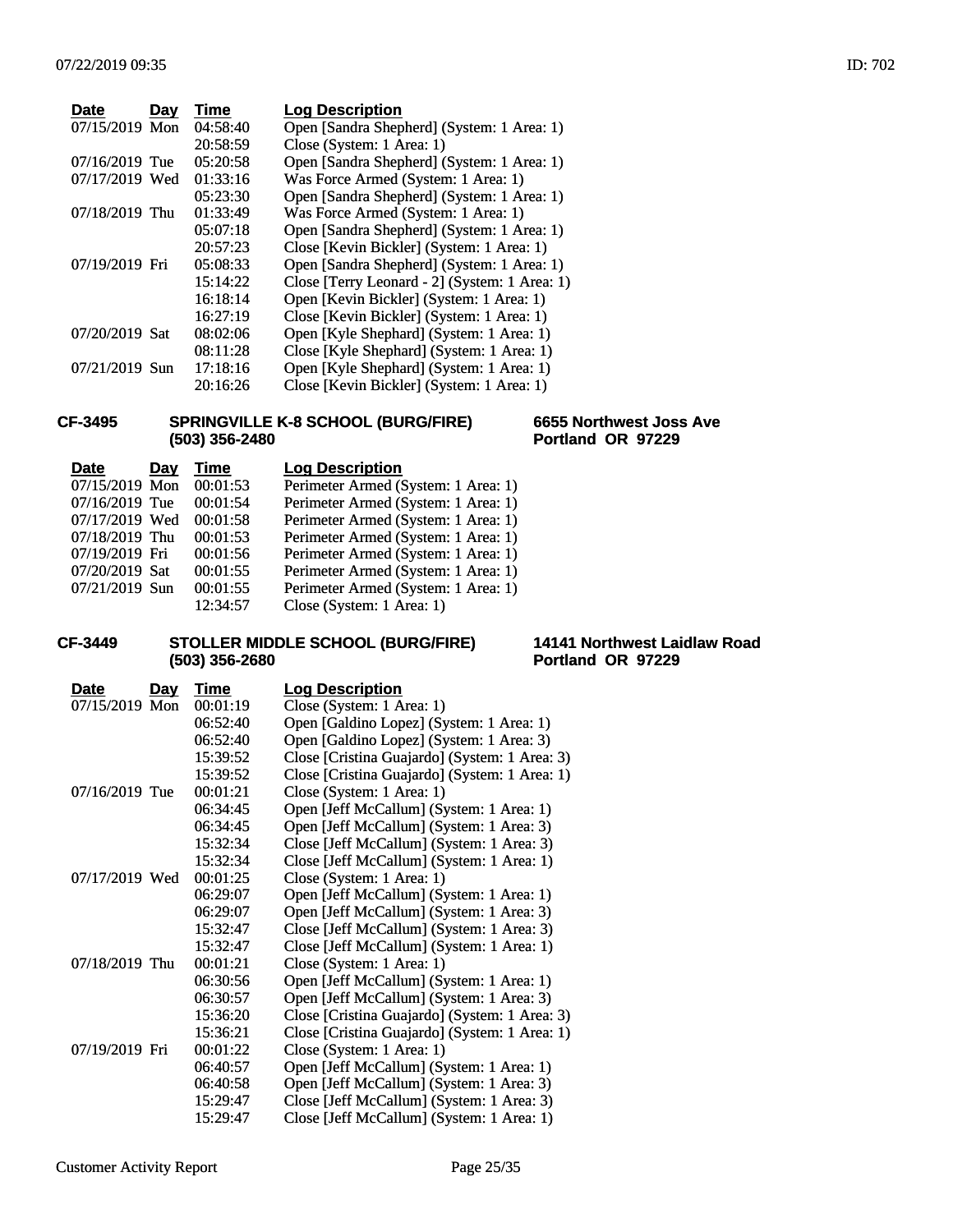| Date | Day | Time | Log Description |
|---|---|---|---|
| 07/15/2019 | Mon | 04:58:40 | Open [Sandra Shepherd] (System: 1 Area: 1) |
| | | 20:58:59 | Close (System: 1 Area: 1) |
| 07/16/2019 | Tue | 05:20:58 | Open [Sandra Shepherd] (System: 1 Area: 1) |
| 07/17/2019 | Wed | 01:33:16 | Was Force Armed (System: 1 Area: 1) |
| | | 05:23:30 | Open [Sandra Shepherd] (System: 1 Area: 1) |
| 07/18/2019 | Thu | 01:33:49 | Was Force Armed (System: 1 Area: 1) |
| | | 05:07:18 | Open [Sandra Shepherd] (System: 1 Area: 1) |
| | | 20:57:23 | Close [Kevin Bickler] (System: 1 Area: 1) |
| 07/19/2019 | Fri | 05:08:33 | Open [Sandra Shepherd] (System: 1 Area: 1) |
| | | 15:14:22 | Close [Terry Leonard - 2] (System: 1 Area: 1) |
| | | 16:18:14 | Open [Kevin Bickler] (System: 1 Area: 1) |
| | | 16:27:19 | Close [Kevin Bickler] (System: 1 Area: 1) |
| 07/20/2019 | Sat | 08:02:06 | Open [Kyle Shephard] (System: 1 Area: 1) |
| | | 08:11:28 | Close [Kyle Shephard] (System: 1 Area: 1) |
| 07/21/2019 | Sun | 17:18:16 | Open [Kyle Shephard] (System: 1 Area: 1) |
| | | 20:16:26 | Close [Kevin Bickler] (System: 1 Area: 1) |

**CF-3495** **SPRINGVILLE K-8 SCHOOL (BURG/FIRE)** **(503) 356-2480** **6655 Northwest Joss Ave** **Portland OR 97229**

| Date | Day | Time | Log Description |
|---|---|---|---|
| 07/15/2019 | Mon | 00:01:53 | Perimeter Armed (System: 1 Area: 1) |
| 07/16/2019 | Tue | 00:01:54 | Perimeter Armed (System: 1 Area: 1) |
| 07/17/2019 | Wed | 00:01:58 | Perimeter Armed (System: 1 Area: 1) |
| 07/18/2019 | Thu | 00:01:53 | Perimeter Armed (System: 1 Area: 1) |
| 07/19/2019 | Fri | 00:01:56 | Perimeter Armed (System: 1 Area: 1) |
| 07/20/2019 | Sat | 00:01:55 | Perimeter Armed (System: 1 Area: 1) |
| 07/21/2019 | Sun | 00:01:55 | Perimeter Armed (System: 1 Area: 1) |
| | | 12:34:57 | Close (System: 1 Area: 1) |

**CF-3449** **STOLLER MIDDLE SCHOOL (BURG/FIRE)** **(503) 356-2680** **14141 Northwest Laidlaw Road** **Portland OR 97229**

| Date | Day | Time | Log Description |
|---|---|---|---|
| 07/15/2019 | Mon | 00:01:19 | Close (System: 1 Area: 1) |
| | | 06:52:40 | Open [Galdino Lopez] (System: 1 Area: 1) |
| | | 06:52:40 | Open [Galdino Lopez] (System: 1 Area: 3) |
| | | 15:39:52 | Close [Cristina Guajardo] (System: 1 Area: 3) |
| | | 15:39:52 | Close [Cristina Guajardo] (System: 1 Area: 1) |
| 07/16/2019 | Tue | 00:01:21 | Close (System: 1 Area: 1) |
| | | 06:34:45 | Open [Jeff McCallum] (System: 1 Area: 1) |
| | | 06:34:45 | Open [Jeff McCallum] (System: 1 Area: 3) |
| | | 15:32:34 | Close [Jeff McCallum] (System: 1 Area: 3) |
| | | 15:32:34 | Close [Jeff McCallum] (System: 1 Area: 1) |
| 07/17/2019 | Wed | 00:01:25 | Close (System: 1 Area: 1) |
| | | 06:29:07 | Open [Jeff McCallum] (System: 1 Area: 1) |
| | | 06:29:07 | Open [Jeff McCallum] (System: 1 Area: 3) |
| | | 15:32:47 | Close [Jeff McCallum] (System: 1 Area: 3) |
| | | 15:32:47 | Close [Jeff McCallum] (System: 1 Area: 1) |
| 07/18/2019 | Thu | 00:01:21 | Close (System: 1 Area: 1) |
| | | 06:30:56 | Open [Jeff McCallum] (System: 1 Area: 1) |
| | | 06:30:57 | Open [Jeff McCallum] (System: 1 Area: 3) |
| | | 15:36:20 | Close [Cristina Guajardo] (System: 1 Area: 3) |
| | | 15:36:21 | Close [Cristina Guajardo] (System: 1 Area: 1) |
| 07/19/2019 | Fri | 00:01:22 | Close (System: 1 Area: 1) |
| | | 06:40:57 | Open [Jeff McCallum] (System: 1 Area: 1) |
| | | 06:40:58 | Open [Jeff McCallum] (System: 1 Area: 3) |
| | | 15:29:47 | Close [Jeff McCallum] (System: 1 Area: 3) |
| | | 15:29:47 | Close [Jeff McCallum] (System: 1 Area: 1) |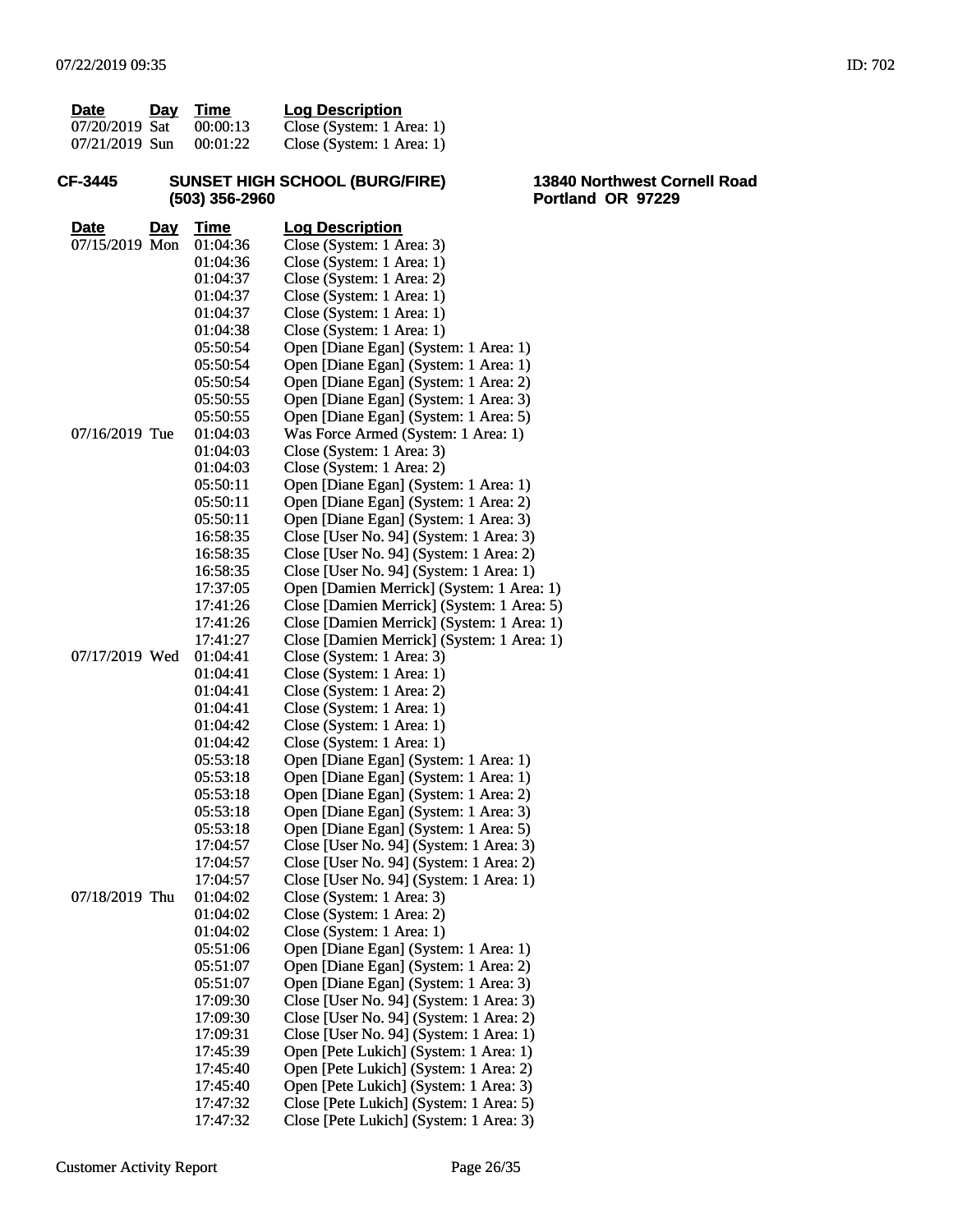| Date | Day | Time | Log Description |
|---|---|---|---|
| 07/20/2019 | Sat | 00:00:13 | Close (System: 1 Area: 1) |
| 07/21/2019 | Sun | 00:01:22 | Close (System: 1 Area: 1) |

**CF-3445** **SUNSET HIGH SCHOOL (BURG/FIRE)** **(503) 356-2960** **13840 Northwest Cornell Road** **Portland OR 97229**

| Date | Day | Time | Log Description |
|---|---|---|---|
| 07/15/2019 | Mon | 01:04:36 | Close (System: 1 Area: 3) |
| | | 01:04:36 | Close (System: 1 Area: 1) |
| | | 01:04:37 | Close (System: 1 Area: 2) |
| | | 01:04:37 | Close (System: 1 Area: 1) |
| | | 01:04:37 | Close (System: 1 Area: 1) |
| | | 01:04:38 | Close (System: 1 Area: 1) |
| | | 05:50:54 | Open [Diane Egan] (System: 1 Area: 1) |
| | | 05:50:54 | Open [Diane Egan] (System: 1 Area: 1) |
| | | 05:50:54 | Open [Diane Egan] (System: 1 Area: 2) |
| | | 05:50:55 | Open [Diane Egan] (System: 1 Area: 3) |
| | | 05:50:55 | Open [Diane Egan] (System: 1 Area: 5) |
| 07/16/2019 | Tue | 01:04:03 | Was Force Armed (System: 1 Area: 1) |
| | | 01:04:03 | Close (System: 1 Area: 3) |
| | | 01:04:03 | Close (System: 1 Area: 2) |
| | | 05:50:11 | Open [Diane Egan] (System: 1 Area: 1) |
| | | 05:50:11 | Open [Diane Egan] (System: 1 Area: 2) |
| | | 05:50:11 | Open [Diane Egan] (System: 1 Area: 3) |
| | | 16:58:35 | Close [User No. 94] (System: 1 Area: 3) |
| | | 16:58:35 | Close [User No. 94] (System: 1 Area: 2) |
| | | 16:58:35 | Close [User No. 94] (System: 1 Area: 1) |
| | | 17:37:05 | Open [Damien Merrick] (System: 1 Area: 1) |
| | | 17:41:26 | Close [Damien Merrick] (System: 1 Area: 5) |
| | | 17:41:26 | Close [Damien Merrick] (System: 1 Area: 1) |
| | | 17:41:27 | Close [Damien Merrick] (System: 1 Area: 1) |
| 07/17/2019 | Wed | 01:04:41 | Close (System: 1 Area: 3) |
| | | 01:04:41 | Close (System: 1 Area: 1) |
| | | 01:04:41 | Close (System: 1 Area: 2) |
| | | 01:04:41 | Close (System: 1 Area: 1) |
| | | 01:04:42 | Close (System: 1 Area: 1) |
| | | 01:04:42 | Close (System: 1 Area: 1) |
| | | 05:53:18 | Open [Diane Egan] (System: 1 Area: 1) |
| | | 05:53:18 | Open [Diane Egan] (System: 1 Area: 1) |
| | | 05:53:18 | Open [Diane Egan] (System: 1 Area: 2) |
| | | 05:53:18 | Open [Diane Egan] (System: 1 Area: 3) |
| | | 05:53:18 | Open [Diane Egan] (System: 1 Area: 5) |
| | | 17:04:57 | Close [User No. 94] (System: 1 Area: 3) |
| | | 17:04:57 | Close [User No. 94] (System: 1 Area: 2) |
| | | 17:04:57 | Close [User No. 94] (System: 1 Area: 1) |
| 07/18/2019 | Thu | 01:04:02 | Close (System: 1 Area: 3) |
| | | 01:04:02 | Close (System: 1 Area: 2) |
| | | 01:04:02 | Close (System: 1 Area: 1) |
| | | 05:51:06 | Open [Diane Egan] (System: 1 Area: 1) |
| | | 05:51:07 | Open [Diane Egan] (System: 1 Area: 2) |
| | | 05:51:07 | Open [Diane Egan] (System: 1 Area: 3) |
| | | 17:09:30 | Close [User No. 94] (System: 1 Area: 3) |
| | | 17:09:30 | Close [User No. 94] (System: 1 Area: 2) |
| | | 17:09:31 | Close [User No. 94] (System: 1 Area: 1) |
| | | 17:45:39 | Open [Pete Lukich] (System: 1 Area: 1) |
| | | 17:45:40 | Open [Pete Lukich] (System: 1 Area: 2) |
| | | 17:45:40 | Open [Pete Lukich] (System: 1 Area: 3) |
| | | 17:47:32 | Close [Pete Lukich] (System: 1 Area: 5) |
| | | 17:47:32 | Close [Pete Lukich] (System: 1 Area: 3) |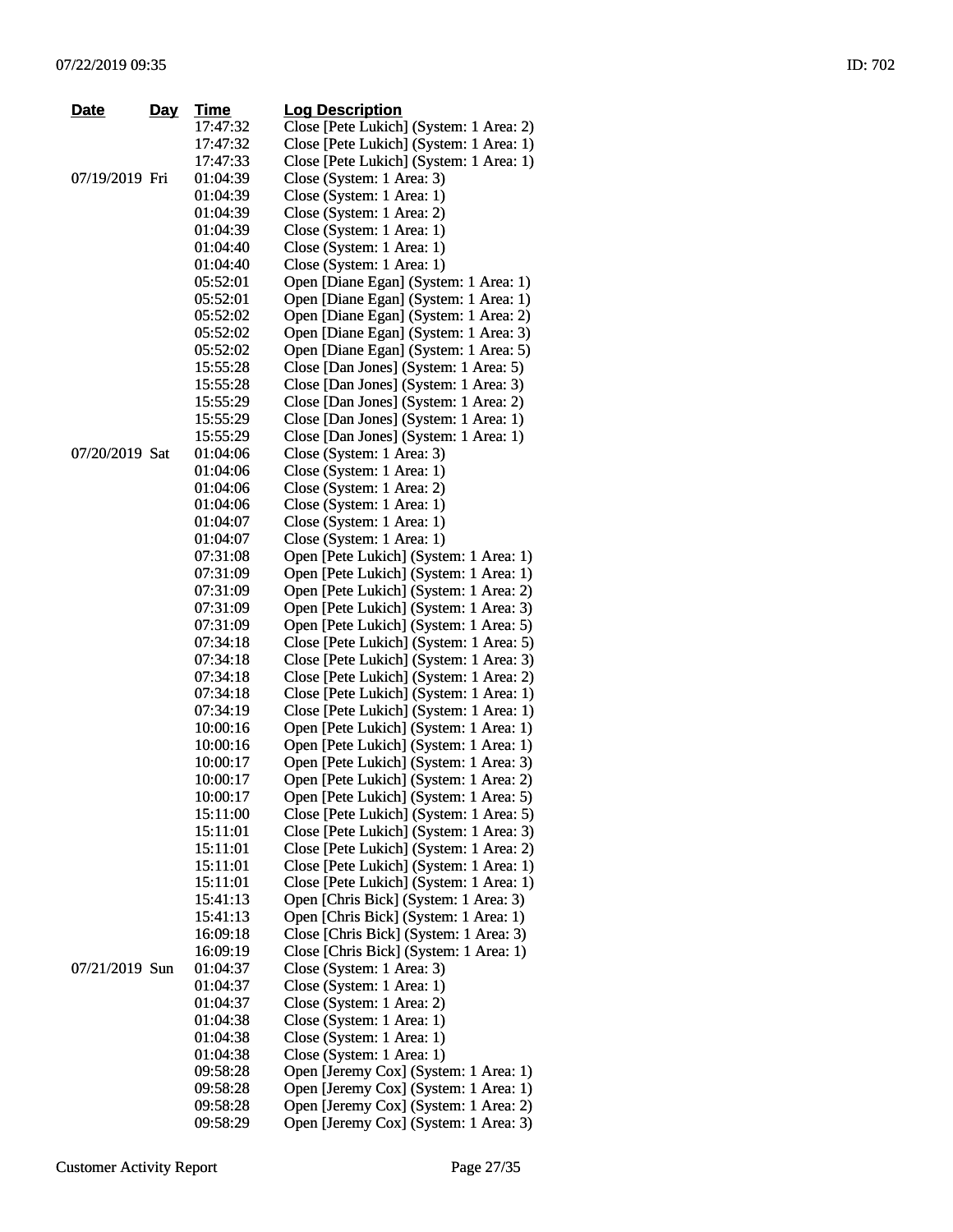| Date | Day | Time | Log Description |
|---|---|---|---|
| | | 17:47:32 | Close [Pete Lukich] (System: 1 Area: 2) |
| | | 17:47:32 | Close [Pete Lukich] (System: 1 Area: 1) |
| | | 17:47:33 | Close [Pete Lukich] (System: 1 Area: 1) |
| 07/19/2019 | Fri | 01:04:39 | Close (System: 1 Area: 3) |
| | | 01:04:39 | Close (System: 1 Area: 1) |
| | | 01:04:39 | Close (System: 1 Area: 2) |
| | | 01:04:39 | Close (System: 1 Area: 1) |
| | | 01:04:40 | Close (System: 1 Area: 1) |
| | | 01:04:40 | Close (System: 1 Area: 1) |
| | | 05:52:01 | Open [Diane Egan] (System: 1 Area: 1) |
| | | 05:52:01 | Open [Diane Egan] (System: 1 Area: 1) |
| | | 05:52:02 | Open [Diane Egan] (System: 1 Area: 2) |
| | | 05:52:02 | Open [Diane Egan] (System: 1 Area: 3) |
| | | 05:52:02 | Open [Diane Egan] (System: 1 Area: 5) |
| | | 15:55:28 | Close [Dan Jones] (System: 1 Area: 5) |
| | | 15:55:28 | Close [Dan Jones] (System: 1 Area: 3) |
| | | 15:55:29 | Close [Dan Jones] (System: 1 Area: 2) |
| | | 15:55:29 | Close [Dan Jones] (System: 1 Area: 1) |
| | | 15:55:29 | Close [Dan Jones] (System: 1 Area: 1) |
| 07/20/2019 | Sat | 01:04:06 | Close (System: 1 Area: 3) |
| | | 01:04:06 | Close (System: 1 Area: 1) |
| | | 01:04:06 | Close (System: 1 Area: 2) |
| | | 01:04:06 | Close (System: 1 Area: 1) |
| | | 01:04:07 | Close (System: 1 Area: 1) |
| | | 01:04:07 | Close (System: 1 Area: 1) |
| | | 07:31:08 | Open [Pete Lukich] (System: 1 Area: 1) |
| | | 07:31:09 | Open [Pete Lukich] (System: 1 Area: 1) |
| | | 07:31:09 | Open [Pete Lukich] (System: 1 Area: 2) |
| | | 07:31:09 | Open [Pete Lukich] (System: 1 Area: 3) |
| | | 07:31:09 | Open [Pete Lukich] (System: 1 Area: 5) |
| | | 07:34:18 | Close [Pete Lukich] (System: 1 Area: 5) |
| | | 07:34:18 | Close [Pete Lukich] (System: 1 Area: 3) |
| | | 07:34:18 | Close [Pete Lukich] (System: 1 Area: 2) |
| | | 07:34:18 | Close [Pete Lukich] (System: 1 Area: 1) |
| | | 07:34:19 | Close [Pete Lukich] (System: 1 Area: 1) |
| | | 10:00:16 | Open [Pete Lukich] (System: 1 Area: 1) |
| | | 10:00:16 | Open [Pete Lukich] (System: 1 Area: 1) |
| | | 10:00:17 | Open [Pete Lukich] (System: 1 Area: 3) |
| | | 10:00:17 | Open [Pete Lukich] (System: 1 Area: 2) |
| | | 10:00:17 | Open [Pete Lukich] (System: 1 Area: 5) |
| | | 15:11:00 | Close [Pete Lukich] (System: 1 Area: 5) |
| | | 15:11:01 | Close [Pete Lukich] (System: 1 Area: 3) |
| | | 15:11:01 | Close [Pete Lukich] (System: 1 Area: 2) |
| | | 15:11:01 | Close [Pete Lukich] (System: 1 Area: 1) |
| | | 15:11:01 | Close [Pete Lukich] (System: 1 Area: 1) |
| | | 15:41:13 | Open [Chris Bick] (System: 1 Area: 3) |
| | | 15:41:13 | Open [Chris Bick] (System: 1 Area: 1) |
| | | 16:09:18 | Close [Chris Bick] (System: 1 Area: 3) |
| | | 16:09:19 | Close [Chris Bick] (System: 1 Area: 1) |
| 07/21/2019 | Sun | 01:04:37 | Close (System: 1 Area: 3) |
| | | 01:04:37 | Close (System: 1 Area: 1) |
| | | 01:04:37 | Close (System: 1 Area: 2) |
| | | 01:04:38 | Close (System: 1 Area: 1) |
| | | 01:04:38 | Close (System: 1 Area: 1) |
| | | 01:04:38 | Close (System: 1 Area: 1) |
| | | 09:58:28 | Open [Jeremy Cox] (System: 1 Area: 1) |
| | | 09:58:28 | Open [Jeremy Cox] (System: 1 Area: 1) |
| | | 09:58:28 | Open [Jeremy Cox] (System: 1 Area: 2) |
| | | 09:58:29 | Open [Jeremy Cox] (System: 1 Area: 3) |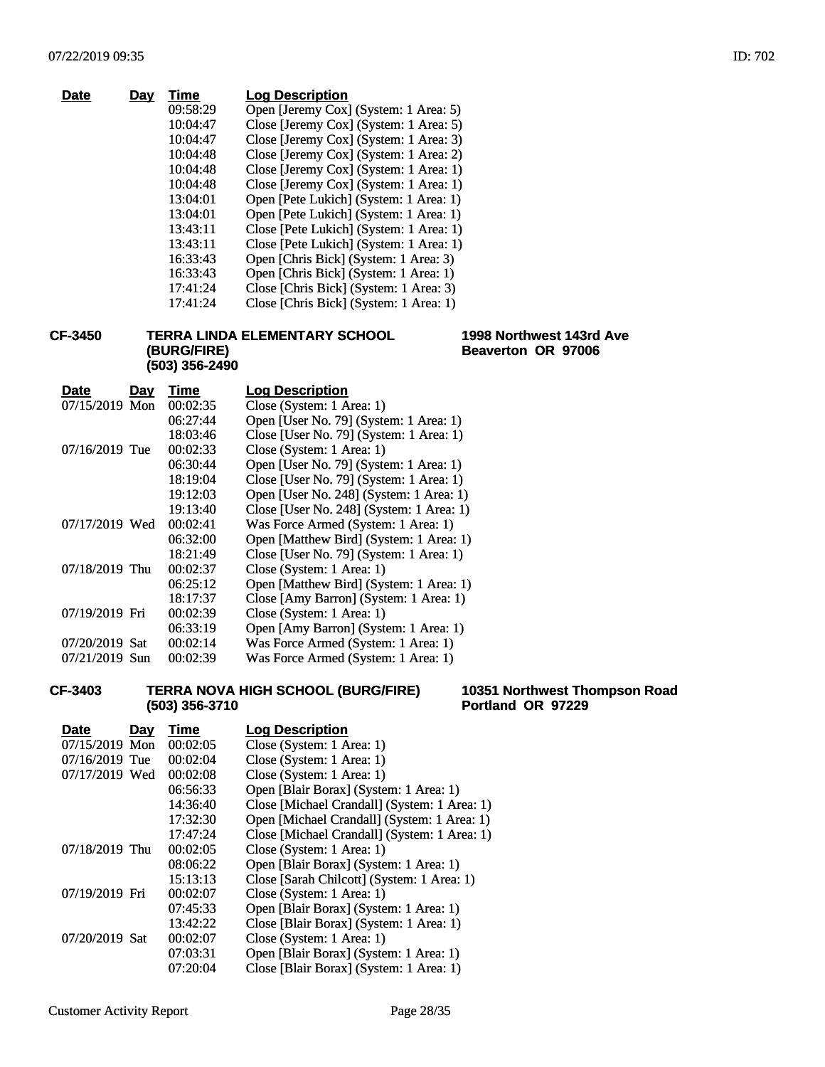| Date | Day | Time | Log Description |
|---|---|---|---|
| | | 09:58:29 | Open [Jeremy Cox] (System: 1 Area: 5) |
| | | 10:04:47 | Close [Jeremy Cox] (System: 1 Area: 5) |
| | | 10:04:47 | Close [Jeremy Cox] (System: 1 Area: 3) |
| | | 10:04:48 | Close [Jeremy Cox] (System: 1 Area: 2) |
| | | 10:04:48 | Close [Jeremy Cox] (System: 1 Area: 1) |
| | | 10:04:48 | Close [Jeremy Cox] (System: 1 Area: 1) |
| | | 13:04:01 | Open [Pete Lukich] (System: 1 Area: 1) |
| | | 13:04:01 | Open [Pete Lukich] (System: 1 Area: 1) |
| | | 13:43:11 | Close [Pete Lukich] (System: 1 Area: 1) |
| | | 13:43:11 | Close [Pete Lukich] (System: 1 Area: 1) |
| | | 16:33:43 | Open [Chris Bick] (System: 1 Area: 3) |
| | | 16:33:43 | Open [Chris Bick] (System: 1 Area: 1) |
| | | 17:41:24 | Close [Chris Bick] (System: 1 Area: 3) |
| | | 17:41:24 | Close [Chris Bick] (System: 1 Area: 1) |

**CF-3450** **TERRA LINDA ELEMENTARY SCHOOL (BURG/FIRE)** **(503) 356-2490** **1998 Northwest 143rd Ave Beaverton OR 97006**

| Date | Day | Time | Log Description |
|---|---|---|---|
| 07/15/2019 | Mon | 00:02:35 | Close (System: 1 Area: 1) |
| | | 06:27:44 | Open [User No. 79] (System: 1 Area: 1) |
| | | 18:03:46 | Close [User No. 79] (System: 1 Area: 1) |
| 07/16/2019 | Tue | 00:02:33 | Close (System: 1 Area: 1) |
| | | 06:30:44 | Open [User No. 79] (System: 1 Area: 1) |
| | | 18:19:04 | Close [User No. 79] (System: 1 Area: 1) |
| | | 19:12:03 | Open [User No. 248] (System: 1 Area: 1) |
| | | 19:13:40 | Close [User No. 248] (System: 1 Area: 1) |
| 07/17/2019 | Wed | 00:02:41 | Was Force Armed (System: 1 Area: 1) |
| | | 06:32:00 | Open [Matthew Bird] (System: 1 Area: 1) |
| | | 18:21:49 | Close [User No. 79] (System: 1 Area: 1) |
| 07/18/2019 | Thu | 00:02:37 | Close (System: 1 Area: 1) |
| | | 06:25:12 | Open [Matthew Bird] (System: 1 Area: 1) |
| | | 18:17:37 | Close [Amy Barron] (System: 1 Area: 1) |
| 07/19/2019 | Fri | 00:02:39 | Close (System: 1 Area: 1) |
| | | 06:33:19 | Open [Amy Barron] (System: 1 Area: 1) |
| 07/20/2019 | Sat | 00:02:14 | Was Force Armed (System: 1 Area: 1) |
| 07/21/2019 | Sun | 00:02:39 | Was Force Armed (System: 1 Area: 1) |

**CF-3403** **TERRA NOVA HIGH SCHOOL (BURG/FIRE)** **(503) 356-3710** **10351 Northwest Thompson Road Portland OR 97229**

| Date | Day | Time | Log Description |
|---|---|---|---|
| 07/15/2019 | Mon | 00:02:05 | Close (System: 1 Area: 1) |
| 07/16/2019 | Tue | 00:02:04 | Close (System: 1 Area: 1) |
| 07/17/2019 | Wed | 00:02:08 | Close (System: 1 Area: 1) |
| | | 06:56:33 | Open [Blair Borax] (System: 1 Area: 1) |
| | | 14:36:40 | Close [Michael Crandall] (System: 1 Area: 1) |
| | | 17:32:30 | Open [Michael Crandall] (System: 1 Area: 1) |
| | | 17:47:24 | Close [Michael Crandall] (System: 1 Area: 1) |
| 07/18/2019 | Thu | 00:02:05 | Close (System: 1 Area: 1) |
| | | 08:06:22 | Open [Blair Borax] (System: 1 Area: 1) |
| | | 15:13:13 | Close [Sarah Chilcott] (System: 1 Area: 1) |
| 07/19/2019 | Fri | 00:02:07 | Close (System: 1 Area: 1) |
| | | 07:45:33 | Open [Blair Borax] (System: 1 Area: 1) |
| | | 13:42:22 | Close [Blair Borax] (System: 1 Area: 1) |
| 07/20/2019 | Sat | 00:02:07 | Close (System: 1 Area: 1) |
| | | 07:03:31 | Open [Blair Borax] (System: 1 Area: 1) |
| | | 07:20:04 | Close [Blair Borax] (System: 1 Area: 1) |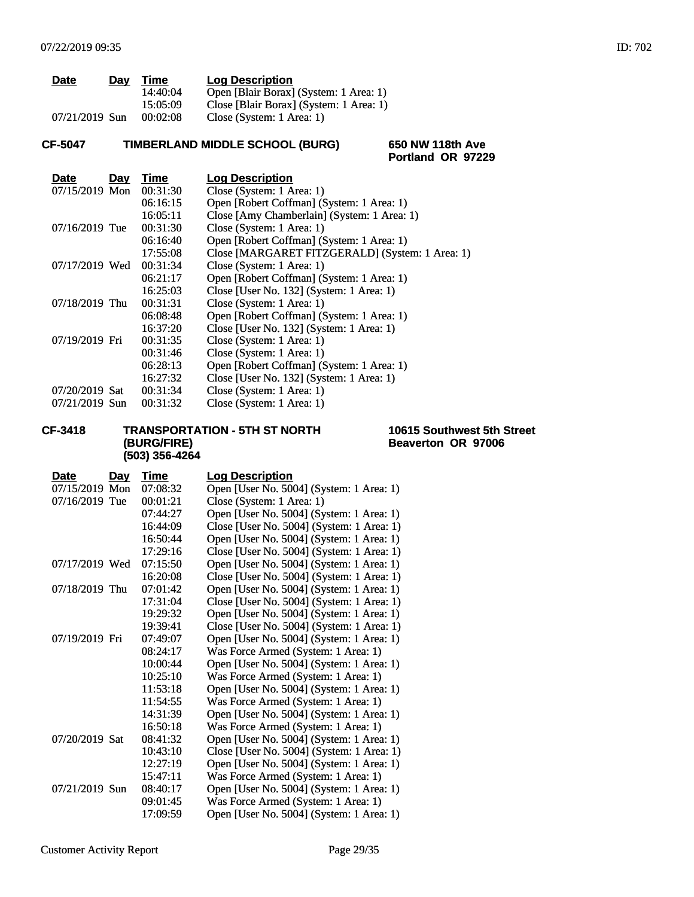| Date | Day | Time | Log Description |
|---|---|---|---|
| | | 14:40:04 | Open [Blair Borax] (System: 1 Area: 1) |
| | | 15:05:09 | Close [Blair Borax] (System: 1 Area: 1) |
| 07/21/2019 | Sun | 00:02:08 | Close (System: 1 Area: 1) |

**CF-5047** **TIMBERLAND MIDDLE SCHOOL (BURG)** **650 NW 118th Ave Portland OR 97229**

| Date | Day | Time | Log Description |
|---|---|---|---|
| 07/15/2019 | Mon | 00:31:30 | Close (System: 1 Area: 1) |
| | | 06:16:15 | Open [Robert Coffman] (System: 1 Area: 1) |
| | | 16:05:11 | Close [Amy Chamberlain] (System: 1 Area: 1) |
| 07/16/2019 | Tue | 00:31:30 | Close (System: 1 Area: 1) |
| | | 06:16:40 | Open [Robert Coffman] (System: 1 Area: 1) |
| | | 17:55:08 | Close [MARGARET FITZGERALD] (System: 1 Area: 1) |
| 07/17/2019 | Wed | 00:31:34 | Close (System: 1 Area: 1) |
| | | 06:21:17 | Open [Robert Coffman] (System: 1 Area: 1) |
| | | 16:25:03 | Close [User No. 132] (System: 1 Area: 1) |
| 07/18/2019 | Thu | 00:31:31 | Close (System: 1 Area: 1) |
| | | 06:08:48 | Open [Robert Coffman] (System: 1 Area: 1) |
| | | 16:37:20 | Close [User No. 132] (System: 1 Area: 1) |
| 07/19/2019 | Fri | 00:31:35 | Close (System: 1 Area: 1) |
| | | 00:31:46 | Close (System: 1 Area: 1) |
| | | 06:28:13 | Open [Robert Coffman] (System: 1 Area: 1) |
| | | 16:27:32 | Close [User No. 132] (System: 1 Area: 1) |
| 07/20/2019 | Sat | 00:31:34 | Close (System: 1 Area: 1) |
| 07/21/2019 | Sun | 00:31:32 | Close (System: 1 Area: 1) |

**CF-3418** **TRANSPORTATION - 5TH ST NORTH (BURG/FIRE) (503) 356-4264** **10615 Southwest 5th Street Beaverton OR 97006**

| Date | Day | Time | Log Description |
|---|---|---|---|
| 07/15/2019 | Mon | 07:08:32 | Open [User No. 5004] (System: 1 Area: 1) |
| 07/16/2019 | Tue | 00:01:21 | Close (System: 1 Area: 1) |
| | | 07:44:27 | Open [User No. 5004] (System: 1 Area: 1) |
| | | 16:44:09 | Close [User No. 5004] (System: 1 Area: 1) |
| | | 16:50:44 | Open [User No. 5004] (System: 1 Area: 1) |
| | | 17:29:16 | Close [User No. 5004] (System: 1 Area: 1) |
| 07/17/2019 | Wed | 07:15:50 | Open [User No. 5004] (System: 1 Area: 1) |
| | | 16:20:08 | Close [User No. 5004] (System: 1 Area: 1) |
| 07/18/2019 | Thu | 07:01:42 | Open [User No. 5004] (System: 1 Area: 1) |
| | | 17:31:04 | Close [User No. 5004] (System: 1 Area: 1) |
| | | 19:29:32 | Open [User No. 5004] (System: 1 Area: 1) |
| | | 19:39:41 | Close [User No. 5004] (System: 1 Area: 1) |
| 07/19/2019 | Fri | 07:49:07 | Open [User No. 5004] (System: 1 Area: 1) |
| | | 08:24:17 | Was Force Armed (System: 1 Area: 1) |
| | | 10:00:44 | Open [User No. 5004] (System: 1 Area: 1) |
| | | 10:25:10 | Was Force Armed (System: 1 Area: 1) |
| | | 11:53:18 | Open [User No. 5004] (System: 1 Area: 1) |
| | | 11:54:55 | Was Force Armed (System: 1 Area: 1) |
| | | 14:31:39 | Open [User No. 5004] (System: 1 Area: 1) |
| | | 16:50:18 | Was Force Armed (System: 1 Area: 1) |
| 07/20/2019 | Sat | 08:41:32 | Open [User No. 5004] (System: 1 Area: 1) |
| | | 10:43:10 | Close [User No. 5004] (System: 1 Area: 1) |
| | | 12:27:19 | Open [User No. 5004] (System: 1 Area: 1) |
| | | 15:47:11 | Was Force Armed (System: 1 Area: 1) |
| 07/21/2019 | Sun | 08:40:17 | Open [User No. 5004] (System: 1 Area: 1) |
| | | 09:01:45 | Was Force Armed (System: 1 Area: 1) |
| | | 17:09:59 | Open [User No. 5004] (System: 1 Area: 1) |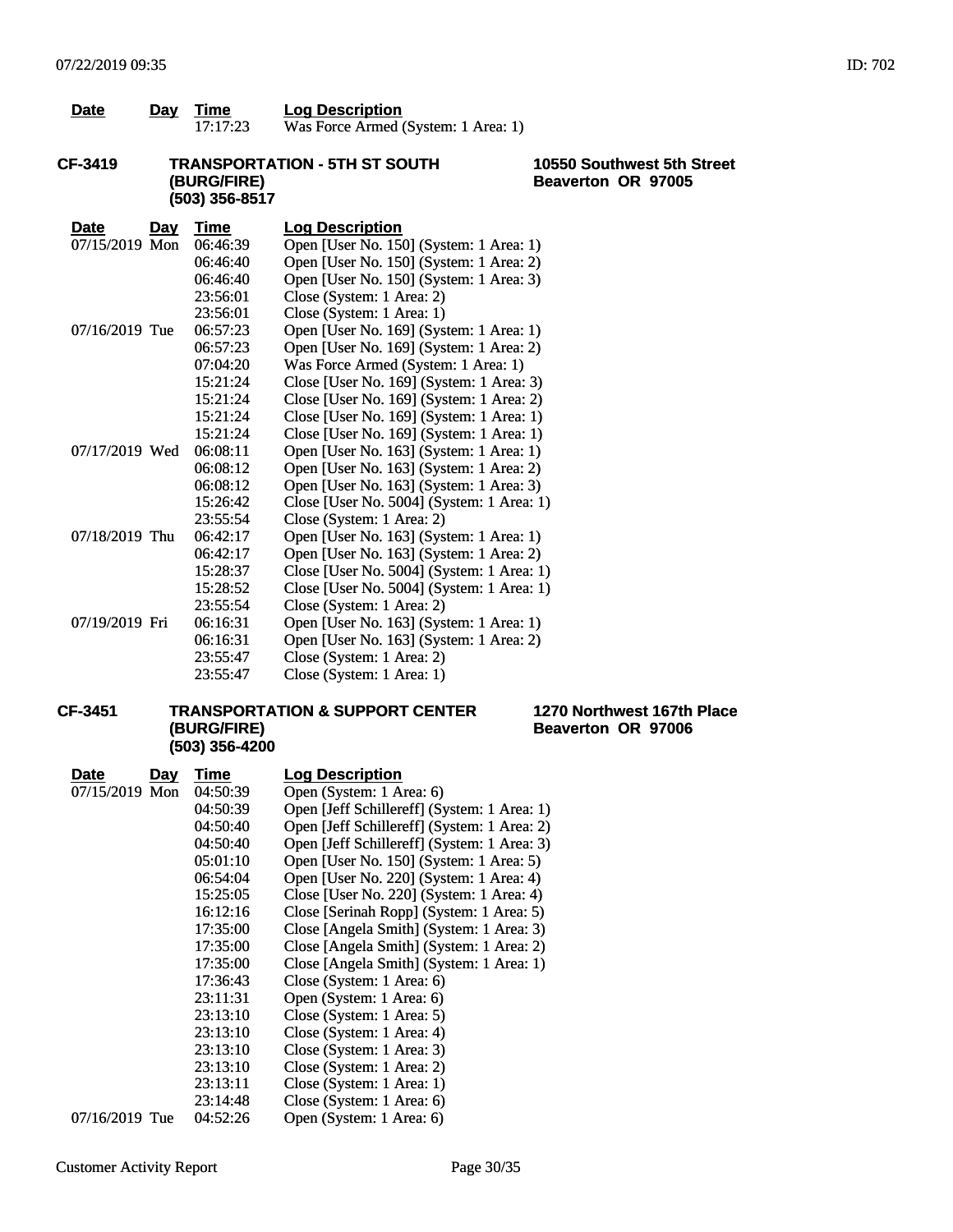| Date | Day | Time | Log Description |
|---|---|---|---|
| | | 17:17:23 | Was Force Armed (System: 1 Area: 1) |

**CF-3419** **TRANSPORTATION - 5TH ST SOUTH (BURG/FIRE) (503) 356-8517** **10550 Southwest 5th Street Beaverton OR 97005**

| Date | Day | Time | Log Description |
|---|---|---|---|
| 07/15/2019 | Mon | 06:46:39 | Open [User No. 150] (System: 1 Area: 1) |
| | | 06:46:40 | Open [User No. 150] (System: 1 Area: 2) |
| | | 06:46:40 | Open [User No. 150] (System: 1 Area: 3) |
| | | 23:56:01 | Close (System: 1 Area: 2) |
| | | 23:56:01 | Close (System: 1 Area: 1) |
| 07/16/2019 | Tue | 06:57:23 | Open [User No. 169] (System: 1 Area: 1) |
| | | 06:57:23 | Open [User No. 169] (System: 1 Area: 2) |
| | | 07:04:20 | Was Force Armed (System: 1 Area: 1) |
| | | 15:21:24 | Close [User No. 169] (System: 1 Area: 3) |
| | | 15:21:24 | Close [User No. 169] (System: 1 Area: 2) |
| | | 15:21:24 | Close [User No. 169] (System: 1 Area: 1) |
| | | 15:21:24 | Close [User No. 169] (System: 1 Area: 1) |
| 07/17/2019 | Wed | 06:08:11 | Open [User No. 163] (System: 1 Area: 1) |
| | | 06:08:12 | Open [User No. 163] (System: 1 Area: 2) |
| | | 06:08:12 | Open [User No. 163] (System: 1 Area: 3) |
| | | 15:26:42 | Close [User No. 5004] (System: 1 Area: 1) |
| | | 23:55:54 | Close (System: 1 Area: 2) |
| 07/18/2019 | Thu | 06:42:17 | Open [User No. 163] (System: 1 Area: 1) |
| | | 06:42:17 | Open [User No. 163] (System: 1 Area: 2) |
| | | 15:28:37 | Close [User No. 5004] (System: 1 Area: 1) |
| | | 15:28:52 | Close [User No. 5004] (System: 1 Area: 1) |
| | | 23:55:54 | Close (System: 1 Area: 2) |
| 07/19/2019 | Fri | 06:16:31 | Open [User No. 163] (System: 1 Area: 1) |
| | | 06:16:31 | Open [User No. 163] (System: 1 Area: 2) |
| | | 23:55:47 | Close (System: 1 Area: 2) |
| | | 23:55:47 | Close (System: 1 Area: 1) |

**CF-3451** **TRANSPORTATION & SUPPORT CENTER (BURG/FIRE) (503) 356-4200** **1270 Northwest 167th Place Beaverton OR 97006**

| Date | Day | Time | Log Description |
|---|---|---|---|
| 07/15/2019 | Mon | 04:50:39 | Open (System: 1 Area: 6) |
| | | 04:50:39 | Open [Jeff Schillereff] (System: 1 Area: 1) |
| | | 04:50:40 | Open [Jeff Schillereff] (System: 1 Area: 2) |
| | | 04:50:40 | Open [Jeff Schillereff] (System: 1 Area: 3) |
| | | 05:01:10 | Open [User No. 150] (System: 1 Area: 5) |
| | | 06:54:04 | Open [User No. 220] (System: 1 Area: 4) |
| | | 15:25:05 | Close [User No. 220] (System: 1 Area: 4) |
| | | 16:12:16 | Close [Serinah Ropp] (System: 1 Area: 5) |
| | | 17:35:00 | Close [Angela Smith] (System: 1 Area: 3) |
| | | 17:35:00 | Close [Angela Smith] (System: 1 Area: 2) |
| | | 17:35:00 | Close [Angela Smith] (System: 1 Area: 1) |
| | | 17:36:43 | Close (System: 1 Area: 6) |
| | | 23:11:31 | Open (System: 1 Area: 6) |
| | | 23:13:10 | Close (System: 1 Area: 5) |
| | | 23:13:10 | Close (System: 1 Area: 4) |
| | | 23:13:10 | Close (System: 1 Area: 3) |
| | | 23:13:10 | Close (System: 1 Area: 2) |
| | | 23:13:11 | Close (System: 1 Area: 1) |
| | | 23:14:48 | Close (System: 1 Area: 6) |
| 07/16/2019 | Tue | 04:52:26 | Open (System: 1 Area: 6) |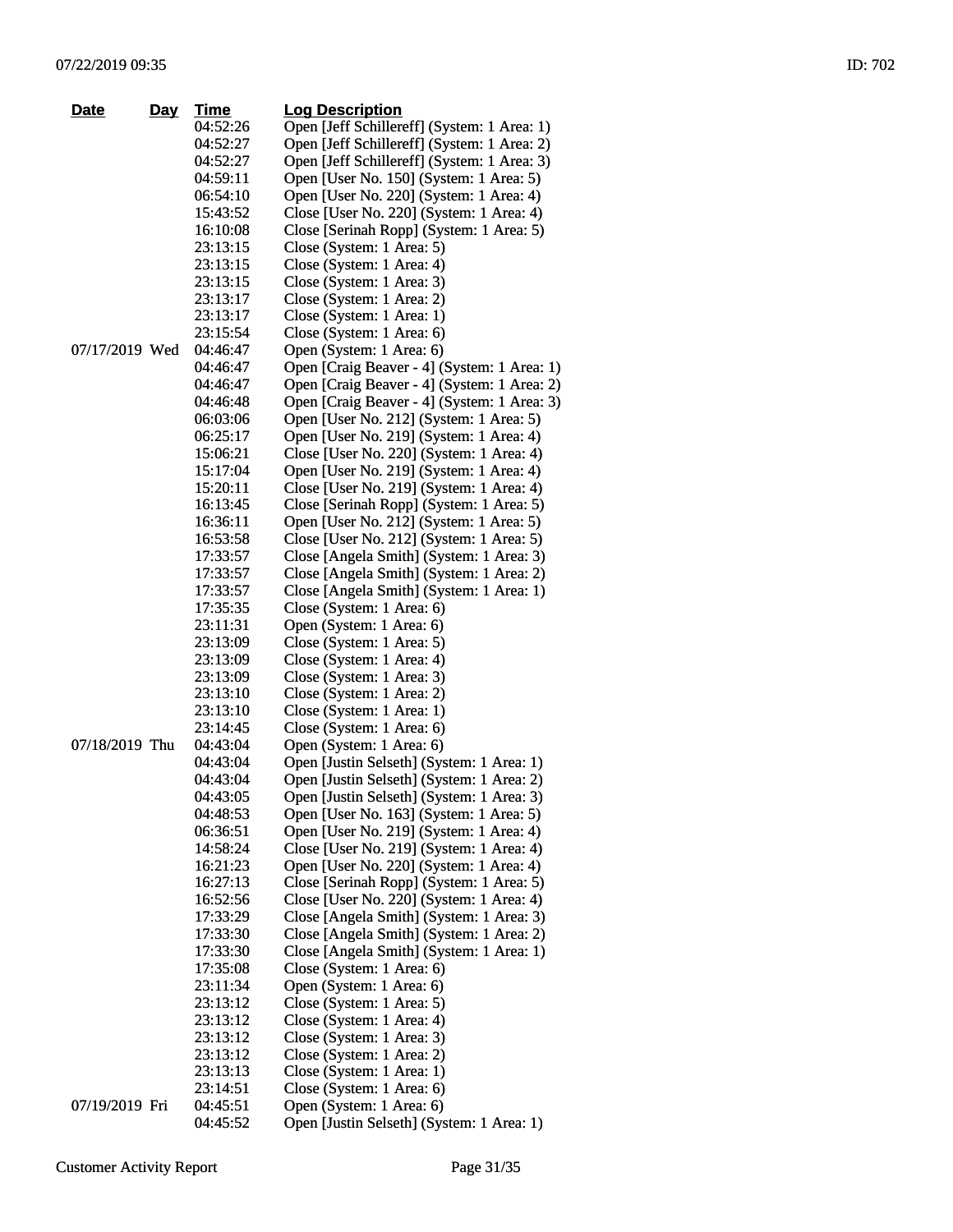| Date | Day | Time | Log Description |
|---|---|---|---|
| | | 04:52:26 | Open [Jeff Schillereff] (System: 1 Area: 1) |
| | | 04:52:27 | Open [Jeff Schillereff] (System: 1 Area: 2) |
| | | 04:52:27 | Open [Jeff Schillereff] (System: 1 Area: 3) |
| | | 04:59:11 | Open [User No. 150] (System: 1 Area: 5) |
| | | 06:54:10 | Open [User No. 220] (System: 1 Area: 4) |
| | | 15:43:52 | Close [User No. 220] (System: 1 Area: 4) |
| | | 16:10:08 | Close [Serinah Ropp] (System: 1 Area: 5) |
| | | 23:13:15 | Close (System: 1 Area: 5) |
| | | 23:13:15 | Close (System: 1 Area: 4) |
| | | 23:13:15 | Close (System: 1 Area: 3) |
| | | 23:13:17 | Close (System: 1 Area: 2) |
| | | 23:13:17 | Close (System: 1 Area: 1) |
| | | 23:15:54 | Close (System: 1 Area: 6) |
| 07/17/2019 | Wed | 04:46:47 | Open (System: 1 Area: 6) |
| | | 04:46:47 | Open [Craig Beaver - 4] (System: 1 Area: 1) |
| | | 04:46:47 | Open [Craig Beaver - 4] (System: 1 Area: 2) |
| | | 04:46:48 | Open [Craig Beaver - 4] (System: 1 Area: 3) |
| | | 06:03:06 | Open [User No. 212] (System: 1 Area: 5) |
| | | 06:25:17 | Open [User No. 219] (System: 1 Area: 4) |
| | | 15:06:21 | Close [User No. 220] (System: 1 Area: 4) |
| | | 15:17:04 | Open [User No. 219] (System: 1 Area: 4) |
| | | 15:20:11 | Close [User No. 219] (System: 1 Area: 4) |
| | | 16:13:45 | Close [Serinah Ropp] (System: 1 Area: 5) |
| | | 16:36:11 | Open [User No. 212] (System: 1 Area: 5) |
| | | 16:53:58 | Close [User No. 212] (System: 1 Area: 5) |
| | | 17:33:57 | Close [Angela Smith] (System: 1 Area: 3) |
| | | 17:33:57 | Close [Angela Smith] (System: 1 Area: 2) |
| | | 17:33:57 | Close [Angela Smith] (System: 1 Area: 1) |
| | | 17:35:35 | Close (System: 1 Area: 6) |
| | | 23:11:31 | Open (System: 1 Area: 6) |
| | | 23:13:09 | Close (System: 1 Area: 5) |
| | | 23:13:09 | Close (System: 1 Area: 4) |
| | | 23:13:09 | Close (System: 1 Area: 3) |
| | | 23:13:10 | Close (System: 1 Area: 2) |
| | | 23:13:10 | Close (System: 1 Area: 1) |
| | | 23:14:45 | Close (System: 1 Area: 6) |
| 07/18/2019 | Thu | 04:43:04 | Open (System: 1 Area: 6) |
| | | 04:43:04 | Open [Justin Selseth] (System: 1 Area: 1) |
| | | 04:43:04 | Open [Justin Selseth] (System: 1 Area: 2) |
| | | 04:43:05 | Open [Justin Selseth] (System: 1 Area: 3) |
| | | 04:48:53 | Open [User No. 163] (System: 1 Area: 5) |
| | | 06:36:51 | Open [User No. 219] (System: 1 Area: 4) |
| | | 14:58:24 | Close [User No. 219] (System: 1 Area: 4) |
| | | 16:21:23 | Open [User No. 220] (System: 1 Area: 4) |
| | | 16:27:13 | Close [Serinah Ropp] (System: 1 Area: 5) |
| | | 16:52:56 | Close [User No. 220] (System: 1 Area: 4) |
| | | 17:33:29 | Close [Angela Smith] (System: 1 Area: 3) |
| | | 17:33:30 | Close [Angela Smith] (System: 1 Area: 2) |
| | | 17:33:30 | Close [Angela Smith] (System: 1 Area: 1) |
| | | 17:35:08 | Close (System: 1 Area: 6) |
| | | 23:11:34 | Open (System: 1 Area: 6) |
| | | 23:13:12 | Close (System: 1 Area: 5) |
| | | 23:13:12 | Close (System: 1 Area: 4) |
| | | 23:13:12 | Close (System: 1 Area: 3) |
| | | 23:13:12 | Close (System: 1 Area: 2) |
| | | 23:13:13 | Close (System: 1 Area: 1) |
| | | 23:14:51 | Close (System: 1 Area: 6) |
| 07/19/2019 | Fri | 04:45:51 | Open (System: 1 Area: 6) |
| | | 04:45:52 | Open [Justin Selseth] (System: 1 Area: 1) |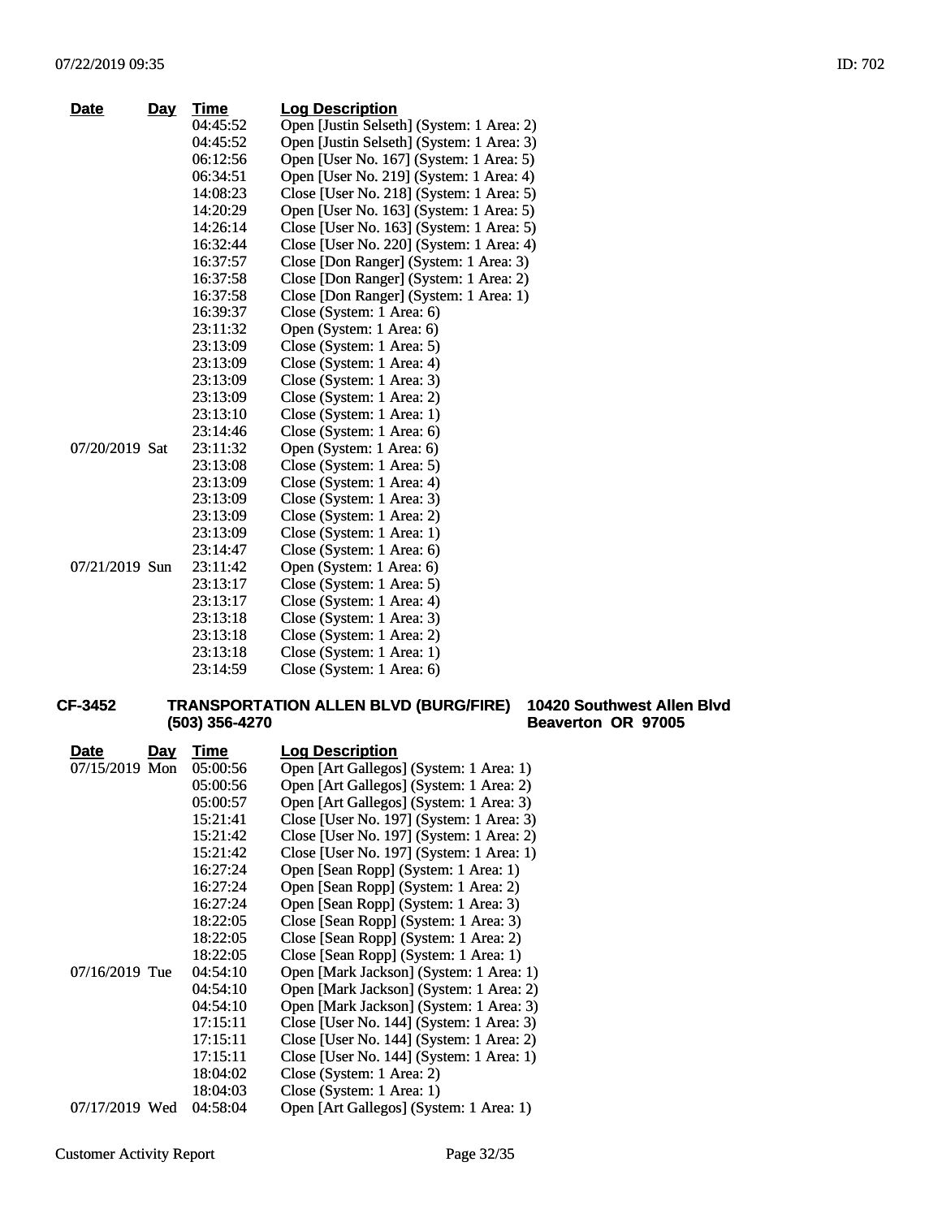| Date | Day | Time | Log Description |
|---|---|---|---|
| | | 04:45:52 | Open [Justin Selseth] (System: 1 Area: 2) |
| | | 04:45:52 | Open [Justin Selseth] (System: 1 Area: 3) |
| | | 06:12:56 | Open [User No. 167] (System: 1 Area: 5) |
| | | 06:34:51 | Open [User No. 219] (System: 1 Area: 4) |
| | | 14:08:23 | Close [User No. 218] (System: 1 Area: 5) |
| | | 14:20:29 | Open [User No. 163] (System: 1 Area: 5) |
| | | 14:26:14 | Close [User No. 163] (System: 1 Area: 5) |
| | | 16:32:44 | Close [User No. 220] (System: 1 Area: 4) |
| | | 16:37:57 | Close [Don Ranger] (System: 1 Area: 3) |
| | | 16:37:58 | Close [Don Ranger] (System: 1 Area: 2) |
| | | 16:37:58 | Close [Don Ranger] (System: 1 Area: 1) |
| | | 16:39:37 | Close (System: 1 Area: 6) |
| | | 23:11:32 | Open (System: 1 Area: 6) |
| | | 23:13:09 | Close (System: 1 Area: 5) |
| | | 23:13:09 | Close (System: 1 Area: 4) |
| | | 23:13:09 | Close (System: 1 Area: 3) |
| | | 23:13:09 | Close (System: 1 Area: 2) |
| | | 23:13:10 | Close (System: 1 Area: 1) |
| | | 23:14:46 | Close (System: 1 Area: 6) |
| 07/20/2019 | Sat | 23:11:32 | Open (System: 1 Area: 6) |
| | | 23:13:08 | Close (System: 1 Area: 5) |
| | | 23:13:09 | Close (System: 1 Area: 4) |
| | | 23:13:09 | Close (System: 1 Area: 3) |
| | | 23:13:09 | Close (System: 1 Area: 2) |
| | | 23:13:09 | Close (System: 1 Area: 1) |
| | | 23:14:47 | Close (System: 1 Area: 6) |
| 07/21/2019 | Sun | 23:11:42 | Open (System: 1 Area: 6) |
| | | 23:13:17 | Close (System: 1 Area: 5) |
| | | 23:13:17 | Close (System: 1 Area: 4) |
| | | 23:13:18 | Close (System: 1 Area: 3) |
| | | 23:13:18 | Close (System: 1 Area: 2) |
| | | 23:13:18 | Close (System: 1 Area: 1) |
| | | 23:14:59 | Close (System: 1 Area: 6) |

**CF-3452** **TRANSPORTATION ALLEN BLVD (BURG/FIRE)** **10420 Southwest Allen Blvd**
**(503) 356-4270** **Beaverton OR 97005**

| Date | Day | Time | Log Description |
|---|---|---|---|
| 07/15/2019 | Mon | 05:00:56 | Open [Art Gallegos] (System: 1 Area: 1) |
| | | 05:00:56 | Open [Art Gallegos] (System: 1 Area: 2) |
| | | 05:00:57 | Open [Art Gallegos] (System: 1 Area: 3) |
| | | 15:21:41 | Close [User No. 197] (System: 1 Area: 3) |
| | | 15:21:42 | Close [User No. 197] (System: 1 Area: 2) |
| | | 15:21:42 | Close [User No. 197] (System: 1 Area: 1) |
| | | 16:27:24 | Open [Sean Ropp] (System: 1 Area: 1) |
| | | 16:27:24 | Open [Sean Ropp] (System: 1 Area: 2) |
| | | 16:27:24 | Open [Sean Ropp] (System: 1 Area: 3) |
| | | 18:22:05 | Close [Sean Ropp] (System: 1 Area: 3) |
| | | 18:22:05 | Close [Sean Ropp] (System: 1 Area: 2) |
| | | 18:22:05 | Close [Sean Ropp] (System: 1 Area: 1) |
| 07/16/2019 | Tue | 04:54:10 | Open [Mark Jackson] (System: 1 Area: 1) |
| | | 04:54:10 | Open [Mark Jackson] (System: 1 Area: 2) |
| | | 04:54:10 | Open [Mark Jackson] (System: 1 Area: 3) |
| | | 17:15:11 | Close [User No. 144] (System: 1 Area: 3) |
| | | 17:15:11 | Close [User No. 144] (System: 1 Area: 2) |
| | | 17:15:11 | Close [User No. 144] (System: 1 Area: 1) |
| | | 18:04:02 | Close (System: 1 Area: 2) |
| | | 18:04:03 | Close (System: 1 Area: 1) |
| 07/17/2019 | Wed | 04:58:04 | Open [Art Gallegos] (System: 1 Area: 1) |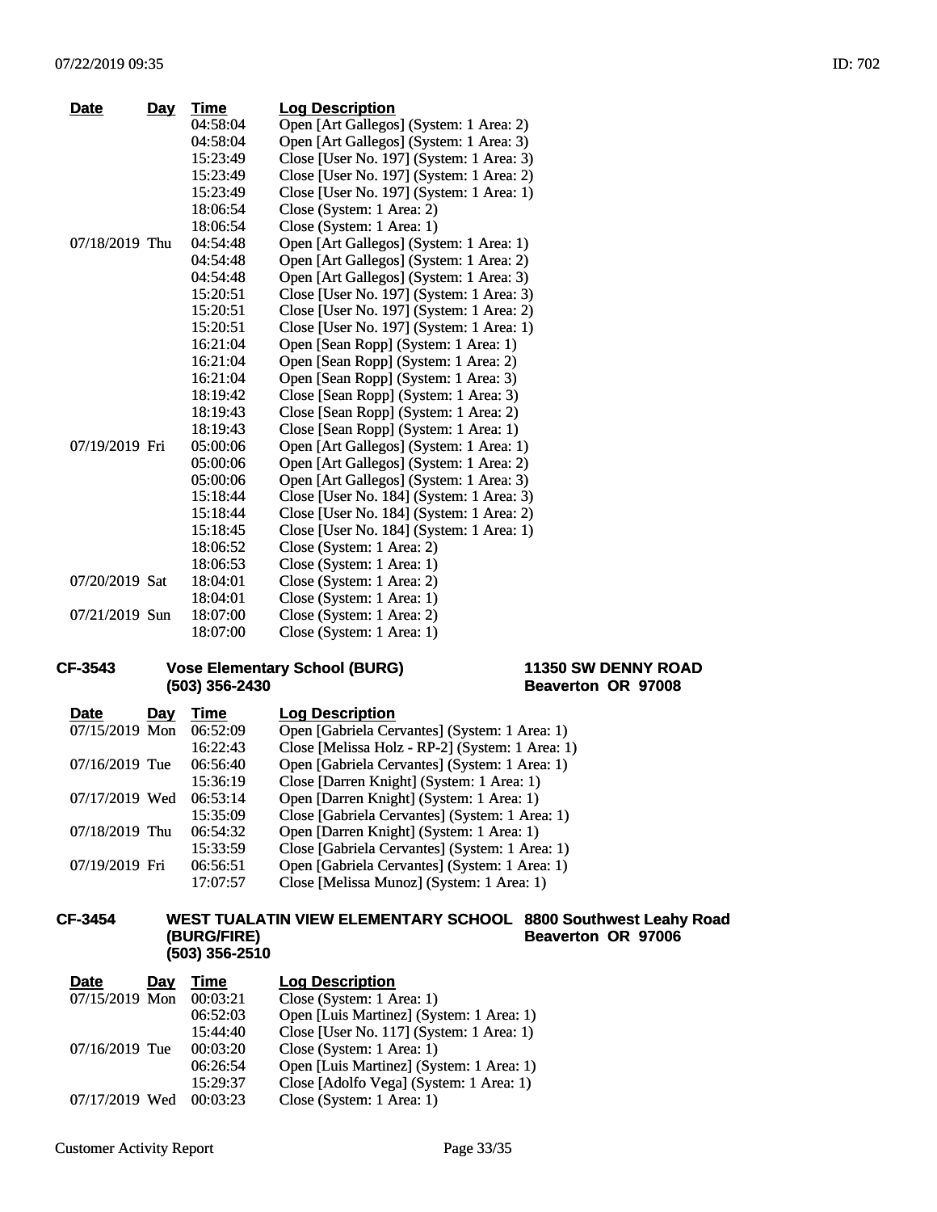| Date | Day | Time | Log Description |
|---|---|---|---|
| | | 04:58:04 | Open [Art Gallegos] (System: 1 Area: 2) |
| | | 04:58:04 | Open [Art Gallegos] (System: 1 Area: 3) |
| | | 15:23:49 | Close [User No. 197] (System: 1 Area: 3) |
| | | 15:23:49 | Close [User No. 197] (System: 1 Area: 2) |
| | | 15:23:49 | Close [User No. 197] (System: 1 Area: 1) |
| | | 18:06:54 | Close (System: 1 Area: 2) |
| | | 18:06:54 | Close (System: 1 Area: 1) |
| 07/18/2019 | Thu | 04:54:48 | Open [Art Gallegos] (System: 1 Area: 1) |
| | | 04:54:48 | Open [Art Gallegos] (System: 1 Area: 2) |
| | | 04:54:48 | Open [Art Gallegos] (System: 1 Area: 3) |
| | | 15:20:51 | Close [User No. 197] (System: 1 Area: 3) |
| | | 15:20:51 | Close [User No. 197] (System: 1 Area: 2) |
| | | 15:20:51 | Close [User No. 197] (System: 1 Area: 1) |
| | | 16:21:04 | Open [Sean Ropp] (System: 1 Area: 1) |
| | | 16:21:04 | Open [Sean Ropp] (System: 1 Area: 2) |
| | | 16:21:04 | Open [Sean Ropp] (System: 1 Area: 3) |
| | | 18:19:42 | Close [Sean Ropp] (System: 1 Area: 3) |
| | | 18:19:43 | Close [Sean Ropp] (System: 1 Area: 2) |
| | | 18:19:43 | Close [Sean Ropp] (System: 1 Area: 1) |
| 07/19/2019 | Fri | 05:00:06 | Open [Art Gallegos] (System: 1 Area: 1) |
| | | 05:00:06 | Open [Art Gallegos] (System: 1 Area: 2) |
| | | 05:00:06 | Open [Art Gallegos] (System: 1 Area: 3) |
| | | 15:18:44 | Close [User No. 184] (System: 1 Area: 3) |
| | | 15:18:44 | Close [User No. 184] (System: 1 Area: 2) |
| | | 15:18:45 | Close [User No. 184] (System: 1 Area: 1) |
| | | 18:06:52 | Close (System: 1 Area: 2) |
| | | 18:06:53 | Close (System: 1 Area: 1) |
| 07/20/2019 | Sat | 18:04:01 | Close (System: 1 Area: 2) |
| | | 18:04:01 | Close (System: 1 Area: 1) |
| 07/21/2019 | Sun | 18:07:00 | Close (System: 1 Area: 2) |
| | | 18:07:00 | Close (System: 1 Area: 1) |

**CF-3543** **Vose Elementary School (BURG)** **(503) 356-2430** **11350 SW DENNY ROAD Beaverton OR 97008**

| Date | Day | Time | Log Description |
|---|---|---|---|
| 07/15/2019 | Mon | 06:52:09 | Open [Gabriela Cervantes] (System: 1 Area: 1) |
| | | 16:22:43 | Close [Melissa Holz - RP-2] (System: 1 Area: 1) |
| 07/16/2019 | Tue | 06:56:40 | Open [Gabriela Cervantes] (System: 1 Area: 1) |
| | | 15:36:19 | Close [Darren Knight] (System: 1 Area: 1) |
| 07/17/2019 | Wed | 06:53:14 | Open [Darren Knight] (System: 1 Area: 1) |
| | | 15:35:09 | Close [Gabriela Cervantes] (System: 1 Area: 1) |
| 07/18/2019 | Thu | 06:54:32 | Open [Darren Knight] (System: 1 Area: 1) |
| | | 15:33:59 | Close [Gabriela Cervantes] (System: 1 Area: 1) |
| 07/19/2019 | Fri | 06:56:51 | Open [Gabriela Cervantes] (System: 1 Area: 1) |
| | | 17:07:57 | Close [Melissa Munoz] (System: 1 Area: 1) |

**CF-3454** **WEST TUALATIN VIEW ELEMENTARY SCHOOL (BURG/FIRE)** **(503) 356-2510** **8800 Southwest Leahy Road Beaverton OR 97006**

| Date | Day | Time | Log Description |
|---|---|---|---|
| 07/15/2019 | Mon | 00:03:21 | Close (System: 1 Area: 1) |
| | | 06:52:03 | Open [Luis Martinez] (System: 1 Area: 1) |
| | | 15:44:40 | Close [User No. 117] (System: 1 Area: 1) |
| 07/16/2019 | Tue | 00:03:20 | Close (System: 1 Area: 1) |
| | | 06:26:54 | Open [Luis Martinez] (System: 1 Area: 1) |
| | | 15:29:37 | Close [Adolfo Vega] (System: 1 Area: 1) |
| 07/17/2019 | Wed | 00:03:23 | Close (System: 1 Area: 1) |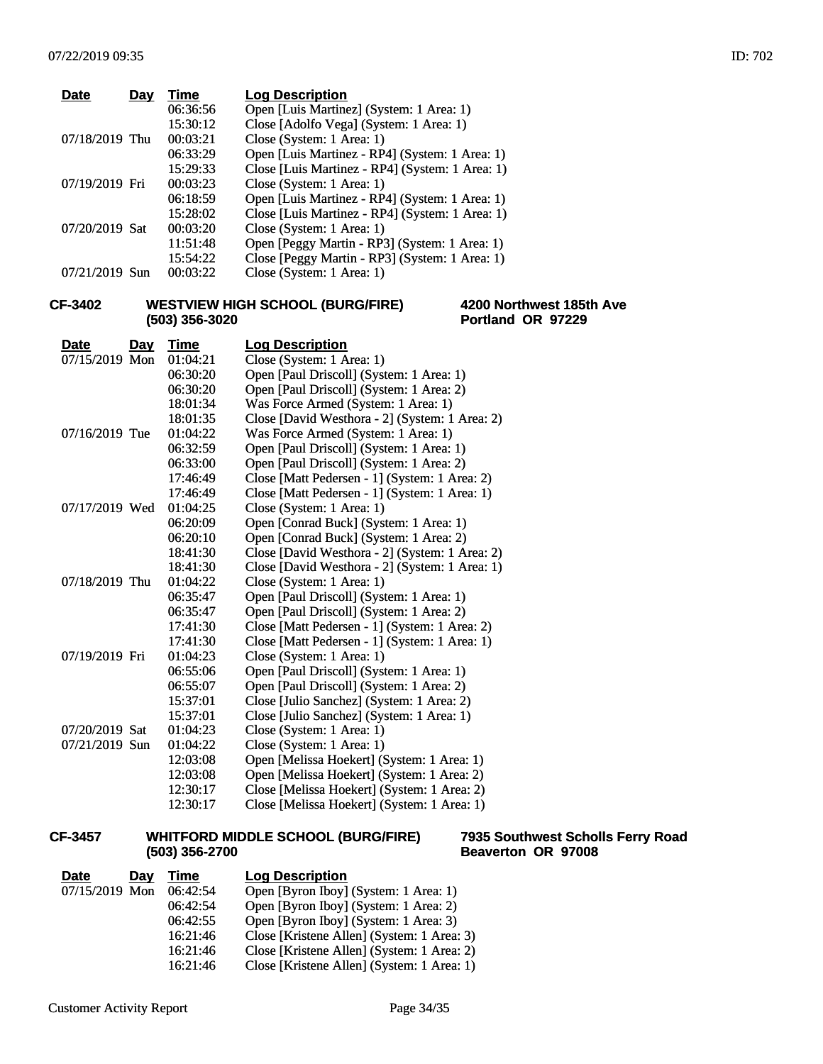| Date | Day | Time | Log Description |
|---|---|---|---|
| | | 06:36:56 | Open [Luis Martinez] (System: 1 Area: 1) |
| | | 15:30:12 | Close [Adolfo Vega] (System: 1 Area: 1) |
| 07/18/2019 | Thu | 00:03:21 | Close (System: 1 Area: 1) |
| | | 06:33:29 | Open [Luis Martinez - RP4] (System: 1 Area: 1) |
| | | 15:29:33 | Close [Luis Martinez - RP4] (System: 1 Area: 1) |
| 07/19/2019 | Fri | 00:03:23 | Close (System: 1 Area: 1) |
| | | 06:18:59 | Open [Luis Martinez - RP4] (System: 1 Area: 1) |
| | | 15:28:02 | Close [Luis Martinez - RP4] (System: 1 Area: 1) |
| 07/20/2019 | Sat | 00:03:20 | Close (System: 1 Area: 1) |
| | | 11:51:48 | Open [Peggy Martin - RP3] (System: 1 Area: 1) |
| | | 15:54:22 | Close [Peggy Martin - RP3] (System: 1 Area: 1) |
| 07/21/2019 | Sun | 00:03:22 | Close (System: 1 Area: 1) |

**CF-3402** **WESTVIEW HIGH SCHOOL (BURG/FIRE)** **(503) 356-3020** **4200 Northwest 185th Ave** **Portland OR 97229**

| Date | Day | Time | Log Description |
|---|---|---|---|
| 07/15/2019 | Mon | 01:04:21 | Close (System: 1 Area: 1) |
| | | 06:30:20 | Open [Paul Driscoll] (System: 1 Area: 1) |
| | | 06:30:20 | Open [Paul Driscoll] (System: 1 Area: 2) |
| | | 18:01:34 | Was Force Armed (System: 1 Area: 1) |
| | | 18:01:35 | Close [David Westhora - 2] (System: 1 Area: 2) |
| 07/16/2019 | Tue | 01:04:22 | Was Force Armed (System: 1 Area: 1) |
| | | 06:32:59 | Open [Paul Driscoll] (System: 1 Area: 1) |
| | | 06:33:00 | Open [Paul Driscoll] (System: 1 Area: 2) |
| | | 17:46:49 | Close [Matt Pedersen - 1] (System: 1 Area: 2) |
| | | 17:46:49 | Close [Matt Pedersen - 1] (System: 1 Area: 1) |
| 07/17/2019 | Wed | 01:04:25 | Close (System: 1 Area: 1) |
| | | 06:20:09 | Open [Conrad Buck] (System: 1 Area: 1) |
| | | 06:20:10 | Open [Conrad Buck] (System: 1 Area: 2) |
| | | 18:41:30 | Close [David Westhora - 2] (System: 1 Area: 2) |
| | | 18:41:30 | Close [David Westhora - 2] (System: 1 Area: 1) |
| 07/18/2019 | Thu | 01:04:22 | Close (System: 1 Area: 1) |
| | | 06:35:47 | Open [Paul Driscoll] (System: 1 Area: 1) |
| | | 06:35:47 | Open [Paul Driscoll] (System: 1 Area: 2) |
| | | 17:41:30 | Close [Matt Pedersen - 1] (System: 1 Area: 2) |
| | | 17:41:30 | Close [Matt Pedersen - 1] (System: 1 Area: 1) |
| 07/19/2019 | Fri | 01:04:23 | Close (System: 1 Area: 1) |
| | | 06:55:06 | Open [Paul Driscoll] (System: 1 Area: 1) |
| | | 06:55:07 | Open [Paul Driscoll] (System: 1 Area: 2) |
| | | 15:37:01 | Close [Julio Sanchez] (System: 1 Area: 2) |
| | | 15:37:01 | Close [Julio Sanchez] (System: 1 Area: 1) |
| 07/20/2019 | Sat | 01:04:23 | Close (System: 1 Area: 1) |
| 07/21/2019 | Sun | 01:04:22 | Close (System: 1 Area: 1) |
| | | 12:03:08 | Open [Melissa Hoekert] (System: 1 Area: 1) |
| | | 12:03:08 | Open [Melissa Hoekert] (System: 1 Area: 2) |
| | | 12:30:17 | Close [Melissa Hoekert] (System: 1 Area: 2) |
| | | 12:30:17 | Close [Melissa Hoekert] (System: 1 Area: 1) |

**CF-3457** **WHITFORD MIDDLE SCHOOL (BURG/FIRE)** **(503) 356-2700** **7935 Southwest Scholls Ferry Road** **Beaverton OR 97008**

| Date | Day | Time | Log Description |
|---|---|---|---|
| 07/15/2019 | Mon | 06:42:54 | Open [Byron Iboy] (System: 1 Area: 1) |
| | | 06:42:54 | Open [Byron Iboy] (System: 1 Area: 2) |
| | | 06:42:55 | Open [Byron Iboy] (System: 1 Area: 3) |
| | | 16:21:46 | Close [Kristene Allen] (System: 1 Area: 3) |
| | | 16:21:46 | Close [Kristene Allen] (System: 1 Area: 2) |
| | | 16:21:46 | Close [Kristene Allen] (System: 1 Area: 1) |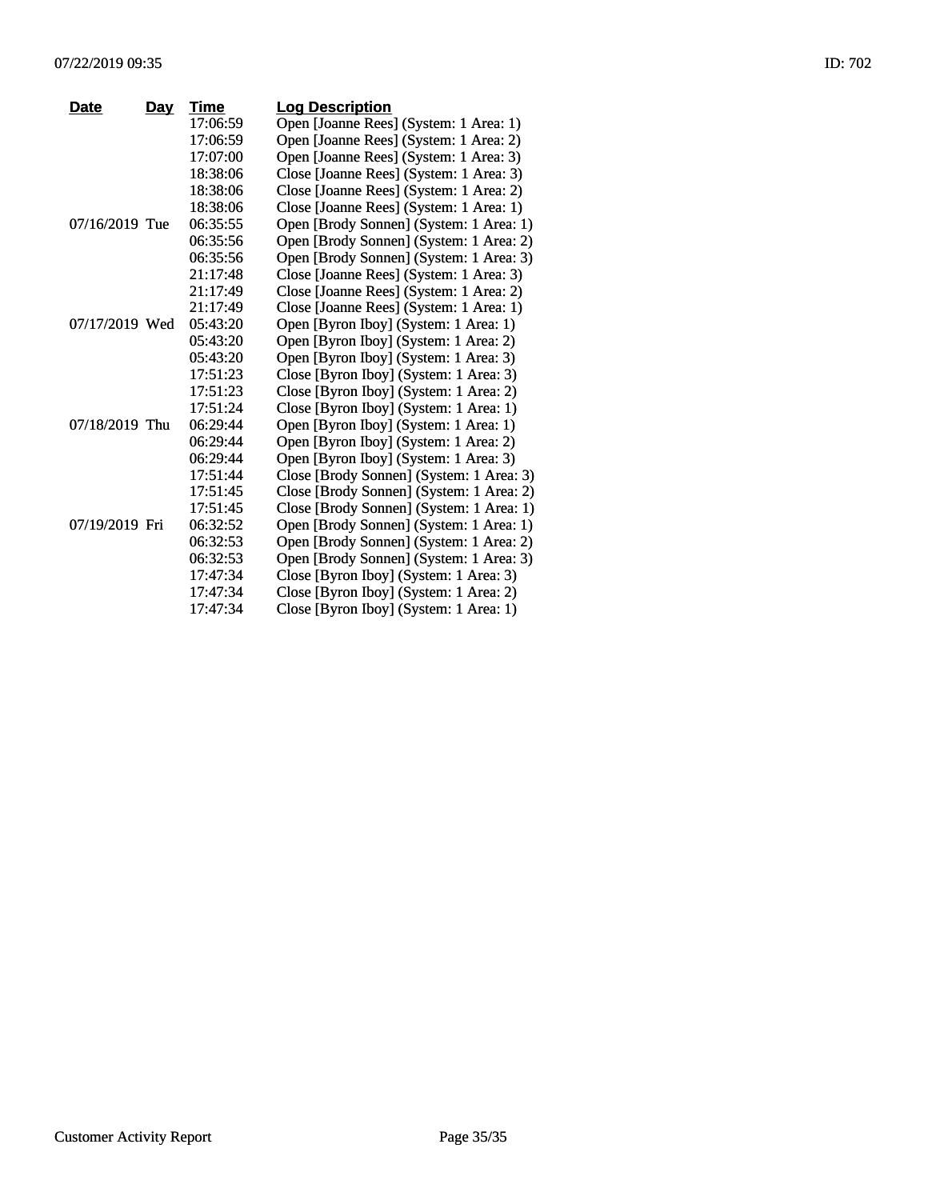| Date | Day | Time | Log Description |
|---|---|---|---|
| | | 17:06:59 | Open [Joanne Rees] (System: 1 Area: 1) |
| | | 17:06:59 | Open [Joanne Rees] (System: 1 Area: 2) |
| | | 17:07:00 | Open [Joanne Rees] (System: 1 Area: 3) |
| | | 18:38:06 | Close [Joanne Rees] (System: 1 Area: 3) |
| | | 18:38:06 | Close [Joanne Rees] (System: 1 Area: 2) |
| | | 18:38:06 | Close [Joanne Rees] (System: 1 Area: 1) |
| 07/16/2019 | Tue | 06:35:55 | Open [Brody Sonnen] (System: 1 Area: 1) |
| | | 06:35:56 | Open [Brody Sonnen] (System: 1 Area: 2) |
| | | 06:35:56 | Open [Brody Sonnen] (System: 1 Area: 3) |
| | | 21:17:48 | Close [Joanne Rees] (System: 1 Area: 3) |
| | | 21:17:49 | Close [Joanne Rees] (System: 1 Area: 2) |
| | | 21:17:49 | Close [Joanne Rees] (System: 1 Area: 1) |
| 07/17/2019 | Wed | 05:43:20 | Open [Byron Iboy] (System: 1 Area: 1) |
| | | 05:43:20 | Open [Byron Iboy] (System: 1 Area: 2) |
| | | 05:43:20 | Open [Byron Iboy] (System: 1 Area: 3) |
| | | 17:51:23 | Close [Byron Iboy] (System: 1 Area: 3) |
| | | 17:51:23 | Close [Byron Iboy] (System: 1 Area: 2) |
| | | 17:51:24 | Close [Byron Iboy] (System: 1 Area: 1) |
| 07/18/2019 | Thu | 06:29:44 | Open [Byron Iboy] (System: 1 Area: 1) |
| | | 06:29:44 | Open [Byron Iboy] (System: 1 Area: 2) |
| | | 06:29:44 | Open [Byron Iboy] (System: 1 Area: 3) |
| | | 17:51:44 | Close [Brody Sonnen] (System: 1 Area: 3) |
| | | 17:51:45 | Close [Brody Sonnen] (System: 1 Area: 2) |
| | | 17:51:45 | Close [Brody Sonnen] (System: 1 Area: 1) |
| 07/19/2019 | Fri | 06:32:52 | Open [Brody Sonnen] (System: 1 Area: 1) |
| | | 06:32:53 | Open [Brody Sonnen] (System: 1 Area: 2) |
| | | 06:32:53 | Open [Brody Sonnen] (System: 1 Area: 3) |
| | | 17:47:34 | Close [Byron Iboy] (System: 1 Area: 3) |
| | | 17:47:34 | Close [Byron Iboy] (System: 1 Area: 2) |
| | | 17:47:34 | Close [Byron Iboy] (System: 1 Area: 1) |